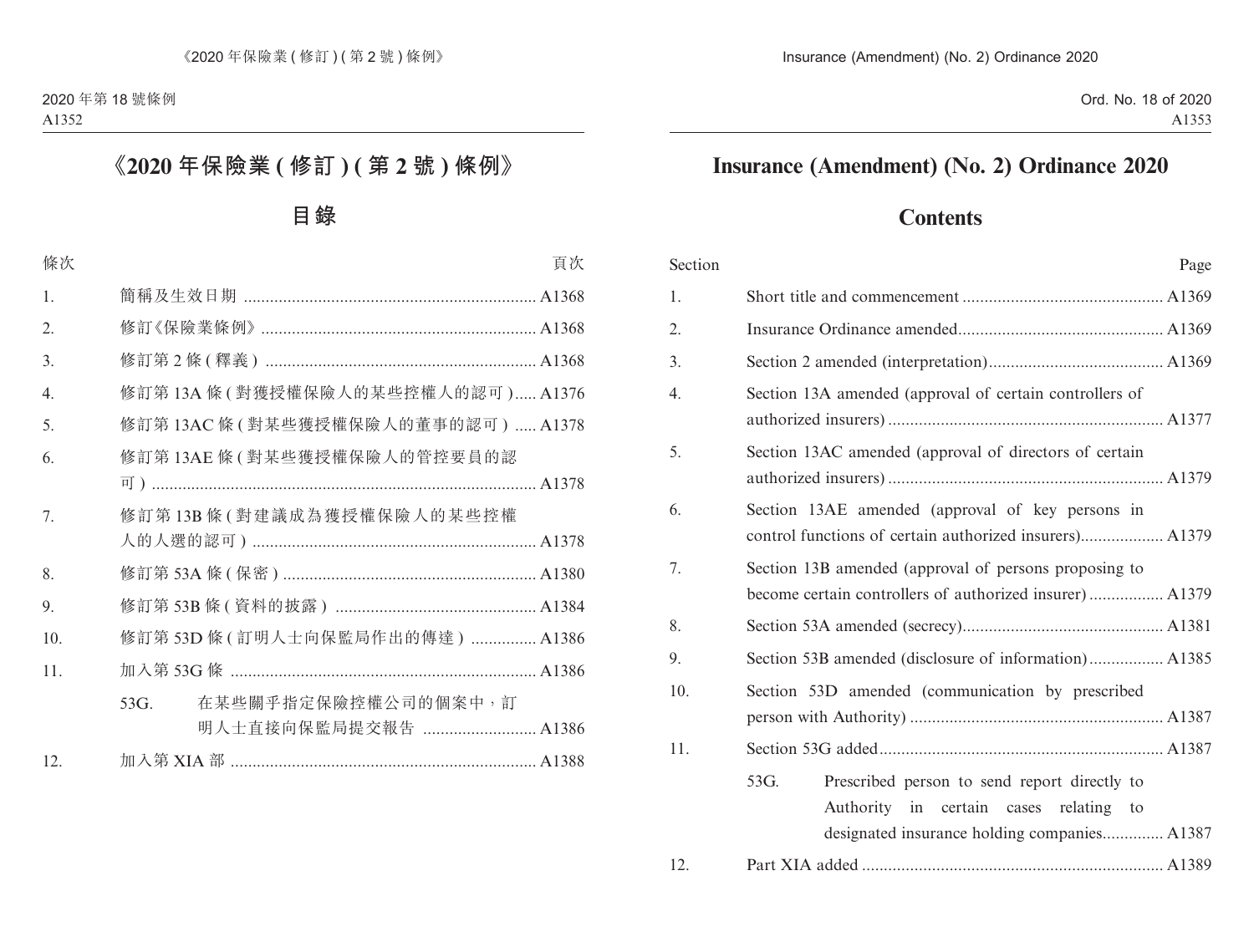# 《2020 年保險業 ( 修訂 ) ( 第 2 號 ) 條例》

## 目錄

| 條次 | | 頁次 |
|---|---|---|
| 1. | 簡稱及生效日期 | A1368 |
| 2. | 修訂《保險業條例》 | A1368 |
| 3. | 修訂第 2 條 ( 釋義 ) | A1368 |
| 4. | 修訂第 13A 條 ( 對獲授權保險人的某些控權人的認可 ) | A1376 |
| 5. | 修訂第 13AC 條 ( 對某些獲授權保險人的董事的認可 ) | A1378 |
| 6. | 修訂第 13AE 條 ( 對某些獲授權保險人的管控要員的認可 ) | A1378 |
| 7. | 修訂第 13B 條 ( 對建議成為獲授權保險人的某些控權人的人選的認可 ) | A1378 |
| 8. | 修訂第 53A 條 ( 保密 ) | A1380 |
| 9. | 修訂第 53B 條 ( 資料的披露 ) | A1384 |
| 10. | 修訂第 53D 條 ( 訂明人士向保監局作出的傳達 ) | A1386 |
| 11. | 加入第 53G 條 | A1386 |
| | 53G. 在某些關乎指定保險控權公司的個案中，訂明人士直接向保監局提交報告 | A1386 |
| 12. | 加入第 XIA 部 | A1388 |

# Insurance (Amendment) (No. 2) Ordinance 2020

## Contents

| Section | | Page |
|---|---|---|
| 1. | Short title and commencement | A1369 |
| 2. | Insurance Ordinance amended | A1369 |
| 3. | Section 2 amended (interpretation) | A1369 |
| 4. | Section 13A amended (approval of certain controllers of authorized insurers) | A1377 |
| 5. | Section 13AC amended (approval of directors of certain authorized insurers) | A1379 |
| 6. | Section 13AE amended (approval of key persons in control functions of certain authorized insurers) | A1379 |
| 7. | Section 13B amended (approval of persons proposing to become certain controllers of authorized insurer) | A1379 |
| 8. | Section 53A amended (secrecy) | A1381 |
| 9. | Section 53B amended (disclosure of information) | A1385 |
| 10. | Section 53D amended (communication by prescribed person with Authority) | A1387 |
| 11. | Section 53G added | A1387 |
| | 53G. Prescribed person to send report directly to Authority in certain cases relating to designated insurance holding companies | A1387 |
| 12. | Part XIA added | A1389 |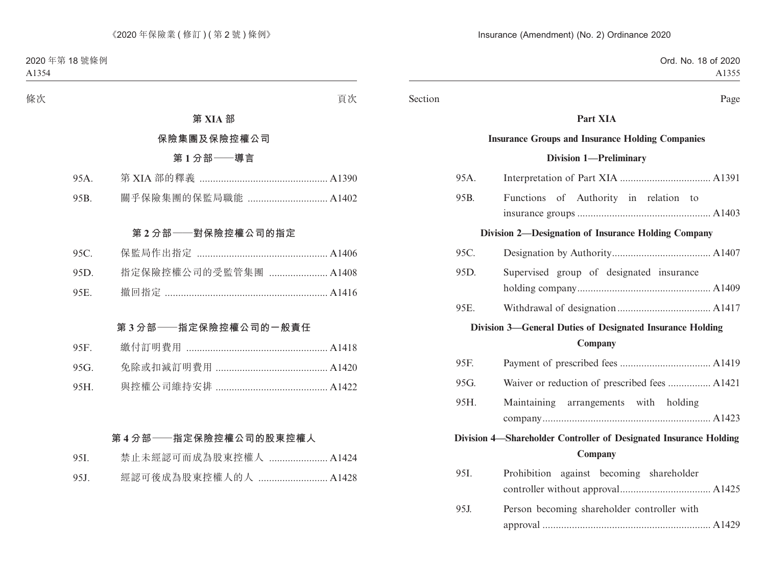條次 頁次

## 第 XIA 部

## 保險集團及保險控權公司

### 第 1 分部——導言

| | | |
|---|---|---|
| 95A. | 第 XIA 部的釋義 | A1390 |
| 95B. | 關乎保險集團的保監局職能 | A1402 |

### 第 2 分部——對保險控權公司的指定

| | | |
|---|---|---|
| 95C. | 保監局作出指定 | A1406 |
| 95D. | 指定保險控權公司的受監管集團 | A1408 |
| 95E. | 撤回指定 | A1416 |

### 第 3 分部——指定保險控權公司的一般責任

| | | |
|---|---|---|
| 95F. | 繳付訂明費用 | A1418 |
| 95G. | 免除或扣減訂明費用 | A1420 |
| 95H. | 與控權公司維持安排 | A1422 |

### 第 4 分部——指定保險控權公司的股東控權人

| | | |
|---|---|---|
| 95I. | 禁止未經認可而成為股東控權人 | A1424 |
| 95J. | 經認可後成為股東控權人的人 | A1428 |

Section Page

## Part XIA

## Insurance Groups and Insurance Holding Companies

### Division 1—Preliminary

| | | |
|---|---|---|
| 95A. | Interpretation of Part XIA | A1391 |
| 95B. | Functions of Authority in relation to insurance groups | A1403 |

### Division 2—Designation of Insurance Holding Company

| | | |
|---|---|---|
| 95C. | Designation by Authority | A1407 |
| 95D. | Supervised group of designated insurance holding company | A1409 |
| 95E. | Withdrawal of designation | A1417 |

### Division 3—General Duties of Designated Insurance Holding Company

| | | |
|---|---|---|
| 95F. | Payment of prescribed fees | A1419 |
| 95G. | Waiver or reduction of prescribed fees | A1421 |
| 95H. | Maintaining arrangements with holding company | A1423 |

### Division 4—Shareholder Controller of Designated Insurance Holding Company

| | | |
|---|---|---|
| 95I. | Prohibition against becoming shareholder controller without approval | A1425 |
| 95J. | Person becoming shareholder controller with approval | A1429 |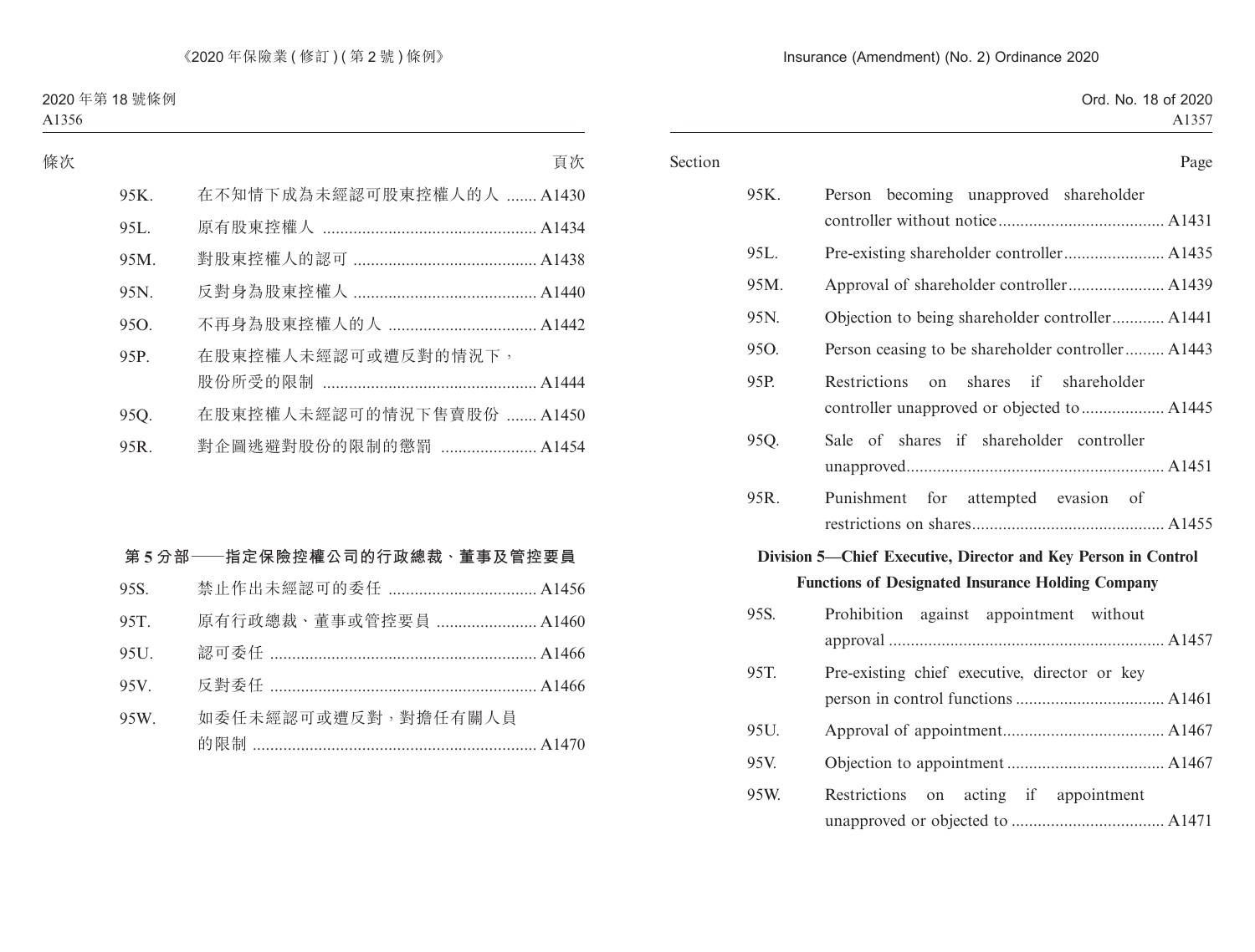| 條次 | | 頁次 |
|---|---|---|
| 95K. | 在不知情下成為未經認可股東控權人的人 | A1430 |
| 95L. | 原有股東控權人 | A1434 |
| 95M. | 對股東控權人的認可 | A1438 |
| 95N. | 反對身為股東控權人 | A1440 |
| 95O. | 不再身為股東控權人的人 | A1442 |
| 95P. | 在股東控權人未經認可或遭反對的情況下，股份所受的限制 | A1444 |
| 95Q. | 在股東控權人未經認可的情況下售賣股份 | A1450 |
| 95R. | 對企圖逃避對股份的限制的懲罰 | A1454 |

**第 5 分部——指定保險控權公司的行政總裁、董事及管控要員**

| | | |
|---|---|---|
| 95S. | 禁止作出未經認可的委任 | A1456 |
| 95T. | 原有行政總裁、董事或管控要員 | A1460 |
| 95U. | 認可委任 | A1466 |
| 95V. | 反對委任 | A1466 |
| 95W. | 如委任未經認可或遭反對，對擔任有關人員的限制 | A1470 |

| Section | | Page |
|---|---|---|
| 95K. | Person becoming unapproved shareholder controller without notice | A1431 |
| 95L. | Pre-existing shareholder controller | A1435 |
| 95M. | Approval of shareholder controller | A1439 |
| 95N. | Objection to being shareholder controller | A1441 |
| 95O. | Person ceasing to be shareholder controller | A1443 |
| 95P. | Restrictions on shares if shareholder controller unapproved or objected to | A1445 |
| 95Q. | Sale of shares if shareholder controller unapproved | A1451 |
| 95R. | Punishment for attempted evasion of restrictions on shares | A1455 |

**Division 5—Chief Executive, Director and Key Person in Control Functions of Designated Insurance Holding Company**

| | | |
|---|---|---|
| 95S. | Prohibition against appointment without approval | A1457 |
| 95T. | Pre-existing chief executive, director or key person in control functions | A1461 |
| 95U. | Approval of appointment | A1467 |
| 95V. | Objection to appointment | A1467 |
| 95W. | Restrictions on acting if appointment unapproved or objected to | A1471 |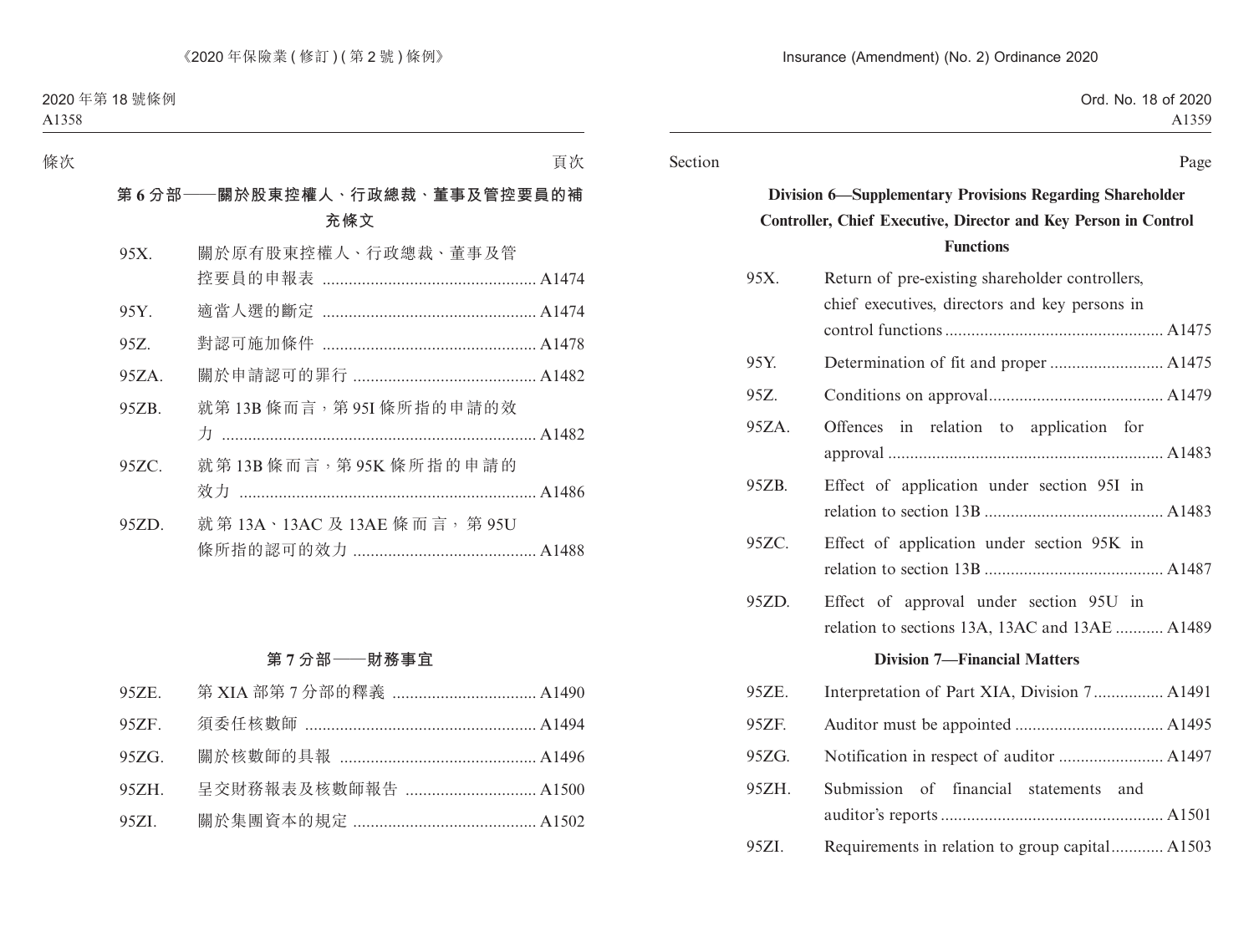條次 頁次

### 第 6 分部——關於股東控權人、行政總裁、董事及管控要員的補充條文

| 條次 | | 頁次 |
|---|---|---|
| 95X. | 關於原有股東控權人、行政總裁、董事及管控要員的申報表 | A1474 |
| 95Y. | 適當人選的斷定 | A1474 |
| 95Z. | 對認可施加條件 | A1478 |
| 95ZA. | 關於申請認可的罪行 | A1482 |
| 95ZB. | 就第 13B 條而言，第 95I 條所指的申請的效力 | A1482 |
| 95ZC. | 就第 13B 條而言，第 95K 條所指的申請的效力 | A1486 |
| 95ZD. | 就第 13A、13AC 及 13AE 條而言，第 95U 條所指的認可的效力 | A1488 |

### 第 7 分部——財務事宜

| 條次 | | 頁次 |
|---|---|---|
| 95ZE. | 第 XIA 部第 7 分部的釋義 | A1490 |
| 95ZF. | 須委任核數師 | A1494 |
| 95ZG. | 關於核數師的具報 | A1496 |
| 95ZH. | 呈交財務報表及核數師報告 | A1500 |
| 95ZI. | 關於集團資本的規定 | A1502 |

Section Page

### Division 6—Supplementary Provisions Regarding Shareholder Controller, Chief Executive, Director and Key Person in Control Functions

| Section | | Page |
|---|---|---|
| 95X. | Return of pre-existing shareholder controllers, chief executives, directors and key persons in control functions | A1475 |
| 95Y. | Determination of fit and proper | A1475 |
| 95Z. | Conditions on approval | A1479 |
| 95ZA. | Offences in relation to application for approval | A1483 |
| 95ZB. | Effect of application under section 95I in relation to section 13B | A1483 |
| 95ZC. | Effect of application under section 95K in relation to section 13B | A1487 |
| 95ZD. | Effect of approval under section 95U in relation to sections 13A, 13AC and 13AE | A1489 |

### Division 7—Financial Matters

| Section | | Page |
|---|---|---|
| 95ZE. | Interpretation of Part XIA, Division 7 | A1491 |
| 95ZF. | Auditor must be appointed | A1495 |
| 95ZG. | Notification in respect of auditor | A1497 |
| 95ZH. | Submission of financial statements and auditor's reports | A1501 |
| 95ZI. | Requirements in relation to group capital | A1503 |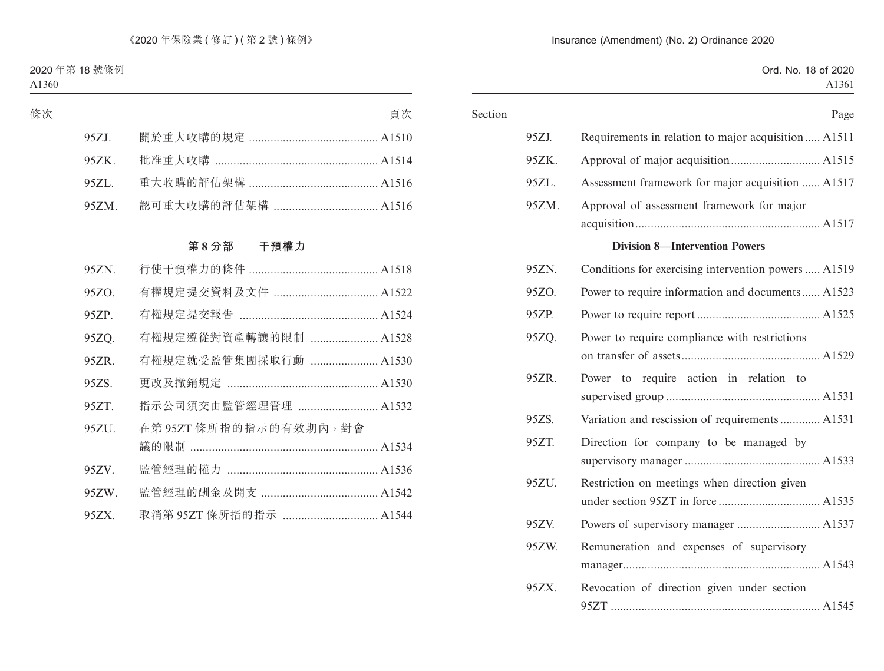| 條次 | | 頁次 |
|---|---|---|
| 95ZJ. | 關於重大收購的規定 | A1510 |
| 95ZK. | 批准重大收購 | A1514 |
| 95ZL. | 重大收購的評估架構 | A1516 |
| 95ZM. | 認可重大收購的評估架構 | A1516 |

**第 8 分部——干預權力**

| | | |
|---|---|---|
| 95ZN. | 行使干預權力的條件 | A1518 |
| 95ZO. | 有權規定提交資料及文件 | A1522 |
| 95ZP. | 有權規定提交報告 | A1524 |
| 95ZQ. | 有權規定遵從對資產轉讓的限制 | A1528 |
| 95ZR. | 有權規定就受監管集團採取行動 | A1530 |
| 95ZS. | 更改及撤銷規定 | A1530 |
| 95ZT. | 指示公司須交由監管經理管理 | A1532 |
| 95ZU. | 在第 95ZT 條所指的指示的有效期內，對會議的限制 | A1534 |
| 95ZV. | 監管經理的權力 | A1536 |
| 95ZW. | 監管經理的酬金及開支 | A1542 |
| 95ZX. | 取消第 95ZT 條所指的指示 | A1544 |

| Section | | Page |
|---|---|---|
| 95ZJ. | Requirements in relation to major acquisition | A1511 |
| 95ZK. | Approval of major acquisition | A1515 |
| 95ZL. | Assessment framework for major acquisition | A1517 |
| 95ZM. | Approval of assessment framework for major acquisition | A1517 |

**Division 8—Intervention Powers**

| | | |
|---|---|---|
| 95ZN. | Conditions for exercising intervention powers | A1519 |
| 95ZO. | Power to require information and documents | A1523 |
| 95ZP. | Power to require report | A1525 |
| 95ZQ. | Power to require compliance with restrictions on transfer of assets | A1529 |
| 95ZR. | Power to require action in relation to supervised group | A1531 |
| 95ZS. | Variation and rescission of requirements | A1531 |
| 95ZT. | Direction for company to be managed by supervisory manager | A1533 |
| 95ZU. | Restriction on meetings when direction given under section 95ZT in force | A1535 |
| 95ZV. | Powers of supervisory manager | A1537 |
| 95ZW. | Remuneration and expenses of supervisory manager | A1543 |
| 95ZX. | Revocation of direction given under section 95ZT | A1545 |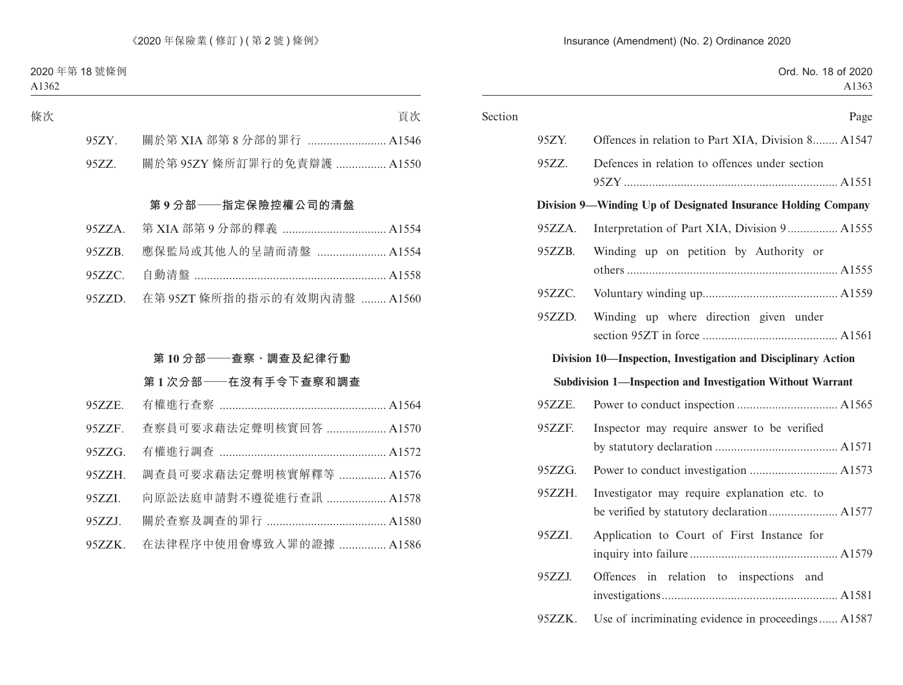| 條次 | | 頁次 |
|---|---|---|
| 95ZY. | 關於第 XIA 部第 8 分部的罪行 | A1546 |
| 95ZZ. | 關於第 95ZY 條所訂罪行的免責辯護 | A1550 |

**第 9 分部——指定保險控權公司的清盤**

| | | |
|---|---|---|
| 95ZZA. | 第 XIA 部第 9 分部的釋義 | A1554 |
| 95ZZB. | 應保監局或其他人的呈請而清盤 | A1554 |
| 95ZZC. | 自動清盤 | A1558 |
| 95ZZD. | 在第 95ZT 條所指的指示的有效期內清盤 | A1560 |

**第 10 分部——查察、調查及紀律行動**

**第 1 次分部——在沒有手令下查察和調查**

| | | |
|---|---|---|
| 95ZZE. | 有權進行查察 | A1564 |
| 95ZZF. | 查察員可要求藉法定聲明核實回答 | A1570 |
| 95ZZG. | 有權進行調查 | A1572 |
| 95ZZH. | 調查員可要求藉法定聲明核實解釋等 | A1576 |
| 95ZZI. | 向原訟法庭申請對不遵從進行查訊 | A1578 |
| 95ZZJ. | 關於查察及調查的罪行 | A1580 |
| 95ZZK. | 在法律程序中使用會導致入罪的證據 | A1586 |

| Section | | Page |
|---|---|---|
| 95ZY. | Offences in relation to Part XIA, Division 8 | A1547 |
| 95ZZ. | Defences in relation to offences under section 95ZY | A1551 |

**Division 9—Winding Up of Designated Insurance Holding Company**

| | | |
|---|---|---|
| 95ZZA. | Interpretation of Part XIA, Division 9 | A1555 |
| 95ZZB. | Winding up on petition by Authority or others | A1555 |
| 95ZZC. | Voluntary winding up | A1559 |
| 95ZZD. | Winding up where direction given under section 95ZT in force | A1561 |

**Division 10—Inspection, Investigation and Disciplinary Action**

**Subdivision 1—Inspection and Investigation Without Warrant**

| | | |
|---|---|---|
| 95ZZE. | Power to conduct inspection | A1565 |
| 95ZZF. | Inspector may require answer to be verified by statutory declaration | A1571 |
| 95ZZG. | Power to conduct investigation | A1573 |
| 95ZZH. | Investigator may require explanation etc. to be verified by statutory declaration | A1577 |
| 95ZZI. | Application to Court of First Instance for inquiry into failure | A1579 |
| 95ZZJ. | Offences in relation to inspections and investigations | A1581 |
| 95ZZK. | Use of incriminating evidence in proceedings | A1587 |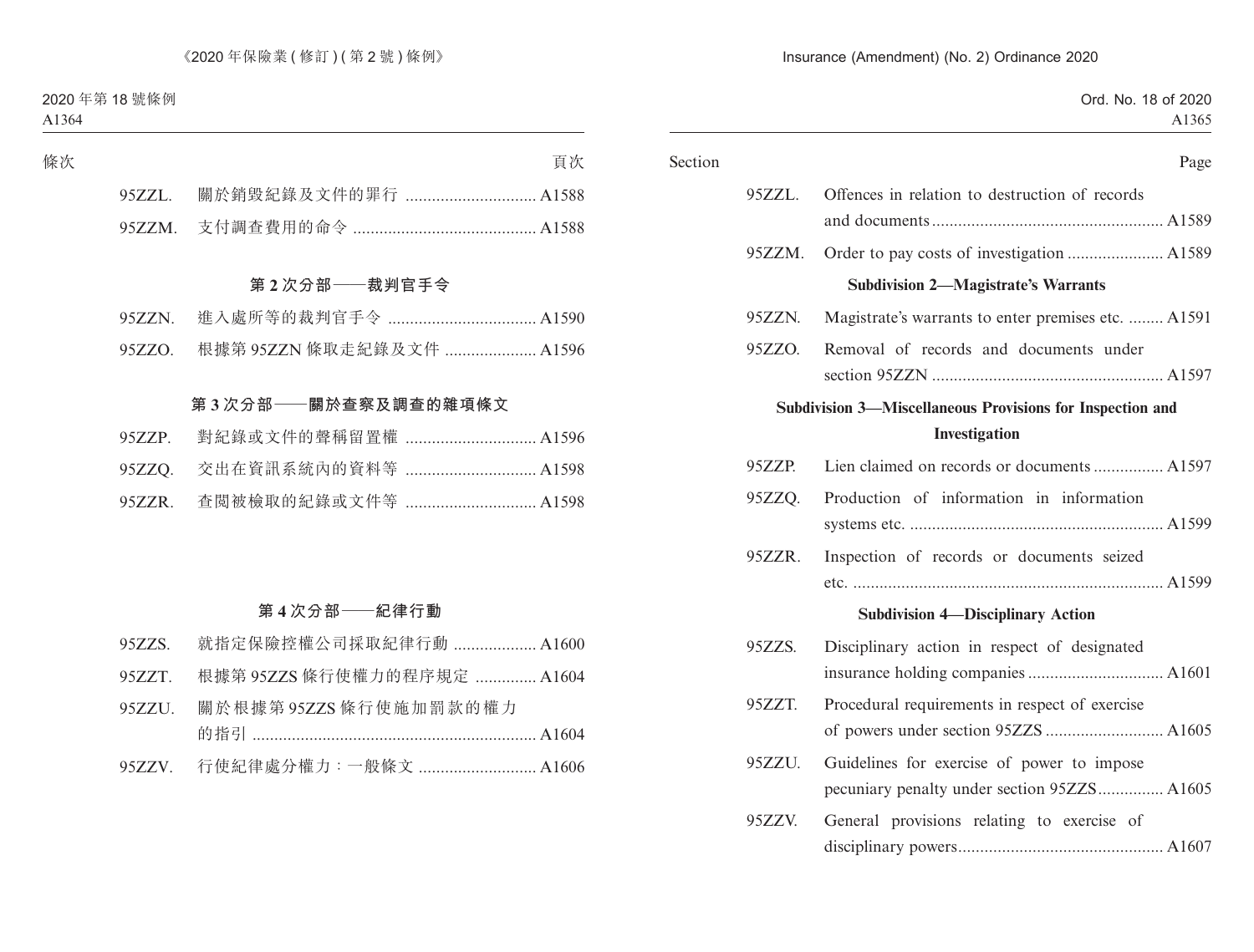| 條次 | | 頁次 |
|---|---|---|
| 95ZZL. | 關於銷毀紀錄及文件的罪行 | A1588 |
| 95ZZM. | 支付調查費用的命令 | A1588 |

**第 2 次分部——裁判官手令**

| | | |
|---|---|---|
| 95ZZN. | 進入處所等的裁判官手令 | A1590 |
| 95ZZO. | 根據第 95ZZN 條取走紀錄及文件 | A1596 |

**第 3 次分部——關於查察及調查的雜項條文**

| | | |
|---|---|---|
| 95ZZP. | 對紀錄或文件的聲稱留置權 | A1596 |
| 95ZZQ. | 交出在資訊系統內的資料等 | A1598 |
| 95ZZR. | 查閱被檢取的紀錄或文件等 | A1598 |

**第 4 次分部——紀律行動**

| | | |
|---|---|---|
| 95ZZS. | 就指定保險控權公司採取紀律行動 | A1600 |
| 95ZZT. | 根據第 95ZZS 條行使權力的程序規定 | A1604 |
| 95ZZU. | 關於根據第 95ZZS 條行使施加罰款的權力的指引 | A1604 |
| 95ZZV. | 行使紀律處分權力：一般條文 | A1606 |

| Section | | Page |
|---|---|---|
| 95ZZL. | Offences in relation to destruction of records and documents | A1589 |
| 95ZZM. | Order to pay costs of investigation | A1589 |

**Subdivision 2—Magistrate's Warrants**

| | | |
|---|---|---|
| 95ZZN. | Magistrate's warrants to enter premises etc. | A1591 |
| 95ZZO. | Removal of records and documents under section 95ZZN | A1597 |

**Subdivision 3—Miscellaneous Provisions for Inspection and Investigation**

| | | |
|---|---|---|
| 95ZZP. | Lien claimed on records or documents | A1597 |
| 95ZZQ. | Production of information in information systems etc. | A1599 |
| 95ZZR. | Inspection of records or documents seized etc. | A1599 |

**Subdivision 4—Disciplinary Action**

| | | |
|---|---|---|
| 95ZZS. | Disciplinary action in respect of designated insurance holding companies | A1601 |
| 95ZZT. | Procedural requirements in respect of exercise of powers under section 95ZZS | A1605 |
| 95ZZU. | Guidelines for exercise of power to impose pecuniary penalty under section 95ZZS | A1605 |
| 95ZZV. | General provisions relating to exercise of disciplinary powers | A1607 |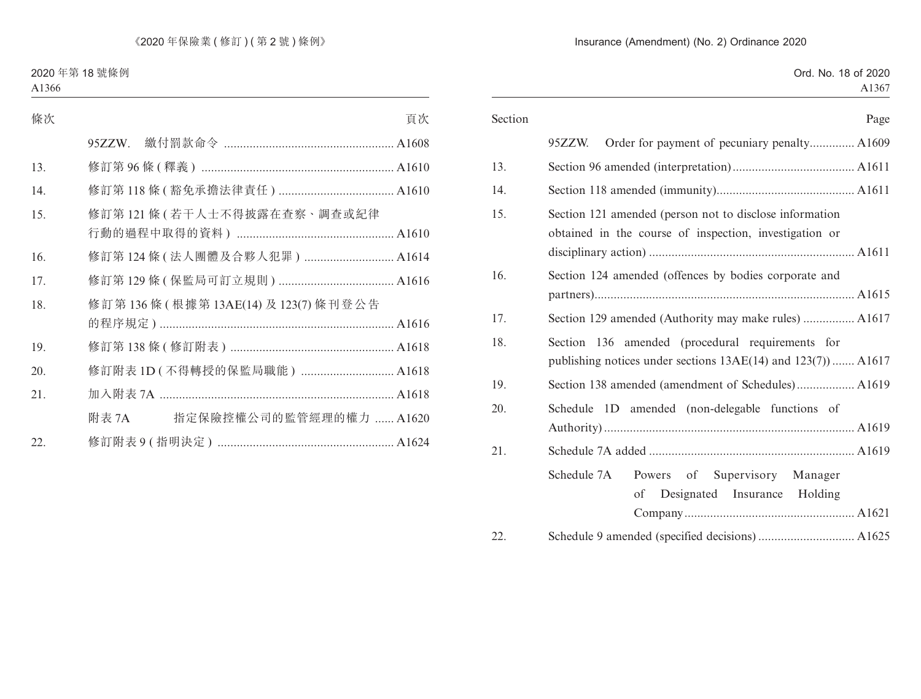| 條次 | | 頁次 |
|---|---|---|
| | 95ZZW. 繳付罰款命令 | A1608 |
| 13. | 修訂第 96 條 ( 釋義 ) | A1610 |
| 14. | 修訂第 118 條 ( 豁免承擔法律責任 ) | A1610 |
| 15. | 修訂第 121 條 ( 若干人士不得披露在查察、調查或紀律行動的過程中取得的資料 ) | A1610 |
| 16. | 修訂第 124 條 ( 法人團體及合夥人犯罪 ) | A1614 |
| 17. | 修訂第 129 條 ( 保監局可訂立規則 ) | A1616 |
| 18. | 修訂第 136 條 ( 根據第 13AE(14) 及 123(7) 條刊登公告的程序規定 ) | A1616 |
| 19. | 修訂第 138 條 ( 修訂附表 ) | A1618 |
| 20. | 修訂附表 1D ( 不得轉授的保監局職能 ) | A1618 |
| 21. | 加入附表 7A | A1618 |
| | 附表 7A 指定保險控權公司的監管經理的權力 | A1620 |
| 22. | 修訂附表 9 ( 指明決定 ) | A1624 |

| Section | | Page |
|---|---|---|
| | 95ZZW. Order for payment of pecuniary penalty | A1609 |
| 13. | Section 96 amended (interpretation) | A1611 |
| 14. | Section 118 amended (immunity) | A1611 |
| 15. | Section 121 amended (person not to disclose information obtained in the course of inspection, investigation or disciplinary action) | A1611 |
| 16. | Section 124 amended (offences by bodies corporate and partners) | A1615 |
| 17. | Section 129 amended (Authority may make rules) | A1617 |
| 18. | Section 136 amended (procedural requirements for publishing notices under sections 13AE(14) and 123(7)) | A1617 |
| 19. | Section 138 amended (amendment of Schedules) | A1619 |
| 20. | Schedule 1D amended (non-delegable functions of Authority) | A1619 |
| 21. | Schedule 7A added | A1619 |
| | Schedule 7A Powers of Supervisory Manager of Designated Insurance Holding Company | A1621 |
| 22. | Schedule 9 amended (specified decisions) | A1625 |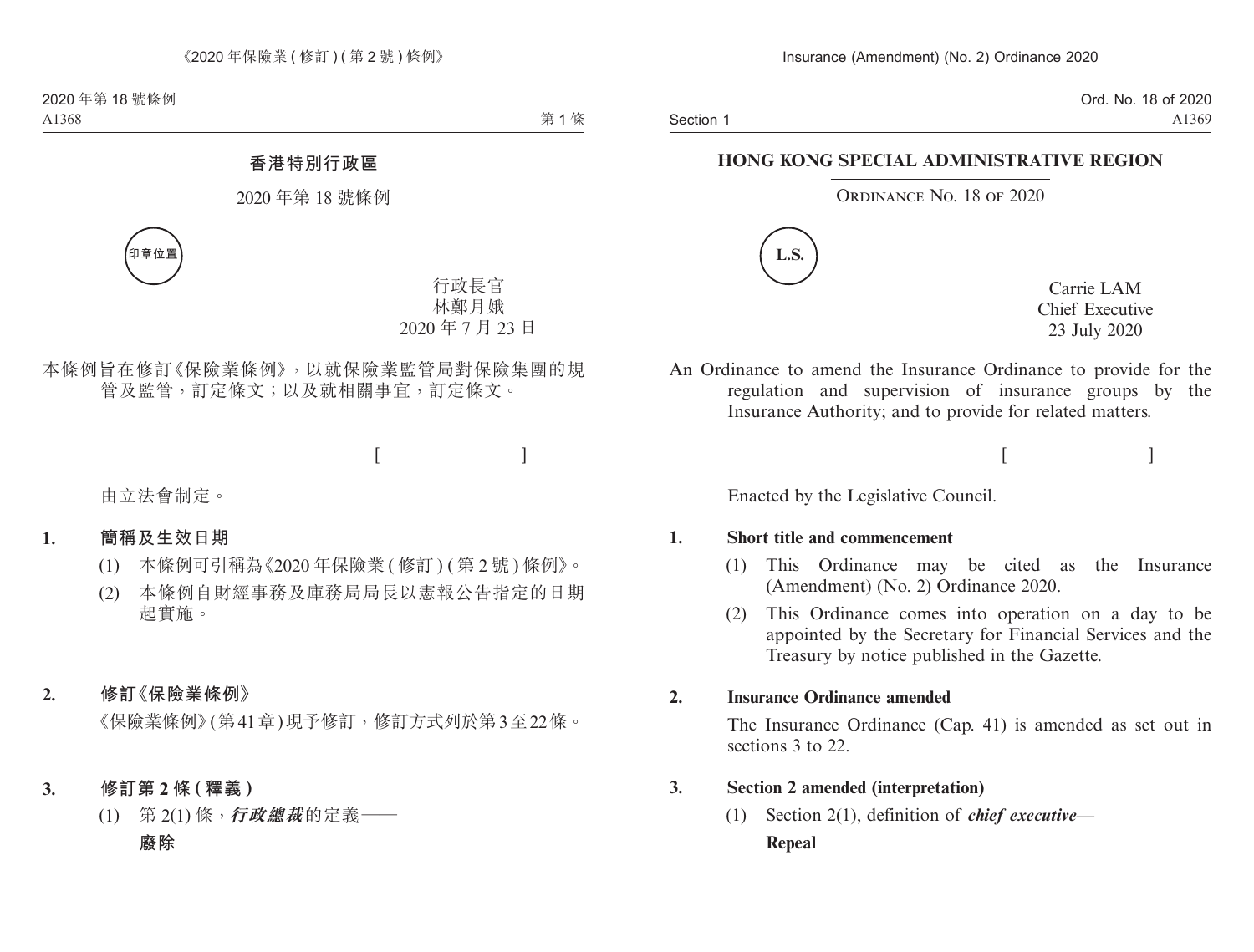# 香港特別行政區

## 2020 年第 18 號條例

印章位置

行政長官
林鄭月娥
2020 年 7 月 23 日

本條例旨在修訂《保險業條例》，以就保險業監管局對保險集團的規管及監管，訂定條文；以及就相關事宜，訂定條文。

[ ]

由立法會制定。

### 1. 簡稱及生效日期

(1) 本條例可引稱為《2020 年保險業 ( 修訂 ) ( 第 2 號 ) 條例》。

(2) 本條例自財經事務及庫務局局長以憲報公告指定的日期起實施。

### 2. 修訂《保險業條例》

《保險業條例》(第 41 章) 現予修訂，修訂方式列於第 3 至 22 條。

### 3. 修訂第 2 條 ( 釋義 )

(1) 第 2(1) 條，***行政總裁***的定義——

**廢除**

# HONG KONG SPECIAL ADMINISTRATIVE REGION

## Ordinance No. 18 of 2020

L.S.

Carrie LAM
Chief Executive
23 July 2020

An Ordinance to amend the Insurance Ordinance to provide for the regulation and supervision of insurance groups by the Insurance Authority; and to provide for related matters.

[ ]

Enacted by the Legislative Council.

### 1. Short title and commencement

(1) This Ordinance may be cited as the Insurance (Amendment) (No. 2) Ordinance 2020.

(2) This Ordinance comes into operation on a day to be appointed by the Secretary for Financial Services and the Treasury by notice published in the Gazette.

### 2. Insurance Ordinance amended

The Insurance Ordinance (Cap. 41) is amended as set out in sections 3 to 22.

### 3. Section 2 amended (interpretation)

(1) Section 2(1), definition of ***chief executive***—

**Repeal**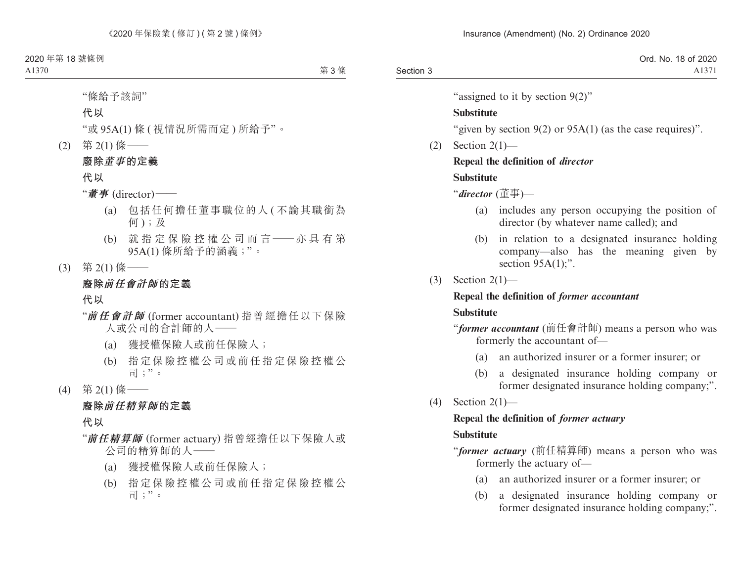"條給予該詞"

**代以**

"或 95A(1) 條 (視情況所需而定) 所給予"。

(2) 第 2(1) 條——

**廢除*董事*的定義**

**代以**

"***董事*** (director)——

(a) 包括任何擔任董事職位的人 (不論其職銜為何)；及

(b) 就指定保險控權公司而言——亦具有第 95A(1) 條所給予的涵義；"。

(3) 第 2(1) 條——

**廢除*前任會計師*的定義**

**代以**

"***前任會計師*** (former accountant) 指曾經擔任以下保險人或公司的會計師的人——

(a) 獲授權保險人或前任保險人；

(b) 指定保險控權公司或前任指定保險控權公司；"。

(4) 第 2(1) 條——

**廢除*前任精算師*的定義**

**代以**

"***前任精算師*** (former actuary) 指曾經擔任以下保險人或公司的精算師的人——

(a) 獲授權保險人或前任保險人；

(b) 指定保險控權公司或前任指定保險控權公司；"。

"assigned to it by section 9(2)"

**Substitute**

"given by section 9(2) or 95A(1) (as the case requires)".

(2) Section 2(1)—

**Repeal the definition of *director***

**Substitute**

"***director*** (董事)—

(a) includes any person occupying the position of director (by whatever name called); and

(b) in relation to a designated insurance holding company—also has the meaning given by section 95A(1);".

(3) Section 2(1)—

**Repeal the definition of *former accountant***

**Substitute**

"***former accountant*** (前任會計師) means a person who was formerly the accountant of—

(a) an authorized insurer or a former insurer; or

(b) a designated insurance holding company or former designated insurance holding company;".

(4) Section 2(1)—

**Repeal the definition of *former actuary***

**Substitute**

"***former actuary*** (前任精算師) means a person who was formerly the actuary of—

(a) an authorized insurer or a former insurer; or

(b) a designated insurance holding company or former designated insurance holding company;".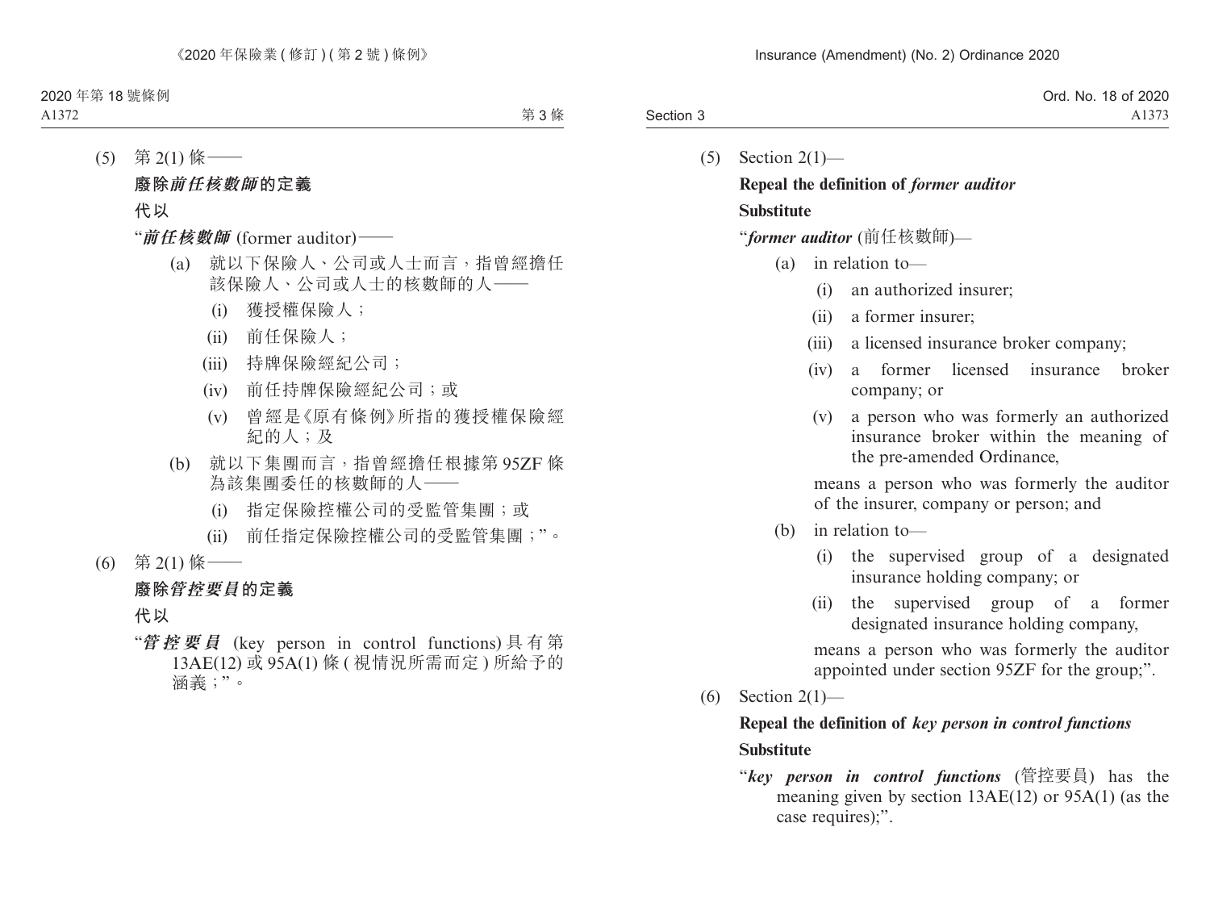(5) 第 2(1) 條——

**廢除*前任核數師*的定義**

**代以**

“***前任核數師*** (former auditor)——

(a) 就以下保險人、公司或人士而言，指曾經擔任該保險人、公司或人士的核數師的人——

(i) 獲授權保險人；

(ii) 前任保險人；

(iii) 持牌保險經紀公司；

(iv) 前任持牌保險經紀公司；或

(v) 曾經是《原有條例》所指的獲授權保險經紀的人；及

(b) 就以下集團而言，指曾經擔任根據第 95ZF 條為該集團委任的核數師的人——

(i) 指定保險控權公司的受監管集團；或

(ii) 前任指定保險控權公司的受監管集團；”。

(6) 第 2(1) 條——

**廢除*管控要員*的定義**

**代以**

“***管控要員*** (key person in control functions) 具有第 13AE(12) 或 95A(1) 條 (視情況所需而定) 所給予的涵義；”。

(5) Section 2(1)—

**Repeal the definition of *former auditor***

**Substitute**

“***former auditor*** (前任核數師)—

(a) in relation to—

(i) an authorized insurer;

(ii) a former insurer;

(iii) a licensed insurance broker company;

(iv) a former licensed insurance broker company; or

(v) a person who was formerly an authorized insurance broker within the meaning of the pre-amended Ordinance,

means a person who was formerly the auditor of the insurer, company or person; and

(b) in relation to—

(i) the supervised group of a designated insurance holding company; or

(ii) the supervised group of a former designated insurance holding company,

means a person who was formerly the auditor appointed under section 95ZF for the group;”.

(6) Section 2(1)—

**Repeal the definition of *key person in control functions***

**Substitute**

“***key person in control functions*** (管控要員) has the meaning given by section 13AE(12) or 95A(1) (as the case requires);”.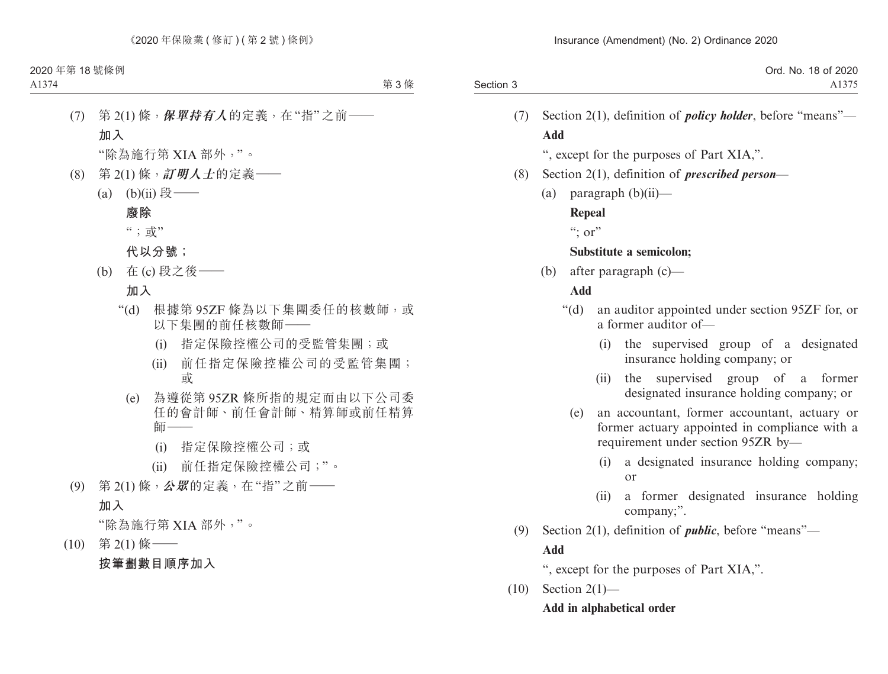(7) 第 2(1) 條，***保單持有人***的定義，在“指”之前——

**加入**

“除為施行第 XIA 部外，”。

(8) 第 2(1) 條，***訂明人士***的定義——

(a) (b)(ii) 段——

**廢除**

“；或”

**代以分號；**

(b) 在 (c) 段之後——

**加入**

“(d) 根據第 95ZF 條為以下集團委任的核數師，或以下集團的前任核數師——

(i) 指定保險控權公司的受監管集團；或

(ii) 前任指定保險控權公司的受監管集團；或

(e) 為遵從第 95ZR 條所指的規定而由以下公司委任的會計師、前任會計師、精算師或前任精算師——

(i) 指定保險控權公司；或

(ii) 前任指定保險控權公司；”。

(9) 第 2(1) 條，***公眾***的定義，在“指”之前——

**加入**

“除為施行第 XIA 部外，”。

(10) 第 2(1) 條——

**按筆劃數目順序加入**

(7) Section 2(1), definition of ***policy holder***, before “means”—

**Add**

“, except for the purposes of Part XIA,”.

(8) Section 2(1), definition of ***prescribed person***—

(a) paragraph (b)(ii)—

**Repeal**

“; or”

**Substitute a semicolon;**

(b) after paragraph (c)—

**Add**

“(d) an auditor appointed under section 95ZF for, or a former auditor of—

(i) the supervised group of a designated insurance holding company; or

(ii) the supervised group of a former designated insurance holding company; or

(e) an accountant, former accountant, actuary or former actuary appointed in compliance with a requirement under section 95ZR by—

(i) a designated insurance holding company; or

(ii) a former designated insurance holding company;”.

(9) Section 2(1), definition of ***public***, before “means”—

**Add**

“, except for the purposes of Part XIA,”.

(10) Section 2(1)—

**Add in alphabetical order**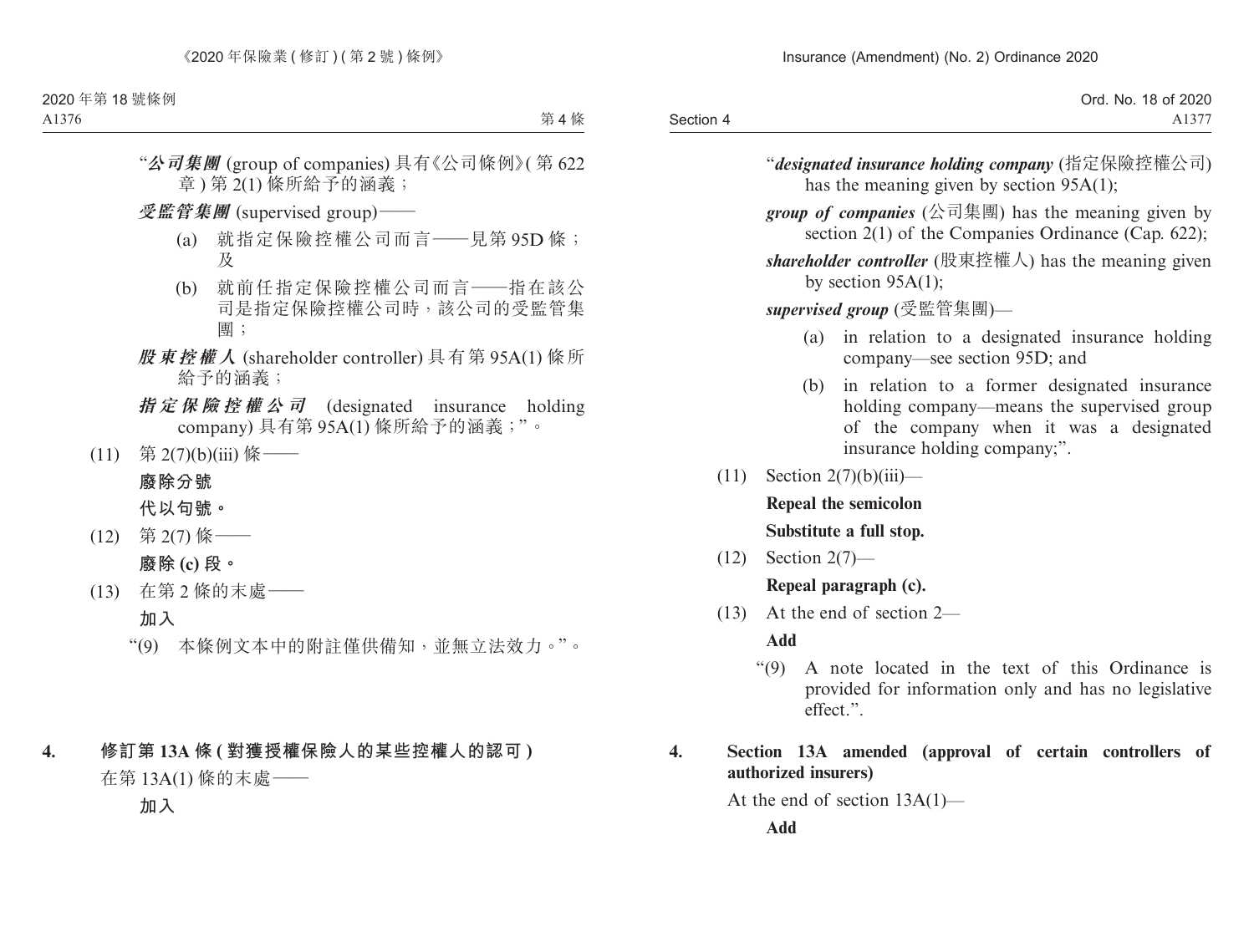“**公司集團** (group of companies) 具有《公司條例》(第 622 章) 第 2(1) 條所給予的涵義；

**受監管集團** (supervised group)——

(a) 就指定保險控權公司而言——見第 95D 條；及

(b) 就前任指定保險控權公司而言——指在該公司是指定保險控權公司時，該公司的受監管集團；

**股東控權人** (shareholder controller) 具有第 95A(1) 條所給予的涵義；

**指定保險控權公司** (designated insurance holding company) 具有第 95A(1) 條所給予的涵義；”。

(11) 第 2(7)(b)(iii) 條——

**廢除分號**

**代以句號。**

(12) 第 2(7) 條——

**廢除 (c) 段。**

(13) 在第 2 條的末處——

**加入**

“(9) 本條例文本中的附註僅供備知，並無立法效力。”。

**4. 修訂第 13A 條 (對獲授權保險人的某些控權人的認可)**

在第 13A(1) 條的末處——

**加入**

“***designated insurance holding company*** (指定保險控權公司) has the meaning given by section 95A(1);

***group of companies*** (公司集團) has the meaning given by section 2(1) of the Companies Ordinance (Cap. 622);

***shareholder controller*** (股東控權人) has the meaning given by section 95A(1);

***supervised group*** (受監管集團)—

(a) in relation to a designated insurance holding company—see section 95D; and

(b) in relation to a former designated insurance holding company—means the supervised group of the company when it was a designated insurance holding company;”.

(11) Section 2(7)(b)(iii)—

**Repeal the semicolon**

**Substitute a full stop.**

(12) Section 2(7)—

**Repeal paragraph (c).**

(13) At the end of section 2—

**Add**

“(9) A note located in the text of this Ordinance is provided for information only and has no legislative effect.”.

**4. Section 13A amended (approval of certain controllers of authorized insurers)**

At the end of section 13A(1)—

**Add**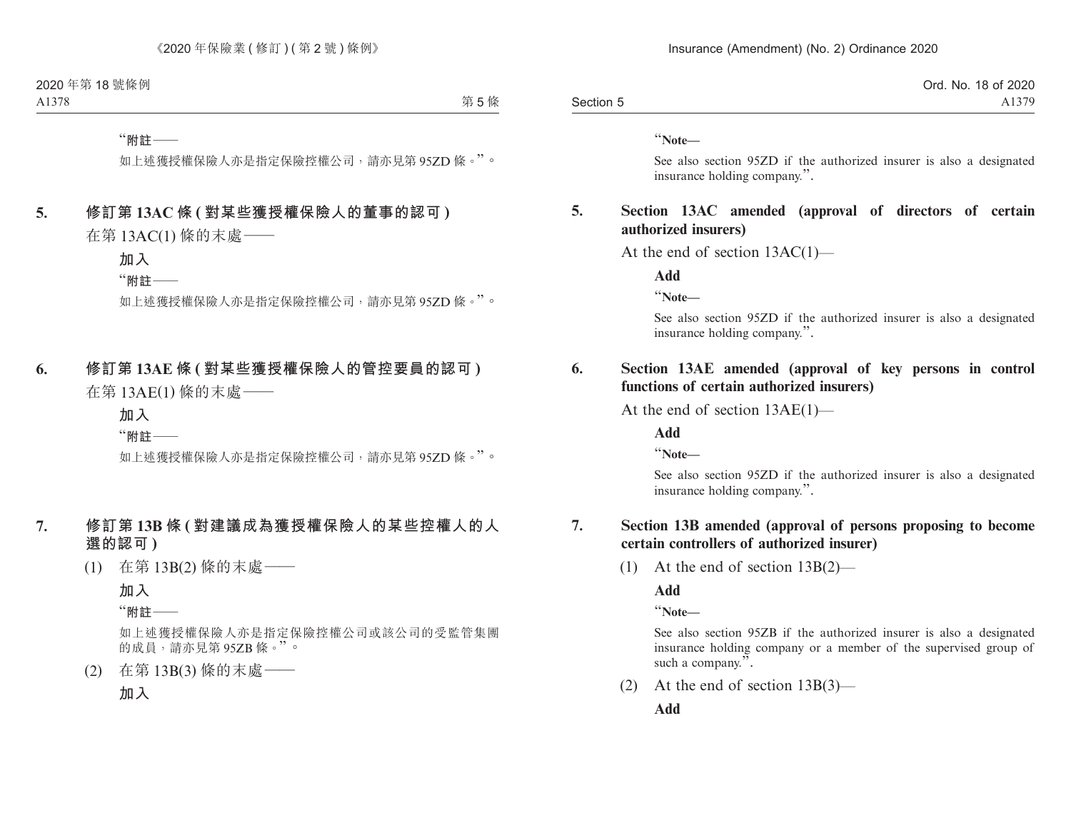“附註——

如上述獲授權保險人亦是指定保險控權公司，請亦見第 95ZD 條。”。

**5. 修訂第 13AC 條 (對某些獲授權保險人的董事的認可)**

在第 13AC(1) 條的末處——

**加入**

“附註——

如上述獲授權保險人亦是指定保險控權公司，請亦見第 95ZD 條。”。

**6. 修訂第 13AE 條 (對某些獲授權保險人的管控要員的認可)**

在第 13AE(1) 條的末處——

**加入**

“附註——

如上述獲授權保險人亦是指定保險控權公司，請亦見第 95ZD 條。”。

**7. 修訂第 13B 條 (對建議成為獲授權保險人的某些控權人的人選的認可)**

(1) 在第 13B(2) 條的末處——

**加入**

“附註——

如上述獲授權保險人亦是指定保險控權公司或該公司的受監管集團的成員，請亦見第 95ZB 條。”。

(2) 在第 13B(3) 條的末處——

**加入**

“**Note—**

See also section 95ZD if the authorized insurer is also a designated insurance holding company.”.

**5. Section 13AC amended (approval of directors of certain authorized insurers)**

At the end of section 13AC(1)—

**Add**

“**Note—**

See also section 95ZD if the authorized insurer is also a designated insurance holding company.”.

**6. Section 13AE amended (approval of key persons in control functions of certain authorized insurers)**

At the end of section 13AE(1)—

**Add**

“**Note—**

See also section 95ZD if the authorized insurer is also a designated insurance holding company.”.

**7. Section 13B amended (approval of persons proposing to become certain controllers of authorized insurer)**

(1) At the end of section 13B(2)—

**Add**

“**Note—**

See also section 95ZB if the authorized insurer is also a designated insurance holding company or a member of the supervised group of such a company.”.

(2) At the end of section 13B(3)—

**Add**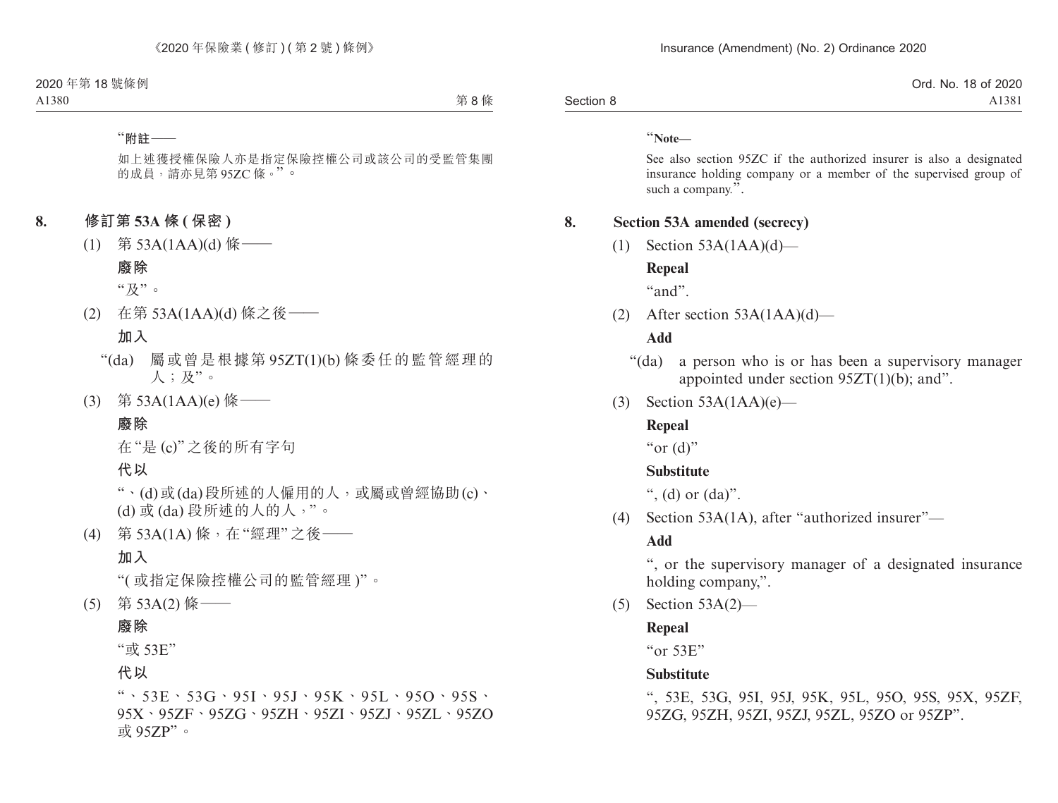“附註——

如上述獲授權保險人亦是指定保險控權公司或該公司的受監管集團的成員，請亦見第 95ZC 條。”。

## 8. 修訂第 53A 條 (保密)

(1) 第 53A(1AA)(d) 條——

**廢除**

“及”。

(2) 在第 53A(1AA)(d) 條之後——

**加入**

“(da) 屬或曾是根據第 95ZT(1)(b) 條委任的監管經理的人；及”。

(3) 第 53A(1AA)(e) 條——

**廢除**

在“是 (c)”之後的所有字句

**代以**

“、(d) 或 (da) 段所述的人僱用的人，或屬或曾經協助 (c)、(d) 或 (da) 段所述的人的人，”。

(4) 第 53A(1A) 條，在“經理”之後——

**加入**

“( 或指定保險控權公司的監管經理 )”。

(5) 第 53A(2) 條——

**廢除**

“或 53E”

**代以**

“、53E、53G、95I、95J、95K、95L、95O、95S、95X、95ZF、95ZG、95ZH、95ZI、95ZJ、95ZL、95ZO 或 95ZP”。

“**Note—**

See also section 95ZC if the authorized insurer is also a designated insurance holding company or a member of the supervised group of such a company.”.

## 8. Section 53A amended (secrecy)

(1) Section 53A(1AA)(d)—

**Repeal**

“and”.

(2) After section 53A(1AA)(d)—

**Add**

“(da) a person who is or has been a supervisory manager appointed under section 95ZT(1)(b); and”.

(3) Section 53A(1AA)(e)—

**Repeal**

“or (d)”

**Substitute**

“, (d) or (da)”.

(4) Section 53A(1A), after “authorized insurer”—

**Add**

“, or the supervisory manager of a designated insurance holding company,”.

(5) Section 53A(2)—

**Repeal**

“or 53E”

**Substitute**

“, 53E, 53G, 95I, 95J, 95K, 95L, 95O, 95S, 95X, 95ZF, 95ZG, 95ZH, 95ZI, 95ZJ, 95ZL, 95ZO or 95ZP”.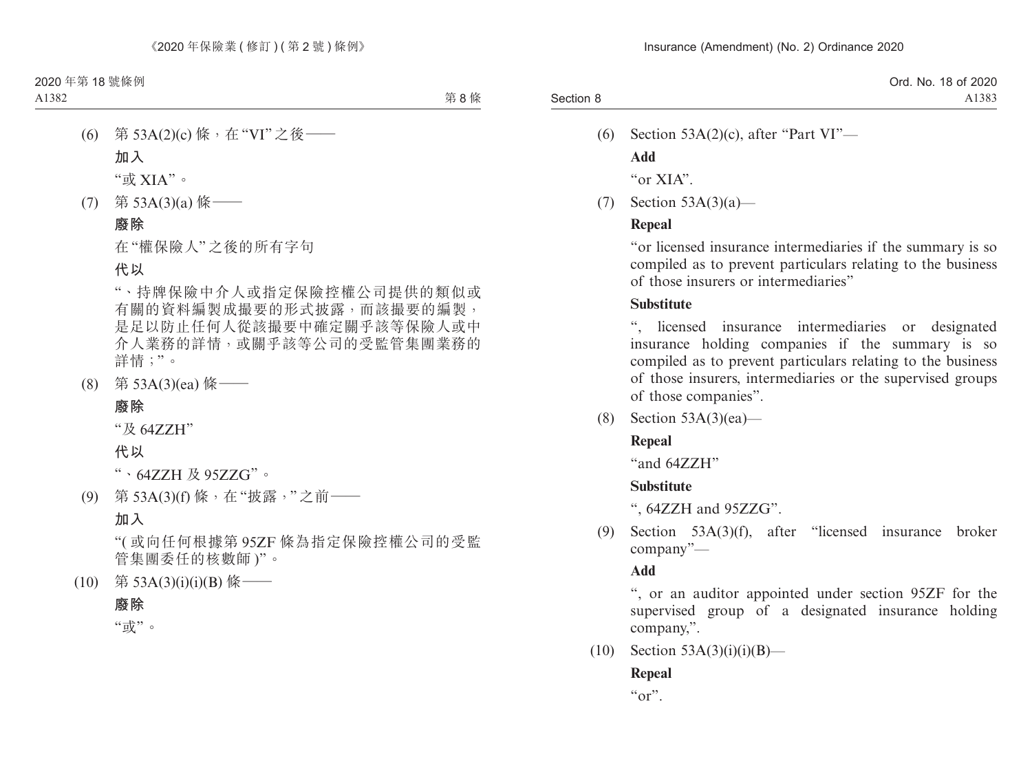(6) 第 53A(2)(c) 條，在“VI”之後——

**加入**

“或 XIA”。

(7) 第 53A(3)(a) 條——

**廢除**

在“權保險人”之後的所有字句

**代以**

“、持牌保險中介人或指定保險控權公司提供的類似或有關的資料編製成撮要的形式披露，而該撮要的編製，是足以防止任何人從該撮要中確定關乎該等保險人或中介人業務的詳情，或關乎該等公司的受監管集團業務的詳情；”。

(8) 第 53A(3)(ea) 條——

**廢除**

“及 64ZZH”

**代以**

“、64ZZH 及 95ZZG”。

(9) 第 53A(3)(f) 條，在“披露，”之前——

**加入**

“(或向任何根據第 95ZF 條為指定保險控權公司的受監管集團委任的核數師)”。

(10) 第 53A(3)(i)(i)(B) 條——

**廢除**

“或”。

(6) Section 53A(2)(c), after “Part VI”—

**Add**

“or XIA”.

(7) Section 53A(3)(a)—

**Repeal**

“or licensed insurance intermediaries if the summary is so compiled as to prevent particulars relating to the business of those insurers or intermediaries”

**Substitute**

“, licensed insurance intermediaries or designated insurance holding companies if the summary is so compiled as to prevent particulars relating to the business of those insurers, intermediaries or the supervised groups of those companies”.

(8) Section 53A(3)(ea)—

**Repeal**

“and 64ZZH”

**Substitute**

“, 64ZZH and 95ZZG”.

(9) Section 53A(3)(f), after “licensed insurance broker company”—

**Add**

“, or an auditor appointed under section 95ZF for the supervised group of a designated insurance holding company,”.

(10) Section 53A(3)(i)(i)(B)—

**Repeal**

“or”.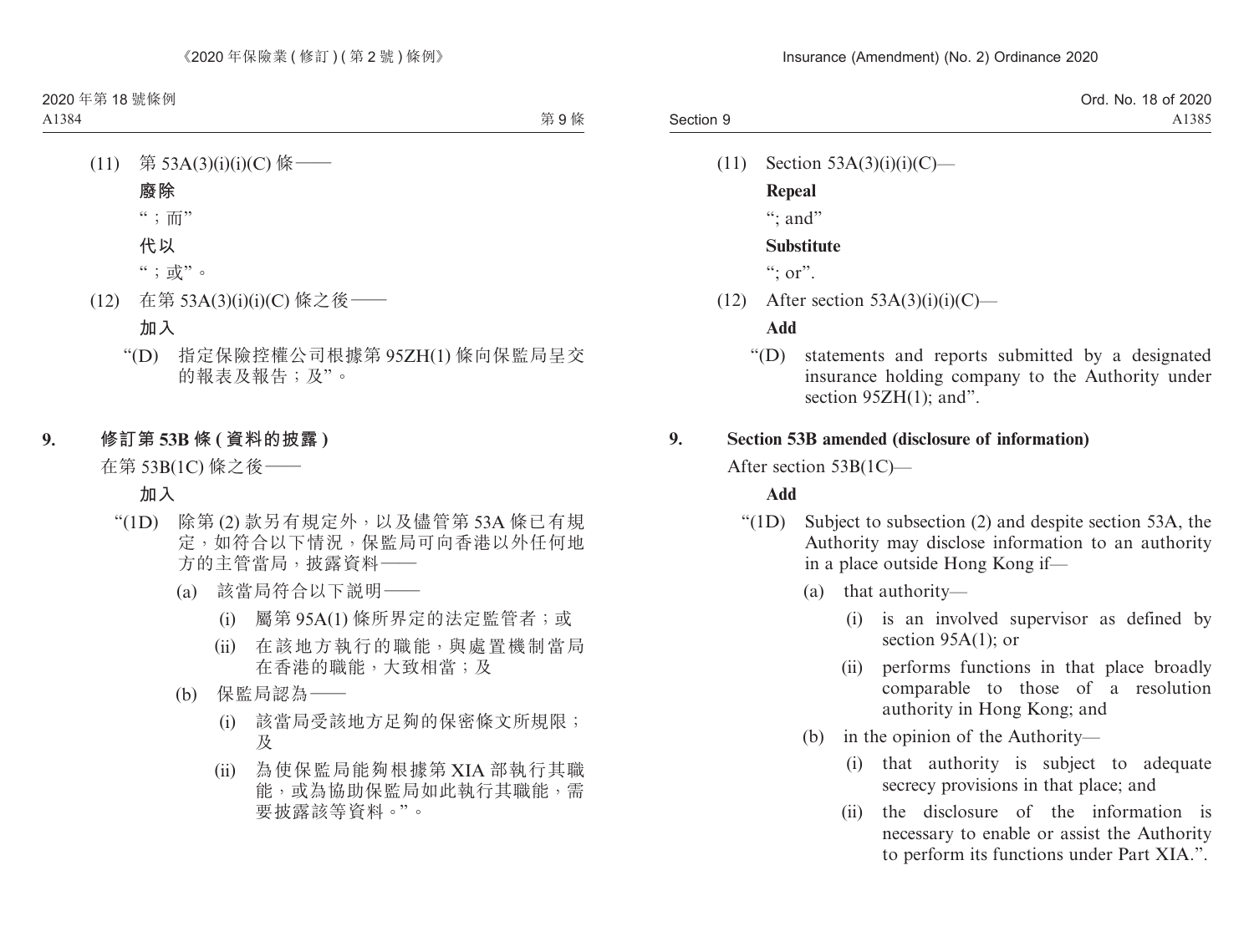(11) 第 53A(3)(i)(i)(C) 條——

**廢除**

“；而”

**代以**

“；或”。

(12) 在第 53A(3)(i)(i)(C) 條之後——

**加入**

“(D) 指定保險控權公司根據第 95ZH(1) 條向保監局呈交的報表及報告；及”。

## 9. 修訂第 53B 條 (資料的披露)

在第 53B(1C) 條之後——

**加入**

“(1D) 除第 (2) 款另有規定外，以及儘管第 53A 條已有規定，如符合以下情況，保監局可向香港以外任何地方的主管當局，披露資料——

(a) 該當局符合以下說明——

(i) 屬第 95A(1) 條所界定的法定監管者；或

(ii) 在該地方執行的職能，與處置機制當局在香港的職能，大致相當；及

(b) 保監局認為——

(i) 該當局受該地方足夠的保密條文所規限；及

(ii) 為使保監局能夠根據第 XIA 部執行其職能，或為協助保監局如此執行其職能，需要披露該等資料。”。

(11) Section 53A(3)(i)(i)(C)—

**Repeal**

“; and”

**Substitute**

“; or”.

(12) After section 53A(3)(i)(i)(C)—

**Add**

“(D) statements and reports submitted by a designated insurance holding company to the Authority under section 95ZH(1); and”.

## 9. Section 53B amended (disclosure of information)

After section 53B(1C)—

**Add**

“(1D) Subject to subsection (2) and despite section 53A, the Authority may disclose information to an authority in a place outside Hong Kong if—

(a) that authority—

(i) is an involved supervisor as defined by section 95A(1); or

(ii) performs functions in that place broadly comparable to those of a resolution authority in Hong Kong; and

(b) in the opinion of the Authority—

(i) that authority is subject to adequate secrecy provisions in that place; and

(ii) the disclosure of the information is necessary to enable or assist the Authority to perform its functions under Part XIA.”.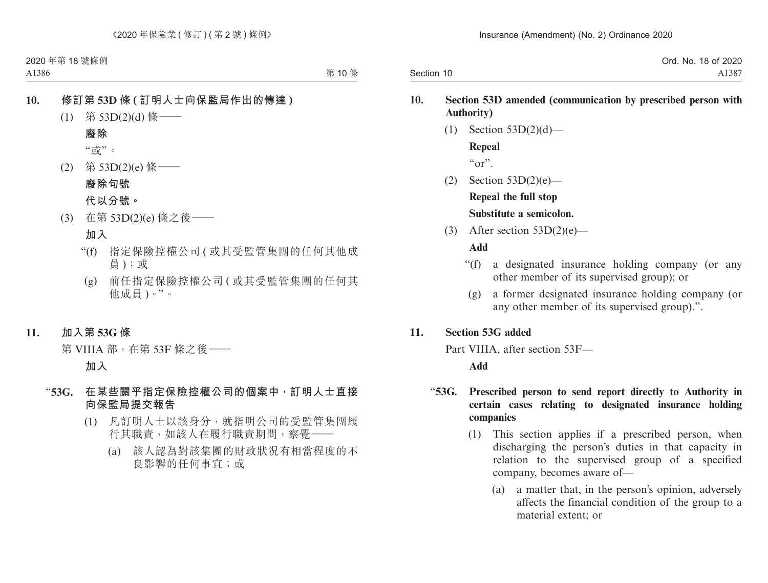**10. 修訂第 53D 條 (訂明人士向保監局作出的傳達)**

(1) 第 53D(2)(d) 條——

**廢除**

“或”。

(2) 第 53D(2)(e) 條——

**廢除句號**

**代以分號。**

(3) 在第 53D(2)(e) 條之後——

**加入**

“(f) 指定保險控權公司 (或其受監管集團的任何其他成員)；或

(g) 前任指定保險控權公司 (或其受監管集團的任何其他成員)。”。

**11. 加入第 53G 條**

第 VIIIA 部，在第 53F 條之後——

**加入**

“**53G. 在某些關乎指定保險控權公司的個案中，訂明人士直接向保監局提交報告**

(1) 凡訂明人士以該身分，就指明公司的受監管集團履行其職責，如該人在履行職責期間，察覺——

(a) 該人認為對該集團的財政狀況有相當程度的不良影響的任何事宜；或

**10. Section 53D amended (communication by prescribed person with Authority)**

(1) Section 53D(2)(d)—

**Repeal**

“or”.

(2) Section 53D(2)(e)—

**Repeal the full stop**

**Substitute a semicolon.**

(3) After section 53D(2)(e)—

**Add**

“(f) a designated insurance holding company (or any other member of its supervised group); or

(g) a former designated insurance holding company (or any other member of its supervised group).”.

**11. Section 53G added**

Part VIIIA, after section 53F—

**Add**

“**53G. Prescribed person to send report directly to Authority in certain cases relating to designated insurance holding companies**

(1) This section applies if a prescribed person, when discharging the person’s duties in that capacity in relation to the supervised group of a specified company, becomes aware of—

(a) a matter that, in the person’s opinion, adversely affects the financial condition of the group to a material extent; or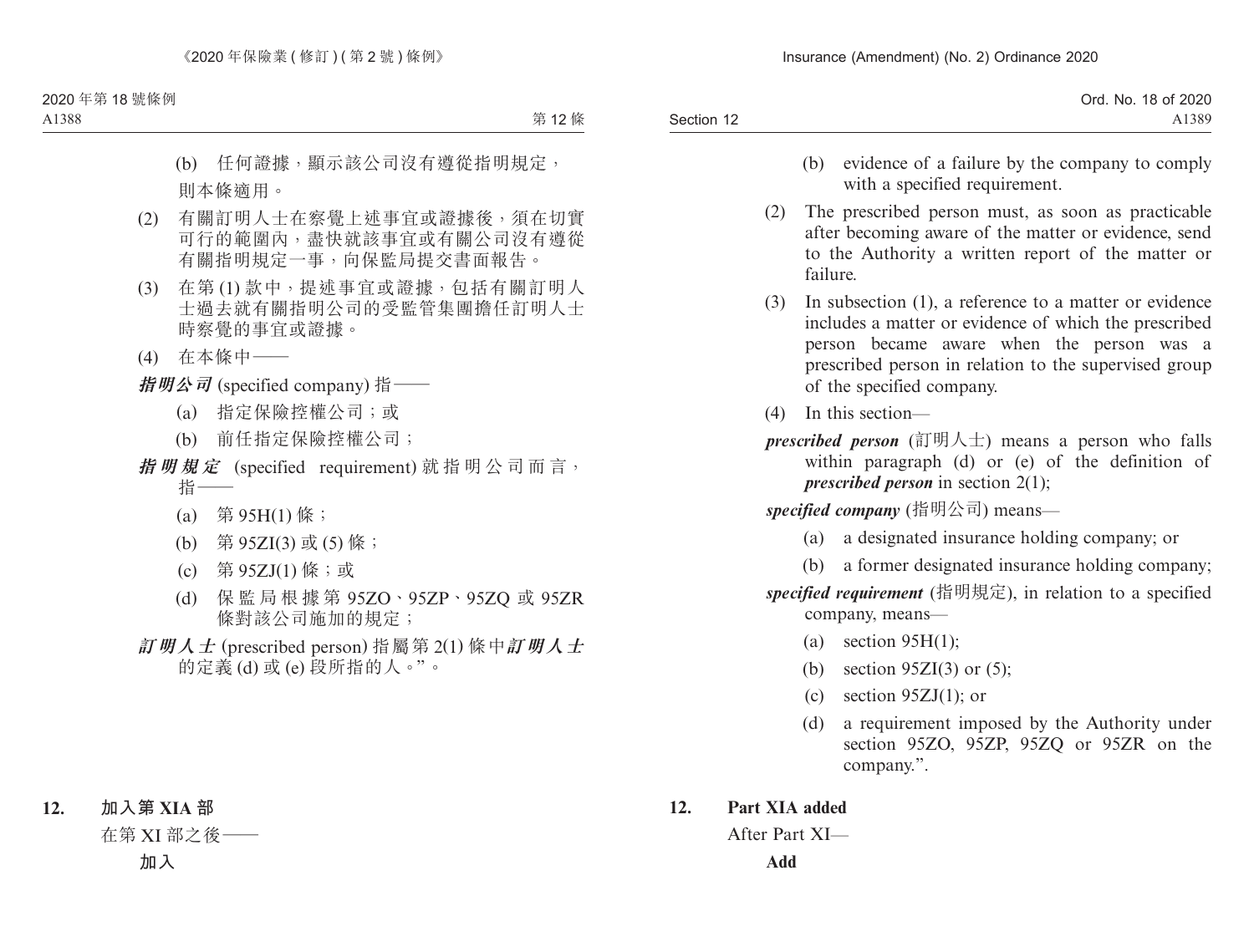(b) 任何證據，顯示該公司沒有遵從指明規定，

則本條適用。

(2) 有關訂明人士在察覺上述事宜或證據後，須在切實可行的範圍內，盡快就該事宜或有關公司沒有遵從有關指明規定一事，向保監局提交書面報告。

(3) 在第 (1) 款中，提述事宜或證據，包括有關訂明人士過去就有關指明公司的受監管集團擔任訂明人士時察覺的事宜或證據。

(4) 在本條中——

***指明公司*** (specified company) 指——

(a) 指定保險控權公司；或

(b) 前任指定保險控權公司；

***指明規定*** (specified requirement) 就指明公司而言，指——

(a) 第 95H(1) 條；

(b) 第 95ZI(3) 或 (5) 條；

(c) 第 95ZJ(1) 條；或

(d) 保監局根據第 95ZO、95ZP、95ZQ 或 95ZR 條對該公司施加的規定；

***訂明人士*** (prescribed person) 指屬第 2(1) 條中***訂明人士***的定義 (d) 或 (e) 段所指的人。”。

**12. 加入第 XIA 部**

在第 XI 部之後——

**加入**

(b) evidence of a failure by the company to comply with a specified requirement.

(2) The prescribed person must, as soon as practicable after becoming aware of the matter or evidence, send to the Authority a written report of the matter or failure.

(3) In subsection (1), a reference to a matter or evidence includes a matter or evidence of which the prescribed person became aware when the person was a prescribed person in relation to the supervised group of the specified company.

(4) In this section—

***prescribed person*** (訂明人士) means a person who falls within paragraph (d) or (e) of the definition of ***prescribed person*** in section 2(1);

***specified company*** (指明公司) means—

(a) a designated insurance holding company; or

(b) a former designated insurance holding company;

***specified requirement*** (指明規定), in relation to a specified company, means—

(a) section 95H(1);

(b) section 95ZI(3) or (5);

(c) section 95ZJ(1); or

(d) a requirement imposed by the Authority under section 95ZO, 95ZP, 95ZQ or 95ZR on the company.”.

**12. Part XIA added**

After Part XI—

**Add**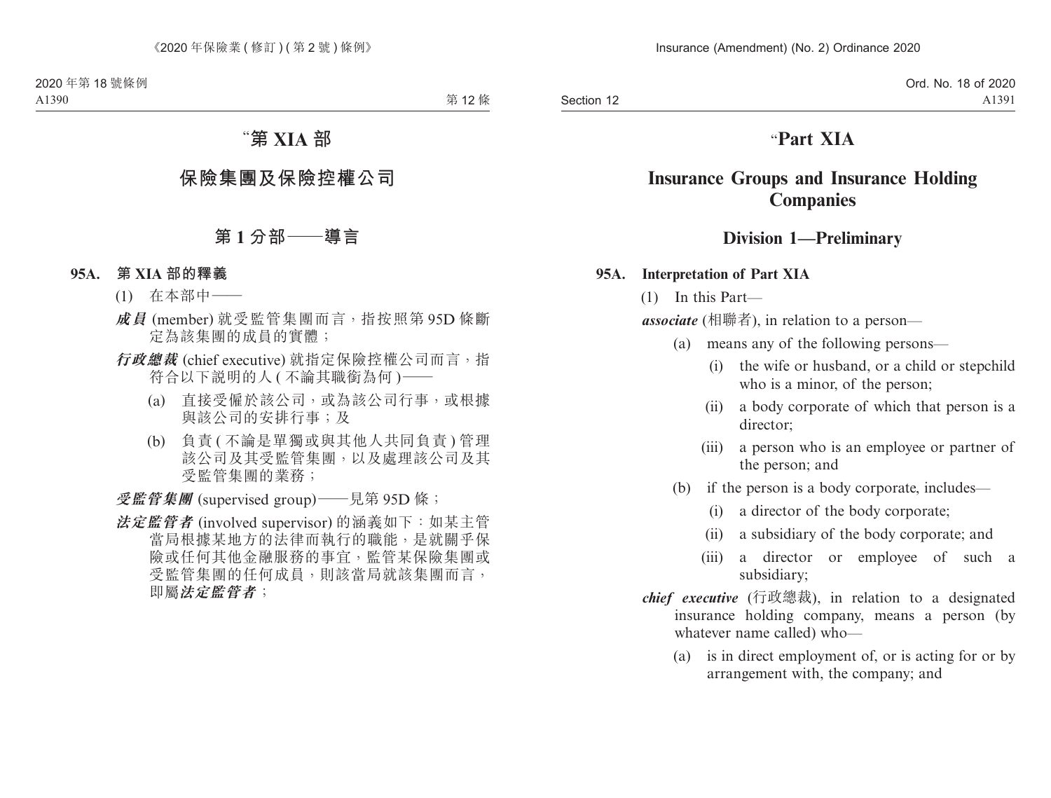# “第 XIA 部

## 保險集團及保險控權公司

### 第 1 分部——導言

**95A. 第 XIA 部的釋義**

(1) 在本部中——

***成員*** (member) 就受監管集團而言，指按照第 95D 條斷定為該集團的成員的實體；

***行政總裁*** (chief executive) 就指定保險控權公司而言，指符合以下說明的人 (不論其職銜為何)——

(a) 直接受僱於該公司，或為該公司行事，或根據與該公司的安排行事；及

(b) 負責 (不論是單獨或與其他人共同負責) 管理該公司及其受監管集團，以及處理該公司及其受監管集團的業務；

***受監管集團*** (supervised group)——見第 95D 條；

***法定監管者*** (involved supervisor) 的涵義如下：如某主管當局根據某地方的法律而執行的職能，是就關乎保險或任何其他金融服務的事宜，監管某保險集團或受監管集團的任何成員，則該當局就該集團而言，即屬***法定監管者***；

# “Part XIA

## Insurance Groups and Insurance Holding Companies

### Division 1—Preliminary

**95A. Interpretation of Part XIA**

(1) In this Part—

***associate*** (相聯者), in relation to a person—

(a) means any of the following persons—

(i) the wife or husband, or a child or stepchild who is a minor, of the person;

(ii) a body corporate of which that person is a director;

(iii) a person who is an employee or partner of the person; and

(b) if the person is a body corporate, includes—

(i) a director of the body corporate;

(ii) a subsidiary of the body corporate; and

(iii) a director or employee of such a subsidiary;

***chief executive*** (行政總裁), in relation to a designated insurance holding company, means a person (by whatever name called) who—

(a) is in direct employment of, or is acting for or by arrangement with, the company; and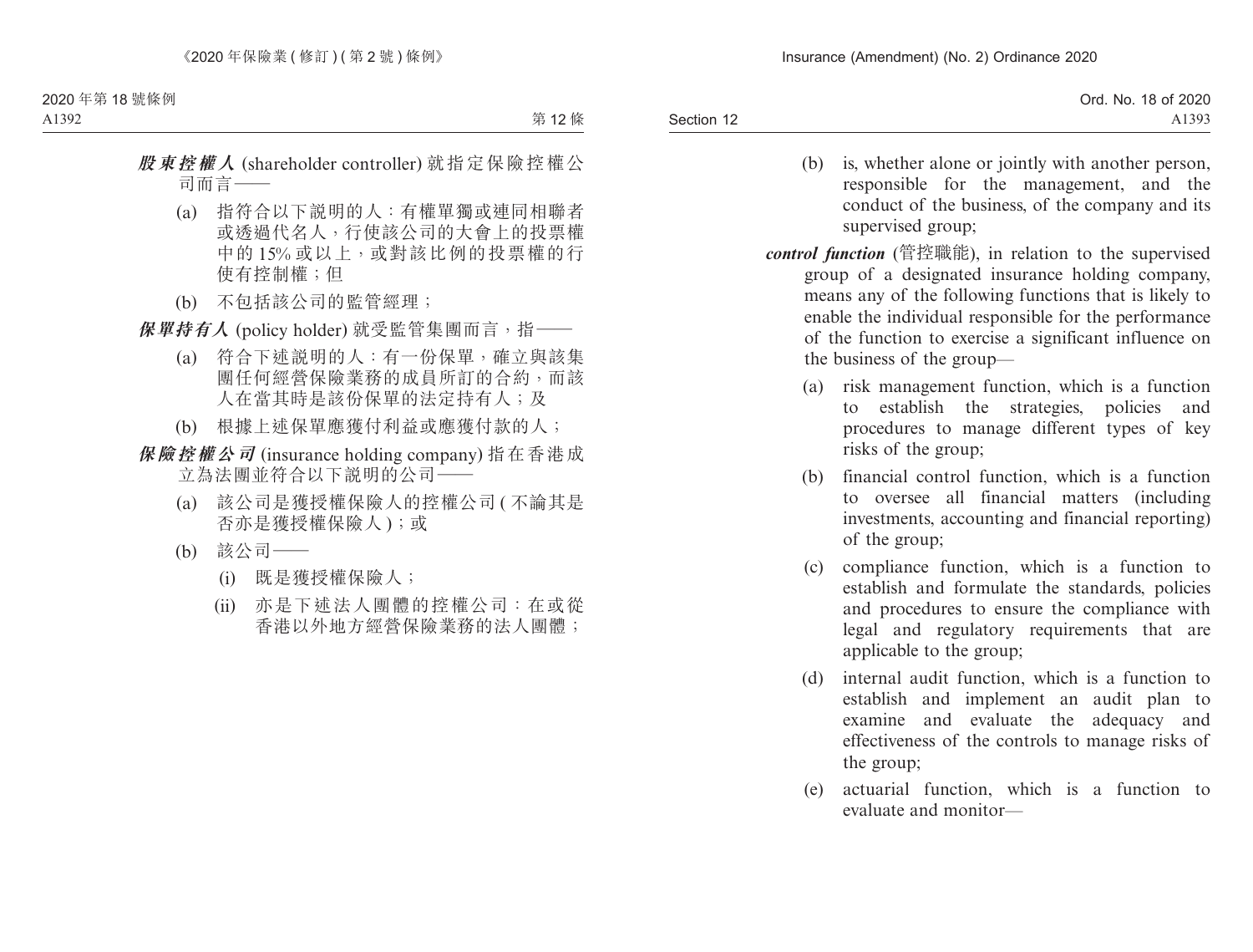***股東控權人*** (shareholder controller) 就指定保險控權公司而言——

(a) 指符合以下說明的人：有權單獨或連同相聯者或透過代名人，行使該公司的大會上的投票權中的 15% 或以上，或對該比例的投票權的行使有控制權；但

(b) 不包括該公司的監管經理；

***保單持有人*** (policy holder) 就受監管集團而言，指——

(a) 符合下述說明的人：有一份保單，確立與該集團任何經營保險業務的成員所訂的合約，而該人在當其時是該份保單的法定持有人；及

(b) 根據上述保單應獲付利益或應獲付款的人；

***保險控權公司*** (insurance holding company) 指在香港成立為法團並符合以下說明的公司——

(a) 該公司是獲授權保險人的控權公司 (不論其是否亦是獲授權保險人)；或

(b) 該公司——

(i) 既是獲授權保險人；

(ii) 亦是下述法人團體的控權公司：在或從香港以外地方經營保險業務的法人團體；

(b) is, whether alone or jointly with another person, responsible for the management, and the conduct of the business, of the company and its supervised group;

***control function*** (管控職能), in relation to the supervised group of a designated insurance holding company, means any of the following functions that is likely to enable the individual responsible for the performance of the function to exercise a significant influence on the business of the group—

(a) risk management function, which is a function to establish the strategies, policies and procedures to manage different types of key risks of the group;

(b) financial control function, which is a function to oversee all financial matters (including investments, accounting and financial reporting) of the group;

(c) compliance function, which is a function to establish and formulate the standards, policies and procedures to ensure the compliance with legal and regulatory requirements that are applicable to the group;

(d) internal audit function, which is a function to establish and implement an audit plan to examine and evaluate the adequacy and effectiveness of the controls to manage risks of the group;

(e) actuarial function, which is a function to evaluate and monitor—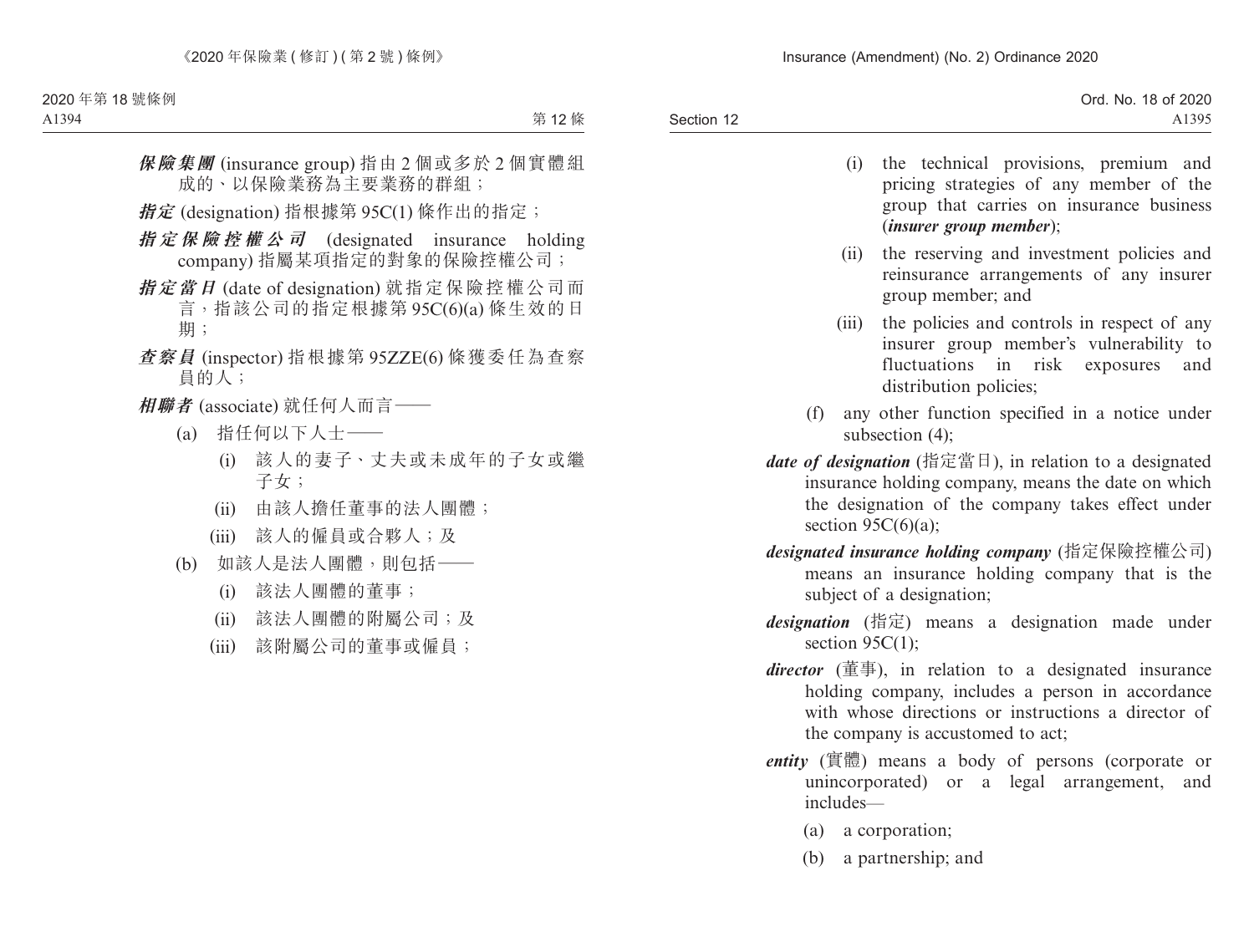***保險集團*** (insurance group) 指由 2 個或多於 2 個實體組成的、以保險業務為主要業務的群組；

***指定*** (designation) 指根據第 95C(1) 條作出的指定；

***指定保險控權公司*** (designated insurance holding company) 指屬某項指定的對象的保險控權公司；

***指定當日*** (date of designation) 就指定保險控權公司而言，指該公司的指定根據第 95C(6)(a) 條生效的日期；

***查察員*** (inspector) 指根據第 95ZZE(6) 條獲委任為查察員的人；

***相聯者*** (associate) 就任何人而言——

(a) 指任何以下人士——

(i) 該人的妻子、丈夫或未成年的子女或繼子女；

(ii) 由該人擔任董事的法人團體；

(iii) 該人的僱員或合夥人；及

(b) 如該人是法人團體，則包括——

(i) 該法人團體的董事；

(ii) 該法人團體的附屬公司；及

(iii) 該附屬公司的董事或僱員；

(i) the technical provisions, premium and pricing strategies of any member of the group that carries on insurance business (***insurer group member***);

(ii) the reserving and investment policies and reinsurance arrangements of any insurer group member; and

(iii) the policies and controls in respect of any insurer group member's vulnerability to fluctuations in risk exposures and distribution policies;

(f) any other function specified in a notice under subsection (4);

***date of designation*** (指定當日), in relation to a designated insurance holding company, means the date on which the designation of the company takes effect under section 95C(6)(a);

***designated insurance holding company*** (指定保險控權公司) means an insurance holding company that is the subject of a designation;

***designation*** (指定) means a designation made under section 95C(1);

***director*** (董事), in relation to a designated insurance holding company, includes a person in accordance with whose directions or instructions a director of the company is accustomed to act;

***entity*** (實體) means a body of persons (corporate or unincorporated) or a legal arrangement, and includes—

(a) a corporation;

(b) a partnership; and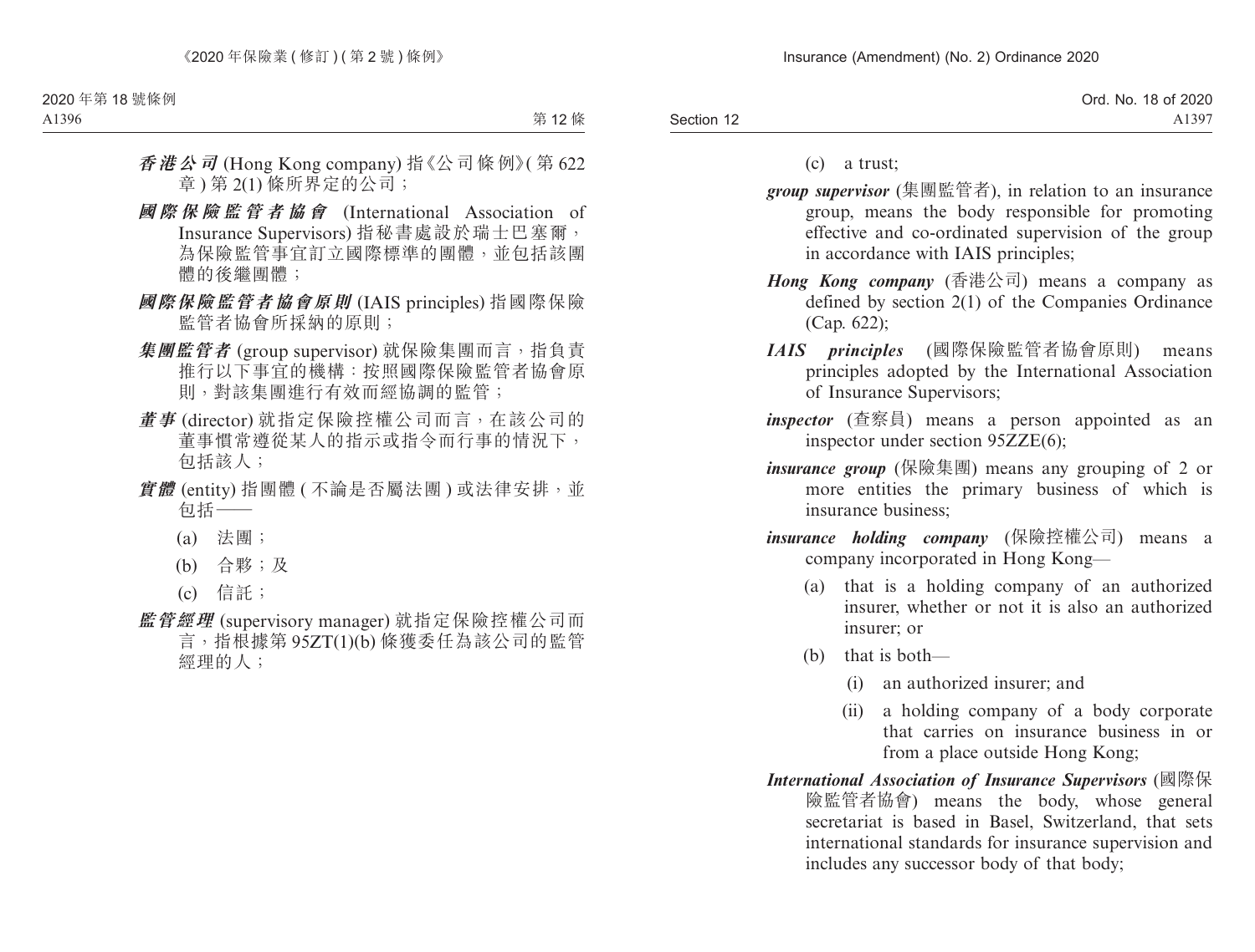***香港公司*** (Hong Kong company) 指《公司條例》(第 622 章 ) 第 2(1) 條所界定的公司；

***國際保險監管者協會*** (International Association of Insurance Supervisors) 指秘書處設於瑞士巴塞爾，為保險監管事宜訂立國際標準的團體，並包括該團體的後繼團體；

***國際保險監管者協會原則*** (IAIS principles) 指國際保險監管者協會所採納的原則；

***集團監管者*** (group supervisor) 就保險集團而言，指負責推行以下事宜的機構：按照國際保險監管者協會原則，對該集團進行有效而經協調的監管；

***董事*** (director) 就指定保險控權公司而言，在該公司的董事慣常遵從某人的指示或指令而行事的情況下，包括該人；

***實體*** (entity) 指團體 ( 不論是否屬法團 ) 或法律安排，並包括——

(a) 法團；

(b) 合夥；及

(c) 信託；

***監管經理*** (supervisory manager) 就指定保險控權公司而言，指根據第 95ZT(1)(b) 條獲委任為該公司的監管經理的人；

(c) a trust;

***group supervisor*** (集團監管者), in relation to an insurance group, means the body responsible for promoting effective and co-ordinated supervision of the group in accordance with IAIS principles;

***Hong Kong company*** (香港公司) means a company as defined by section 2(1) of the Companies Ordinance (Cap. 622);

***IAIS principles*** (國際保險監管者協會原則) means principles adopted by the International Association of Insurance Supervisors;

***inspector*** (查察員) means a person appointed as an inspector under section 95ZZE(6);

***insurance group*** (保險集團) means any grouping of 2 or more entities the primary business of which is insurance business;

***insurance holding company*** (保險控權公司) means a company incorporated in Hong Kong—

(a) that is a holding company of an authorized insurer, whether or not it is also an authorized insurer; or

(b) that is both—

(i) an authorized insurer; and

(ii) a holding company of a body corporate that carries on insurance business in or from a place outside Hong Kong;

***International Association of Insurance Supervisors*** (國際保險監管者協會) means the body, whose general secretariat is based in Basel, Switzerland, that sets international standards for insurance supervision and includes any successor body of that body;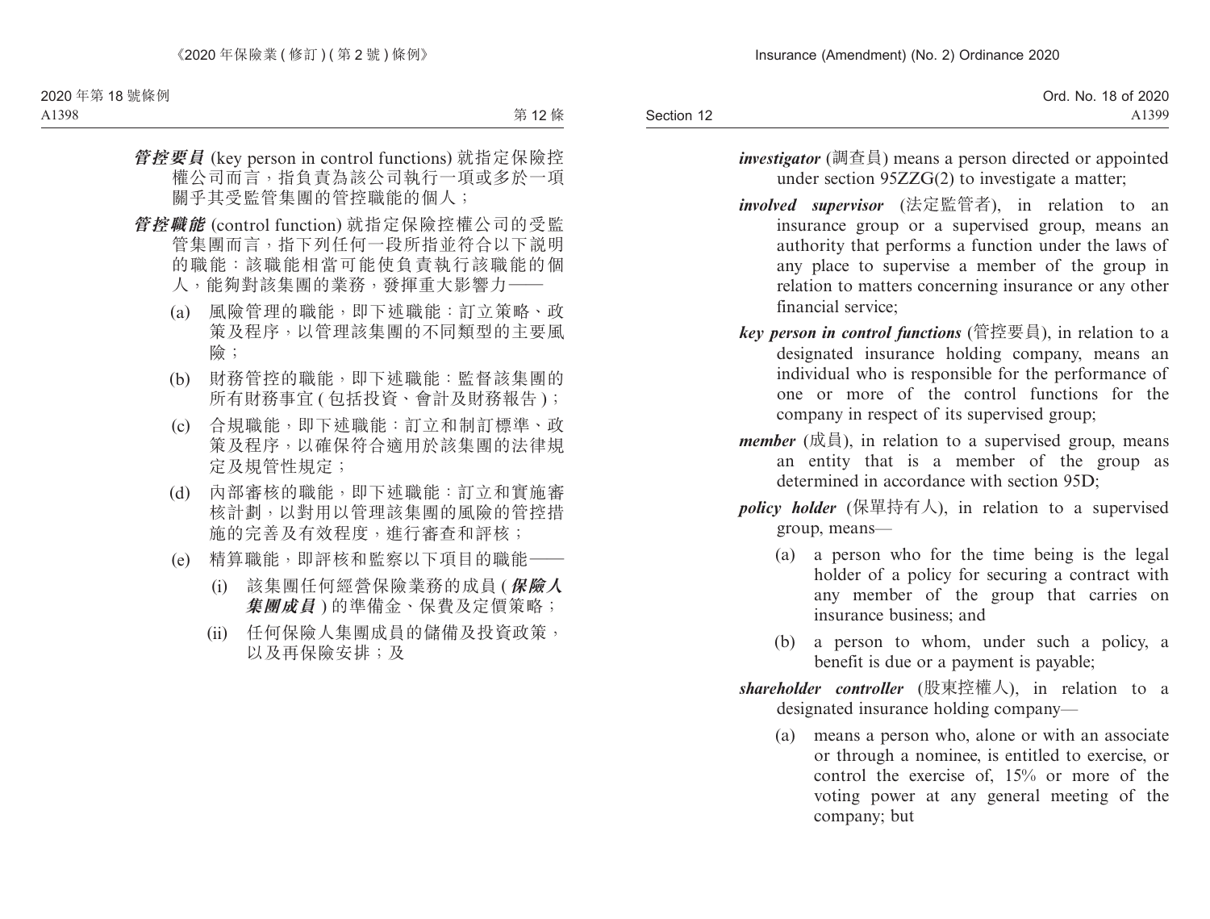***管控要員*** (key person in control functions) 就指定保險控權公司而言，指負責為該公司執行一項或多於一項關乎其受監管集團的管控職能的個人；

***管控職能*** (control function) 就指定保險控權公司的受監管集團而言，指下列任何一段所指並符合以下說明的職能：該職能相當可能使負責執行該職能的個人，能夠對該集團的業務，發揮重大影響力——

(a) 風險管理的職能，即下述職能：訂立策略、政策及程序，以管理該集團的不同類型的主要風險；

(b) 財務管控的職能，即下述職能：監督該集團的所有財務事宜 (包括投資、會計及財務報告)；

(c) 合規職能，即下述職能：訂立和制訂標準、政策及程序，以確保符合適用於該集團的法律規定及規管性規定；

(d) 內部審核的職能，即下述職能：訂立和實施審核計劃，以對用以管理該集團的風險的管控措施的完善及有效程度，進行審查和評核；

(e) 精算職能，即評核和監察以下項目的職能——

(i) 該集團任何經營保險業務的成員 (***保險人集團成員***) 的準備金、保費及定價策略；

(ii) 任何保險人集團成員的儲備及投資政策，以及再保險安排；及

***investigator*** (調查員) means a person directed or appointed under section 95ZZG(2) to investigate a matter;

***involved supervisor*** (法定監管者), in relation to an insurance group or a supervised group, means an authority that performs a function under the laws of any place to supervise a member of the group in relation to matters concerning insurance or any other financial service;

***key person in control functions*** (管控要員), in relation to a designated insurance holding company, means an individual who is responsible for the performance of one or more of the control functions for the company in respect of its supervised group;

***member*** (成員), in relation to a supervised group, means an entity that is a member of the group as determined in accordance with section 95D;

***policy holder*** (保單持有人), in relation to a supervised group, means—

(a) a person who for the time being is the legal holder of a policy for securing a contract with any member of the group that carries on insurance business; and

(b) a person to whom, under such a policy, a benefit is due or a payment is payable;

***shareholder controller*** (股東控權人), in relation to a designated insurance holding company—

(a) means a person who, alone or with an associate or through a nominee, is entitled to exercise, or control the exercise of, 15% or more of the voting power at any general meeting of the company; but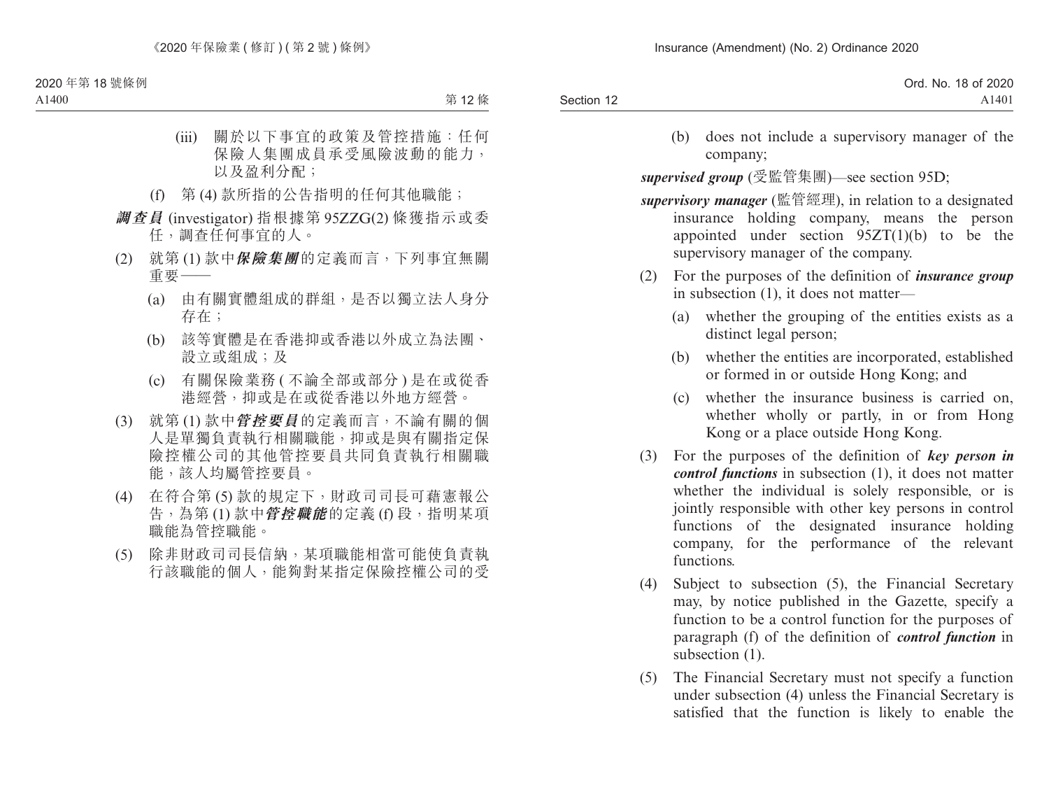(iii) 關於以下事宜的政策及管控措施：任何保險人集團成員承受風險波動的能力，以及盈利分配；

(f) 第 (4) 款所指的公告指明的任何其他職能；

***調查員*** (investigator) 指根據第 95ZZG(2) 條獲指示或委任，調查任何事宜的人。

(2) 就第 (1) 款中***保險集團***的定義而言，下列事宜無關重要——

(a) 由有關實體組成的群組，是否以獨立法人身分存在；

(b) 該等實體是在香港抑或香港以外成立為法團、設立或組成；及

(c) 有關保險業務 (不論全部或部分) 是在或從香港經營，抑或是在或從香港以外地方經營。

(3) 就第 (1) 款中***管控要員***的定義而言，不論有關的個人是單獨負責執行相關職能，抑或是與有關指定保險控權公司的其他管控要員共同負責執行相關職能，該人均屬管控要員。

(4) 在符合第 (5) 款的規定下，財政司司長可藉憲報公告，為第 (1) 款中***管控職能***的定義 (f) 段，指明某項職能為管控職能。

(5) 除非財政司司長信納，某項職能相當可能使負責執行該職能的個人，能夠對某指定保險控權公司的受

(b) does not include a supervisory manager of the company;

***supervised group*** (受監管集團)—see section 95D;

***supervisory manager*** (監管經理), in relation to a designated insurance holding company, means the person appointed under section 95ZT(1)(b) to be the supervisory manager of the company.

(2) For the purposes of the definition of ***insurance group*** in subsection (1), it does not matter—

(a) whether the grouping of the entities exists as a distinct legal person;

(b) whether the entities are incorporated, established or formed in or outside Hong Kong; and

(c) whether the insurance business is carried on, whether wholly or partly, in or from Hong Kong or a place outside Hong Kong.

(3) For the purposes of the definition of ***key person in control functions*** in subsection (1), it does not matter whether the individual is solely responsible, or is jointly responsible with other key persons in control functions of the designated insurance holding company, for the performance of the relevant functions.

(4) Subject to subsection (5), the Financial Secretary may, by notice published in the Gazette, specify a function to be a control function for the purposes of paragraph (f) of the definition of ***control function*** in subsection (1).

(5) The Financial Secretary must not specify a function under subsection (4) unless the Financial Secretary is satisfied that the function is likely to enable the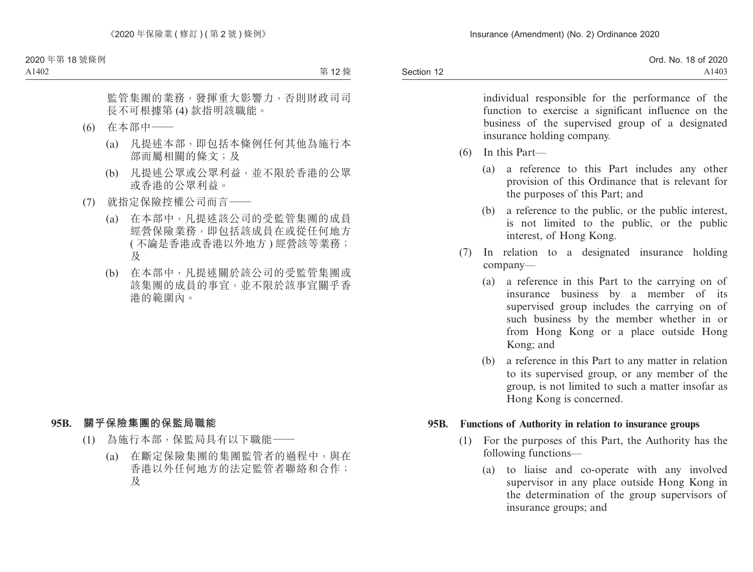監管集團的業務，發揮重大影響力，否則財政司司長不可根據第 (4) 款指明該職能。

(6) 在本部中——

(a) 凡提述本部，即包括本條例任何其他為施行本部而屬相關的條文；及

(b) 凡提述公眾或公眾利益，並不限於香港的公眾或香港的公眾利益。

(7) 就指定保險控權公司而言——

(a) 在本部中，凡提述該公司的受監管集團的成員經營保險業務，即包括該成員在或從任何地方 ( 不論是香港或香港以外地方 ) 經營該等業務；及

(b) 在本部中，凡提述關於該公司的受監管集團或該集團的成員的事宜，並不限於該事宜關乎香港的範圍內。

### 95B. 關乎保險集團的保監局職能

(1) 為施行本部，保監局具有以下職能——

(a) 在斷定保險集團的集團監管者的過程中，與在香港以外任何地方的法定監管者聯絡和合作；及

individual responsible for the performance of the function to exercise a significant influence on the business of the supervised group of a designated insurance holding company.

(6) In this Part—

(a) a reference to this Part includes any other provision of this Ordinance that is relevant for the purposes of this Part; and

(b) a reference to the public, or the public interest, is not limited to the public, or the public interest, of Hong Kong.

(7) In relation to a designated insurance holding company—

(a) a reference in this Part to the carrying on of insurance business by a member of its supervised group includes the carrying on of such business by the member whether in or from Hong Kong or a place outside Hong Kong; and

(b) a reference in this Part to any matter in relation to its supervised group, or any member of the group, is not limited to such a matter insofar as Hong Kong is concerned.

### 95B. Functions of Authority in relation to insurance groups

(1) For the purposes of this Part, the Authority has the following functions—

(a) to liaise and co-operate with any involved supervisor in any place outside Hong Kong in the determination of the group supervisors of insurance groups; and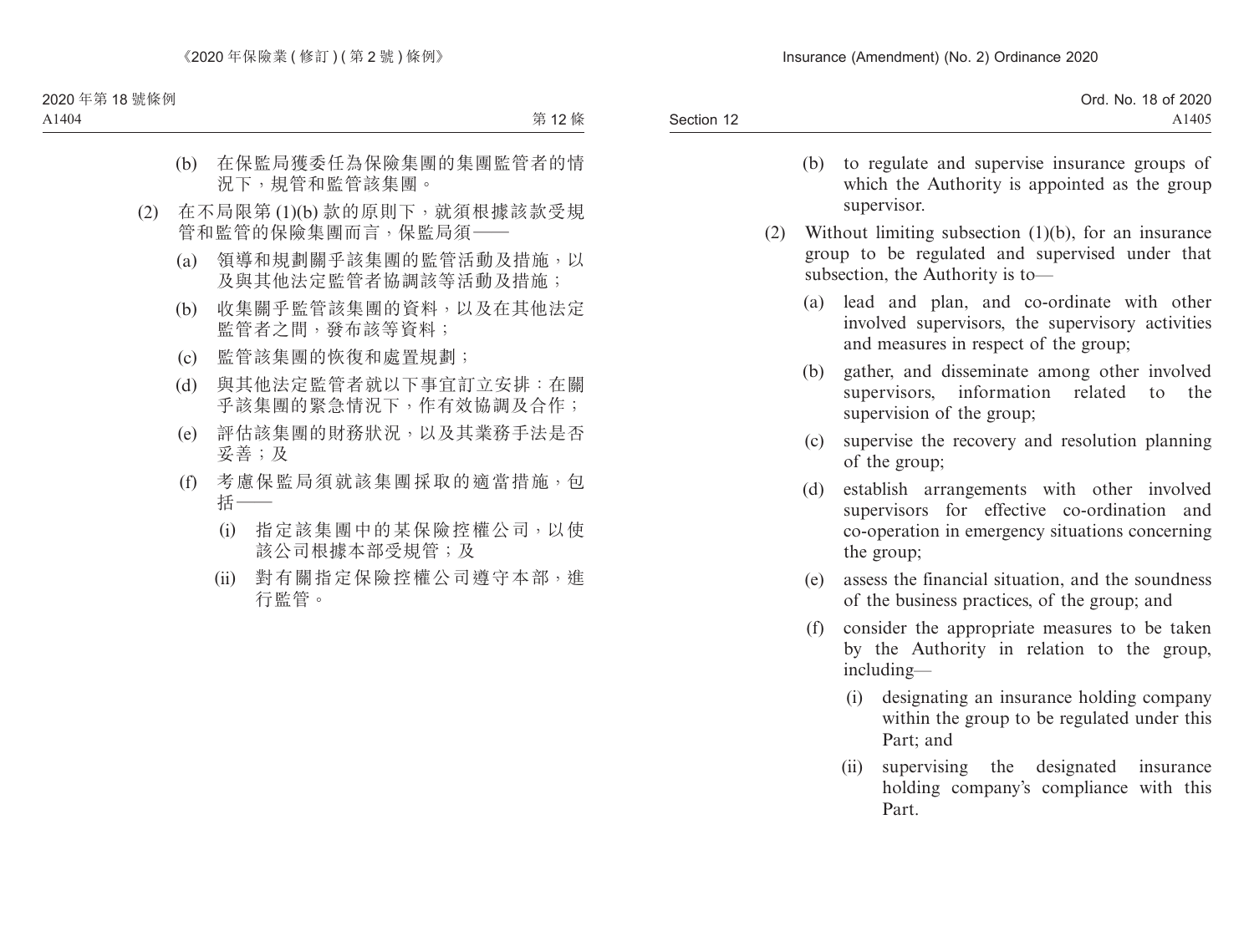(b) 在保監局獲委任為保險集團的集團監管者的情況下，規管和監管該集團。

(2) 在不局限第 (1)(b) 款的原則下，就須根據該款受規管和監管的保險集團而言，保監局須——

(a) 領導和規劃關乎該集團的監管活動及措施，以及與其他法定監管者協調該等活動及措施；

(b) 收集關乎監管該集團的資料，以及在其他法定監管者之間，發布該等資料；

(c) 監管該集團的恢復和處置規劃；

(d) 與其他法定監管者就以下事宜訂立安排：在關乎該集團的緊急情況下，作有效協調及合作；

(e) 評估該集團的財務狀況，以及其業務手法是否妥善；及

(f) 考慮保監局須就該集團採取的適當措施，包括——

(i) 指定該集團中的某保險控權公司，以使該公司根據本部受規管；及

(ii) 對有關指定保險控權公司遵守本部，進行監管。

(b) to regulate and supervise insurance groups of which the Authority is appointed as the group supervisor.

(2) Without limiting subsection (1)(b), for an insurance group to be regulated and supervised under that subsection, the Authority is to—

(a) lead and plan, and co-ordinate with other involved supervisors, the supervisory activities and measures in respect of the group;

(b) gather, and disseminate among other involved supervisors, information related to the supervision of the group;

(c) supervise the recovery and resolution planning of the group;

(d) establish arrangements with other involved supervisors for effective co-ordination and co-operation in emergency situations concerning the group;

(e) assess the financial situation, and the soundness of the business practices, of the group; and

(f) consider the appropriate measures to be taken by the Authority in relation to the group, including—

(i) designating an insurance holding company within the group to be regulated under this Part; and

(ii) supervising the designated insurance holding company's compliance with this Part.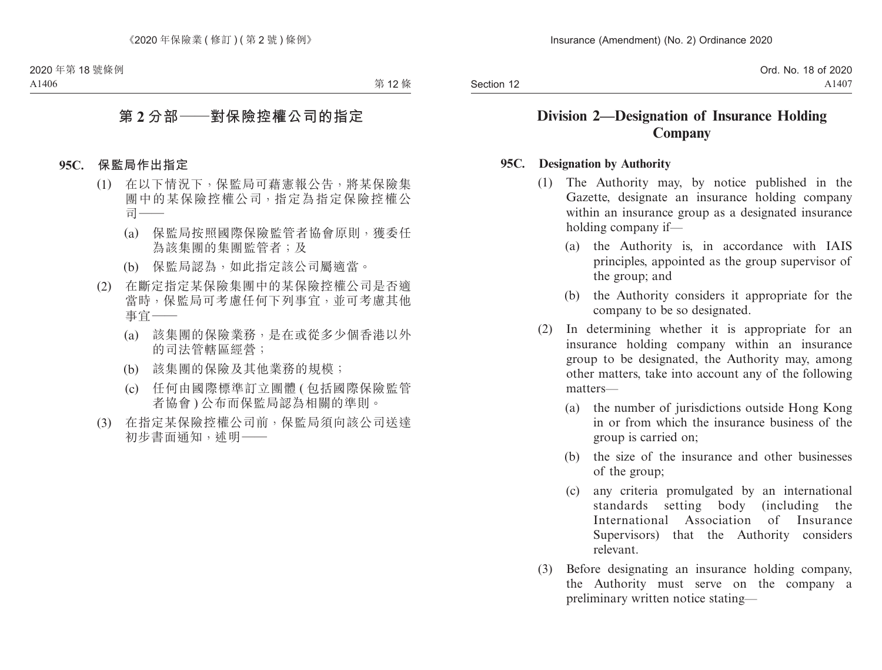## 第 2 分部——對保險控權公司的指定

**95C. 保監局作出指定**

(1) 在以下情況下，保監局可藉憲報公告，將某保險集團中的某保險控權公司，指定為指定保險控權公司——

(a) 保監局按照國際保險監管者協會原則，獲委任為該集團的集團監管者；及

(b) 保監局認為，如此指定該公司屬適當。

(2) 在斷定指定某保險集團中的某保險控權公司是否適當時，保監局可考慮任何下列事宜，並可考慮其他事宜——

(a) 該集團的保險業務，是在或從多少個香港以外的司法管轄區經營；

(b) 該集團的保險及其他業務的規模；

(c) 任何由國際標準訂立團體 (包括國際保險監管者協會) 公布而保監局認為相關的準則。

(3) 在指定某保險控權公司前，保監局須向該公司送達初步書面通知，述明——

## Division 2—Designation of Insurance Holding Company

**95C. Designation by Authority**

(1) The Authority may, by notice published in the Gazette, designate an insurance holding company within an insurance group as a designated insurance holding company if—

(a) the Authority is, in accordance with IAIS principles, appointed as the group supervisor of the group; and

(b) the Authority considers it appropriate for the company to be so designated.

(2) In determining whether it is appropriate for an insurance holding company within an insurance group to be designated, the Authority may, among other matters, take into account any of the following matters—

(a) the number of jurisdictions outside Hong Kong in or from which the insurance business of the group is carried on;

(b) the size of the insurance and other businesses of the group;

(c) any criteria promulgated by an international standards setting body (including the International Association of Insurance Supervisors) that the Authority considers relevant.

(3) Before designating an insurance holding company, the Authority must serve on the company a preliminary written notice stating—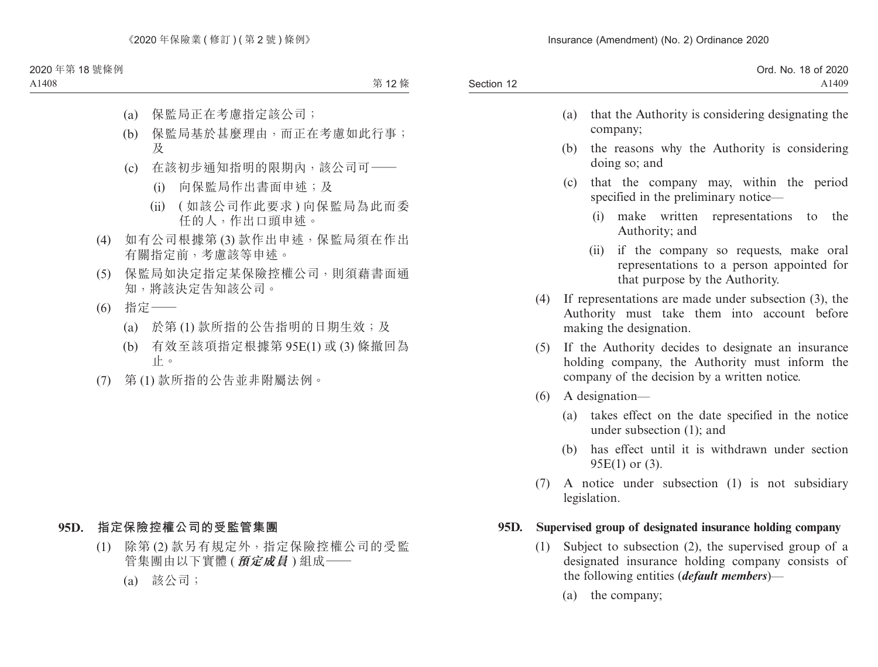(a) 保監局正在考慮指定該公司；

(b) 保監局基於甚麼理由，而正在考慮如此行事；及

(c) 在該初步通知指明的限期內，該公司可——

(i) 向保監局作出書面申述；及

(ii) (如該公司作此要求) 向保監局為此而委任的人，作出口頭申述。

(4) 如有公司根據第 (3) 款作出申述，保監局須在作出有關指定前，考慮該等申述。

(5) 保監局如決定指定某保險控權公司，則須藉書面通知，將該決定告知該公司。

(6) 指定——

(a) 於第 (1) 款所指的公告指明的日期生效；及

(b) 有效至該項指定根據第 95E(1) 或 (3) 條撤回為止。

(7) 第 (1) 款所指的公告並非附屬法例。

**95D. 指定保險控權公司的受監管集團**

(1) 除第 (2) 款另有規定外，指定保險控權公司的受監管集團由以下實體 (***預定成員***) 組成——

(a) 該公司；

(a) that the Authority is considering designating the company;

(b) the reasons why the Authority is considering doing so; and

(c) that the company may, within the period specified in the preliminary notice—

(i) make written representations to the Authority; and

(ii) if the company so requests, make oral representations to a person appointed for that purpose by the Authority.

(4) If representations are made under subsection (3), the Authority must take them into account before making the designation.

(5) If the Authority decides to designate an insurance holding company, the Authority must inform the company of the decision by a written notice.

(6) A designation—

(a) takes effect on the date specified in the notice under subsection (1); and

(b) has effect until it is withdrawn under section 95E(1) or (3).

(7) A notice under subsection (1) is not subsidiary legislation.

**95D. Supervised group of designated insurance holding company**

(1) Subject to subsection (2), the supervised group of a designated insurance holding company consists of the following entities (***default members***)—

(a) the company;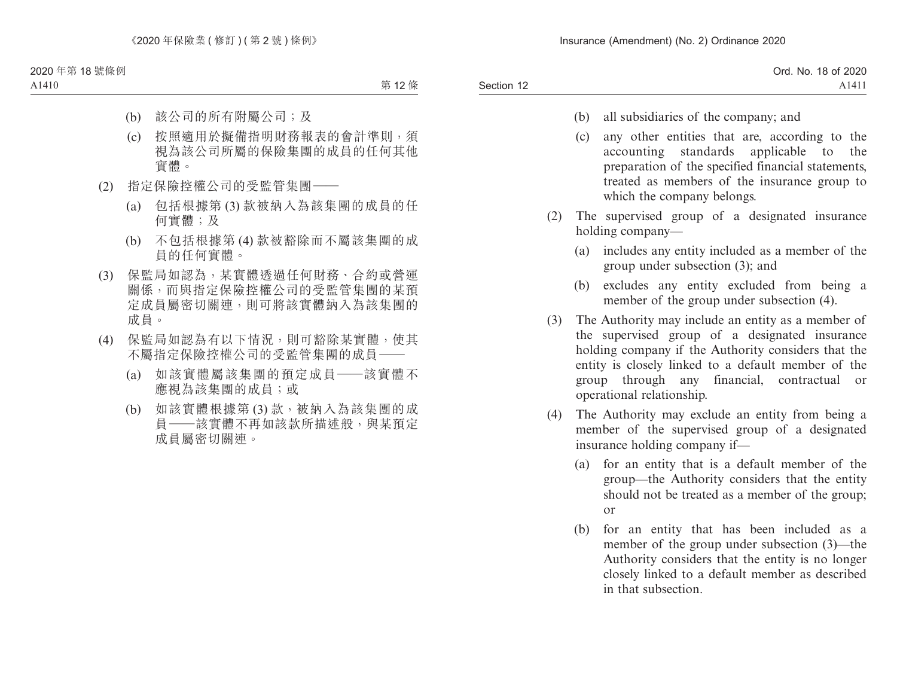(b) 該公司的所有附屬公司；及

(c) 按照適用於擬備指明財務報表的會計準則，須視為該公司所屬的保險集團的成員的任何其他實體。

(2) 指定保險控權公司的受監管集團——

(a) 包括根據第 (3) 款被納入為該集團的成員的任何實體；及

(b) 不包括根據第 (4) 款被豁除而不屬該集團的成員的任何實體。

(3) 保監局如認為，某實體透過任何財務、合約或營運關係，而與指定保險控權公司的受監管集團的某預定成員屬密切關連，則可將該實體納入為該集團的成員。

(4) 保監局如認為有以下情況，則可豁除某實體，使其不屬指定保險控權公司的受監管集團的成員——

(a) 如該實體屬該集團的預定成員——該實體不應視為該集團的成員；或

(b) 如該實體根據第 (3) 款，被納入為該集團的成員——該實體不再如該款所描述般，與某預定成員屬密切關連。

(b) all subsidiaries of the company; and

(c) any other entities that are, according to the accounting standards applicable to the preparation of the specified financial statements, treated as members of the insurance group to which the company belongs.

(2) The supervised group of a designated insurance holding company—

(a) includes any entity included as a member of the group under subsection (3); and

(b) excludes any entity excluded from being a member of the group under subsection (4).

(3) The Authority may include an entity as a member of the supervised group of a designated insurance holding company if the Authority considers that the entity is closely linked to a default member of the group through any financial, contractual or operational relationship.

(4) The Authority may exclude an entity from being a member of the supervised group of a designated insurance holding company if—

(a) for an entity that is a default member of the group—the Authority considers that the entity should not be treated as a member of the group; or

(b) for an entity that has been included as a member of the group under subsection (3)—the Authority considers that the entity is no longer closely linked to a default member as described in that subsection.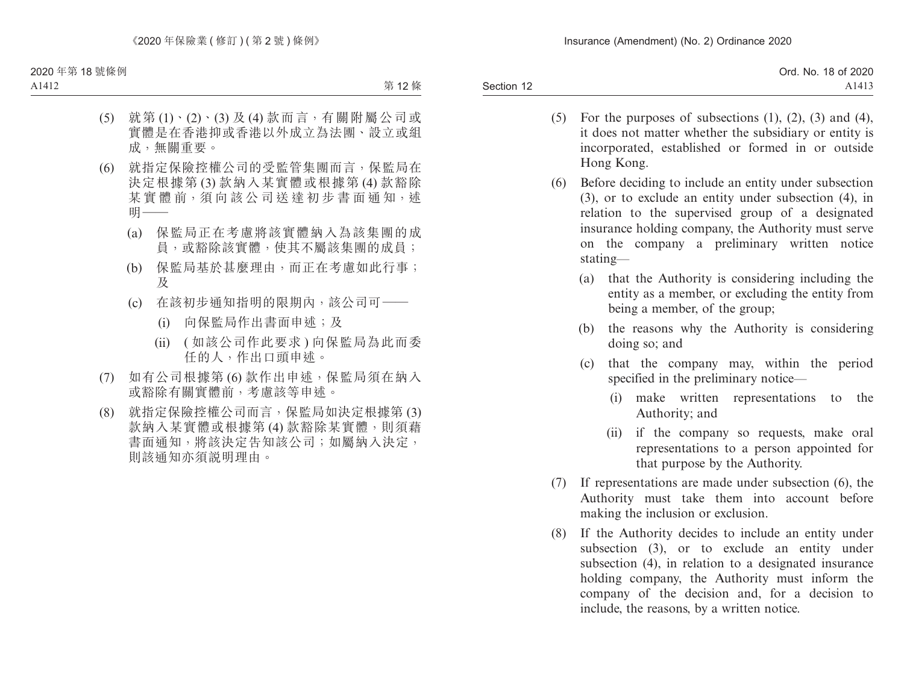(5) 就第 (1)、(2)、(3) 及 (4) 款而言，有關附屬公司或實體是在香港抑或香港以外成立為法團、設立或組成，無關重要。

(6) 就指定保險控權公司的受監管集團而言，保監局在決定根據第 (3) 款納入某實體或根據第 (4) 款豁除某實體前，須向該公司送達初步書面通知，述明——

  (a) 保監局正在考慮將該實體納入為該集團的成員，或豁除該實體，使其不屬該集團的成員；

  (b) 保監局基於甚麼理由，而正在考慮如此行事；及

  (c) 在該初步通知指明的限期內，該公司可——

    (i) 向保監局作出書面申述；及

    (ii) (如該公司作此要求) 向保監局為此而委任的人，作出口頭申述。

(7) 如有公司根據第 (6) 款作出申述，保監局須在納入或豁除有關實體前，考慮該等申述。

(8) 就指定保險控權公司而言，保監局如決定根據第 (3) 款納入某實體或根據第 (4) 款豁除某實體，則須藉書面通知，將該決定告知該公司；如屬納入決定，則該通知亦須說明理由。

(5) For the purposes of subsections (1), (2), (3) and (4), it does not matter whether the subsidiary or entity is incorporated, established or formed in or outside Hong Kong.

(6) Before deciding to include an entity under subsection (3), or to exclude an entity under subsection (4), in relation to the supervised group of a designated insurance holding company, the Authority must serve on the company a preliminary written notice stating—

  (a) that the Authority is considering including the entity as a member, or excluding the entity from being a member, of the group;

  (b) the reasons why the Authority is considering doing so; and

  (c) that the company may, within the period specified in the preliminary notice—

    (i) make written representations to the Authority; and

    (ii) if the company so requests, make oral representations to a person appointed for that purpose by the Authority.

(7) If representations are made under subsection (6), the Authority must take them into account before making the inclusion or exclusion.

(8) If the Authority decides to include an entity under subsection (3), or to exclude an entity under subsection (4), in relation to a designated insurance holding company, the Authority must inform the company of the decision and, for a decision to include, the reasons, by a written notice.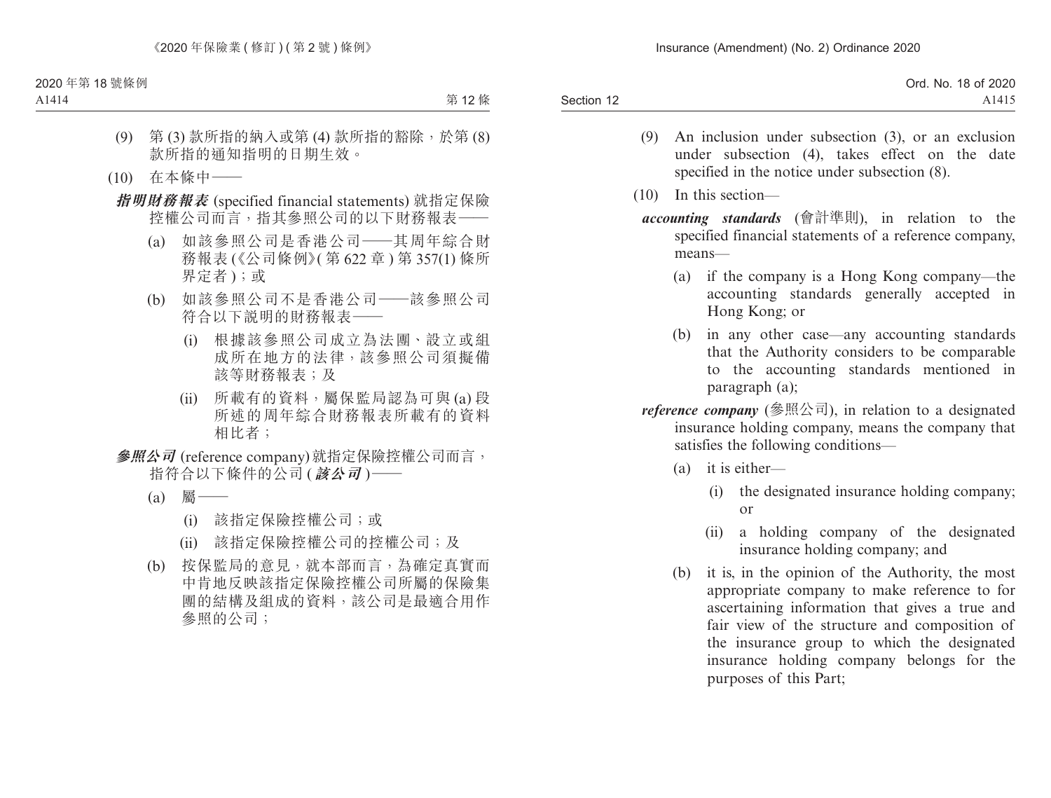(9) 第 (3) 款所指的納入或第 (4) 款所指的豁除，於第 (8) 款所指的通知指明的日期生效。

(10) 在本條中——

***指明財務報表*** (specified financial statements) 就指定保險控權公司而言，指其參照公司的以下財務報表——

(a) 如該參照公司是香港公司——其周年綜合財務報表 (《公司條例》(第 622 章) 第 357(1) 條所界定者)；或

(b) 如該參照公司不是香港公司——該參照公司符合以下說明的財務報表——

(i) 根據該參照公司成立為法團、設立或組成所在地方的法律，該參照公司須擬備該等財務報表；及

(ii) 所載有的資料，屬保監局認為可與 (a) 段所述的周年綜合財務報表所載有的資料相比者；

***參照公司*** (reference company) 就指定保險控權公司而言，指符合以下條件的公司 (***該公司***)——

(a) 屬——

(i) 該指定保險控權公司；或

(ii) 該指定保險控權公司的控權公司；及

(b) 按保監局的意見，就本部而言，為確定真實而中肯地反映該指定保險控權公司所屬的保險集團的結構及組成的資料，該公司是最適合用作參照的公司；

(9) An inclusion under subsection (3), or an exclusion under subsection (4), takes effect on the date specified in the notice under subsection (8).

(10) In this section—

***accounting standards*** (會計準則), in relation to the specified financial statements of a reference company, means—

(a) if the company is a Hong Kong company—the accounting standards generally accepted in Hong Kong; or

(b) in any other case—any accounting standards that the Authority considers to be comparable to the accounting standards mentioned in paragraph (a);

***reference company*** (參照公司), in relation to a designated insurance holding company, means the company that satisfies the following conditions—

(a) it is either—

(i) the designated insurance holding company; or

(ii) a holding company of the designated insurance holding company; and

(b) it is, in the opinion of the Authority, the most appropriate company to make reference to for ascertaining information that gives a true and fair view of the structure and composition of the insurance group to which the designated insurance holding company belongs for the purposes of this Part;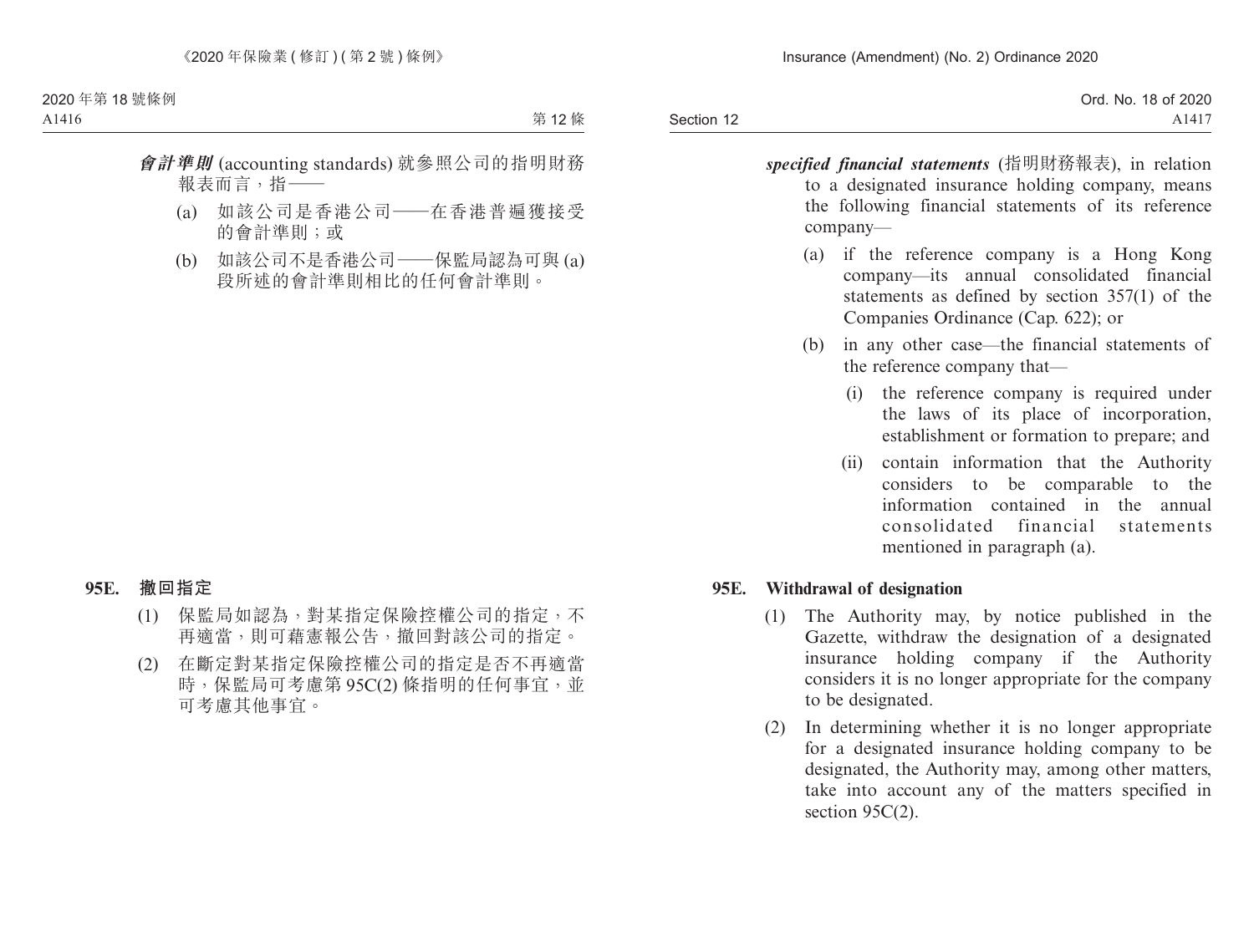***會計準則*** (accounting standards) 就參照公司的指明財務報表而言，指——

(a) 如該公司是香港公司——在香港普遍獲接受的會計準則；或

(b) 如該公司不是香港公司——保監局認為可與 (a) 段所述的會計準則相比的任何會計準則。

***specified financial statements*** (指明財務報表), in relation to a designated insurance holding company, means the following financial statements of its reference company—

(a) if the reference company is a Hong Kong company—its annual consolidated financial statements as defined by section 357(1) of the Companies Ordinance (Cap. 622); or

(b) in any other case—the financial statements of the reference company that—

(i) the reference company is required under the laws of its place of incorporation, establishment or formation to prepare; and

(ii) contain information that the Authority considers to be comparable to the information contained in the annual consolidated financial statements mentioned in paragraph (a).

**95E. 撤回指定**

(1) 保監局如認為，對某指定保險控權公司的指定，不再適當，則可藉憲報公告，撤回對該公司的指定。

(2) 在斷定對某指定保險控權公司的指定是否不再適當時，保監局可考慮第 95C(2) 條指明的任何事宜，並可考慮其他事宜。

**95E. Withdrawal of designation**

(1) The Authority may, by notice published in the Gazette, withdraw the designation of a designated insurance holding company if the Authority considers it is no longer appropriate for the company to be designated.

(2) In determining whether it is no longer appropriate for a designated insurance holding company to be designated, the Authority may, among other matters, take into account any of the matters specified in section 95C(2).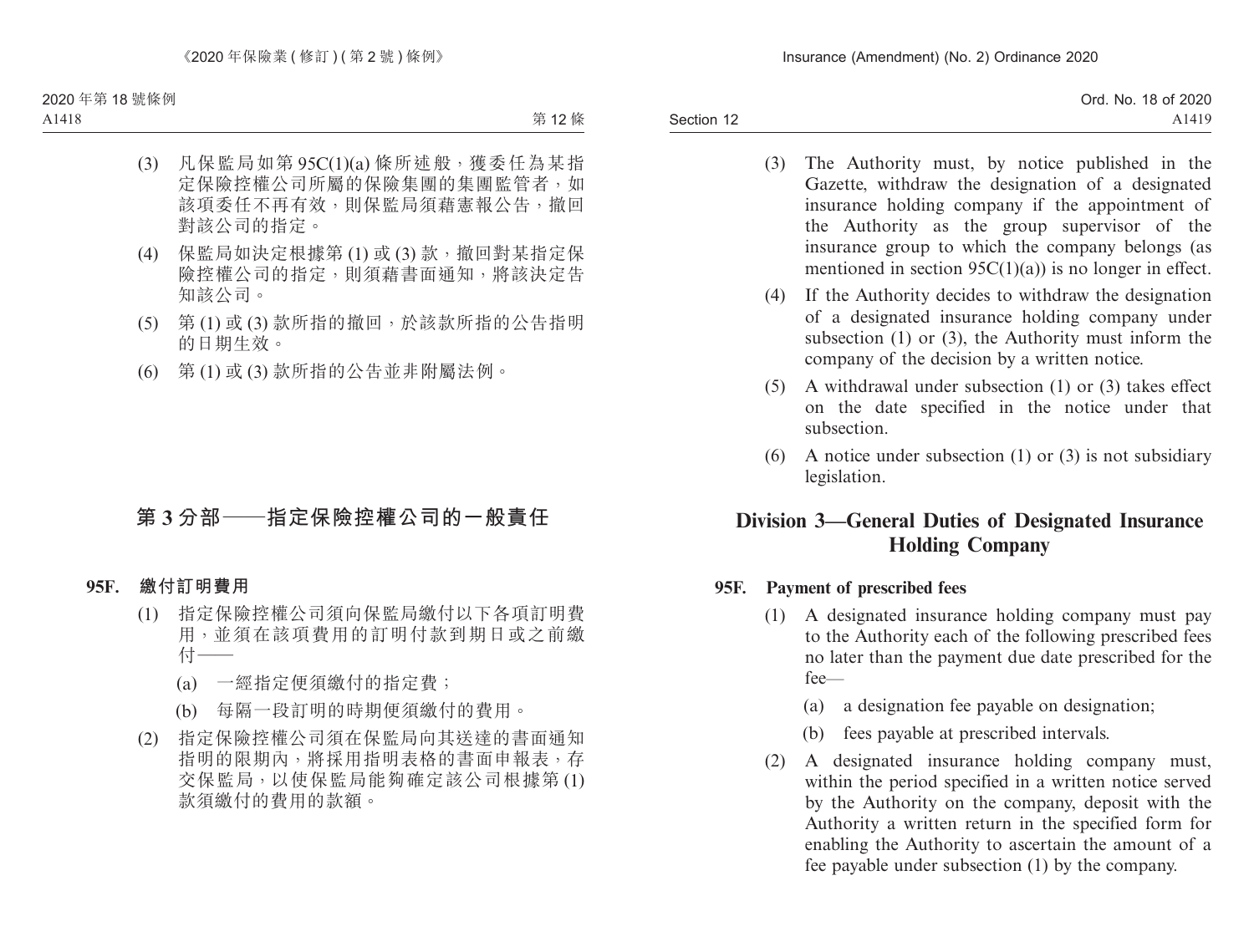(3) 凡保監局如第 95C(1)(a) 條所述般，獲委任為某指定保險控權公司所屬的保險集團的集團監管者，如該項委任不再有效，則保監局須藉憲報公告，撤回對該公司的指定。

(4) 保監局如決定根據第 (1) 或 (3) 款，撤回對某指定保險控權公司的指定，則須藉書面通知，將該決定告知該公司。

(5) 第 (1) 或 (3) 款所指的撤回，於該款所指的公告指明的日期生效。

(6) 第 (1) 或 (3) 款所指的公告並非附屬法例。

## 第 3 分部——指定保險控權公司的一般責任

### 95F. 繳付訂明費用

(1) 指定保險控權公司須向保監局繳付以下各項訂明費用，並須在該項費用的訂明付款到期日或之前繳付——

(a) 一經指定便須繳付的指定費；

(b) 每隔一段訂明的時期便須繳付的費用。

(2) 指定保險控權公司須在保監局向其送達的書面通知指明的限期內，將採用指明表格的書面申報表，存交保監局，以使保監局能夠確定該公司根據第 (1) 款須繳付的費用的款額。

(3) The Authority must, by notice published in the Gazette, withdraw the designation of a designated insurance holding company if the appointment of the Authority as the group supervisor of the insurance group to which the company belongs (as mentioned in section 95C(1)(a)) is no longer in effect.

(4) If the Authority decides to withdraw the designation of a designated insurance holding company under subsection (1) or (3), the Authority must inform the company of the decision by a written notice.

(5) A withdrawal under subsection (1) or (3) takes effect on the date specified in the notice under that subsection.

(6) A notice under subsection (1) or (3) is not subsidiary legislation.

## Division 3—General Duties of Designated Insurance Holding Company

### 95F. Payment of prescribed fees

(1) A designated insurance holding company must pay to the Authority each of the following prescribed fees no later than the payment due date prescribed for the fee—

(a) a designation fee payable on designation;

(b) fees payable at prescribed intervals.

(2) A designated insurance holding company must, within the period specified in a written notice served by the Authority on the company, deposit with the Authority a written return in the specified form for enabling the Authority to ascertain the amount of a fee payable under subsection (1) by the company.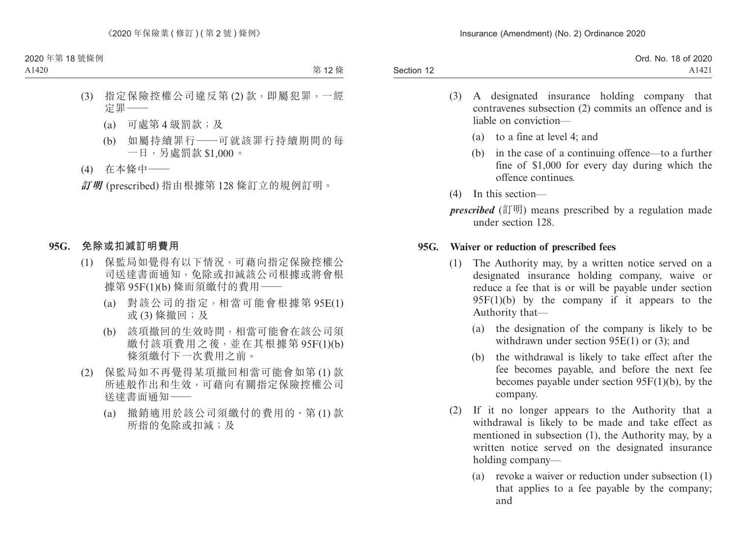(3) 指定保險控權公司違反第 (2) 款，即屬犯罪，一經定罪——

(a) 可處第 4 級罰款；及

(b) 如屬持續罪行——可就該罪行持續期間的每一日，另處罰款 $1,000。

(4) 在本條中——

***訂明*** (prescribed) 指由根據第 128 條訂立的規例訂明。

### 95G. 免除或扣減訂明費用

(1) 保監局如覺得有以下情況，可藉向指定保險控權公司送達書面通知，免除或扣減該公司根據或將會根據第 95F(1)(b) 條而須繳付的費用——

(a) 對該公司的指定，相當可能會根據第 95E(1) 或 (3) 條撤回；及

(b) 該項撤回的生效時間，相當可能會在該公司須繳付該項費用之後，並在其根據第 95F(1)(b) 條須繳付下一次費用之前。

(2) 保監局如不再覺得某項撤回相當可能會如第 (1) 款所述般作出和生效，可藉向有關指定保險控權公司送達書面通知——

(a) 撤銷適用於該公司須繳付的費用的、第 (1) 款所指的免除或扣減；及

(3) A designated insurance holding company that contravenes subsection (2) commits an offence and is liable on conviction—

(a) to a fine at level 4; and

(b) in the case of a continuing offence—to a further fine of $1,000 for every day during which the offence continues.

(4) In this section—

***prescribed*** (訂明) means prescribed by a regulation made under section 128.

### 95G. Waiver or reduction of prescribed fees

(1) The Authority may, by a written notice served on a designated insurance holding company, waive or reduce a fee that is or will be payable under section 95F(1)(b) by the company if it appears to the Authority that—

(a) the designation of the company is likely to be withdrawn under section 95E(1) or (3); and

(b) the withdrawal is likely to take effect after the fee becomes payable, and before the next fee becomes payable under section 95F(1)(b), by the company.

(2) If it no longer appears to the Authority that a withdrawal is likely to be made and take effect as mentioned in subsection (1), the Authority may, by a written notice served on the designated insurance holding company—

(a) revoke a waiver or reduction under subsection (1) that applies to a fee payable by the company; and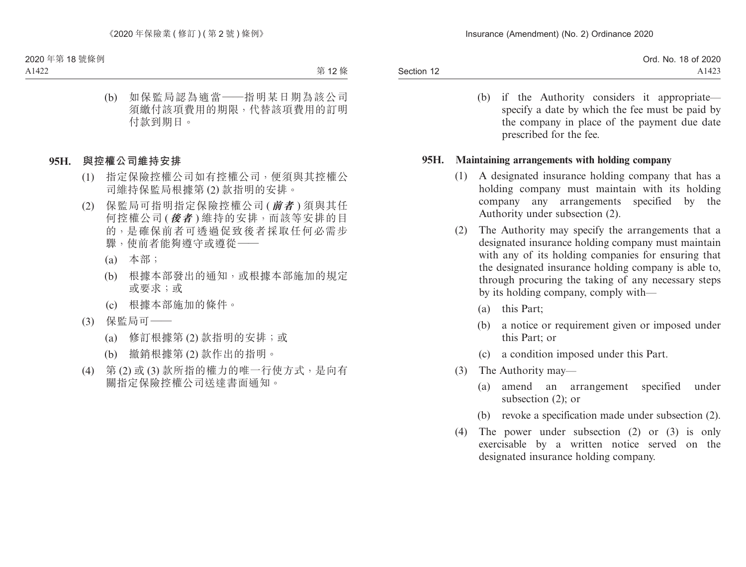(b) 如保監局認為適當——指明某日期為該公司須繳付該項費用的期限，代替該項費用的訂明付款到期日。

**95H. 與控權公司維持安排**

(1) 指定保險控權公司如有控權公司，便須與其控權公司維持保監局根據第 (2) 款指明的安排。

(2) 保監局可指明指定保險控權公司 (***前者***) 須與其任何控權公司 (***後者***) 維持的安排，而該等安排的目的，是確保前者可透過促致後者採取任何必需步驟，使前者能夠遵守或遵從——

(a) 本部；

(b) 根據本部發出的通知，或根據本部施加的規定或要求；或

(c) 根據本部施加的條件。

(3) 保監局可——

(a) 修訂根據第 (2) 款指明的安排；或

(b) 撤銷根據第 (2) 款作出的指明。

(4) 第 (2) 或 (3) 款所指的權力的唯一行使方式，是向有關指定保險控權公司送達書面通知。

(b) if the Authority considers it appropriate—specify a date by which the fee must be paid by the company in place of the payment due date prescribed for the fee.

**95H. Maintaining arrangements with holding company**

(1) A designated insurance holding company that has a holding company must maintain with its holding company any arrangements specified by the Authority under subsection (2).

(2) The Authority may specify the arrangements that a designated insurance holding company must maintain with any of its holding companies for ensuring that the designated insurance holding company is able to, through procuring the taking of any necessary steps by its holding company, comply with—

(a) this Part;

(b) a notice or requirement given or imposed under this Part; or

(c) a condition imposed under this Part.

(3) The Authority may—

(a) amend an arrangement specified under subsection (2); or

(b) revoke a specification made under subsection (2).

(4) The power under subsection (2) or (3) is only exercisable by a written notice served on the designated insurance holding company.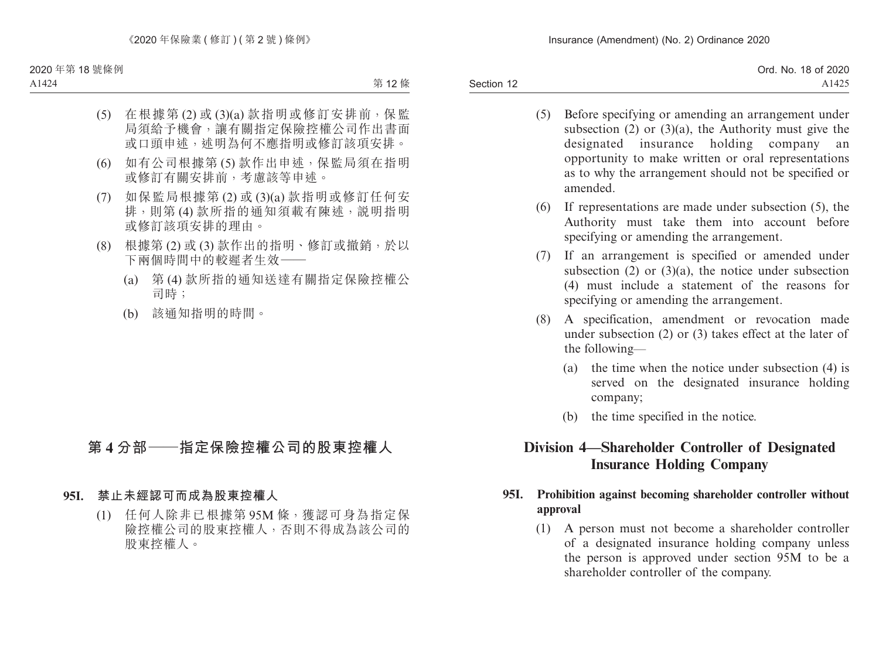(5) 在根據第 (2) 或 (3)(a) 款指明或修訂安排前，保監局須給予機會，讓有關指定保險控權公司作出書面或口頭申述，述明為何不應指明或修訂該項安排。

(6) 如有公司根據第 (5) 款作出申述，保監局須在指明或修訂有關安排前，考慮該等申述。

(7) 如保監局根據第 (2) 或 (3)(a) 款指明或修訂任何安排，則第 (4) 款所指的通知須載有陳述，説明指明或修訂該項安排的理由。

(8) 根據第 (2) 或 (3) 款作出的指明、修訂或撤銷，於以下兩個時間中的較遲者生效——

(a) 第 (4) 款所指的通知送達有關指定保險控權公司時；

(b) 該通知指明的時間。

## 第 4 分部——指定保險控權公司的股東控權人

### 95I. 禁止未經認可而成為股東控權人

(1) 任何人除非已根據第 95M 條，獲認可身為指定保險控權公司的股東控權人，否則不得成為該公司的股東控權人。

(5) Before specifying or amending an arrangement under subsection (2) or (3)(a), the Authority must give the designated insurance holding company an opportunity to make written or oral representations as to why the arrangement should not be specified or amended.

(6) If representations are made under subsection (5), the Authority must take them into account before specifying or amending the arrangement.

(7) If an arrangement is specified or amended under subsection (2) or (3)(a), the notice under subsection (4) must include a statement of the reasons for specifying or amending the arrangement.

(8) A specification, amendment or revocation made under subsection (2) or (3) takes effect at the later of the following—

(a) the time when the notice under subsection (4) is served on the designated insurance holding company;

(b) the time specified in the notice.

## Division 4—Shareholder Controller of Designated Insurance Holding Company

### 95I. Prohibition against becoming shareholder controller without approval

(1) A person must not become a shareholder controller of a designated insurance holding company unless the person is approved under section 95M to be a shareholder controller of the company.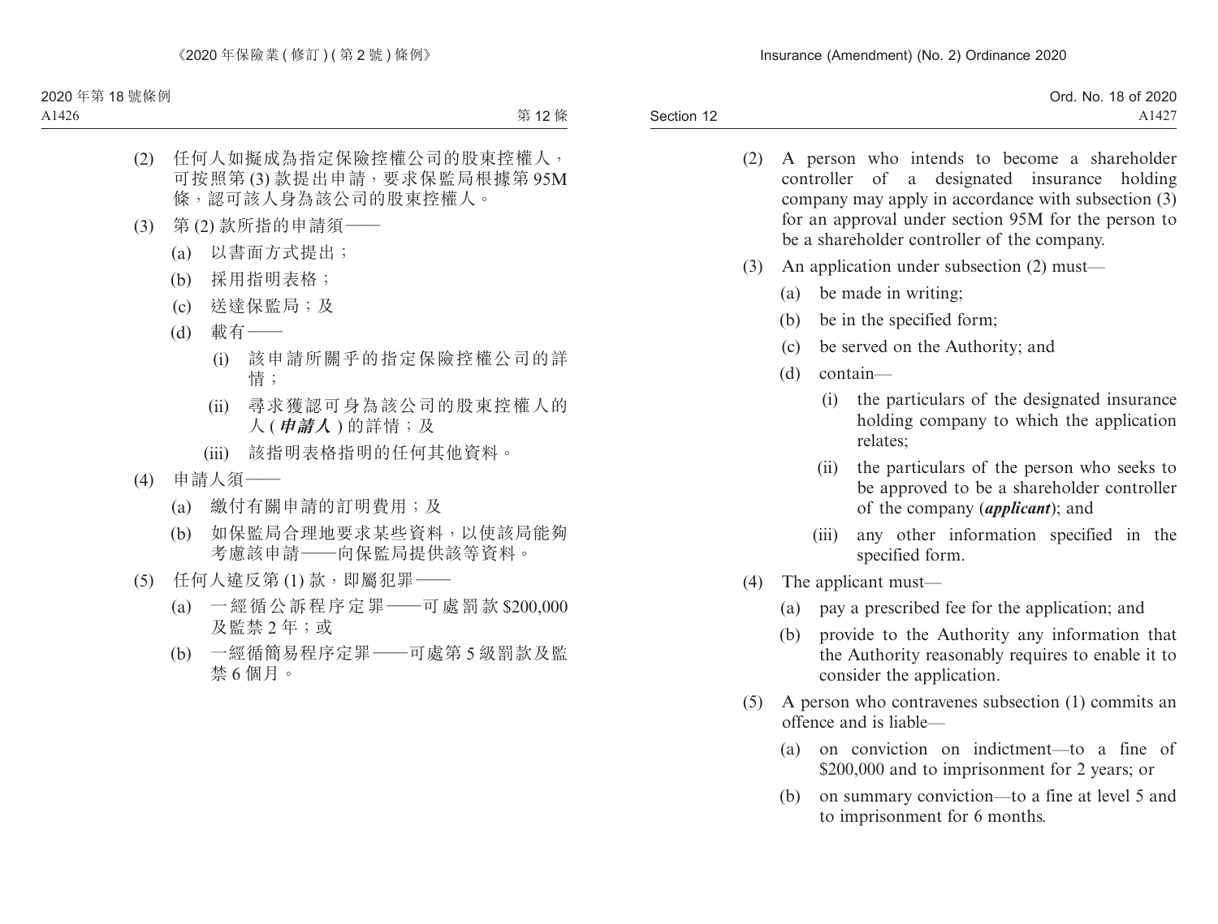(2) 任何人如擬成為指定保險控權公司的股東控權人，可按照第 (3) 款提出申請，要求保監局根據第 95M 條，認可該人身為該公司的股東控權人。

(3) 第 (2) 款所指的申請須——

(a) 以書面方式提出；

(b) 採用指明表格；

(c) 送達保監局；及

(d) 載有——

(i) 該申請所關乎的指定保險控權公司的詳情；

(ii) 尋求獲認可身為該公司的股東控權人的人 (***申請人***) 的詳情；及

(iii) 該指明表格指明的任何其他資料。

(4) 申請人須——

(a) 繳付有關申請的訂明費用；及

(b) 如保監局合理地要求某些資料，以使該局能夠考慮該申請——向保監局提供該等資料。

(5) 任何人違反第 (1) 款，即屬犯罪——

(a) 一經循公訴程序定罪——可處罰款 $200,000 及監禁 2 年；或

(b) 一經循簡易程序定罪——可處第 5 級罰款及監禁 6 個月。

(2) A person who intends to become a shareholder controller of a designated insurance holding company may apply in accordance with subsection (3) for an approval under section 95M for the person to be a shareholder controller of the company.

(3) An application under subsection (2) must—

(a) be made in writing;

(b) be in the specified form;

(c) be served on the Authority; and

(d) contain—

(i) the particulars of the designated insurance holding company to which the application relates;

(ii) the particulars of the person who seeks to be approved to be a shareholder controller of the company (***applicant***); and

(iii) any other information specified in the specified form.

(4) The applicant must—

(a) pay a prescribed fee for the application; and

(b) provide to the Authority any information that the Authority reasonably requires to enable it to consider the application.

(5) A person who contravenes subsection (1) commits an offence and is liable—

(a) on conviction on indictment—to a fine of $200,000 and to imprisonment for 2 years; or

(b) on summary conviction—to a fine at level 5 and to imprisonment for 6 months.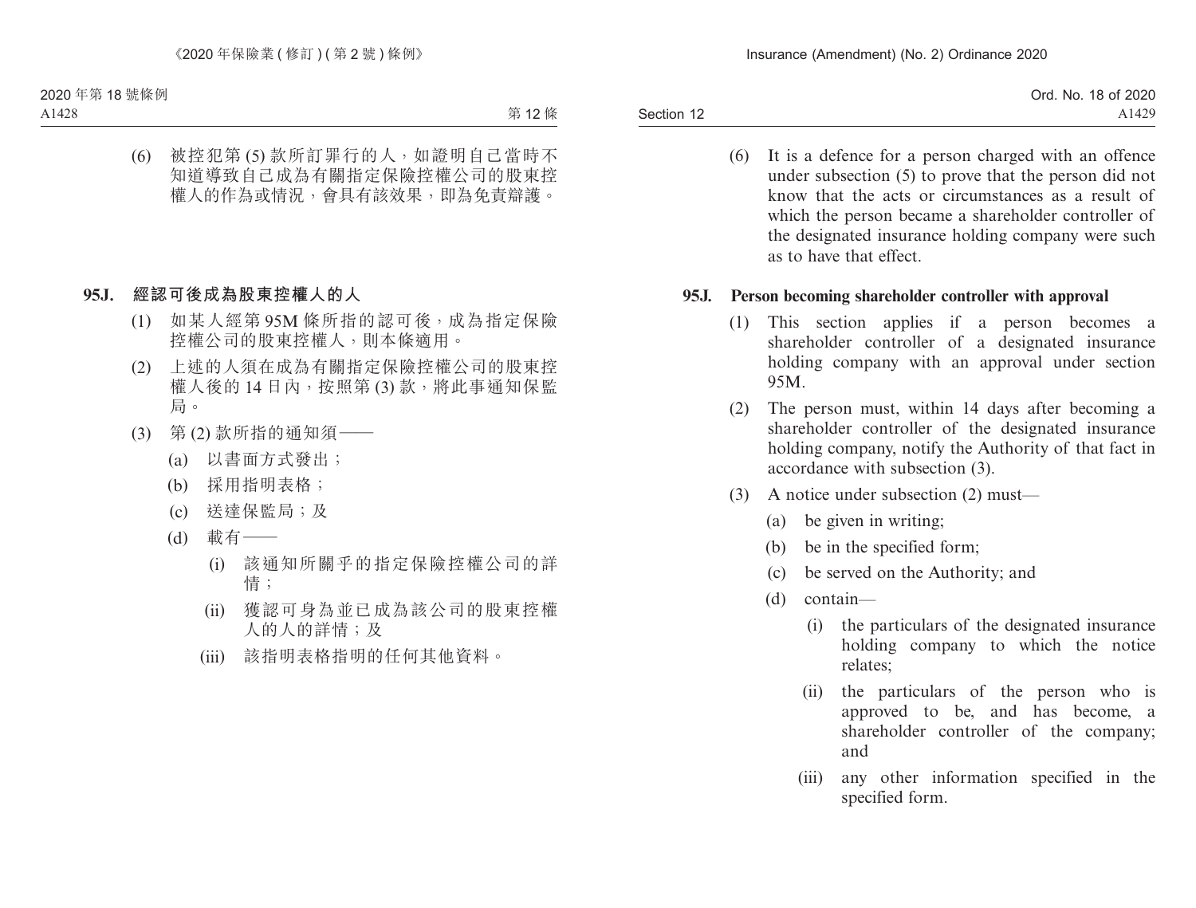(6) 被控犯第 (5) 款所訂罪行的人，如證明自己當時不知道導致自己成為有關指定保險控權公司的股東控權人的作為或情況，會具有該效果，即為免責辯護。

### 95J. 經認可後成為股東控權人的人

(1) 如某人經第 95M 條所指的認可後，成為指定保險控權公司的股東控權人，則本條適用。

(2) 上述的人須在成為有關指定保險控權公司的股東控權人後的 14 日內，按照第 (3) 款，將此事通知保監局。

(3) 第 (2) 款所指的通知須——

(a) 以書面方式發出；

(b) 採用指明表格；

(c) 送達保監局；及

(d) 載有——

(i) 該通知所關乎的指定保險控權公司的詳情；

(ii) 獲認可身為並已成為該公司的股東控權人的人的詳情；及

(iii) 該指明表格指明的任何其他資料。

(6) It is a defence for a person charged with an offence under subsection (5) to prove that the person did not know that the acts or circumstances as a result of which the person became a shareholder controller of the designated insurance holding company were such as to have that effect.

### 95J. Person becoming shareholder controller with approval

(1) This section applies if a person becomes a shareholder controller of a designated insurance holding company with an approval under section 95M.

(2) The person must, within 14 days after becoming a shareholder controller of the designated insurance holding company, notify the Authority of that fact in accordance with subsection (3).

(3) A notice under subsection (2) must—

(a) be given in writing;

(b) be in the specified form;

(c) be served on the Authority; and

(d) contain—

(i) the particulars of the designated insurance holding company to which the notice relates;

(ii) the particulars of the person who is approved to be, and has become, a shareholder controller of the company; and

(iii) any other information specified in the specified form.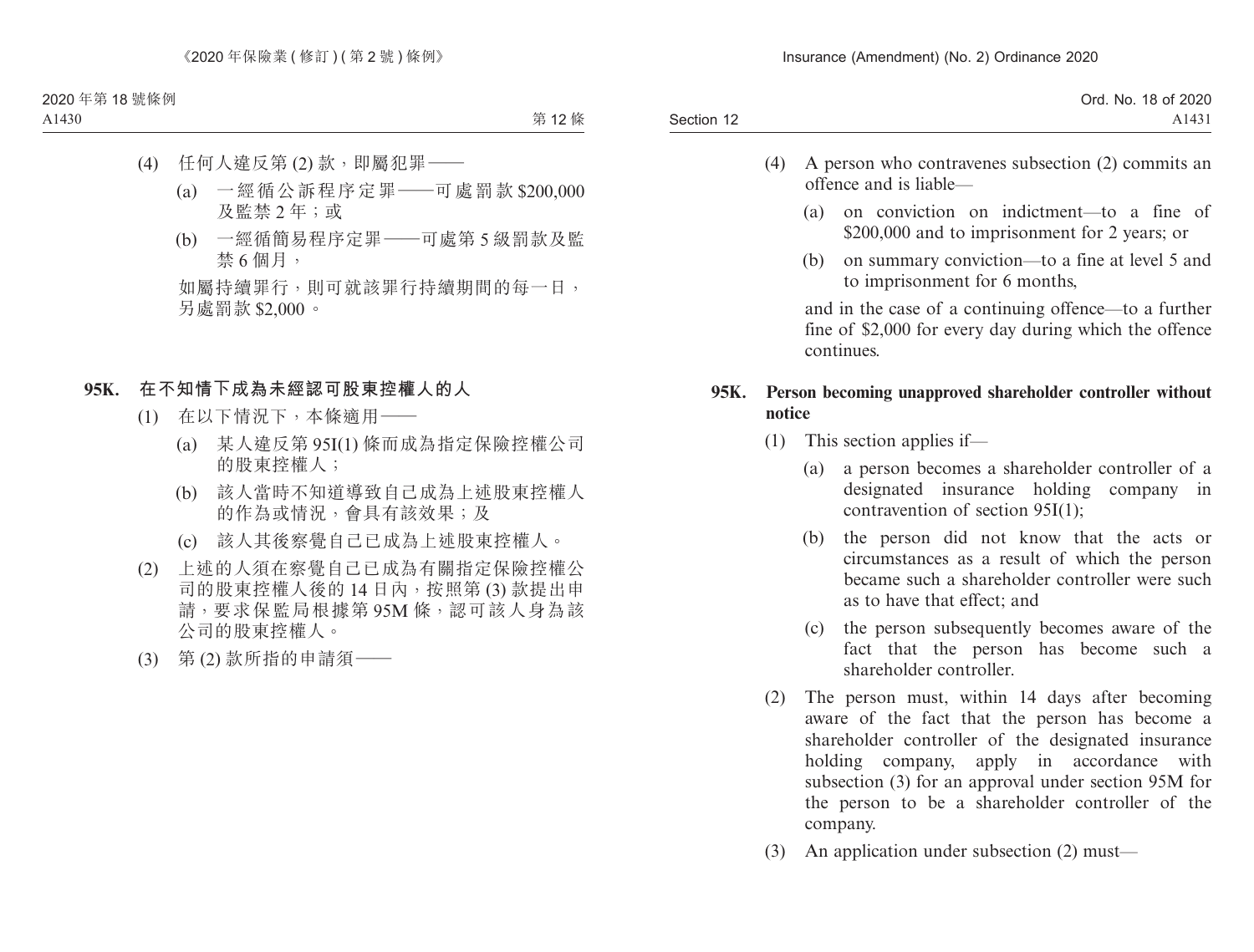(4) 任何人違反第 (2) 款，即屬犯罪——

(a) 一經循公訴程序定罪——可處罰款 $200,000 及監禁 2 年；或

(b) 一經循簡易程序定罪——可處第 5 級罰款及監禁 6 個月，

如屬持續罪行，則可就該罪行持續期間的每一日，另處罰款 $2,000。

**95K. 在不知情下成為未經認可股東控權人的人**

(1) 在以下情況下，本條適用——

(a) 某人違反第 95I(1) 條而成為指定保險控權公司的股東控權人；

(b) 該人當時不知道導致自己成為上述股東控權人的作為或情況，會具有該效果；及

(c) 該人其後察覺自己已成為上述股東控權人。

(2) 上述的人須在察覺自己已成為有關指定保險控權公司的股東控權人後的 14 日內，按照第 (3) 款提出申請，要求保監局根據第 95M 條，認可該人身為該公司的股東控權人。

(3) 第 (2) 款所指的申請須——

(4) A person who contravenes subsection (2) commits an offence and is liable—

(a) on conviction on indictment—to a fine of $200,000 and to imprisonment for 2 years; or

(b) on summary conviction—to a fine at level 5 and to imprisonment for 6 months,

and in the case of a continuing offence—to a further fine of $2,000 for every day during which the offence continues.

**95K. Person becoming unapproved shareholder controller without notice**

(1) This section applies if—

(a) a person becomes a shareholder controller of a designated insurance holding company in contravention of section 95I(1);

(b) the person did not know that the acts or circumstances as a result of which the person became such a shareholder controller were such as to have that effect; and

(c) the person subsequently becomes aware of the fact that the person has become such a shareholder controller.

(2) The person must, within 14 days after becoming aware of the fact that the person has become a shareholder controller of the designated insurance holding company, apply in accordance with subsection (3) for an approval under section 95M for the person to be a shareholder controller of the company.

(3) An application under subsection (2) must—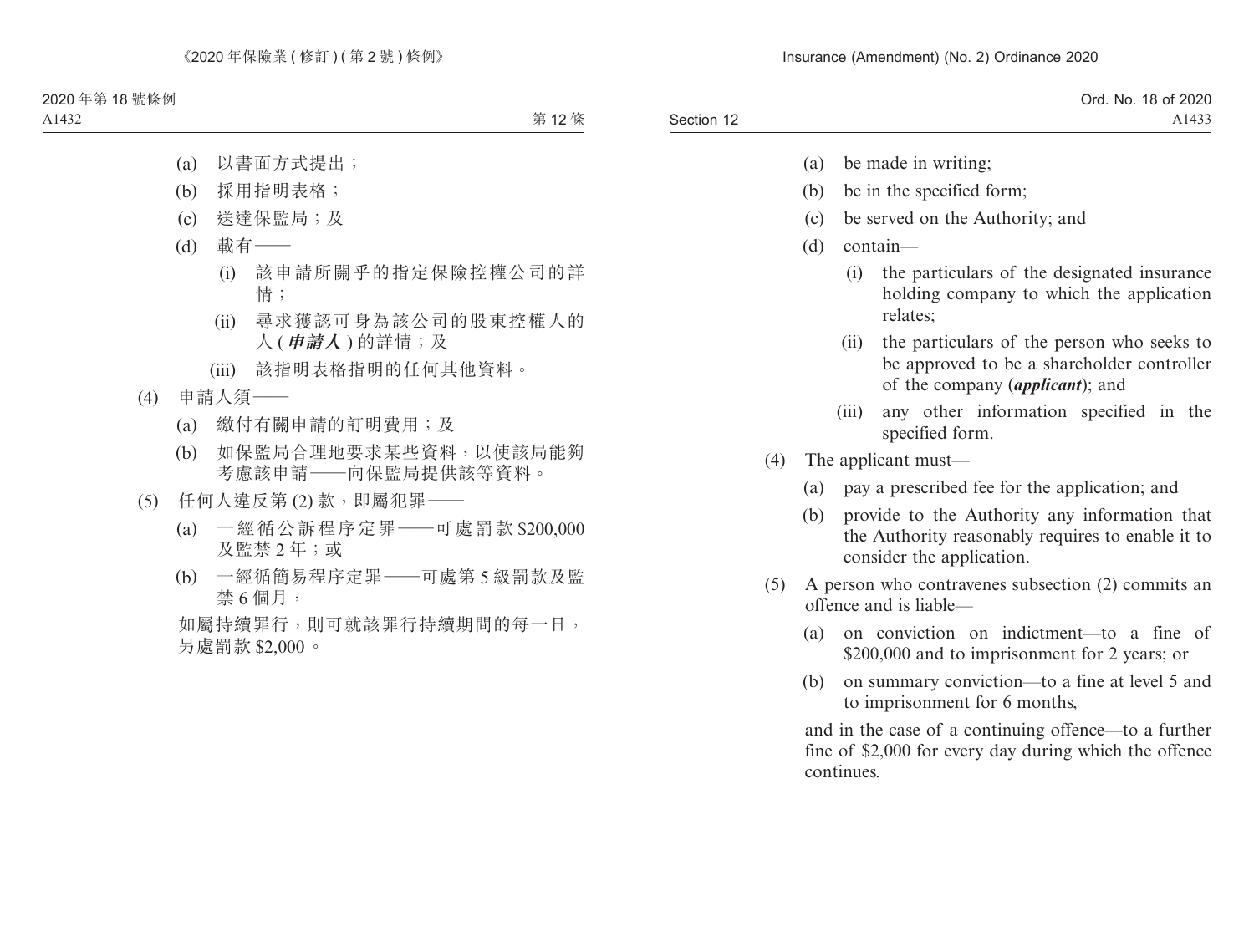(a) 以書面方式提出；

(b) 採用指明表格；

(c) 送達保監局；及

(d) 載有——

(i) 該申請所關乎的指定保險控權公司的詳情；

(ii) 尋求獲認可身為該公司的股東控權人的人 (***申請人***) 的詳情；及

(iii) 該指明表格指明的任何其他資料。

(4) 申請人須——

(a) 繳付有關申請的訂明費用；及

(b) 如保監局合理地要求某些資料，以使該局能夠考慮該申請——向保監局提供該等資料。

(5) 任何人違反第 (2) 款，即屬犯罪——

(a) 一經循公訴程序定罪——可處罰款 $200,000 及監禁 2 年；或

(b) 一經循簡易程序定罪——可處第 5 級罰款及監禁 6 個月，

如屬持續罪行，則可就該罪行持續期間的每一日，另處罰款 $2,000。

(a) be made in writing;

(b) be in the specified form;

(c) be served on the Authority; and

(d) contain—

(i) the particulars of the designated insurance holding company to which the application relates;

(ii) the particulars of the person who seeks to be approved to be a shareholder controller of the company (***applicant***); and

(iii) any other information specified in the specified form.

(4) The applicant must—

(a) pay a prescribed fee for the application; and

(b) provide to the Authority any information that the Authority reasonably requires to enable it to consider the application.

(5) A person who contravenes subsection (2) commits an offence and is liable—

(a) on conviction on indictment—to a fine of $200,000 and to imprisonment for 2 years; or

(b) on summary conviction—to a fine at level 5 and to imprisonment for 6 months,

and in the case of a continuing offence—to a further fine of $2,000 for every day during which the offence continues.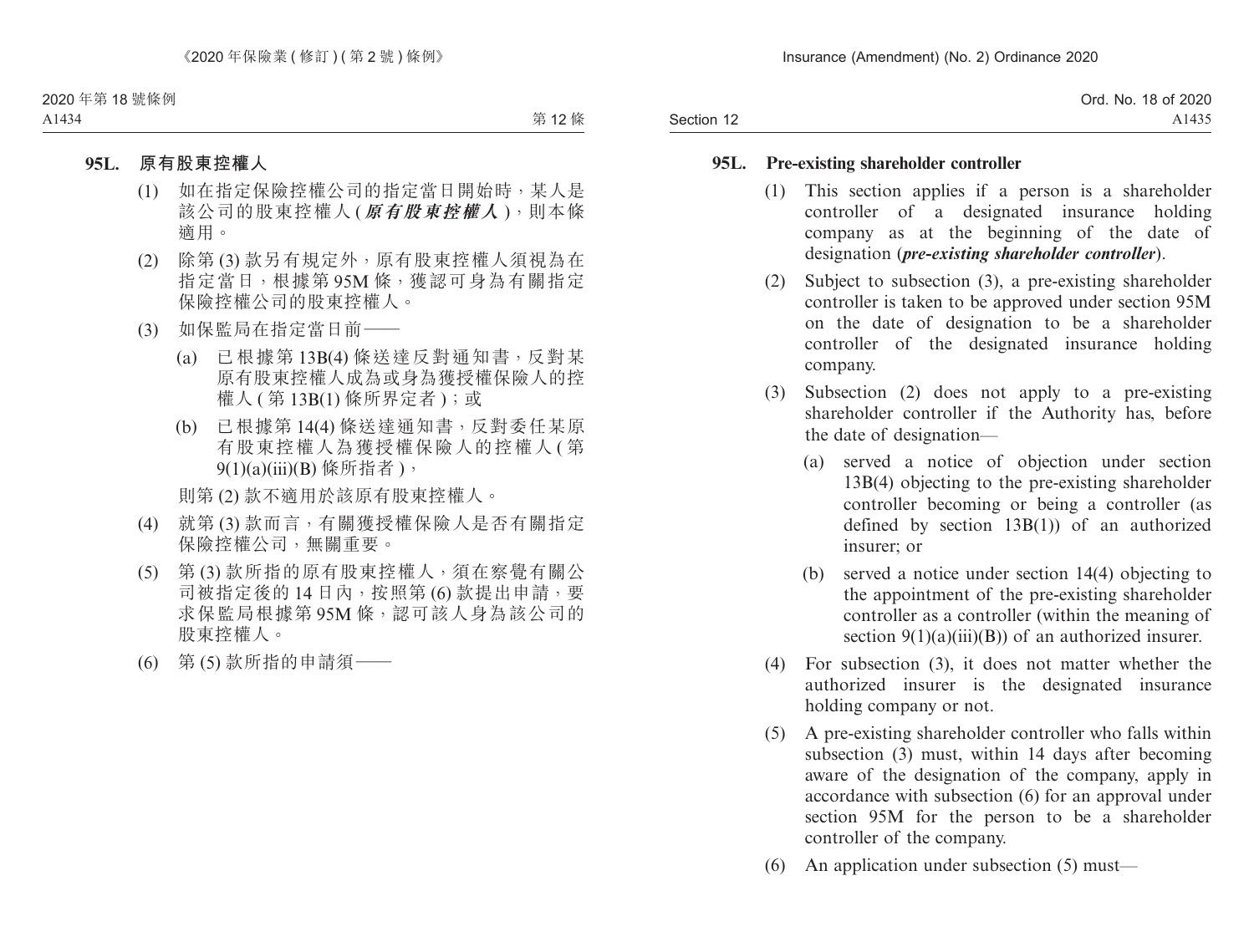**95L. 原有股東控權人**

(1) 如在指定保險控權公司的指定當日開始時，某人是該公司的股東控權人 (***原有股東控權人***)，則本條適用。

(2) 除第 (3) 款另有規定外，原有股東控權人須視為在指定當日，根據第 95M 條，獲認可身為有關指定保險控權公司的股東控權人。

(3) 如保監局在指定當日前——

(a) 已根據第 13B(4) 條送達反對通知書，反對某原有股東控權人成為或身為獲授權保險人的控權人 (第 13B(1) 條所界定者)；或

(b) 已根據第 14(4) 條送達通知書，反對委任某原有股東控權人為獲授權保險人的控權人 (第 9(1)(a)(iii)(B) 條所指者)，

則第 (2) 款不適用於該原有股東控權人。

(4) 就第 (3) 款而言，有關獲授權保險人是否有關指定保險控權公司，無關重要。

(5) 第 (3) 款所指的原有股東控權人，須在察覺有關公司被指定後的 14 日內，按照第 (6) 款提出申請，要求保監局根據第 95M 條，認可該人身為該公司的股東控權人。

(6) 第 (5) 款所指的申請須——

**95L. Pre-existing shareholder controller**

(1) This section applies if a person is a shareholder controller of a designated insurance holding company as at the beginning of the date of designation (***pre-existing shareholder controller***).

(2) Subject to subsection (3), a pre-existing shareholder controller is taken to be approved under section 95M on the date of designation to be a shareholder controller of the designated insurance holding company.

(3) Subsection (2) does not apply to a pre-existing shareholder controller if the Authority has, before the date of designation—

(a) served a notice of objection under section 13B(4) objecting to the pre-existing shareholder controller becoming or being a controller (as defined by section 13B(1)) of an authorized insurer; or

(b) served a notice under section 14(4) objecting to the appointment of the pre-existing shareholder controller as a controller (within the meaning of section 9(1)(a)(iii)(B)) of an authorized insurer.

(4) For subsection (3), it does not matter whether the authorized insurer is the designated insurance holding company or not.

(5) A pre-existing shareholder controller who falls within subsection (3) must, within 14 days after becoming aware of the designation of the company, apply in accordance with subsection (6) for an approval under section 95M for the person to be a shareholder controller of the company.

(6) An application under subsection (5) must—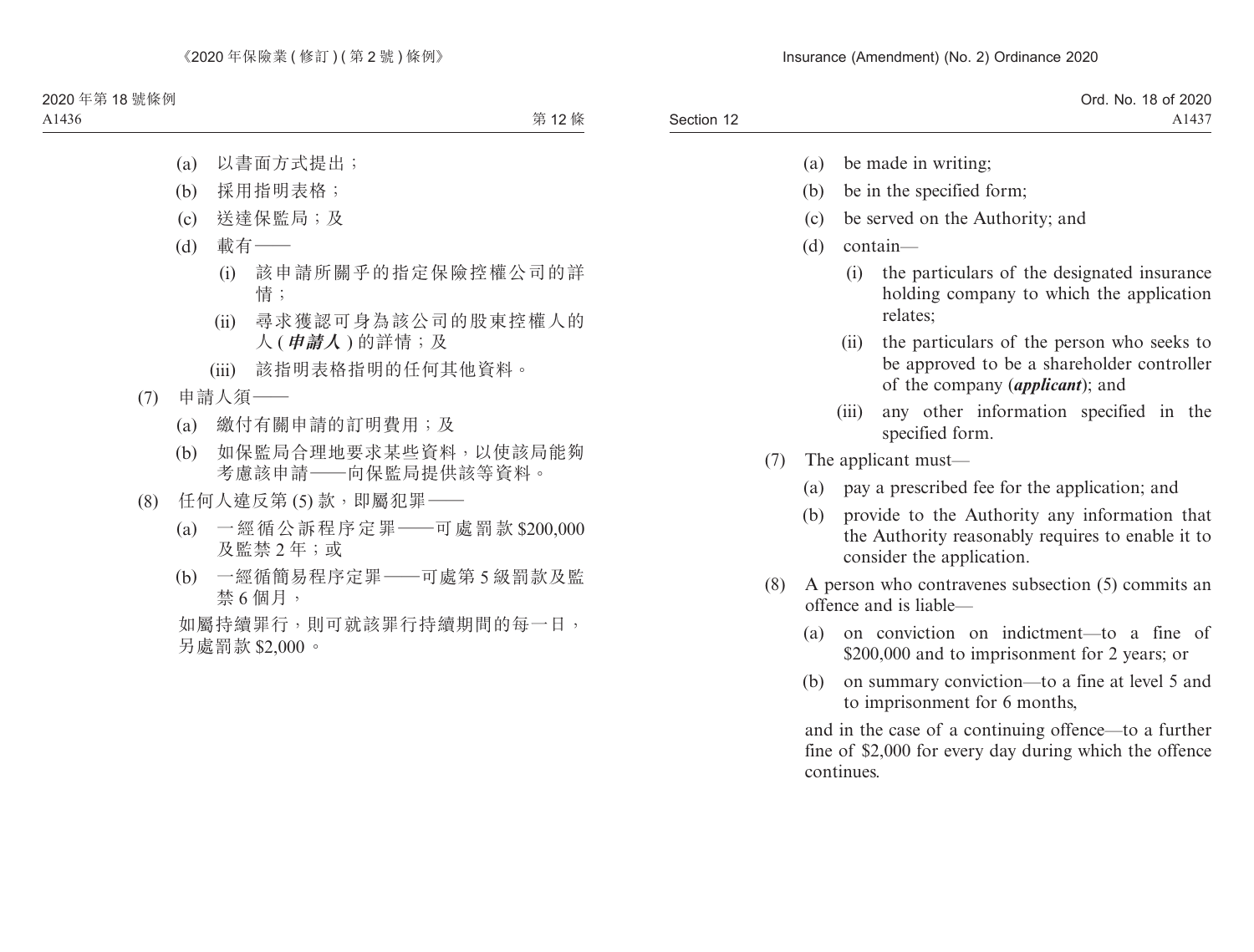(a) 以書面方式提出；

(b) 採用指明表格；

(c) 送達保監局；及

(d) 載有——

(i) 該申請所關乎的指定保險控權公司的詳情；

(ii) 尋求獲認可身為該公司的股東控權人的人 (***申請人***) 的詳情；及

(iii) 該指明表格指明的任何其他資料。

(7) 申請人須——

(a) 繳付有關申請的訂明費用；及

(b) 如保監局合理地要求某些資料，以使該局能夠考慮該申請——向保監局提供該等資料。

(8) 任何人違反第 (5) 款，即屬犯罪——

(a) 一經循公訴程序定罪——可處罰款 $200,000 及監禁 2 年；或

(b) 一經循簡易程序定罪——可處第 5 級罰款及監禁 6 個月，

如屬持續罪行，則可就該罪行持續期間的每一日，另處罰款 $2,000。

(a) be made in writing;

(b) be in the specified form;

(c) be served on the Authority; and

(d) contain—

(i) the particulars of the designated insurance holding company to which the application relates;

(ii) the particulars of the person who seeks to be approved to be a shareholder controller of the company (***applicant***); and

(iii) any other information specified in the specified form.

(7) The applicant must—

(a) pay a prescribed fee for the application; and

(b) provide to the Authority any information that the Authority reasonably requires to enable it to consider the application.

(8) A person who contravenes subsection (5) commits an offence and is liable—

(a) on conviction on indictment—to a fine of $200,000 and to imprisonment for 2 years; or

(b) on summary conviction—to a fine at level 5 and to imprisonment for 6 months,

and in the case of a continuing offence—to a further fine of $2,000 for every day during which the offence continues.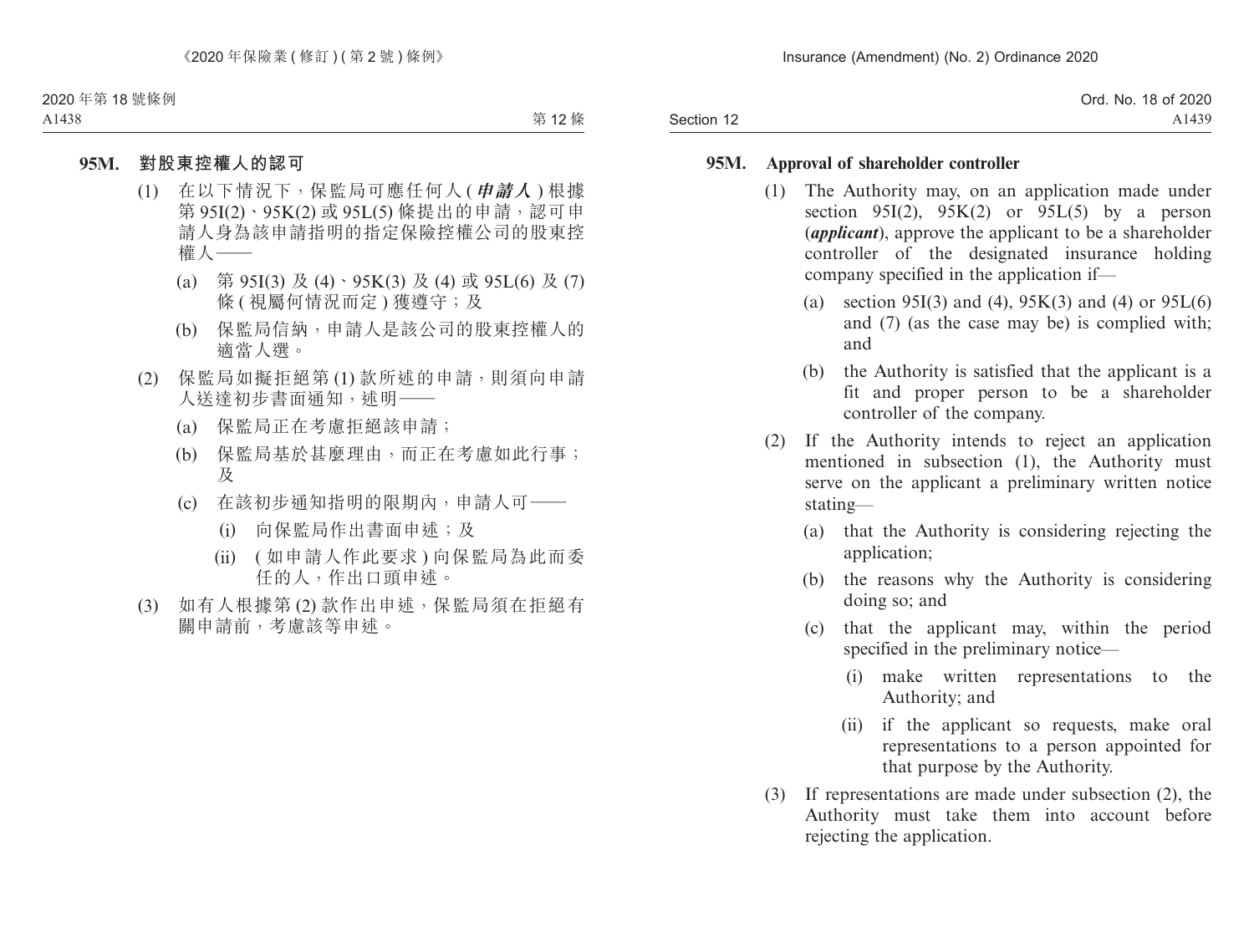### 95M. 對股東控權人的認可

(1) 在以下情況下，保監局可應任何人 (***申請人***) 根據第 95I(2)、95K(2) 或 95L(5) 條提出的申請，認可申請人身為該申請指明的指定保險控權公司的股東控權人——

(a) 第 95I(3) 及 (4)、95K(3) 及 (4) 或 95L(6) 及 (7) 條 (視屬何情況而定) 獲遵守；及

(b) 保監局信納，申請人是該公司的股東控權人的適當人選。

(2) 保監局如擬拒絕第 (1) 款所述的申請，則須向申請人送達初步書面通知，述明——

(a) 保監局正在考慮拒絕該申請；

(b) 保監局基於甚麼理由，而正在考慮如此行事；及

(c) 在該初步通知指明的限期內，申請人可——

(i) 向保監局作出書面申述；及

(ii) (如申請人作此要求) 向保監局為此而委任的人，作出口頭申述。

(3) 如有人根據第 (2) 款作出申述，保監局須在拒絕有關申請前，考慮該等申述。

### 95M. Approval of shareholder controller

(1) The Authority may, on an application made under section 95I(2), 95K(2) or 95L(5) by a person (***applicant***), approve the applicant to be a shareholder controller of the designated insurance holding company specified in the application if—

(a) section 95I(3) and (4), 95K(3) and (4) or 95L(6) and (7) (as the case may be) is complied with; and

(b) the Authority is satisfied that the applicant is a fit and proper person to be a shareholder controller of the company.

(2) If the Authority intends to reject an application mentioned in subsection (1), the Authority must serve on the applicant a preliminary written notice stating—

(a) that the Authority is considering rejecting the application;

(b) the reasons why the Authority is considering doing so; and

(c) that the applicant may, within the period specified in the preliminary notice—

(i) make written representations to the Authority; and

(ii) if the applicant so requests, make oral representations to a person appointed for that purpose by the Authority.

(3) If representations are made under subsection (2), the Authority must take them into account before rejecting the application.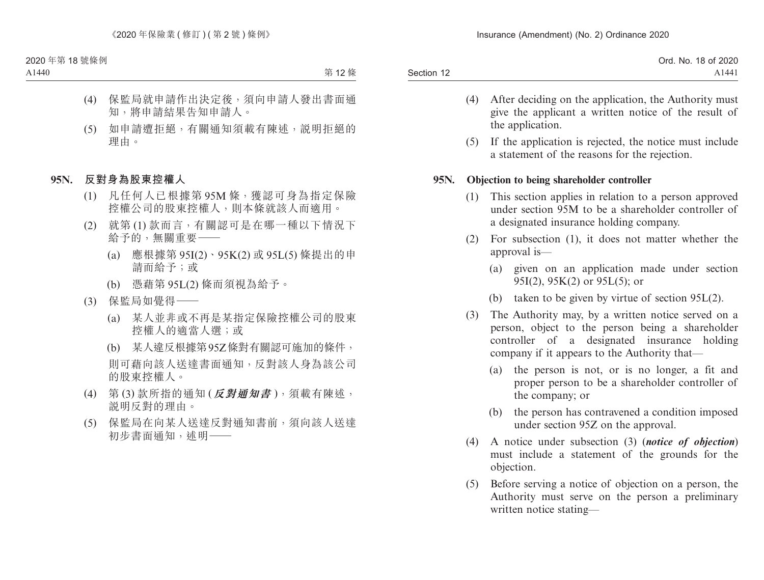(4) 保監局就申請作出決定後，須向申請人發出書面通知，將申請結果告知申請人。

(5) 如申請遭拒絕，有關通知須載有陳述，說明拒絕的理由。

**95N. 反對身為股東控權人**

(1) 凡任何人已根據第 95M 條，獲認可身為指定保險控權公司的股東控權人，則本條就該人而適用。

(2) 就第 (1) 款而言，有關認可是在哪一種以下情況下給予的，無關重要——

(a) 應根據第 95I(2)、95K(2) 或 95L(5) 條提出的申請而給予；或

(b) 憑藉第 95L(2) 條而須視為給予。

(3) 保監局如覺得——

(a) 某人並非或不再是某指定保險控權公司的股東控權人的適當人選；或

(b) 某人違反根據第 95Z 條對有關認可施加的條件，

則可藉向該人送達書面通知，反對該人身為該公司的股東控權人。

(4) 第 (3) 款所指的通知 (***反對通知書***)，須載有陳述，說明反對的理由。

(5) 保監局在向某人送達反對通知書前，須向該人送達初步書面通知，述明——

(4) After deciding on the application, the Authority must give the applicant a written notice of the result of the application.

(5) If the application is rejected, the notice must include a statement of the reasons for the rejection.

**95N. Objection to being shareholder controller**

(1) This section applies in relation to a person approved under section 95M to be a shareholder controller of a designated insurance holding company.

(2) For subsection (1), it does not matter whether the approval is—

(a) given on an application made under section 95I(2), 95K(2) or 95L(5); or

(b) taken to be given by virtue of section 95L(2).

(3) The Authority may, by a written notice served on a person, object to the person being a shareholder controller of a designated insurance holding company if it appears to the Authority that—

(a) the person is not, or is no longer, a fit and proper person to be a shareholder controller of the company; or

(b) the person has contravened a condition imposed under section 95Z on the approval.

(4) A notice under subsection (3) (***notice of objection***) must include a statement of the grounds for the objection.

(5) Before serving a notice of objection on a person, the Authority must serve on the person a preliminary written notice stating—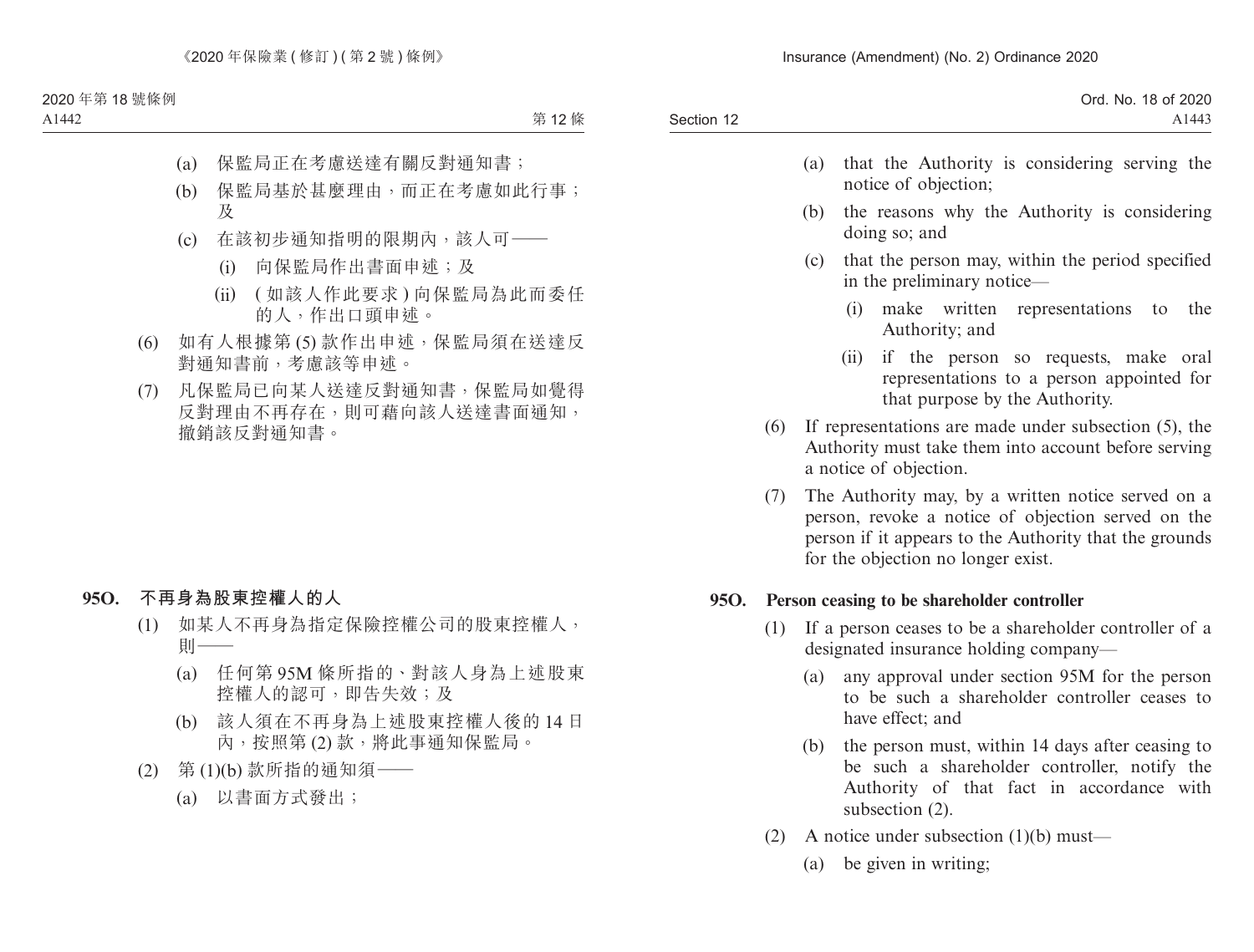(a) 保監局正在考慮送達有關反對通知書；

(b) 保監局基於甚麼理由，而正在考慮如此行事；及

(c) 在該初步通知指明的限期內，該人可——

(i) 向保監局作出書面申述；及

(ii) (如該人作此要求)向保監局為此而委任的人，作出口頭申述。

(6) 如有人根據第(5)款作出申述，保監局須在送達反對通知書前，考慮該等申述。

(7) 凡保監局已向某人送達反對通知書，保監局如覺得反對理由不再存在，則可藉向該人送達書面通知，撤銷該反對通知書。

**95O. 不再身為股東控權人的人**

(1) 如某人不再身為指定保險控權公司的股東控權人，則——

(a) 任何第95M條所指的、對該人身為上述股東控權人的認可，即告失效；及

(b) 該人須在不再身為上述股東控權人後的14日內，按照第(2)款，將此事通知保監局。

(2) 第(1)(b)款所指的通知須——

(a) 以書面方式發出；

(a) that the Authority is considering serving the notice of objection;

(b) the reasons why the Authority is considering doing so; and

(c) that the person may, within the period specified in the preliminary notice—

(i) make written representations to the Authority; and

(ii) if the person so requests, make oral representations to a person appointed for that purpose by the Authority.

(6) If representations are made under subsection (5), the Authority must take them into account before serving a notice of objection.

(7) The Authority may, by a written notice served on a person, revoke a notice of objection served on the person if it appears to the Authority that the grounds for the objection no longer exist.

**95O. Person ceasing to be shareholder controller**

(1) If a person ceases to be a shareholder controller of a designated insurance holding company—

(a) any approval under section 95M for the person to be such a shareholder controller ceases to have effect; and

(b) the person must, within 14 days after ceasing to be such a shareholder controller, notify the Authority of that fact in accordance with subsection (2).

(2) A notice under subsection (1)(b) must—

(a) be given in writing;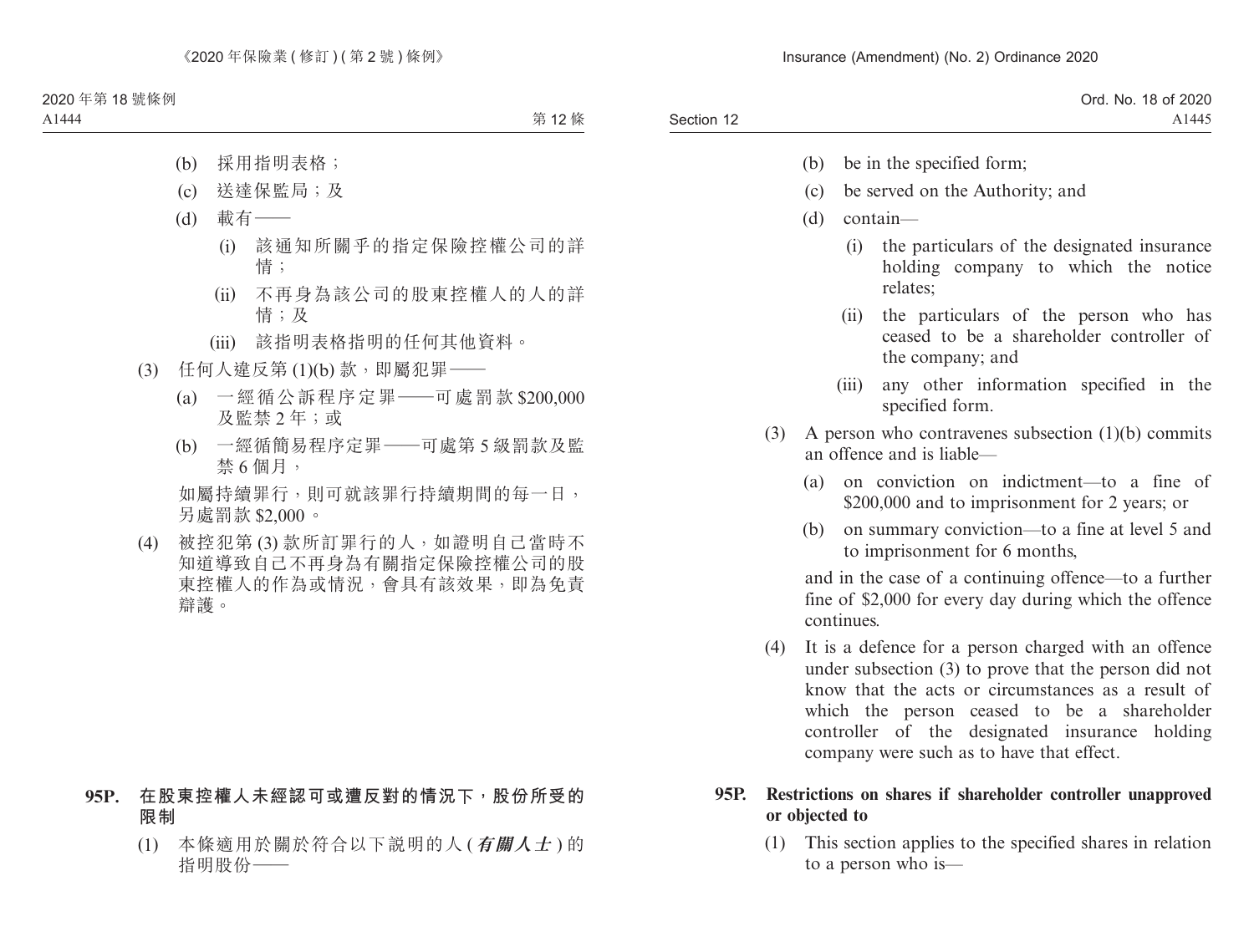(b) 採用指明表格;

(c) 送達保監局;及

(d) 載有——

(i) 該通知所關乎的指定保險控權公司的詳情;

(ii) 不再身為該公司的股東控權人的人的詳情;及

(iii) 該指明表格指明的任何其他資料。

(3) 任何人違反第 (1)(b) 款,即屬犯罪——

(a) 一經循公訴程序定罪——可處罰款 $200,000 及監禁 2 年;或

(b) 一經循簡易程序定罪——可處第 5 級罰款及監禁 6 個月,

如屬持續罪行,則可就該罪行持續期間的每一日,另處罰款 $2,000。

(4) 被控犯第 (3) 款所訂罪行的人,如證明自己當時不知道導致自己不再身為有關指定保險控權公司的股東控權人的作為或情況,會具有該效果,即為免責辯護。

**95P. 在股東控權人未經認可或遭反對的情況下,股份所受的限制**

(1) 本條適用於關於符合以下說明的人 (***有關人士***) 的指明股份——

(b) be in the specified form;

(c) be served on the Authority; and

(d) contain—

(i) the particulars of the designated insurance holding company to which the notice relates;

(ii) the particulars of the person who has ceased to be a shareholder controller of the company; and

(iii) any other information specified in the specified form.

(3) A person who contravenes subsection (1)(b) commits an offence and is liable—

(a) on conviction on indictment—to a fine of $200,000 and to imprisonment for 2 years; or

(b) on summary conviction—to a fine at level 5 and to imprisonment for 6 months,

and in the case of a continuing offence—to a further fine of $2,000 for every day during which the offence continues.

(4) It is a defence for a person charged with an offence under subsection (3) to prove that the person did not know that the acts or circumstances as a result of which the person ceased to be a shareholder controller of the designated insurance holding company were such as to have that effect.

**95P. Restrictions on shares if shareholder controller unapproved or objected to**

(1) This section applies to the specified shares in relation to a person who is—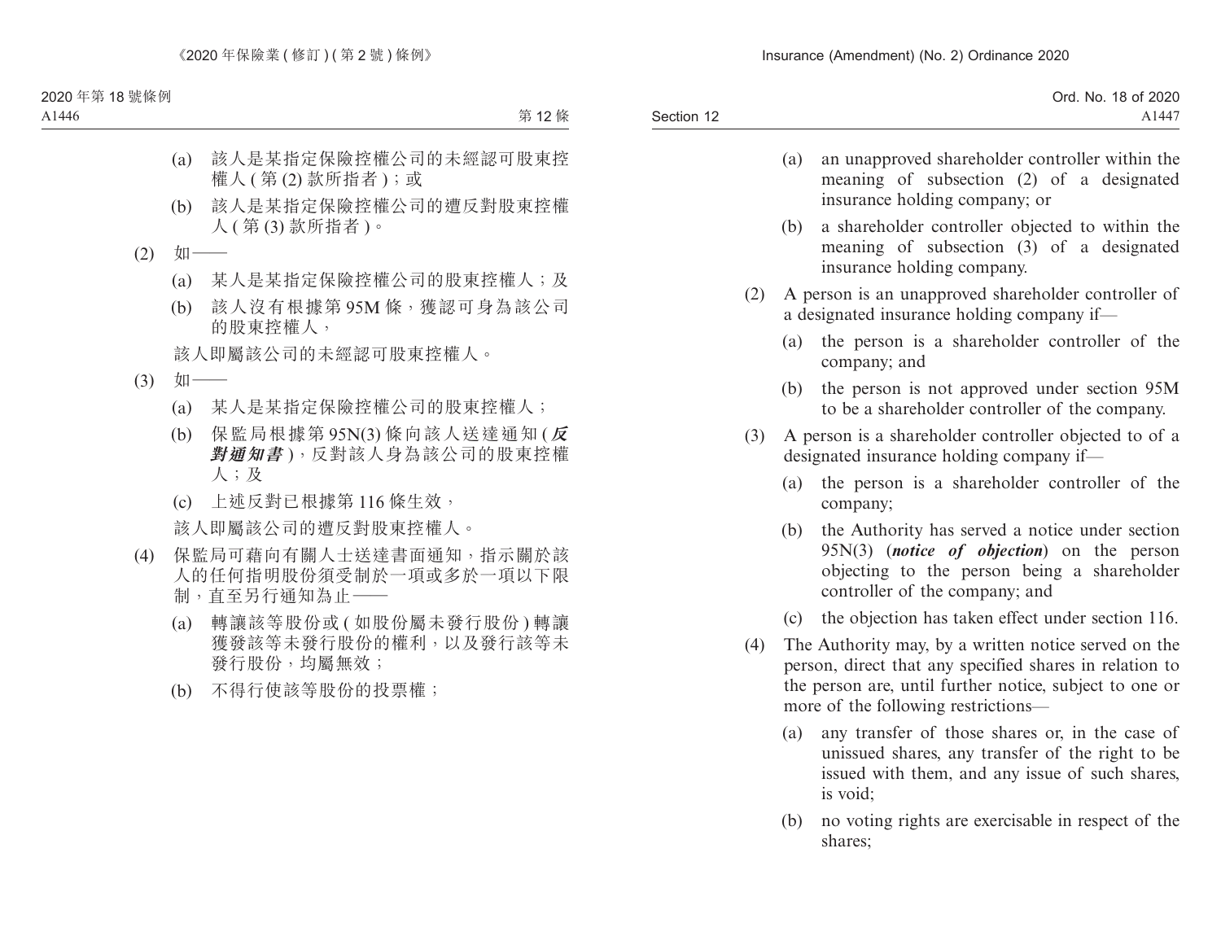(a) 該人是某指定保險控權公司的未經認可股東控權人 ( 第 (2) 款所指者 )；或

(b) 該人是某指定保險控權公司的遭反對股東控權人 ( 第 (3) 款所指者 )。

(2) 如——

(a) 某人是某指定保險控權公司的股東控權人；及

(b) 該人沒有根據第 95M 條，獲認可身為該公司的股東控權人，

該人即屬該公司的未經認可股東控權人。

(3) 如——

(a) 某人是某指定保險控權公司的股東控權人；

(b) 保監局根據第 95N(3) 條向該人送達通知 (***反對通知書***)，反對該人身為該公司的股東控權人；及

(c) 上述反對已根據第 116 條生效，

該人即屬該公司的遭反對股東控權人。

(4) 保監局可藉向有關人士送達書面通知，指示關於該人的任何指明股份須受制於一項或多於一項以下限制，直至另行通知為止——

(a) 轉讓該等股份或 ( 如股份屬未發行股份 ) 轉讓獲發該等未發行股份的權利，以及發行該等未發行股份，均屬無效；

(b) 不得行使該等股份的投票權；

(a) an unapproved shareholder controller within the meaning of subsection (2) of a designated insurance holding company; or

(b) a shareholder controller objected to within the meaning of subsection (3) of a designated insurance holding company.

(2) A person is an unapproved shareholder controller of a designated insurance holding company if—

(a) the person is a shareholder controller of the company; and

(b) the person is not approved under section 95M to be a shareholder controller of the company.

(3) A person is a shareholder controller objected to of a designated insurance holding company if—

(a) the person is a shareholder controller of the company;

(b) the Authority has served a notice under section 95N(3) (***notice of objection***) on the person objecting to the person being a shareholder controller of the company; and

(c) the objection has taken effect under section 116.

(4) The Authority may, by a written notice served on the person, direct that any specified shares in relation to the person are, until further notice, subject to one or more of the following restrictions—

(a) any transfer of those shares or, in the case of unissued shares, any transfer of the right to be issued with them, and any issue of such shares, is void;

(b) no voting rights are exercisable in respect of the shares;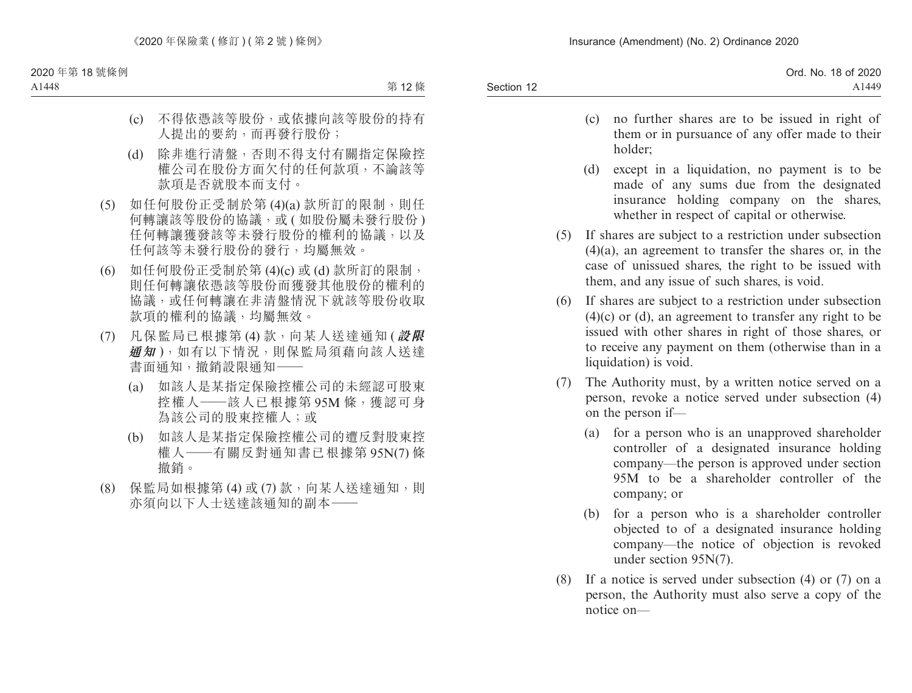(c) 不得依憑該等股份，或依據向該等股份的持有人提出的要約，而再發行股份；

(d) 除非進行清盤，否則不得支付有關指定保險控權公司在股份方面欠付的任何款項，不論該等款項是否就股本而支付。

(5) 如任何股份正受制於第 (4)(a) 款所訂的限制，則任何轉讓該等股份的協議，或 ( 如股份屬未發行股份 ) 任何轉讓獲發該等未發行股份的權利的協議，以及任何該等未發行股份的發行，均屬無效。

(6) 如任何股份正受制於第 (4)(c) 或 (d) 款所訂的限制，則任何轉讓依憑該等股份而獲發其他股份的權利的協議，或任何轉讓在非清盤情況下就該等股份收取款項的權利的協議，均屬無效。

(7) 凡保監局已根據第 (4) 款，向某人送達通知 (***設限通知***)，如有以下情況，則保監局須藉向該人送達書面通知，撤銷設限通知——

(a) 如該人是某指定保險控權公司的未經認可股東控權人——該人已根據第 95M 條，獲認可身為該公司的股東控權人；或

(b) 如該人是某指定保險控權公司的遭反對股東控權人——有關反對通知書已根據第 95N(7) 條撤銷。

(8) 保監局如根據第 (4) 或 (7) 款，向某人送達通知，則亦須向以下人士送達該通知的副本——

(c) no further shares are to be issued in right of them or in pursuance of any offer made to their holder;

(d) except in a liquidation, no payment is to be made of any sums due from the designated insurance holding company on the shares, whether in respect of capital or otherwise.

(5) If shares are subject to a restriction under subsection (4)(a), an agreement to transfer the shares or, in the case of unissued shares, the right to be issued with them, and any issue of such shares, is void.

(6) If shares are subject to a restriction under subsection (4)(c) or (d), an agreement to transfer any right to be issued with other shares in right of those shares, or to receive any payment on them (otherwise than in a liquidation) is void.

(7) The Authority must, by a written notice served on a person, revoke a notice served under subsection (4) on the person if—

(a) for a person who is an unapproved shareholder controller of a designated insurance holding company—the person is approved under section 95M to be a shareholder controller of the company; or

(b) for a person who is a shareholder controller objected to of a designated insurance holding company—the notice of objection is revoked under section 95N(7).

(8) If a notice is served under subsection (4) or (7) on a person, the Authority must also serve a copy of the notice on—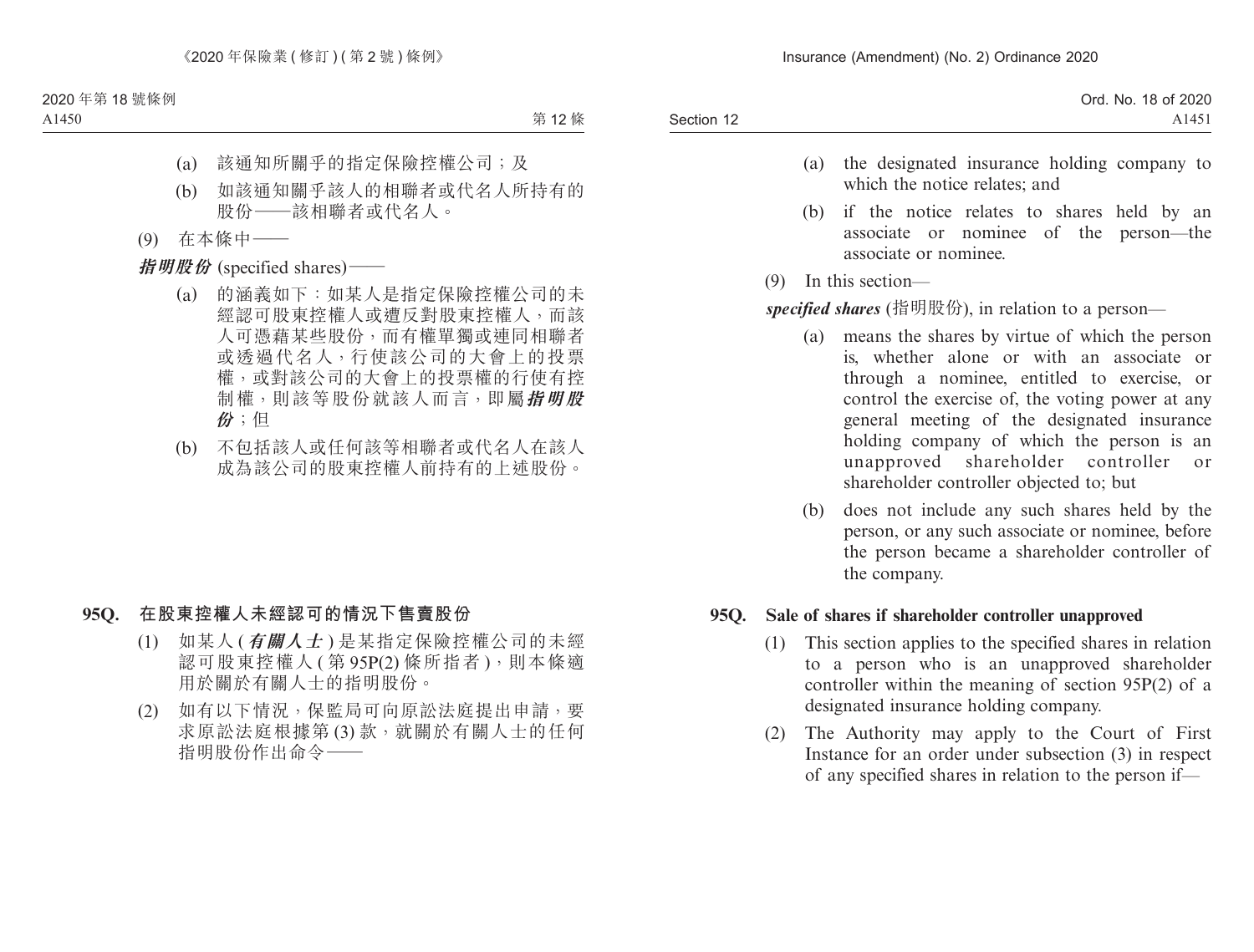(a) 該通知所關乎的指定保險控權公司；及

(b) 如該通知關乎該人的相聯者或代名人所持有的股份——該相聯者或代名人。

(9) 在本條中——

***指明股份*** (specified shares)——

(a) 的涵義如下：如某人是指定保險控權公司的未經認可股東控權人或遭反對股東控權人，而該人可憑藉某些股份，而有權單獨或連同相聯者或透過代名人，行使該公司的大會上的投票權，或對該公司的大會上的投票權的行使有控制權，則該等股份就該人而言，即屬***指明股份***；但

(b) 不包括該人或任何該等相聯者或代名人在該人成為該公司的股東控權人前持有的上述股份。

### 95Q. 在股東控權人未經認可的情況下售賣股份

(1) 如某人 (***有關人士***) 是某指定保險控權公司的未經認可股東控權人 (第 95P(2) 條所指者)，則本條適用於關於有關人士的指明股份。

(2) 如有以下情況，保監局可向原訟法庭提出申請，要求原訟法庭根據第 (3) 款，就關於有關人士的任何指明股份作出命令——

(a) the designated insurance holding company to which the notice relates; and

(b) if the notice relates to shares held by an associate or nominee of the person—the associate or nominee.

(9) In this section—

***specified shares*** (指明股份), in relation to a person—

(a) means the shares by virtue of which the person is, whether alone or with an associate or through a nominee, entitled to exercise, or control the exercise of, the voting power at any general meeting of the designated insurance holding company of which the person is an unapproved shareholder controller or shareholder controller objected to; but

(b) does not include any such shares held by the person, or any such associate or nominee, before the person became a shareholder controller of the company.

### 95Q. Sale of shares if shareholder controller unapproved

(1) This section applies to the specified shares in relation to a person who is an unapproved shareholder controller within the meaning of section 95P(2) of a designated insurance holding company.

(2) The Authority may apply to the Court of First Instance for an order under subsection (3) in respect of any specified shares in relation to the person if—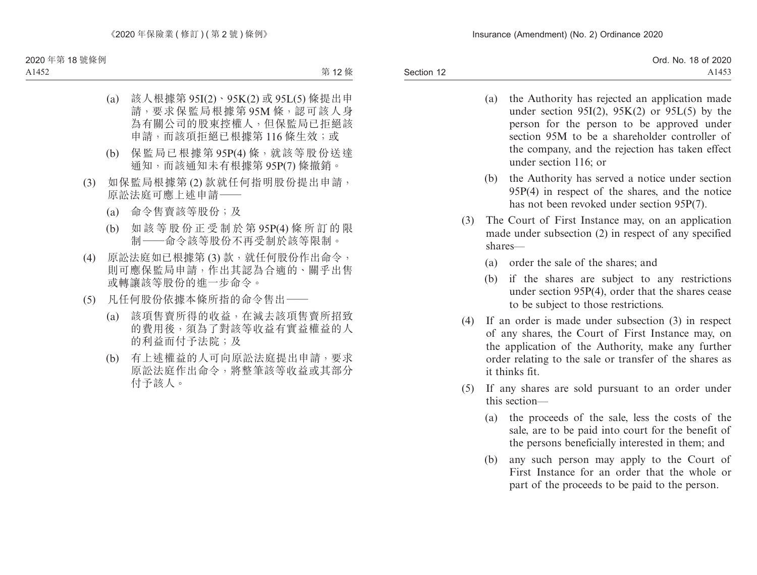(a) 該人根據第 95I(2)、95K(2) 或 95L(5) 條提出申請，要求保監局根據第 95M 條，認可該人身為有關公司的股東控權人，但保監局已拒絕該申請，而該項拒絕已根據第 116 條生效；或

(b) 保監局已根據第 95P(4) 條，就該等股份送達通知，而該通知未有根據第 95P(7) 條撤銷。

(3) 如保監局根據第 (2) 款就任何指明股份提出申請，原訟法庭可應上述申請——

(a) 命令售賣該等股份；及

(b) 如該等股份正受制於第 95P(4) 條所訂的限制——命令該等股份不再受制於該等限制。

(4) 原訟法庭如已根據第 (3) 款，就任何股份作出命令，則可應保監局申請，作出其認為合適的、關乎出售或轉讓該等股份的進一步命令。

(5) 凡任何股份依據本條所指的命令售出——

(a) 該項售賣所得的收益，在減去該項售賣所招致的費用後，須為了對該等收益有實益權益的人的利益而付予法院；及

(b) 有上述權益的人可向原訟法庭提出申請，要求原訟法庭作出命令，將整筆該等收益或其部分付予該人。

(a) the Authority has rejected an application made under section 95I(2), 95K(2) or 95L(5) by the person for the person to be approved under section 95M to be a shareholder controller of the company, and the rejection has taken effect under section 116; or

(b) the Authority has served a notice under section 95P(4) in respect of the shares, and the notice has not been revoked under section 95P(7).

(3) The Court of First Instance may, on an application made under subsection (2) in respect of any specified shares—

(a) order the sale of the shares; and

(b) if the shares are subject to any restrictions under section 95P(4), order that the shares cease to be subject to those restrictions.

(4) If an order is made under subsection (3) in respect of any shares, the Court of First Instance may, on the application of the Authority, make any further order relating to the sale or transfer of the shares as it thinks fit.

(5) If any shares are sold pursuant to an order under this section—

(a) the proceeds of the sale, less the costs of the sale, are to be paid into court for the benefit of the persons beneficially interested in them; and

(b) any such person may apply to the Court of First Instance for an order that the whole or part of the proceeds to be paid to the person.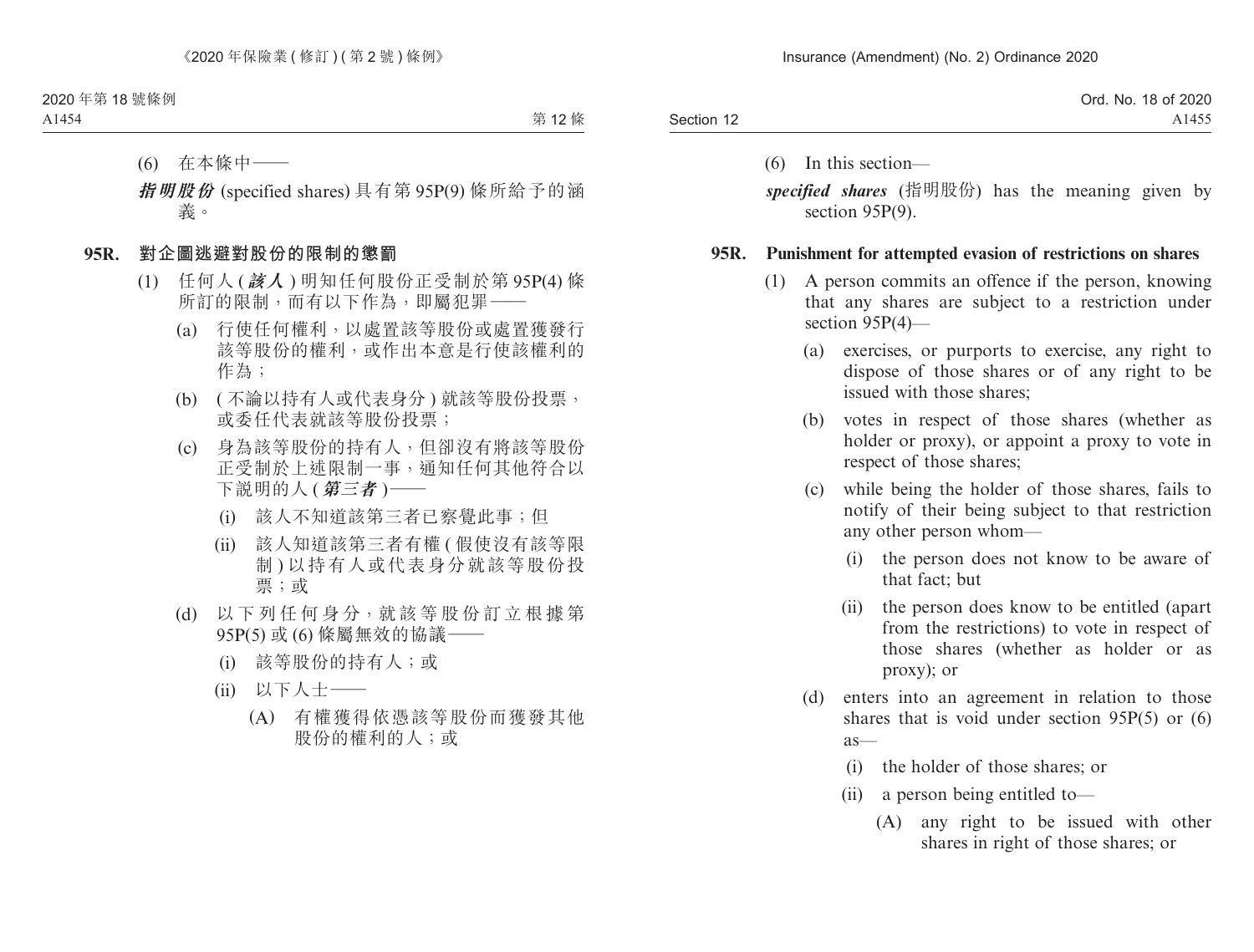(6) 在本條中——

***指明股份*** (specified shares) 具有第 95P(9) 條所給予的涵義。

**95R. 對企圖逃避對股份的限制的懲罰**

(1) 任何人 (***該人***) 明知任何股份正受制於第 95P(4) 條所訂的限制，而有以下作為，即屬犯罪——

(a) 行使任何權利，以處置該等股份或處置獲發行該等股份的權利，或作出本意是行使該權利的作為；

(b) (不論以持有人或代表身分) 就該等股份投票，或委任代表就該等股份投票；

(c) 身為該等股份的持有人，但卻沒有將該等股份正受制於上述限制一事，通知任何其他符合以下說明的人 (***第三者***)——

(i) 該人不知道該第三者已察覺此事；但

(ii) 該人知道該第三者有權 (假使沒有該等限制) 以持有人或代表身分就該等股份投票；或

(d) 以下列任何身分，就該等股份訂立根據第 95P(5) 或 (6) 條屬無效的協議——

(i) 該等股份的持有人；或

(ii) 以下人士——

(A) 有權獲得依憑該等股份而獲發其他股份的權利的人；或

(6) In this section—

***specified shares*** (指明股份) has the meaning given by section 95P(9).

**95R. Punishment for attempted evasion of restrictions on shares**

(1) A person commits an offence if the person, knowing that any shares are subject to a restriction under section 95P(4)—

(a) exercises, or purports to exercise, any right to dispose of those shares or of any right to be issued with those shares;

(b) votes in respect of those shares (whether as holder or proxy), or appoint a proxy to vote in respect of those shares;

(c) while being the holder of those shares, fails to notify of their being subject to that restriction any other person whom—

(i) the person does not know to be aware of that fact; but

(ii) the person does know to be entitled (apart from the restrictions) to vote in respect of those shares (whether as holder or as proxy); or

(d) enters into an agreement in relation to those shares that is void under section 95P(5) or (6) as—

(i) the holder of those shares; or

(ii) a person being entitled to—

(A) any right to be issued with other shares in right of those shares; or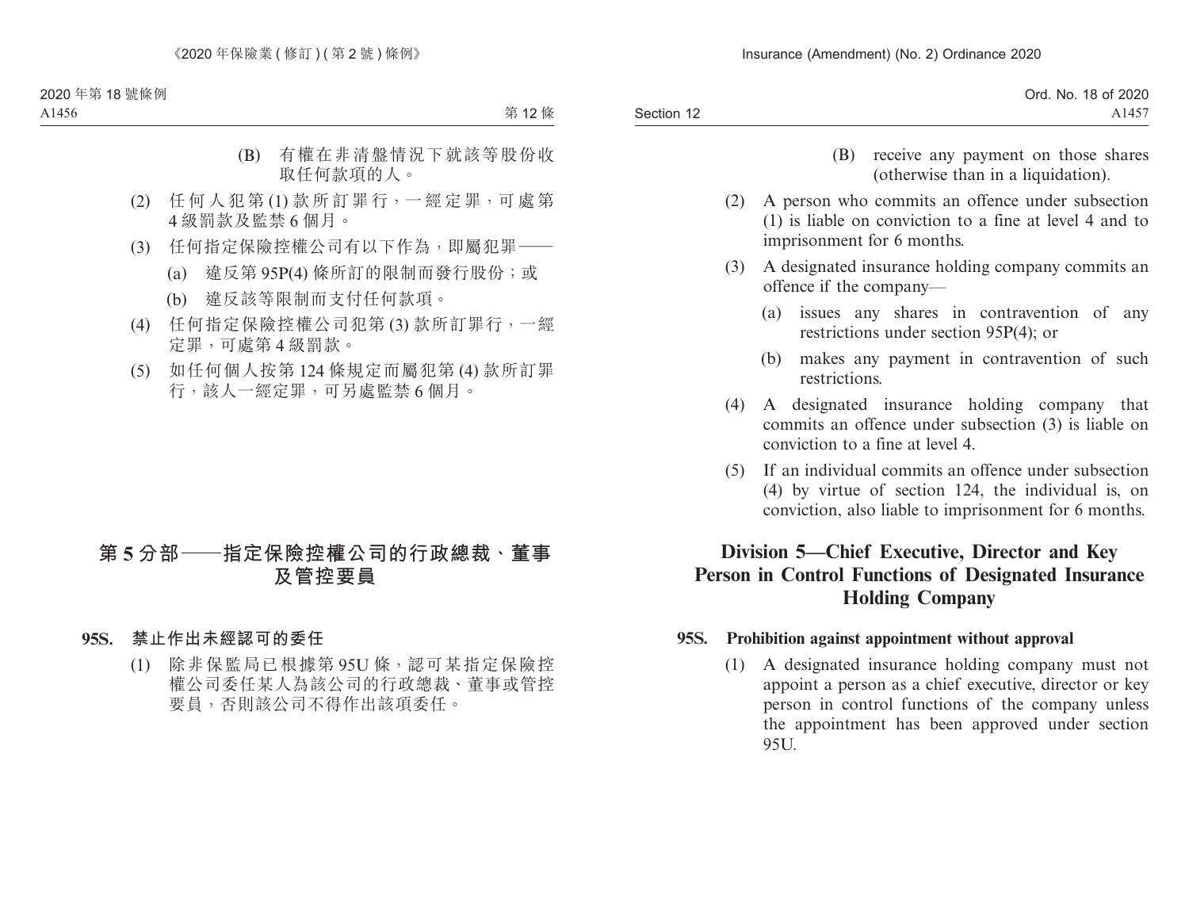(B) 有權在非清盤情況下就該等股份收取任何款項的人。

(2) 任何人犯第 (1) 款所訂罪行，一經定罪，可處第 4 級罰款及監禁 6 個月。

(3) 任何指定保險控權公司有以下作為，即屬犯罪——

(a) 違反第 95P(4) 條所訂的限制而發行股份；或

(b) 違反該等限制而支付任何款項。

(4) 任何指定保險控權公司犯第 (3) 款所訂罪行，一經定罪，可處第 4 級罰款。

(5) 如任何個人按第 124 條規定而屬犯第 (4) 款所訂罪行，該人一經定罪，可另處監禁 6 個月。

## 第 5 分部——指定保險控權公司的行政總裁、董事及管控要員

### 95S. 禁止作出未經認可的委任

(1) 除非保監局已根據第 95U 條，認可某指定保險控權公司委任某人為該公司的行政總裁、董事或管控要員，否則該公司不得作出該項委任。

(B) receive any payment on those shares (otherwise than in a liquidation).

(2) A person who commits an offence under subsection (1) is liable on conviction to a fine at level 4 and to imprisonment for 6 months.

(3) A designated insurance holding company commits an offence if the company—

(a) issues any shares in contravention of any restrictions under section 95P(4); or

(b) makes any payment in contravention of such restrictions.

(4) A designated insurance holding company that commits an offence under subsection (3) is liable on conviction to a fine at level 4.

(5) If an individual commits an offence under subsection (4) by virtue of section 124, the individual is, on conviction, also liable to imprisonment for 6 months.

## Division 5—Chief Executive, Director and Key Person in Control Functions of Designated Insurance Holding Company

### 95S. Prohibition against appointment without approval

(1) A designated insurance holding company must not appoint a person as a chief executive, director or key person in control functions of the company unless the appointment has been approved under section 95U.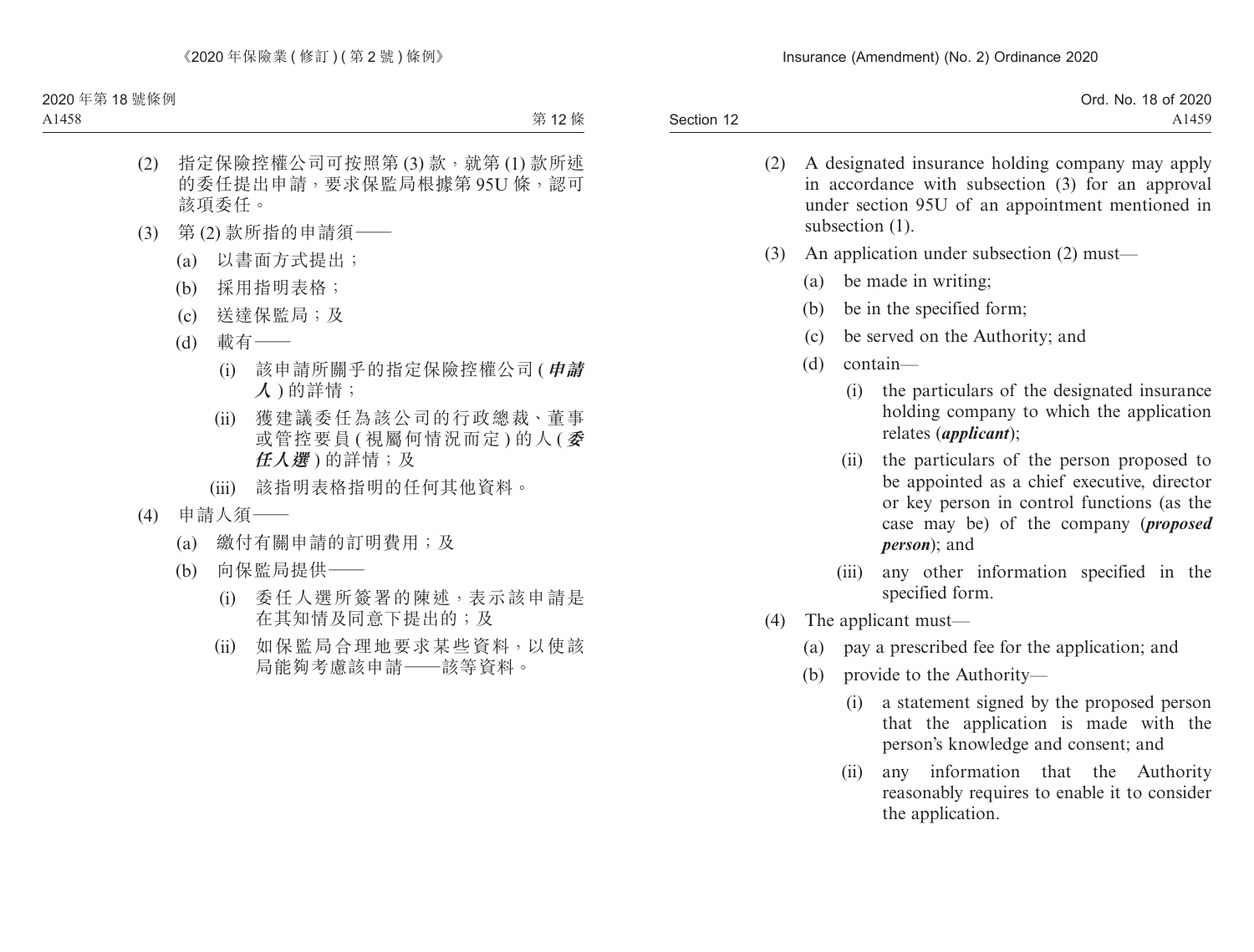(2) 指定保險控權公司可按照第 (3) 款，就第 (1) 款所述的委任提出申請，要求保監局根據第 95U 條，認可該項委任。

(3) 第 (2) 款所指的申請須——

(a) 以書面方式提出；

(b) 採用指明表格；

(c) 送達保監局；及

(d) 載有——

(i) 該申請所關乎的指定保險控權公司 (***申請人***) 的詳情；

(ii) 獲建議委任為該公司的行政總裁、董事或管控要員 (視屬何情況而定) 的人 (***委任人選***) 的詳情；及

(iii) 該指明表格指明的任何其他資料。

(4) 申請人須——

(a) 繳付有關申請的訂明費用；及

(b) 向保監局提供——

(i) 委任人選所簽署的陳述，表示該申請是在其知情及同意下提出的；及

(ii) 如保監局合理地要求某些資料，以使該局能夠考慮該申請——該等資料。

(2) A designated insurance holding company may apply in accordance with subsection (3) for an approval under section 95U of an appointment mentioned in subsection (1).

(3) An application under subsection (2) must—

(a) be made in writing;

(b) be in the specified form;

(c) be served on the Authority; and

(d) contain—

(i) the particulars of the designated insurance holding company to which the application relates (***applicant***);

(ii) the particulars of the person proposed to be appointed as a chief executive, director or key person in control functions (as the case may be) of the company (***proposed person***); and

(iii) any other information specified in the specified form.

(4) The applicant must—

(a) pay a prescribed fee for the application; and

(b) provide to the Authority—

(i) a statement signed by the proposed person that the application is made with the person's knowledge and consent; and

(ii) any information that the Authority reasonably requires to enable it to consider the application.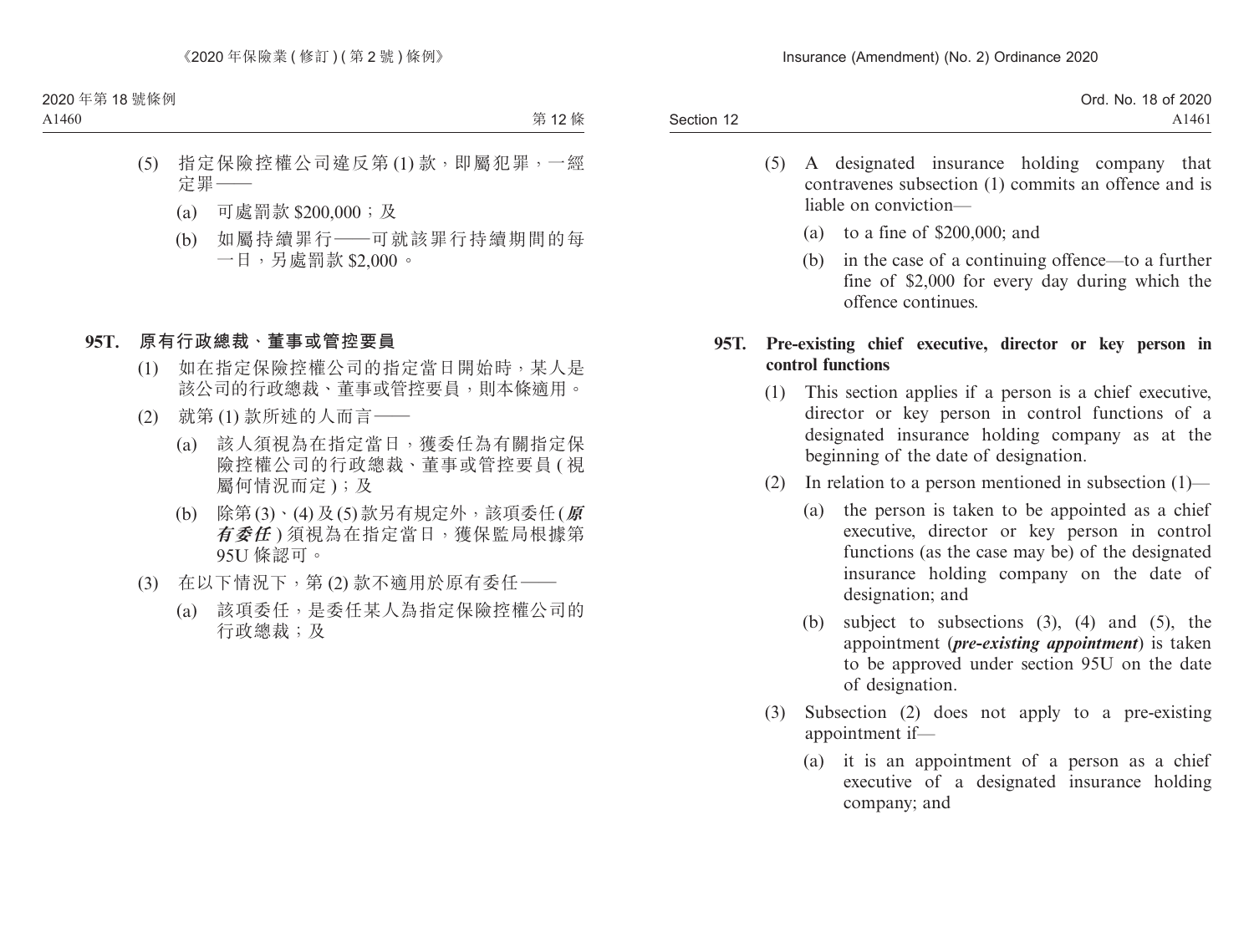(5) 指定保險控權公司違反第 (1) 款，即屬犯罪，一經定罪——

(a) 可處罰款 $200,000；及

(b) 如屬持續罪行——可就該罪行持續期間的每一日，另處罰款 $2,000。

**95T. 原有行政總裁、董事或管控要員**

(1) 如在指定保險控權公司的指定當日開始時，某人是該公司的行政總裁、董事或管控要員，則本條適用。

(2) 就第 (1) 款所述的人而言——

(a) 該人須視為在指定當日，獲委任為有關指定保險控權公司的行政總裁、董事或管控要員 (視屬何情況而定)；及

(b) 除第 (3)、(4) 及 (5) 款另有規定外，該項委任 (***原有委任***) 須視為在指定當日，獲保監局根據第 95U 條認可。

(3) 在以下情況下，第 (2) 款不適用於原有委任——

(a) 該項委任，是委任某人為指定保險控權公司的行政總裁；及

(5) A designated insurance holding company that contravenes subsection (1) commits an offence and is liable on conviction—

(a) to a fine of $200,000; and

(b) in the case of a continuing offence—to a further fine of $2,000 for every day during which the offence continues.

**95T. Pre-existing chief executive, director or key person in control functions**

(1) This section applies if a person is a chief executive, director or key person in control functions of a designated insurance holding company as at the beginning of the date of designation.

(2) In relation to a person mentioned in subsection (1)—

(a) the person is taken to be appointed as a chief executive, director or key person in control functions (as the case may be) of the designated insurance holding company on the date of designation; and

(b) subject to subsections (3), (4) and (5), the appointment (***pre-existing appointment***) is taken to be approved under section 95U on the date of designation.

(3) Subsection (2) does not apply to a pre-existing appointment if—

(a) it is an appointment of a person as a chief executive of a designated insurance holding company; and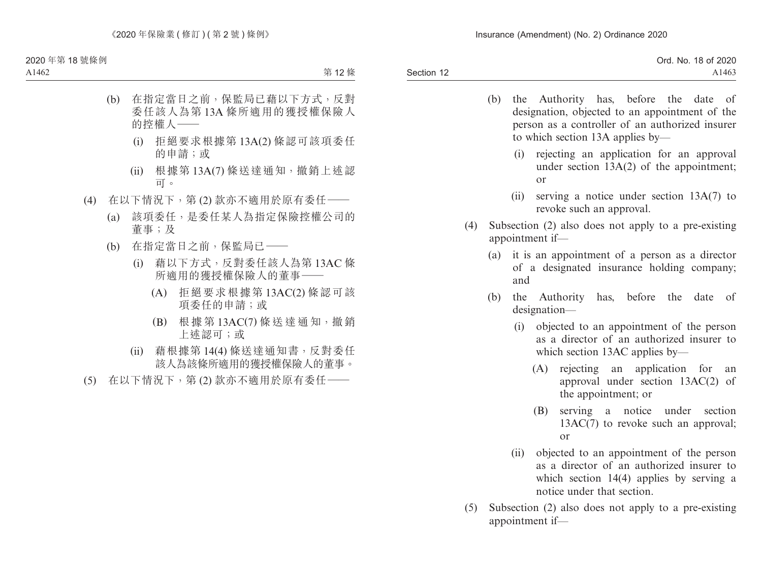(b) 在指定當日之前，保監局已藉以下方式，反對委任該人為第 13A 條所適用的獲授權保險人的控權人——

(i) 拒絕要求根據第 13A(2) 條認可該項委任的申請；或

(ii) 根據第 13A(7) 條送達通知，撤銷上述認可。

(4) 在以下情況下，第 (2) 款亦不適用於原有委任——

(a) 該項委任，是委任某人為指定保險控權公司的董事；及

(b) 在指定當日之前，保監局已——

(i) 藉以下方式，反對委任該人為第 13AC 條所適用的獲授權保險人的董事——

(A) 拒絕要求根據第 13AC(2) 條認可該項委任的申請；或

(B) 根據第 13AC(7) 條送達通知，撤銷上述認可；或

(ii) 藉根據第 14(4) 條送達通知書，反對委任該人為該條所適用的獲授權保險人的董事。

(5) 在以下情況下，第 (2) 款亦不適用於原有委任——

(b) the Authority has, before the date of designation, objected to an appointment of the person as a controller of an authorized insurer to which section 13A applies by—

(i) rejecting an application for an approval under section 13A(2) of the appointment; or

(ii) serving a notice under section 13A(7) to revoke such an approval.

(4) Subsection (2) also does not apply to a pre-existing appointment if—

(a) it is an appointment of a person as a director of a designated insurance holding company; and

(b) the Authority has, before the date of designation—

(i) objected to an appointment of the person as a director of an authorized insurer to which section 13AC applies by—

(A) rejecting an application for an approval under section 13AC(2) of the appointment; or

(B) serving a notice under section 13AC(7) to revoke such an approval; or

(ii) objected to an appointment of the person as a director of an authorized insurer to which section 14(4) applies by serving a notice under that section.

(5) Subsection (2) also does not apply to a pre-existing appointment if—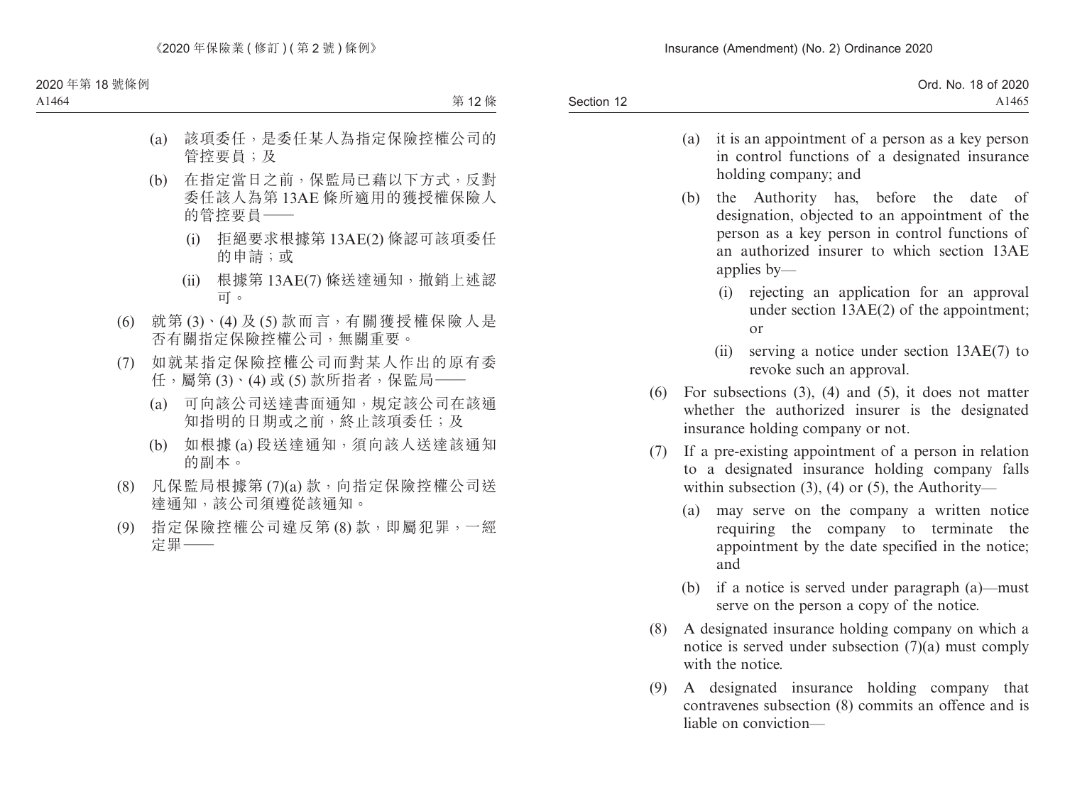(a) 該項委任，是委任某人為指定保險控權公司的管控要員；及

(b) 在指定當日之前，保監局已藉以下方式，反對委任該人為第 13AE 條所適用的獲授權保險人的管控要員——

(i) 拒絕要求根據第 13AE(2) 條認可該項委任的申請；或

(ii) 根據第 13AE(7) 條送達通知，撤銷上述認可。

(6) 就第 (3)、(4) 及 (5) 款而言，有關獲授權保險人是否有關指定保險控權公司，無關重要。

(7) 如就某指定保險控權公司而對某人作出的原有委任，屬第 (3)、(4) 或 (5) 款所指者，保監局——

(a) 可向該公司送達書面通知，規定該公司在該通知指明的日期或之前，終止該項委任；及

(b) 如根據 (a) 段送達通知，須向該人送達該通知的副本。

(8) 凡保監局根據第 (7)(a) 款，向指定保險控權公司送達通知，該公司須遵從該通知。

(9) 指定保險控權公司違反第 (8) 款，即屬犯罪，一經定罪——

(a) it is an appointment of a person as a key person in control functions of a designated insurance holding company; and

(b) the Authority has, before the date of designation, objected to an appointment of the person as a key person in control functions of an authorized insurer to which section 13AE applies by—

(i) rejecting an application for an approval under section 13AE(2) of the appointment; or

(ii) serving a notice under section 13AE(7) to revoke such an approval.

(6) For subsections (3), (4) and (5), it does not matter whether the authorized insurer is the designated insurance holding company or not.

(7) If a pre-existing appointment of a person in relation to a designated insurance holding company falls within subsection (3), (4) or (5), the Authority—

(a) may serve on the company a written notice requiring the company to terminate the appointment by the date specified in the notice; and

(b) if a notice is served under paragraph (a)—must serve on the person a copy of the notice.

(8) A designated insurance holding company on which a notice is served under subsection (7)(a) must comply with the notice.

(9) A designated insurance holding company that contravenes subsection (8) commits an offence and is liable on conviction—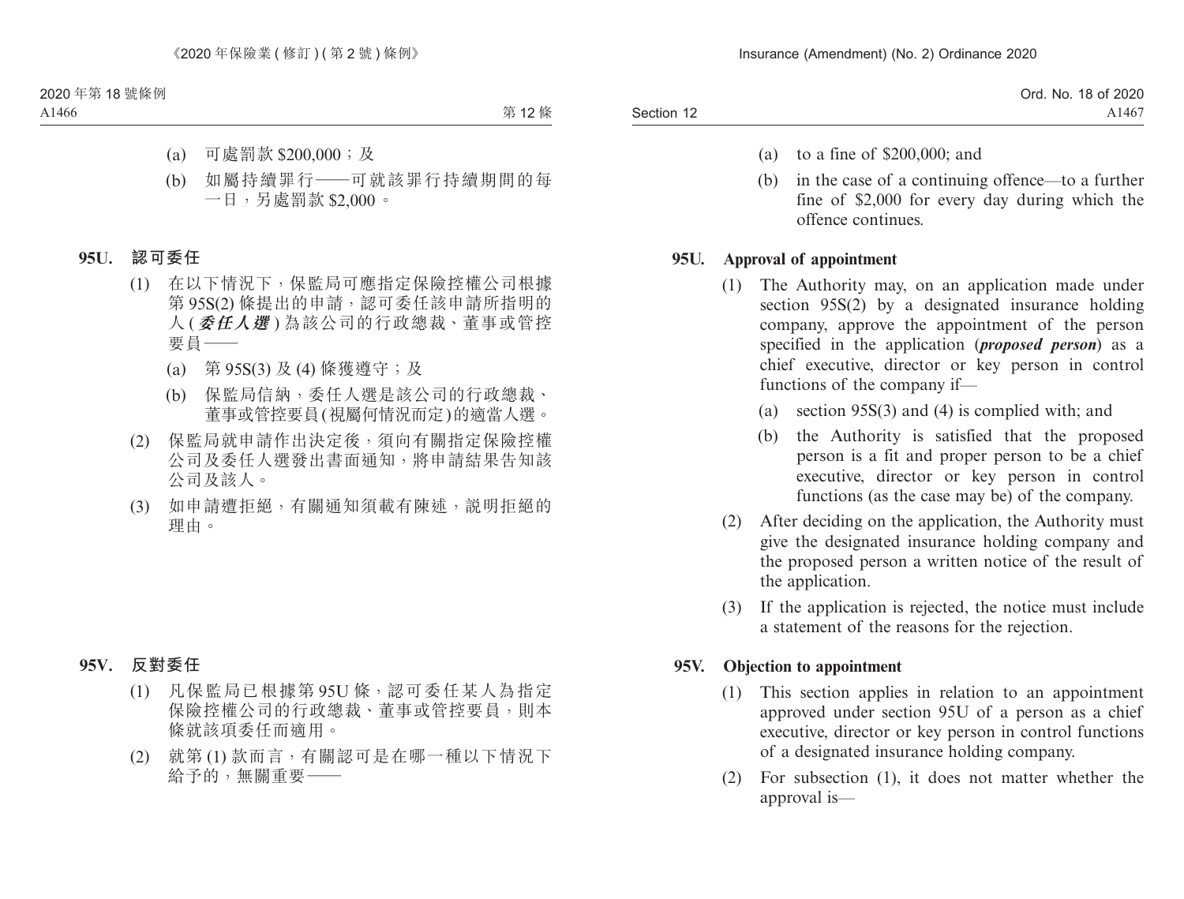(a) 可處罰款 $200,000；及

(b) 如屬持續罪行——可就該罪行持續期間的每一日，另處罰款 $2,000。

**95U. 認可委任**

(1) 在以下情況下，保監局可應指定保險控權公司根據第 95S(2) 條提出的申請，認可委任該申請所指明的人 (***委任人選***) 為該公司的行政總裁、董事或管控要員——

(a) 第 95S(3) 及 (4) 條獲遵守；及

(b) 保監局信納，委任人選是該公司的行政總裁、董事或管控要員 (視屬何情況而定) 的適當人選。

(2) 保監局就申請作出決定後，須向有關指定保險控權公司及委任人選發出書面通知，將申請結果告知該公司及該人。

(3) 如申請遭拒絕，有關通知須載有陳述，說明拒絕的理由。

**95V. 反對委任**

(1) 凡保監局已根據第 95U 條，認可委任某人為指定保險控權公司的行政總裁、董事或管控要員，則本條就該項委任而適用。

(2) 就第 (1) 款而言，有關認可是在哪一種以下情況下給予的，無關重要——

(a) to a fine of $200,000; and

(b) in the case of a continuing offence—to a further fine of $2,000 for every day during which the offence continues.

**95U. Approval of appointment**

(1) The Authority may, on an application made under section 95S(2) by a designated insurance holding company, approve the appointment of the person specified in the application (***proposed person***) as a chief executive, director or key person in control functions of the company if—

(a) section 95S(3) and (4) is complied with; and

(b) the Authority is satisfied that the proposed person is a fit and proper person to be a chief executive, director or key person in control functions (as the case may be) of the company.

(2) After deciding on the application, the Authority must give the designated insurance holding company and the proposed person a written notice of the result of the application.

(3) If the application is rejected, the notice must include a statement of the reasons for the rejection.

**95V. Objection to appointment**

(1) This section applies in relation to an appointment approved under section 95U of a person as a chief executive, director or key person in control functions of a designated insurance holding company.

(2) For subsection (1), it does not matter whether the approval is—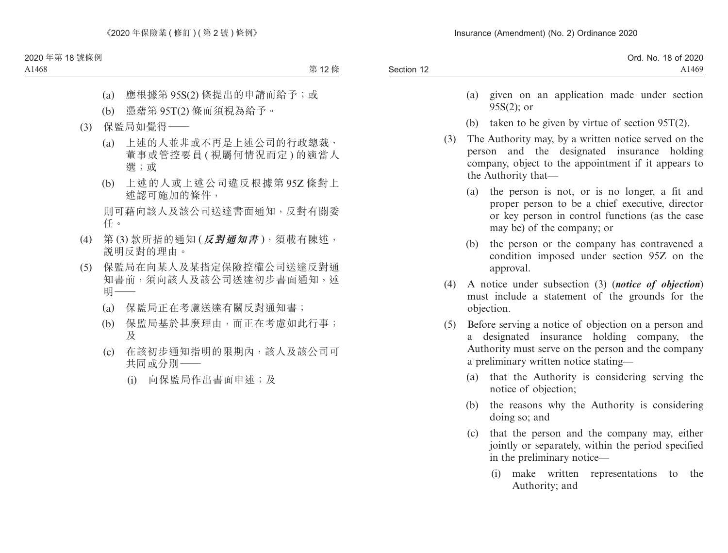(a) 應根據第 95S(2) 條提出的申請而給予；或

(b) 憑藉第 95T(2) 條而須視為給予。

(3) 保監局如覺得——

(a) 上述的人並非或不再是上述公司的行政總裁、董事或管控要員 ( 視屬何情況而定 ) 的適當人選；或

(b) 上述的人或上述公司違反根據第 95Z 條對上述認可施加的條件，

則可藉向該人及該公司送達書面通知，反對有關委任。

(4) 第 (3) 款所指的通知 (***反對通知書***)，須載有陳述，説明反對的理由。

(5) 保監局在向某人及某指定保險控權公司送達反對通知書前，須向該人及該公司送達初步書面通知，述明——

(a) 保監局正在考慮送達有關反對通知書；

(b) 保監局基於甚麼理由，而正在考慮如此行事；及

(c) 在該初步通知指明的限期內，該人及該公司可共同或分別——

(i) 向保監局作出書面申述；及

(a) given on an application made under section 95S(2); or

(b) taken to be given by virtue of section 95T(2).

(3) The Authority may, by a written notice served on the person and the designated insurance holding company, object to the appointment if it appears to the Authority that—

(a) the person is not, or is no longer, a fit and proper person to be a chief executive, director or key person in control functions (as the case may be) of the company; or

(b) the person or the company has contravened a condition imposed under section 95Z on the approval.

(4) A notice under subsection (3) (***notice of objection***) must include a statement of the grounds for the objection.

(5) Before serving a notice of objection on a person and a designated insurance holding company, the Authority must serve on the person and the company a preliminary written notice stating—

(a) that the Authority is considering serving the notice of objection;

(b) the reasons why the Authority is considering doing so; and

(c) that the person and the company may, either jointly or separately, within the period specified in the preliminary notice—

(i) make written representations to the Authority; and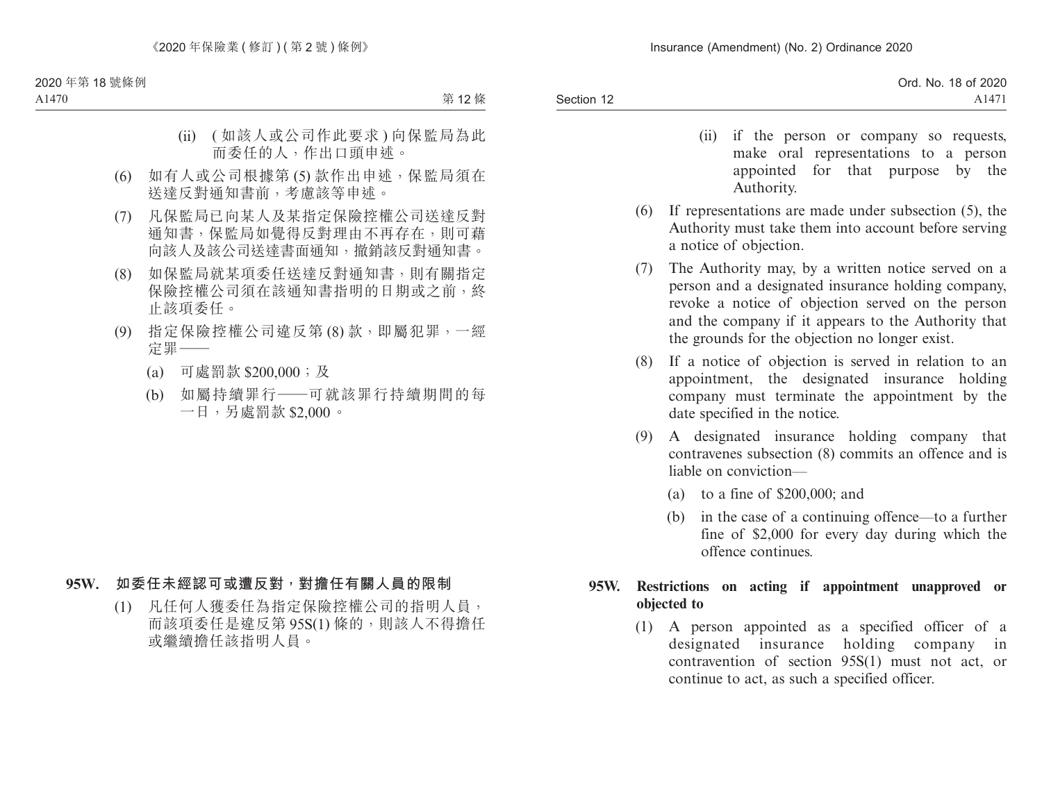(ii) (如該人或公司作此要求) 向保監局為此而委任的人，作出口頭申述。

(6) 如有人或公司根據第 (5) 款作出申述，保監局須在送達反對通知書前，考慮該等申述。

(7) 凡保監局已向某人及某指定保險控權公司送達反對通知書，保監局如覺得反對理由不再存在，則可藉向該人及該公司送達書面通知，撤銷該反對通知書。

(8) 如保監局就某項委任送達反對通知書，則有關指定保險控權公司須在該通知書指明的日期或之前，終止該項委任。

(9) 指定保險控權公司違反第 (8) 款，即屬犯罪，一經定罪——

(a) 可處罰款 $200,000；及

(b) 如屬持續罪行——可就該罪行持續期間的每一日，另處罰款 $2,000。

**95W. 如委任未經認可或遭反對，對擔任有關人員的限制**

(1) 凡任何人獲委任為指定保險控權公司的指明人員，而該項委任是違反第 95S(1) 條的，則該人不得擔任或繼續擔任該指明人員。

(ii) if the person or company so requests, make oral representations to a person appointed for that purpose by the Authority.

(6) If representations are made under subsection (5), the Authority must take them into account before serving a notice of objection.

(7) The Authority may, by a written notice served on a person and a designated insurance holding company, revoke a notice of objection served on the person and the company if it appears to the Authority that the grounds for the objection no longer exist.

(8) If a notice of objection is served in relation to an appointment, the designated insurance holding company must terminate the appointment by the date specified in the notice.

(9) A designated insurance holding company that contravenes subsection (8) commits an offence and is liable on conviction—

(a) to a fine of $200,000; and

(b) in the case of a continuing offence—to a further fine of $2,000 for every day during which the offence continues.

**95W. Restrictions on acting if appointment unapproved or objected to**

(1) A person appointed as a specified officer of a designated insurance holding company in contravention of section 95S(1) must not act, or continue to act, as such a specified officer.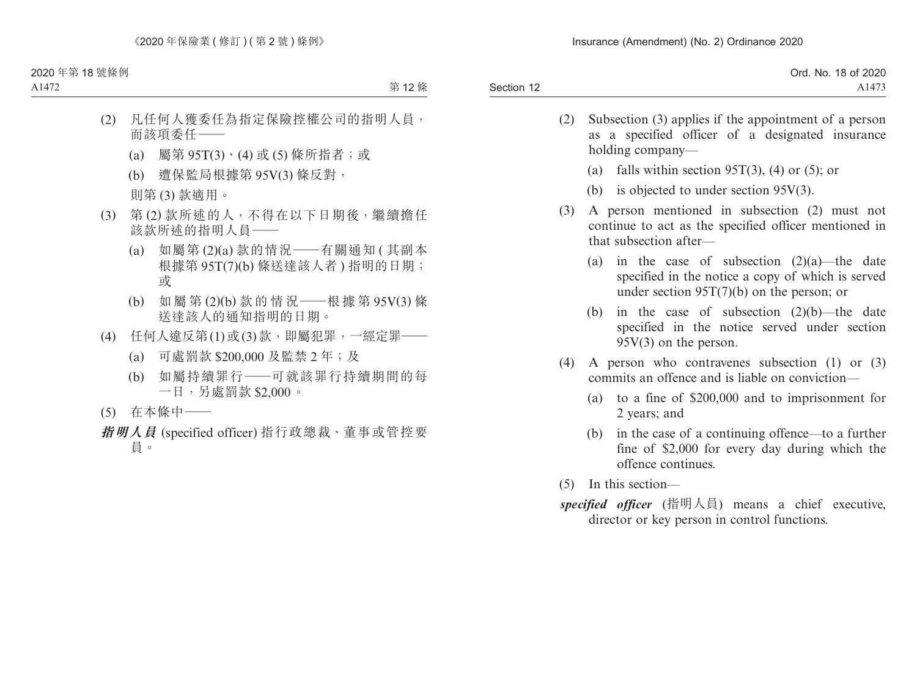(2) 凡任何人獲委任為指定保險控權公司的指明人員，而該項委任——

(a) 屬第 95T(3)、(4) 或 (5) 條所指者；或

(b) 遭保監局根據第 95V(3) 條反對，

則第 (3) 款適用。

(3) 第 (2) 款所述的人，不得在以下日期後，繼續擔任該款所述的指明人員——

(a) 如屬第 (2)(a) 款的情況——有關通知 (其副本根據第 95T(7)(b) 條送達該人者) 指明的日期；或

(b) 如屬第 (2)(b) 款的情況——根據第 95V(3) 條送達該人的通知指明的日期。

(4) 任何人違反第 (1) 或 (3) 款，即屬犯罪，一經定罪——

(a) 可處罰款 $200,000 及監禁 2 年；及

(b) 如屬持續罪行——可就該罪行持續期間的每一日，另處罰款 $2,000。

(5) 在本條中——

***指明人員*** (specified officer) 指行政總裁、董事或管控要員。

(2) Subsection (3) applies if the appointment of a person as a specified officer of a designated insurance holding company—

(a) falls within section 95T(3), (4) or (5); or

(b) is objected to under section 95V(3).

(3) A person mentioned in subsection (2) must not continue to act as the specified officer mentioned in that subsection after—

(a) in the case of subsection (2)(a)—the date specified in the notice a copy of which is served under section 95T(7)(b) on the person; or

(b) in the case of subsection (2)(b)—the date specified in the notice served under section 95V(3) on the person.

(4) A person who contravenes subsection (1) or (3) commits an offence and is liable on conviction—

(a) to a fine of $200,000 and to imprisonment for 2 years; and

(b) in the case of a continuing offence—to a further fine of $2,000 for every day during which the offence continues.

(5) In this section—

***specified officer*** (指明人員) means a chief executive, director or key person in control functions.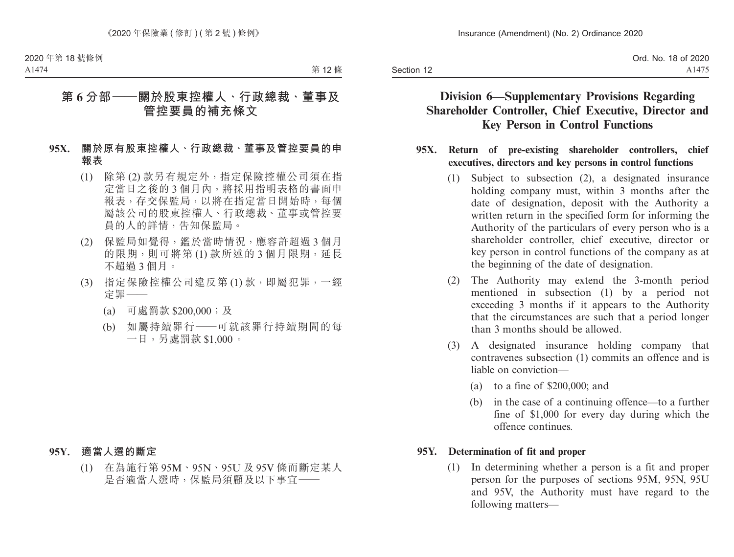# 第 6 分部——關於股東控權人、行政總裁、董事及管控要員的補充條文

### 95X. 關於原有股東控權人、行政總裁、董事及管控要員的申報表

(1) 除第 (2) 款另有規定外，指定保險控權公司須在指定當日之後的 3 個月內，將採用指明表格的書面申報表，存交保監局，以將在指定當日開始時，每個屬該公司的股東控權人、行政總裁、董事或管控要員的人的詳情，告知保監局。

(2) 保監局如覺得，鑑於當時情況，應容許超過 3 個月的限期，則可將第 (1) 款所述的 3 個月限期，延長不超過 3 個月。

(3) 指定保險控權公司違反第 (1) 款，即屬犯罪，一經定罪——

(a) 可處罰款 $200,000；及

(b) 如屬持續罪行——可就該罪行持續期間的每一日，另處罰款 $1,000。

### 95Y. 適當人選的斷定

(1) 在為施行第 95M、95N、95U 及 95V 條而斷定某人是否適當人選時，保監局須顧及以下事宜——

# Division 6—Supplementary Provisions Regarding Shareholder Controller, Chief Executive, Director and Key Person in Control Functions

### 95X. Return of pre-existing shareholder controllers, chief executives, directors and key persons in control functions

(1) Subject to subsection (2), a designated insurance holding company must, within 3 months after the date of designation, deposit with the Authority a written return in the specified form for informing the Authority of the particulars of every person who is a shareholder controller, chief executive, director or key person in control functions of the company as at the beginning of the date of designation.

(2) The Authority may extend the 3-month period mentioned in subsection (1) by a period not exceeding 3 months if it appears to the Authority that the circumstances are such that a period longer than 3 months should be allowed.

(3) A designated insurance holding company that contravenes subsection (1) commits an offence and is liable on conviction—

(a) to a fine of $200,000; and

(b) in the case of a continuing offence—to a further fine of $1,000 for every day during which the offence continues.

### 95Y. Determination of fit and proper

(1) In determining whether a person is a fit and proper person for the purposes of sections 95M, 95N, 95U and 95V, the Authority must have regard to the following matters—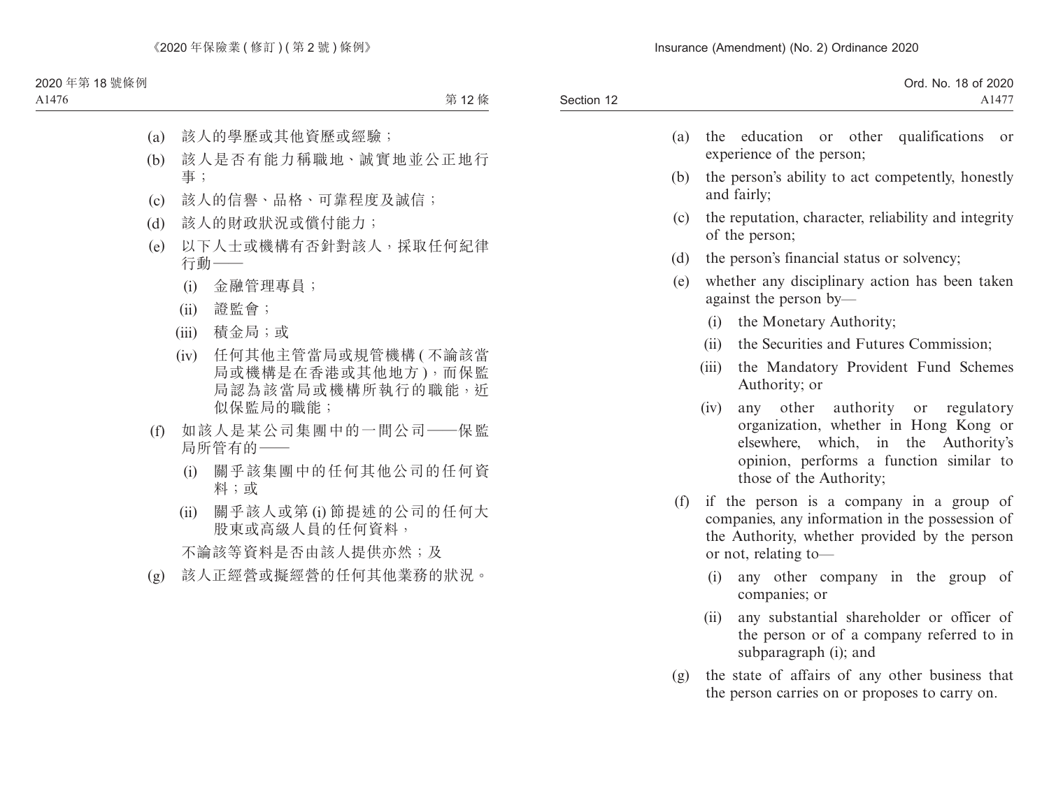(a) 該人的學歷或其他資歷或經驗；

(b) 該人是否有能力稱職地、誠實地並公正地行事；

(c) 該人的信譽、品格、可靠程度及誠信；

(d) 該人的財政狀況或償付能力；

(e) 以下人士或機構有否針對該人，採取任何紀律行動——

  (i) 金融管理專員；

  (ii) 證監會；

  (iii) 積金局；或

  (iv) 任何其他主管當局或規管機構 (不論該當局或機構是在香港或其他地方)，而保監局認為該當局或機構所執行的職能，近似保監局的職能；

(f) 如該人是某公司集團中的一間公司——保監局所管有的——

  (i) 關乎該集團中的任何其他公司的任何資料；或

  (ii) 關乎該人或第 (i) 節提述的公司的任何大股東或高級人員的任何資料，

  不論該等資料是否由該人提供亦然；及

(g) 該人正經營或擬經營的任何其他業務的狀況。

(a) the education or other qualifications or experience of the person;

(b) the person's ability to act competently, honestly and fairly;

(c) the reputation, character, reliability and integrity of the person;

(d) the person's financial status or solvency;

(e) whether any disciplinary action has been taken against the person by—

  (i) the Monetary Authority;

  (ii) the Securities and Futures Commission;

  (iii) the Mandatory Provident Fund Schemes Authority; or

  (iv) any other authority or regulatory organization, whether in Hong Kong or elsewhere, which, in the Authority's opinion, performs a function similar to those of the Authority;

(f) if the person is a company in a group of companies, any information in the possession of the Authority, whether provided by the person or not, relating to—

  (i) any other company in the group of companies; or

  (ii) any substantial shareholder or officer of the person or of a company referred to in subparagraph (i); and

(g) the state of affairs of any other business that the person carries on or proposes to carry on.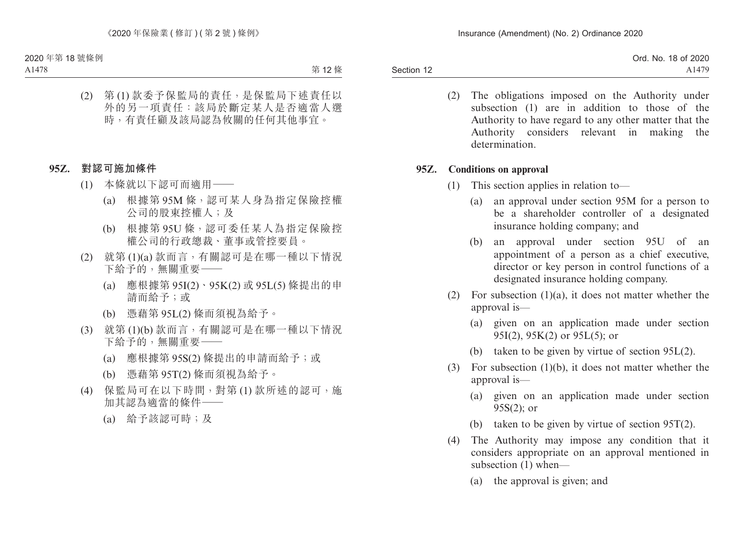(2) 第 (1) 款委予保監局的責任，是保監局下述責任以外的另一項責任：該局於斷定某人是否適當人選時，有責任顧及該局認為攸關的任何其他事宜。

**95Z. 對認可施加條件**

(1) 本條就以下認可而適用——

(a) 根據第 95M 條，認可某人身為指定保險控權公司的股東控權人；及

(b) 根據第 95U 條，認可委任某人為指定保險控權公司的行政總裁、董事或管控要員。

(2) 就第 (1)(a) 款而言，有關認可是在哪一種以下情況下給予的，無關重要——

(a) 應根據第 95I(2)、95K(2) 或 95L(5) 條提出的申請而給予；或

(b) 憑藉第 95L(2) 條而須視為給予。

(3) 就第 (1)(b) 款而言，有關認可是在哪一種以下情況下給予的，無關重要——

(a) 應根據第 95S(2) 條提出的申請而給予；或

(b) 憑藉第 95T(2) 條而須視為給予。

(4) 保監局可在以下時間，對第 (1) 款所述的認可，施加其認為適當的條件——

(a) 給予該認可時；及

(2) The obligations imposed on the Authority under subsection (1) are in addition to those of the Authority to have regard to any other matter that the Authority considers relevant in making the determination.

**95Z. Conditions on approval**

(1) This section applies in relation to—

(a) an approval under section 95M for a person to be a shareholder controller of a designated insurance holding company; and

(b) an approval under section 95U of an appointment of a person as a chief executive, director or key person in control functions of a designated insurance holding company.

(2) For subsection (1)(a), it does not matter whether the approval is—

(a) given on an application made under section 95I(2), 95K(2) or 95L(5); or

(b) taken to be given by virtue of section 95L(2).

(3) For subsection (1)(b), it does not matter whether the approval is—

(a) given on an application made under section 95S(2); or

(b) taken to be given by virtue of section 95T(2).

(4) The Authority may impose any condition that it considers appropriate on an approval mentioned in subsection (1) when—

(a) the approval is given; and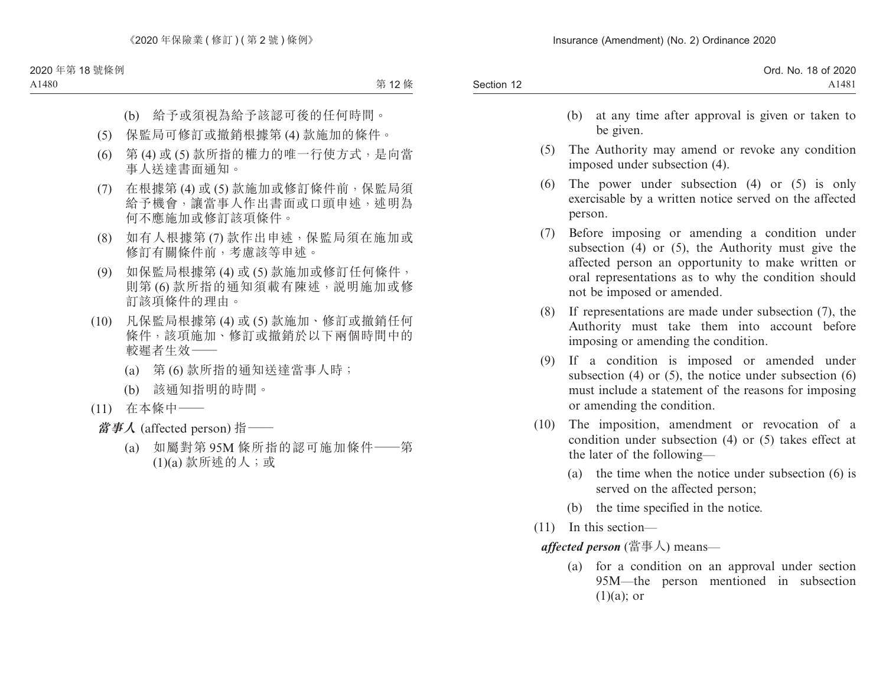(b) 給予或須視為給予該認可後的任何時間。

(5) 保監局可修訂或撤銷根據第 (4) 款施加的條件。

(6) 第 (4) 或 (5) 款所指的權力的唯一行使方式，是向當事人送達書面通知。

(7) 在根據第 (4) 或 (5) 款施加或修訂條件前，保監局須給予機會，讓當事人作出書面或口頭申述，述明為何不應施加或修訂該項條件。

(8) 如有人根據第 (7) 款作出申述，保監局須在施加或修訂有關條件前，考慮該等申述。

(9) 如保監局根據第 (4) 或 (5) 款施加或修訂任何條件，則第 (6) 款所指的通知須載有陳述，説明施加或修訂該項條件的理由。

(10) 凡保監局根據第 (4) 或 (5) 款施加、修訂或撤銷任何條件，該項施加、修訂或撤銷於以下兩個時間中的較遲者生效——

(a) 第 (6) 款所指的通知送達當事人時；

(b) 該通知指明的時間。

(11) 在本條中——

***當事人*** (affected person) 指——

(a) 如屬對第 95M 條所指的認可施加條件——第 (1)(a) 款所述的人；或

(b) at any time after approval is given or taken to be given.

(5) The Authority may amend or revoke any condition imposed under subsection (4).

(6) The power under subsection (4) or (5) is only exercisable by a written notice served on the affected person.

(7) Before imposing or amending a condition under subsection (4) or (5), the Authority must give the affected person an opportunity to make written or oral representations as to why the condition should not be imposed or amended.

(8) If representations are made under subsection (7), the Authority must take them into account before imposing or amending the condition.

(9) If a condition is imposed or amended under subsection (4) or (5), the notice under subsection (6) must include a statement of the reasons for imposing or amending the condition.

(10) The imposition, amendment or revocation of a condition under subsection (4) or (5) takes effect at the later of the following—

(a) the time when the notice under subsection (6) is served on the affected person;

(b) the time specified in the notice.

(11) In this section—

***affected person*** (當事人) means—

(a) for a condition on an approval under section 95M—the person mentioned in subsection (1)(a); or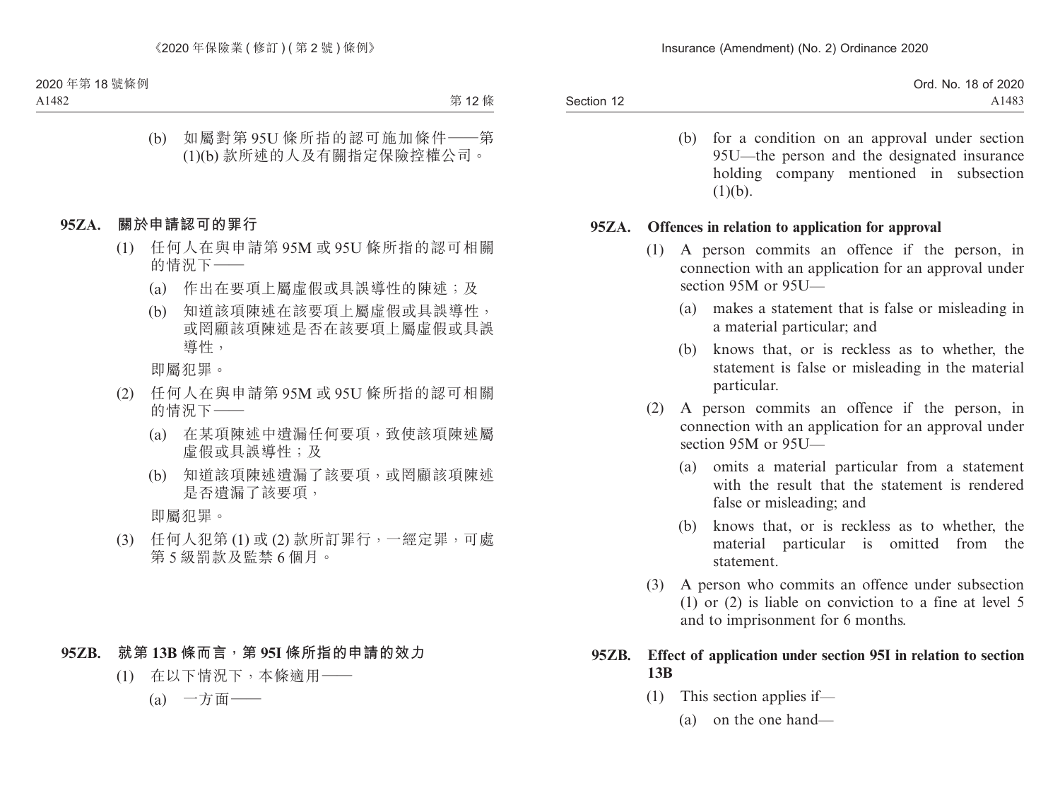(b) 如屬對第 95U 條所指的認可施加條件——第 (1)(b) 款所述的人及有關指定保險控權公司。

### 95ZA. 關於申請認可的罪行

(1) 任何人在與申請第 95M 或 95U 條所指的認可相關的情況下——

(a) 作出在要項上屬虛假或具誤導性的陳述；及

(b) 知道該項陳述在該要項上屬虛假或具誤導性，或罔顧該項陳述是否在該要項上屬虛假或具誤導性，

即屬犯罪。

(2) 任何人在與申請第 95M 或 95U 條所指的認可相關的情況下——

(a) 在某項陳述中遺漏任何要項，致使該項陳述屬虛假或具誤導性；及

(b) 知道該項陳述遺漏了該要項，或罔顧該項陳述是否遺漏了該要項，

即屬犯罪。

(3) 任何人犯第 (1) 或 (2) 款所訂罪行，一經定罪，可處第 5 級罰款及監禁 6 個月。

### 95ZB. 就第 13B 條而言，第 95I 條所指的申請的效力

(1) 在以下情況下，本條適用——

(a) 一方面——

(b) for a condition on an approval under section 95U—the person and the designated insurance holding company mentioned in subsection (1)(b).

### 95ZA. Offences in relation to application for approval

(1) A person commits an offence if the person, in connection with an application for an approval under section 95M or 95U—

(a) makes a statement that is false or misleading in a material particular; and

(b) knows that, or is reckless as to whether, the statement is false or misleading in the material particular.

(2) A person commits an offence if the person, in connection with an application for an approval under section 95M or 95U—

(a) omits a material particular from a statement with the result that the statement is rendered false or misleading; and

(b) knows that, or is reckless as to whether, the material particular is omitted from the statement.

(3) A person who commits an offence under subsection (1) or (2) is liable on conviction to a fine at level 5 and to imprisonment for 6 months.

### 95ZB. Effect of application under section 95I in relation to section 13B

(1) This section applies if—

(a) on the one hand—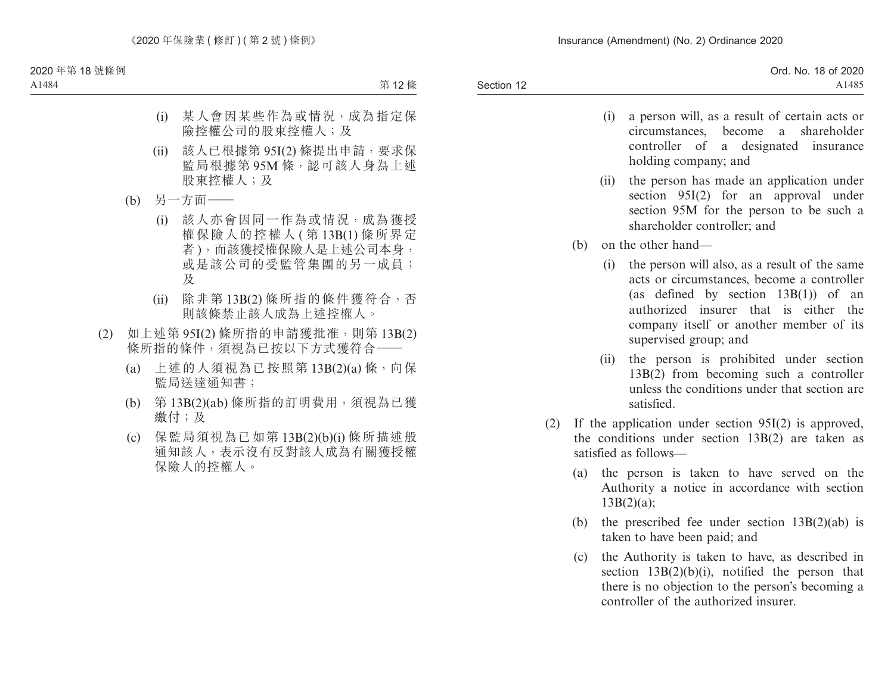(i) 某人會因某些作為或情況，成為指定保險控權公司的股東控權人；及

(ii) 該人已根據第 95I(2) 條提出申請，要求保監局根據第 95M 條，認可該人身為上述股東控權人；及

(b) 另一方面——

(i) 該人亦會因同一作為或情況，成為獲授權保險人的控權人 (第 13B(1) 條所界定者)，而該獲授權保險人是上述公司本身，或是該公司的受監管集團的另一成員；及

(ii) 除非第 13B(2) 條所指的條件獲符合，否則該條禁止該人成為上述控權人。

(2) 如上述第 95I(2) 條所指的申請獲批准，則第 13B(2) 條所指的條件，須視為已按以下方式獲符合——

(a) 上述的人須視為已按照第 13B(2)(a) 條，向保監局送達通知書；

(b) 第 13B(2)(ab) 條所指的訂明費用，須視為已獲繳付；及

(c) 保監局須視為已如第 13B(2)(b)(i) 條所描述般通知該人，表示沒有反對該人成為有關獲授權保險人的控權人。

(i) a person will, as a result of certain acts or circumstances, become a shareholder controller of a designated insurance holding company; and

(ii) the person has made an application under section 95I(2) for an approval under section 95M for the person to be such a shareholder controller; and

(b) on the other hand—

(i) the person will also, as a result of the same acts or circumstances, become a controller (as defined by section 13B(1)) of an authorized insurer that is either the company itself or another member of its supervised group; and

(ii) the person is prohibited under section 13B(2) from becoming such a controller unless the conditions under that section are satisfied.

(2) If the application under section 95I(2) is approved, the conditions under section 13B(2) are taken as satisfied as follows—

(a) the person is taken to have served on the Authority a notice in accordance with section 13B(2)(a);

(b) the prescribed fee under section 13B(2)(ab) is taken to have been paid; and

(c) the Authority is taken to have, as described in section 13B(2)(b)(i), notified the person that there is no objection to the person's becoming a controller of the authorized insurer.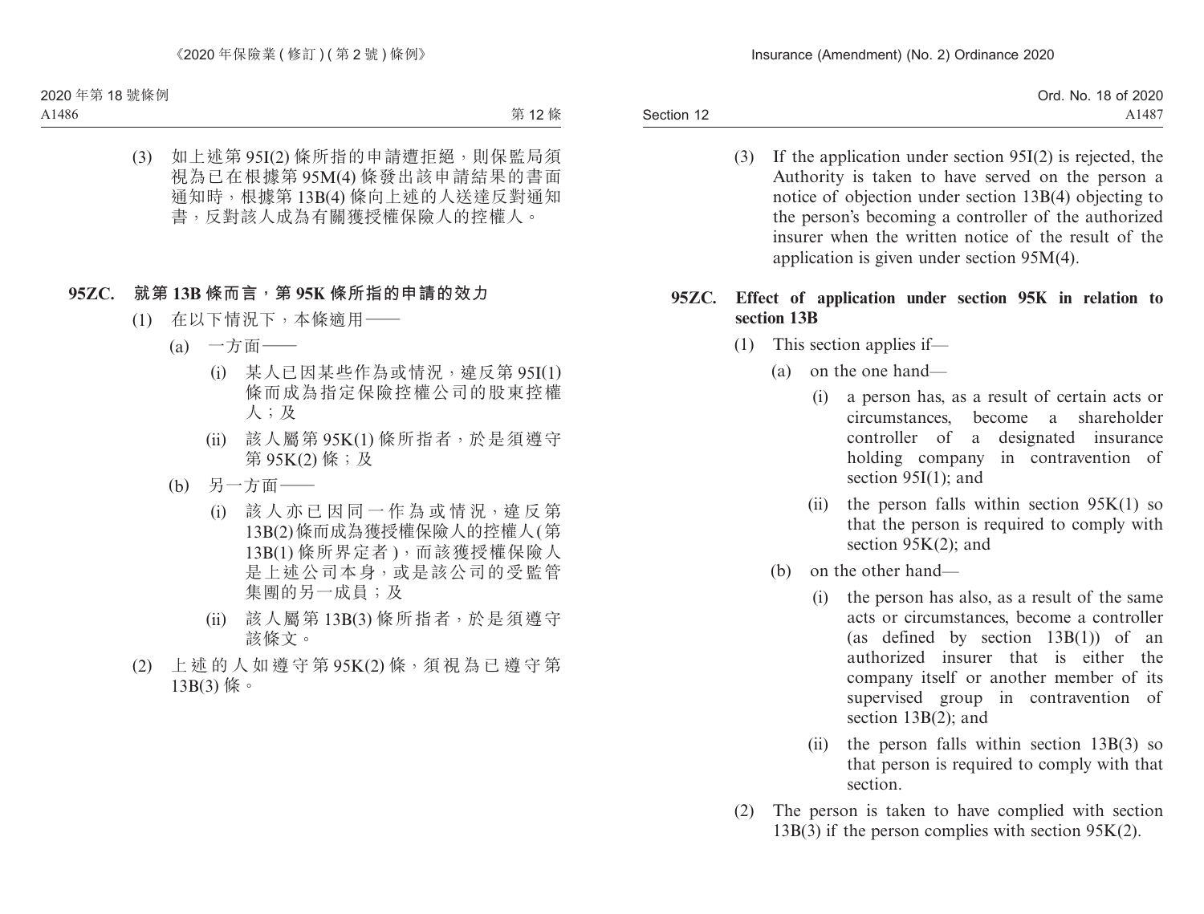(3) 如上述第 95I(2) 條所指的申請遭拒絕，則保監局須視為已在根據第 95M(4) 條發出該申請結果的書面通知時，根據第 13B(4) 條向上述的人送達反對通知書，反對該人成為有關獲授權保險人的控權人。

**95ZC. 就第 13B 條而言，第 95K 條所指的申請的效力**

(1) 在以下情況下，本條適用——

(a) 一方面——

(i) 某人已因某些作為或情況，違反第 95I(1) 條而成為指定保險控權公司的股東控權人；及

(ii) 該人屬第 95K(1) 條所指者，於是須遵守第 95K(2) 條；及

(b) 另一方面——

(i) 該人亦已因同一作為或情況，違反第 13B(2) 條而成為獲授權保險人的控權人 (第 13B(1) 條所界定者)，而該獲授權保險人是上述公司本身，或是該公司的受監管集團的另一成員；及

(ii) 該人屬第 13B(3) 條所指者，於是須遵守該條文。

(2) 上述的人如遵守第 95K(2) 條，須視為已遵守第 13B(3) 條。

(3) If the application under section 95I(2) is rejected, the Authority is taken to have served on the person a notice of objection under section 13B(4) objecting to the person's becoming a controller of the authorized insurer when the written notice of the result of the application is given under section 95M(4).

**95ZC. Effect of application under section 95K in relation to section 13B**

(1) This section applies if—

(a) on the one hand—

(i) a person has, as a result of certain acts or circumstances, become a shareholder controller of a designated insurance holding company in contravention of section 95I(1); and

(ii) the person falls within section 95K(1) so that the person is required to comply with section 95K(2); and

(b) on the other hand—

(i) the person has also, as a result of the same acts or circumstances, become a controller (as defined by section 13B(1)) of an authorized insurer that is either the company itself or another member of its supervised group in contravention of section 13B(2); and

(ii) the person falls within section 13B(3) so that person is required to comply with that section.

(2) The person is taken to have complied with section 13B(3) if the person complies with section 95K(2).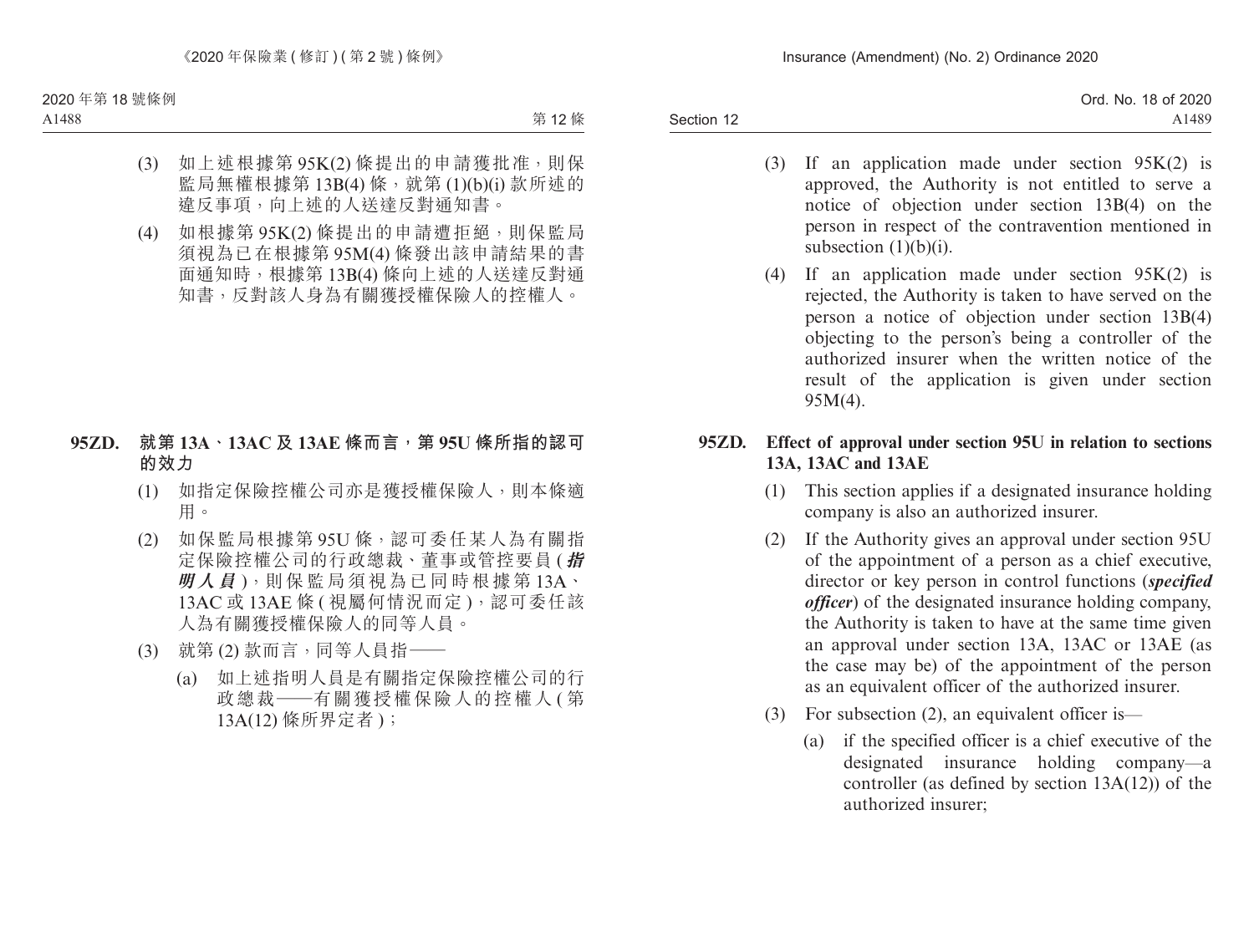(3) 如上述根據第 95K(2) 條提出的申請獲批准，則保監局無權根據第 13B(4) 條，就第 (1)(b)(i) 款所述的違反事項，向上述的人送達反對通知書。

(4) 如根據第 95K(2) 條提出的申請遭拒絕，則保監局須視為已在根據第 95M(4) 條發出該申請結果的書面通知時，根據第 13B(4) 條向上述的人送達反對通知書，反對該人身為有關獲授權保險人的控權人。

**95ZD. 就第 13A、13AC 及 13AE 條而言，第 95U 條所指的認可的效力**

(1) 如指定保險控權公司亦是獲授權保險人，則本條適用。

(2) 如保監局根據第 95U 條，認可委任某人為有關指定保險控權公司的行政總裁、董事或管控要員 (***指明人員***)，則保監局須視為已同時根據第 13A、13AC 或 13AE 條 (視屬何情況而定)，認可委任該人為有關獲授權保險人的同等人員。

(3) 就第 (2) 款而言，同等人員指——

(a) 如上述指明人員是有關指定保險控權公司的行政總裁——有關獲授權保險人的控權人 (第 13A(12) 條所界定者)；

(3) If an application made under section 95K(2) is approved, the Authority is not entitled to serve a notice of objection under section 13B(4) on the person in respect of the contravention mentioned in subsection (1)(b)(i).

(4) If an application made under section 95K(2) is rejected, the Authority is taken to have served on the person a notice of objection under section 13B(4) objecting to the person's being a controller of the authorized insurer when the written notice of the result of the application is given under section 95M(4).

**95ZD. Effect of approval under section 95U in relation to sections 13A, 13AC and 13AE**

(1) This section applies if a designated insurance holding company is also an authorized insurer.

(2) If the Authority gives an approval under section 95U of the appointment of a person as a chief executive, director or key person in control functions (***specified officer***) of the designated insurance holding company, the Authority is taken to have at the same time given an approval under section 13A, 13AC or 13AE (as the case may be) of the appointment of the person as an equivalent officer of the authorized insurer.

(3) For subsection (2), an equivalent officer is—

(a) if the specified officer is a chief executive of the designated insurance holding company—a controller (as defined by section 13A(12)) of the authorized insurer;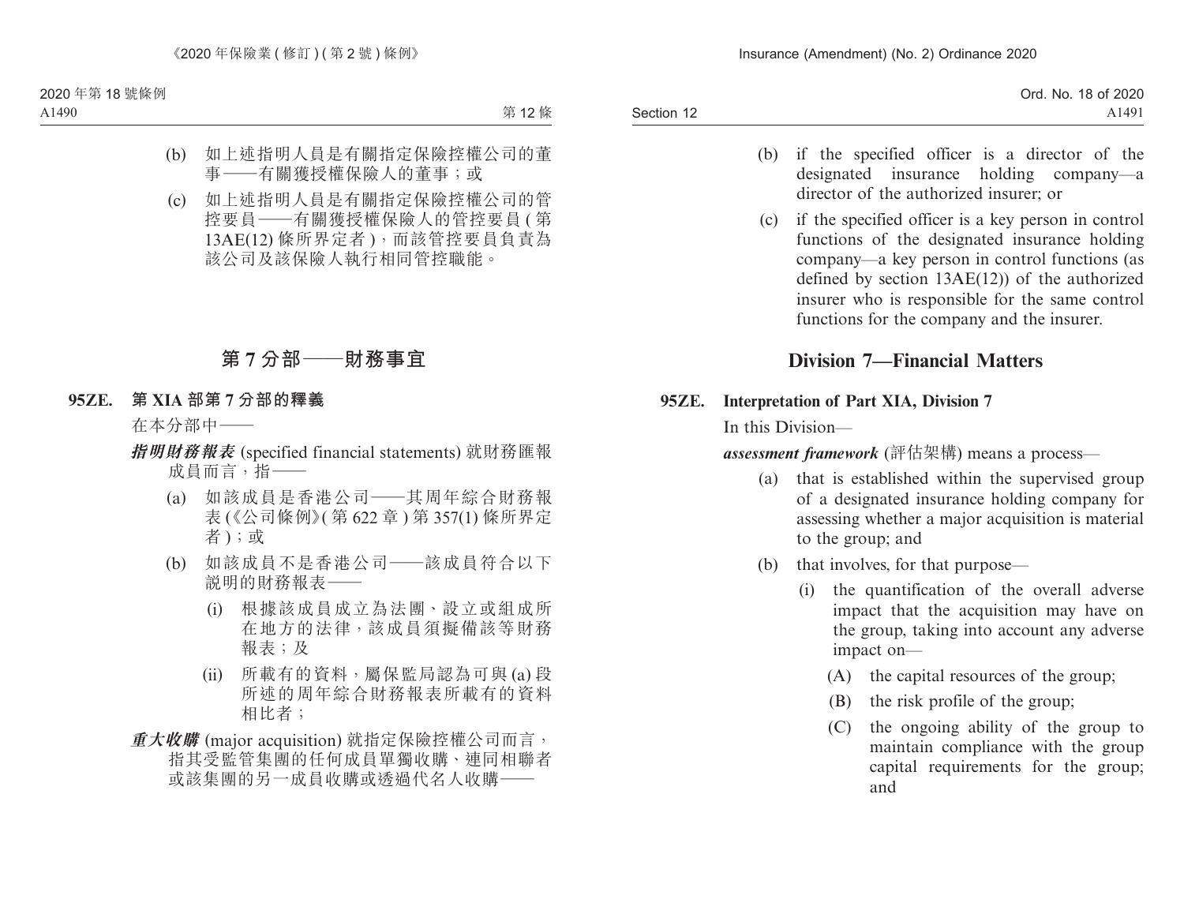(b) 如上述指明人員是有關指定保險控權公司的董事——有關獲授權保險人的董事；或

(c) 如上述指明人員是有關指定保險控權公司的管控要員——有關獲授權保險人的管控要員 (第13AE(12) 條所界定者)，而該管控要員負責為該公司及該保險人執行相同管控職能。

## 第 7 分部——財務事宜

**95ZE. 第 XIA 部第 7 分部的釋義**

在本分部中——

***指明財務報表*** (specified financial statements) 就財務匯報成員而言，指——

(a) 如該成員是香港公司——其周年綜合財務報表 (《公司條例》(第 622 章) 第 357(1) 條所界定者)；或

(b) 如該成員不是香港公司——該成員符合以下說明的財務報表——

(i) 根據該成員成立為法團、設立或組成所在地方的法律，該成員須擬備該等財務報表；及

(ii) 所載有的資料，屬保監局認為可與 (a) 段所述的周年綜合財務報表所載有的資料相比者；

***重大收購*** (major acquisition) 就指定保險控權公司而言，指其受監管集團的任何成員單獨收購、連同相聯者或該集團的另一成員收購或透過代名人收購——

(b) if the specified officer is a director of the designated insurance holding company—a director of the authorized insurer; or

(c) if the specified officer is a key person in control functions of the designated insurance holding company—a key person in control functions (as defined by section 13AE(12)) of the authorized insurer who is responsible for the same control functions for the company and the insurer.

## Division 7—Financial Matters

**95ZE. Interpretation of Part XIA, Division 7**

In this Division—

***assessment framework*** (評估架構) means a process—

(a) that is established within the supervised group of a designated insurance holding company for assessing whether a major acquisition is material to the group; and

(b) that involves, for that purpose—

(i) the quantification of the overall adverse impact that the acquisition may have on the group, taking into account any adverse impact on—

(A) the capital resources of the group;

(B) the risk profile of the group;

(C) the ongoing ability of the group to maintain compliance with the group capital requirements for the group; and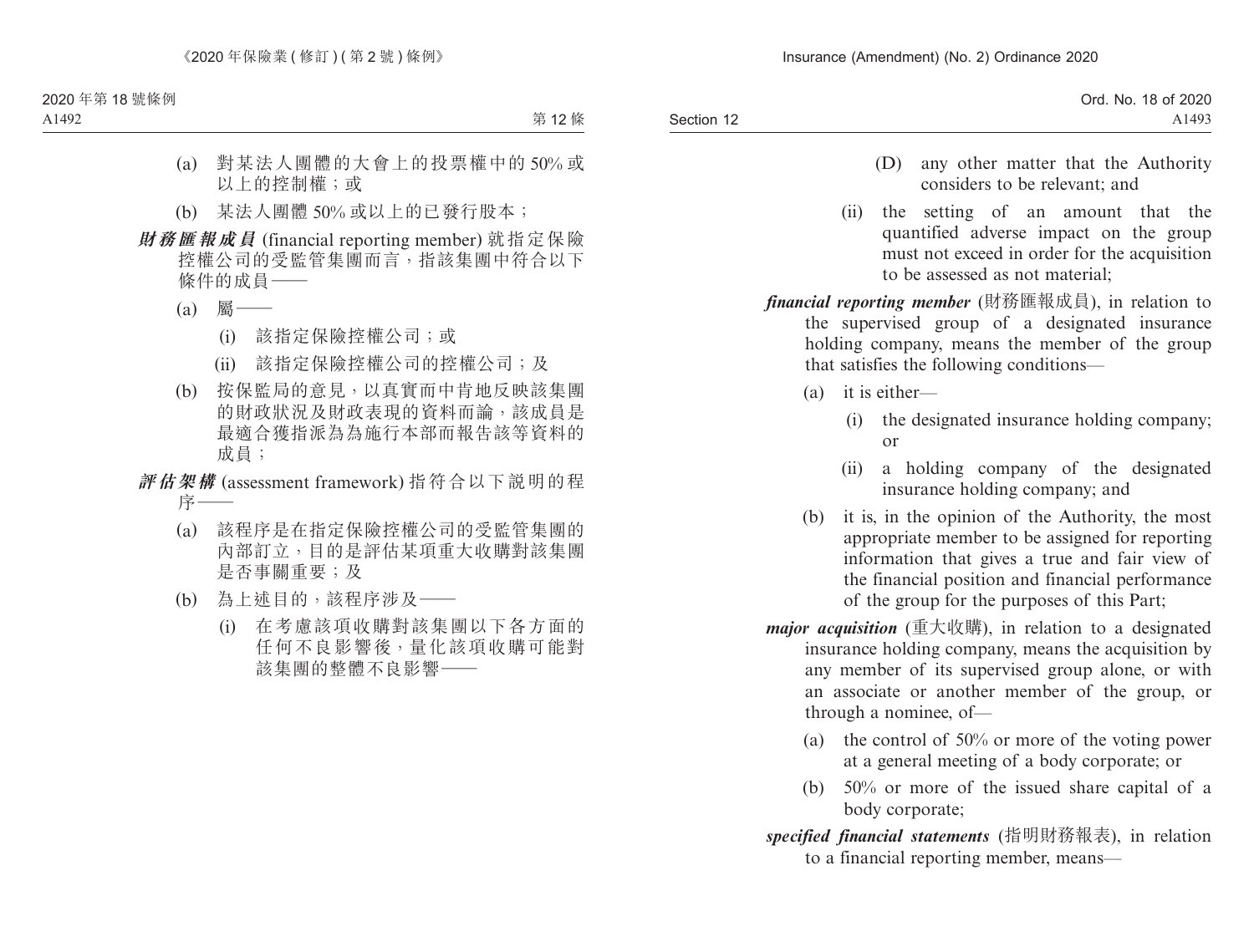(a) 對某法人團體的大會上的投票權中的 50% 或以上的控制權；或

(b) 某法人團體 50% 或以上的已發行股本；

***財務匯報成員*** (financial reporting member) 就指定保險控權公司的受監管集團而言，指該集團中符合以下條件的成員——

(a) 屬——

(i) 該指定保險控權公司；或

(ii) 該指定保險控權公司的控權公司；及

(b) 按保監局的意見，以真實而中肯地反映該集團的財政狀況及財政表現的資料而論，該成員是最適合獲指派為為施行本部而報告該等資料的成員；

***評估架構*** (assessment framework) 指符合以下說明的程序——

(a) 該程序是在指定保險控權公司的受監管集團的內部訂立，目的是評估某項重大收購對該集團是否事關重要；及

(b) 為上述目的，該程序涉及——

(i) 在考慮該項收購對該集團以下各方面的任何不良影響後，量化該項收購可能對該集團的整體不良影響——

(D) any other matter that the Authority considers to be relevant; and

(ii) the setting of an amount that the quantified adverse impact on the group must not exceed in order for the acquisition to be assessed as not material;

***financial reporting member*** (財務匯報成員), in relation to the supervised group of a designated insurance holding company, means the member of the group that satisfies the following conditions—

(a) it is either—

(i) the designated insurance holding company; or

(ii) a holding company of the designated insurance holding company; and

(b) it is, in the opinion of the Authority, the most appropriate member to be assigned for reporting information that gives a true and fair view of the financial position and financial performance of the group for the purposes of this Part;

***major acquisition*** (重大收購), in relation to a designated insurance holding company, means the acquisition by any member of its supervised group alone, or with an associate or another member of the group, or through a nominee, of—

(a) the control of 50% or more of the voting power at a general meeting of a body corporate; or

(b) 50% or more of the issued share capital of a body corporate;

***specified financial statements*** (指明財務報表), in relation to a financial reporting member, means—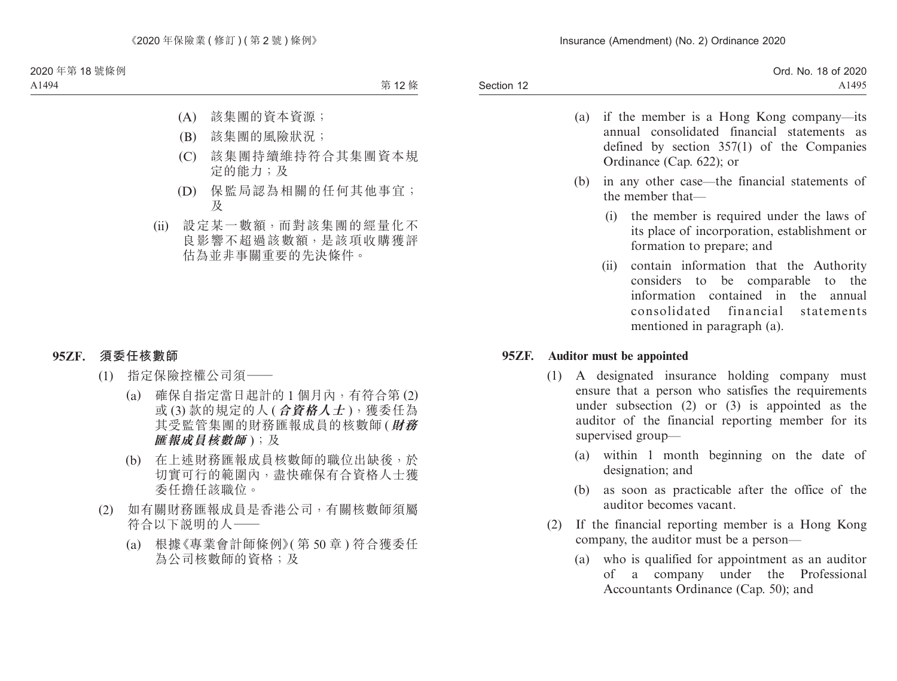(A) 該集團的資本資源；

(B) 該集團的風險狀況；

(C) 該集團持續維持符合其集團資本規定的能力；及

(D) 保監局認為相關的任何其他事宜；及

(ii) 設定某一數額，而對該集團的經量化不良影響不超過該數額，是該項收購獲評估為並非事關重要的先決條件。

### 95ZF. 須委任核數師

(1) 指定保險控權公司須——

(a) 確保自指定當日起計的 1 個月內，有符合第 (2) 或 (3) 款的規定的人 (***合資格人士***)，獲委任為其受監管集團的財務匯報成員的核數師 (***財務匯報成員核數師***)；及

(b) 在上述財務匯報成員核數師的職位出缺後，於切實可行的範圍內，盡快確保有合資格人士獲委任擔任該職位。

(2) 如有關財務匯報成員是香港公司，有關核數師須屬符合以下說明的人——

(a) 根據《專業會計師條例》(第 50 章) 符合獲委任為公司核數師的資格；及

---

(a) if the member is a Hong Kong company—its annual consolidated financial statements as defined by section 357(1) of the Companies Ordinance (Cap. 622); or

(b) in any other case—the financial statements of the member that—

(i) the member is required under the laws of its place of incorporation, establishment or formation to prepare; and

(ii) contain information that the Authority considers to be comparable to the information contained in the annual consolidated financial statements mentioned in paragraph (a).

### 95ZF. Auditor must be appointed

(1) A designated insurance holding company must ensure that a person who satisfies the requirements under subsection (2) or (3) is appointed as the auditor of the financial reporting member for its supervised group—

(a) within 1 month beginning on the date of designation; and

(b) as soon as practicable after the office of the auditor becomes vacant.

(2) If the financial reporting member is a Hong Kong company, the auditor must be a person—

(a) who is qualified for appointment as an auditor of a company under the Professional Accountants Ordinance (Cap. 50); and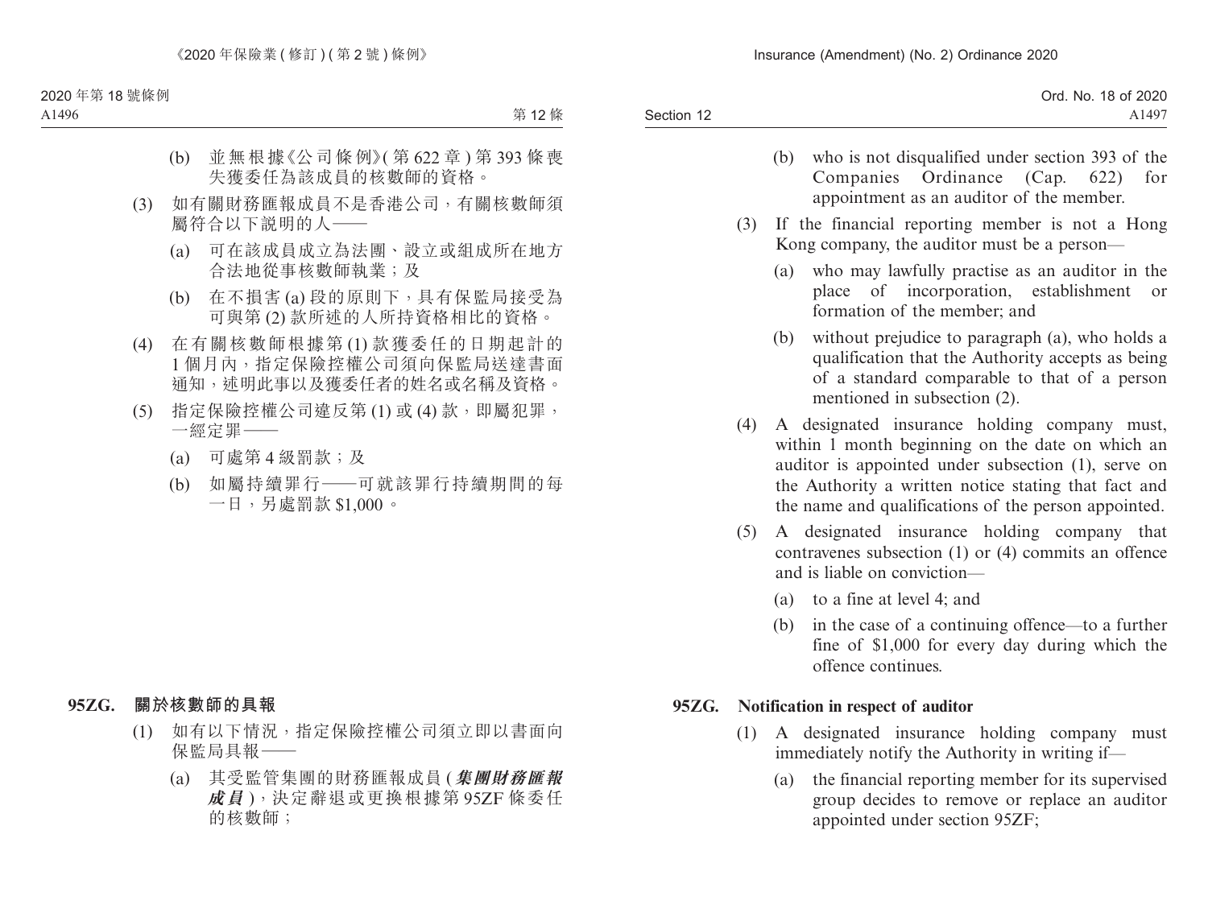(b) 並無根據《公司條例》(第 622 章) 第 393 條喪失獲委任為該成員的核數師的資格。

(3) 如有關財務匯報成員不是香港公司，有關核數師須屬符合以下說明的人——

(a) 可在該成員成立為法團、設立或組成所在地方合法地從事核數師執業；及

(b) 在不損害 (a) 段的原則下，具有保監局接受為可與第 (2) 款所述的人所持資格相比的資格。

(4) 在有關核數師根據第 (1) 款獲委任的日期起計的 1 個月內，指定保險控權公司須向保監局送達書面通知，述明此事以及獲委任者的姓名或名稱及資格。

(5) 指定保險控權公司違反第 (1) 或 (4) 款，即屬犯罪，一經定罪——

(a) 可處第 4 級罰款；及

(b) 如屬持續罪行——可就該罪行持續期間的每一日，另處罰款 $1,000。

**95ZG. 關於核數師的具報**

(1) 如有以下情況，指定保險控權公司須立即以書面向保監局具報——

(a) 其受監管集團的財務匯報成員 (***集團財務匯報成員***)，決定辭退或更換根據第 95ZF 條委任的核數師；

(b) who is not disqualified under section 393 of the Companies Ordinance (Cap. 622) for appointment as an auditor of the member.

(3) If the financial reporting member is not a Hong Kong company, the auditor must be a person—

(a) who may lawfully practise as an auditor in the place of incorporation, establishment or formation of the member; and

(b) without prejudice to paragraph (a), who holds a qualification that the Authority accepts as being of a standard comparable to that of a person mentioned in subsection (2).

(4) A designated insurance holding company must, within 1 month beginning on the date on which an auditor is appointed under subsection (1), serve on the Authority a written notice stating that fact and the name and qualifications of the person appointed.

(5) A designated insurance holding company that contravenes subsection (1) or (4) commits an offence and is liable on conviction—

(a) to a fine at level 4; and

(b) in the case of a continuing offence—to a further fine of $1,000 for every day during which the offence continues.

**95ZG. Notification in respect of auditor**

(1) A designated insurance holding company must immediately notify the Authority in writing if—

(a) the financial reporting member for its supervised group decides to remove or replace an auditor appointed under section 95ZF;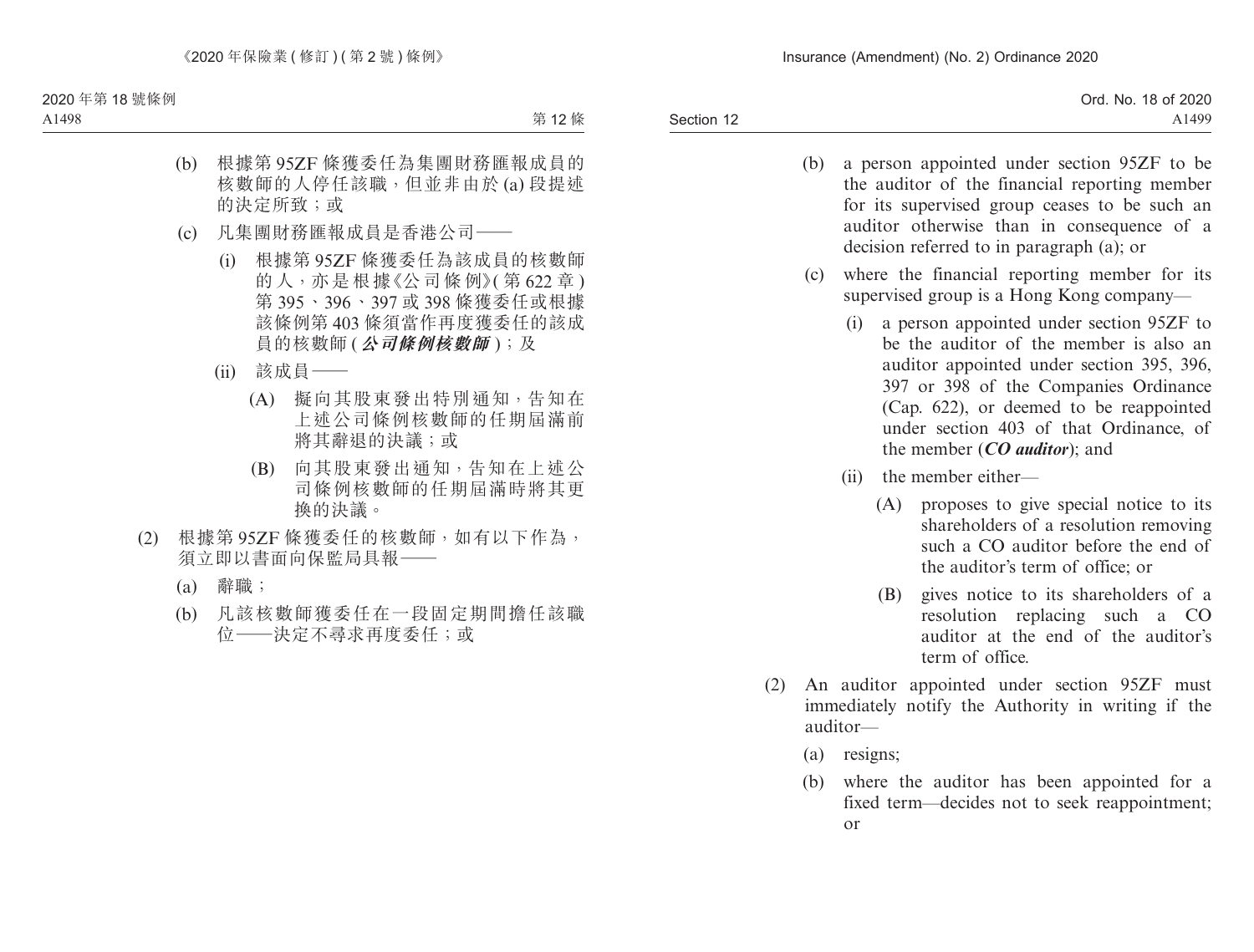(b) 根據第 95ZF 條獲委任為集團財務匯報成員的核數師的人停任該職，但並非由於 (a) 段提述的決定所致；或

(c) 凡集團財務匯報成員是香港公司——

(i) 根據第 95ZF 條獲委任為該成員的核數師的人，亦是根據《公司條例》(第 622 章) 第 395、396、397 或 398 條獲委任或根據該條例第 403 條須當作再度獲委任的該成員的核數師 (***公司條例核數師***)；及

(ii) 該成員——

(A) 擬向其股東發出特別通知，告知在上述公司條例核數師的任期屆滿前將其辭退的決議；或

(B) 向其股東發出通知，告知在上述公司條例核數師的任期屆滿時將其更換的決議。

(2) 根據第 95ZF 條獲委任的核數師，如有以下作為，須立即以書面向保監局具報——

(a) 辭職；

(b) 凡該核數師獲委任在一段固定期間擔任該職位——決定不尋求再度委任；或

(b) a person appointed under section 95ZF to be the auditor of the financial reporting member for its supervised group ceases to be such an auditor otherwise than in consequence of a decision referred to in paragraph (a); or

(c) where the financial reporting member for its supervised group is a Hong Kong company—

(i) a person appointed under section 95ZF to be the auditor of the member is also an auditor appointed under section 395, 396, 397 or 398 of the Companies Ordinance (Cap. 622), or deemed to be reappointed under section 403 of that Ordinance, of the member (***CO auditor***); and

(ii) the member either—

(A) proposes to give special notice to its shareholders of a resolution removing such a CO auditor before the end of the auditor's term of office; or

(B) gives notice to its shareholders of a resolution replacing such a CO auditor at the end of the auditor's term of office.

(2) An auditor appointed under section 95ZF must immediately notify the Authority in writing if the auditor—

(a) resigns;

(b) where the auditor has been appointed for a fixed term—decides not to seek reappointment; or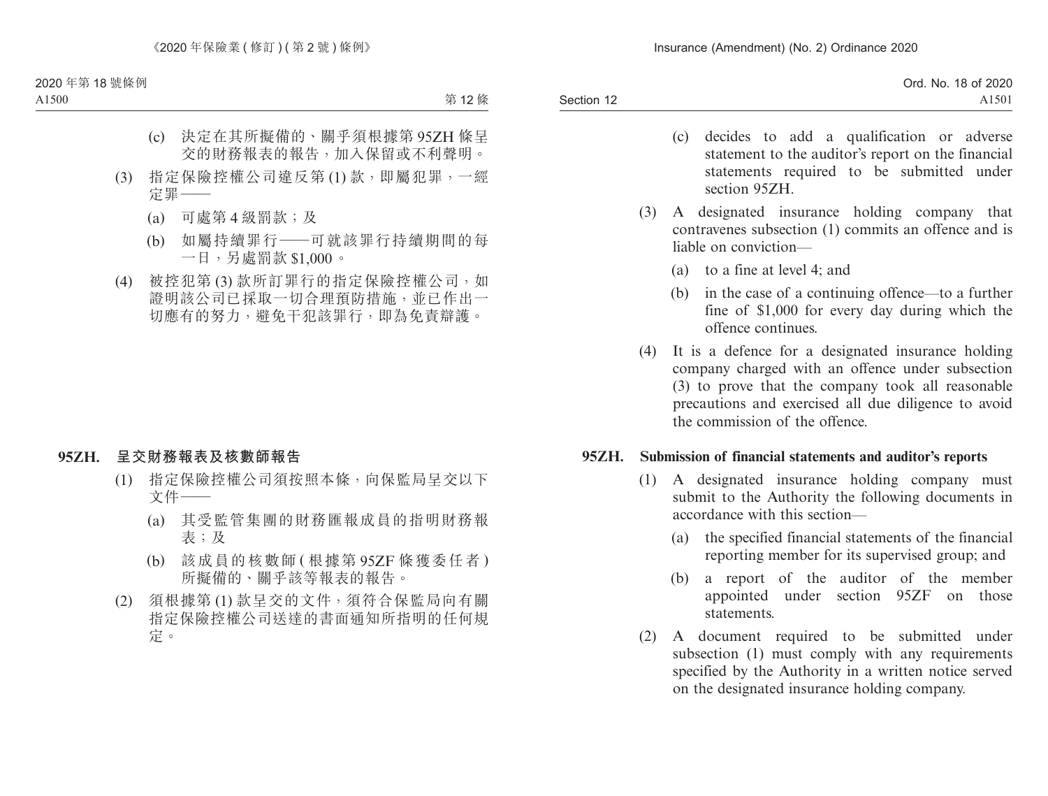(c) 決定在其所擬備的、關乎須根據第 95ZH 條呈交的財務報表的報告，加入保留或不利聲明。

(3) 指定保險控權公司違反第 (1) 款，即屬犯罪，一經定罪——

(a) 可處第 4 級罰款；及

(b) 如屬持續罪行——可就該罪行持續期間的每一日，另處罰款 $1,000。

(4) 被控犯第 (3) 款所訂罪行的指定保險控權公司，如證明該公司已採取一切合理預防措施，並已作出一切應有的努力，避免干犯該罪行，即為免責辯護。

**95ZH. 呈交財務報表及核數師報告**

(1) 指定保險控權公司須按照本條，向保監局呈交以下文件——

(a) 其受監管集團的財務匯報成員的指明財務報表；及

(b) 該成員的核數師 (根據第 95ZF 條獲委任者) 所擬備的、關乎該等報表的報告。

(2) 須根據第 (1) 款呈交的文件，須符合保監局向有關指定保險控權公司送達的書面通知所指明的任何規定。

(c) decides to add a qualification or adverse statement to the auditor's report on the financial statements required to be submitted under section 95ZH.

(3) A designated insurance holding company that contravenes subsection (1) commits an offence and is liable on conviction—

(a) to a fine at level 4; and

(b) in the case of a continuing offence—to a further fine of $1,000 for every day during which the offence continues.

(4) It is a defence for a designated insurance holding company charged with an offence under subsection (3) to prove that the company took all reasonable precautions and exercised all due diligence to avoid the commission of the offence.

**95ZH. Submission of financial statements and auditor's reports**

(1) A designated insurance holding company must submit to the Authority the following documents in accordance with this section—

(a) the specified financial statements of the financial reporting member for its supervised group; and

(b) a report of the auditor of the member appointed under section 95ZF on those statements.

(2) A document required to be submitted under subsection (1) must comply with any requirements specified by the Authority in a written notice served on the designated insurance holding company.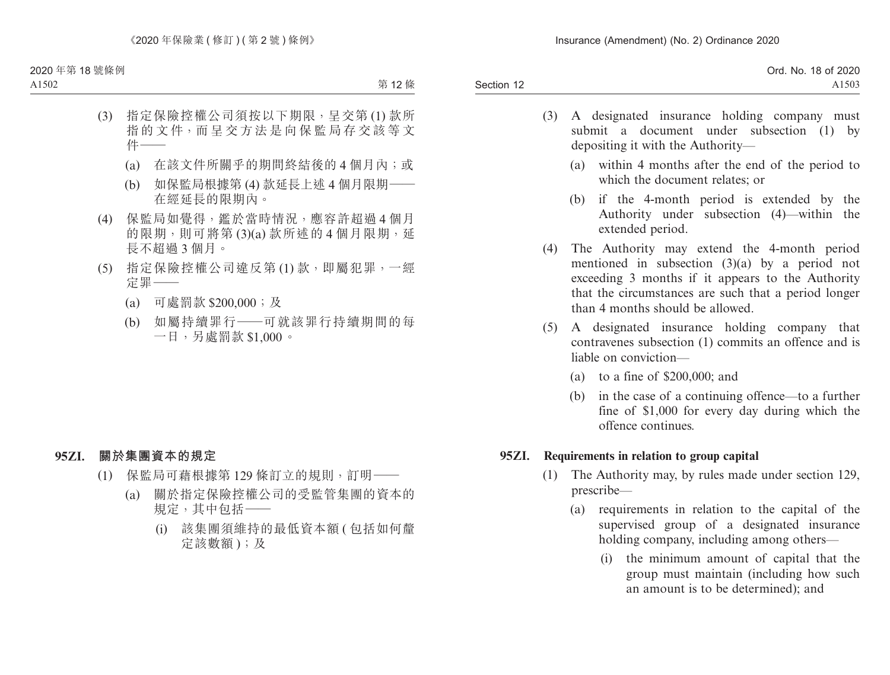(3) 指定保險控權公司須按以下期限，呈交第 (1) 款所指的文件，而呈交方法是向保監局存交該等文件——

(a) 在該文件所關乎的期間終結後的 4 個月內；或

(b) 如保監局根據第 (4) 款延長上述 4 個月限期——在經延長的限期內。

(4) 保監局如覺得，鑑於當時情況，應容許超過 4 個月的限期，則可將第 (3)(a) 款所述的 4 個月限期，延長不超過 3 個月。

(5) 指定保險控權公司違反第 (1) 款，即屬犯罪，一經定罪——

(a) 可處罰款 $200,000；及

(b) 如屬持續罪行——可就該罪行持續期間的每一日，另處罰款 $1,000。

**95ZI. 關於集團資本的規定**

(1) 保監局可藉根據第 129 條訂立的規則，訂明——

(a) 關於指定保險控權公司的受監管集團的資本的規定，其中包括——

(i) 該集團須維持的最低資本額 (包括如何釐定該數額)；及

(3) A designated insurance holding company must submit a document under subsection (1) by depositing it with the Authority—

(a) within 4 months after the end of the period to which the document relates; or

(b) if the 4-month period is extended by the Authority under subsection (4)—within the extended period.

(4) The Authority may extend the 4-month period mentioned in subsection (3)(a) by a period not exceeding 3 months if it appears to the Authority that the circumstances are such that a period longer than 4 months should be allowed.

(5) A designated insurance holding company that contravenes subsection (1) commits an offence and is liable on conviction—

(a) to a fine of $200,000; and

(b) in the case of a continuing offence—to a further fine of $1,000 for every day during which the offence continues.

**95ZI. Requirements in relation to group capital**

(1) The Authority may, by rules made under section 129, prescribe—

(a) requirements in relation to the capital of the supervised group of a designated insurance holding company, including among others—

(i) the minimum amount of capital that the group must maintain (including how such an amount is to be determined); and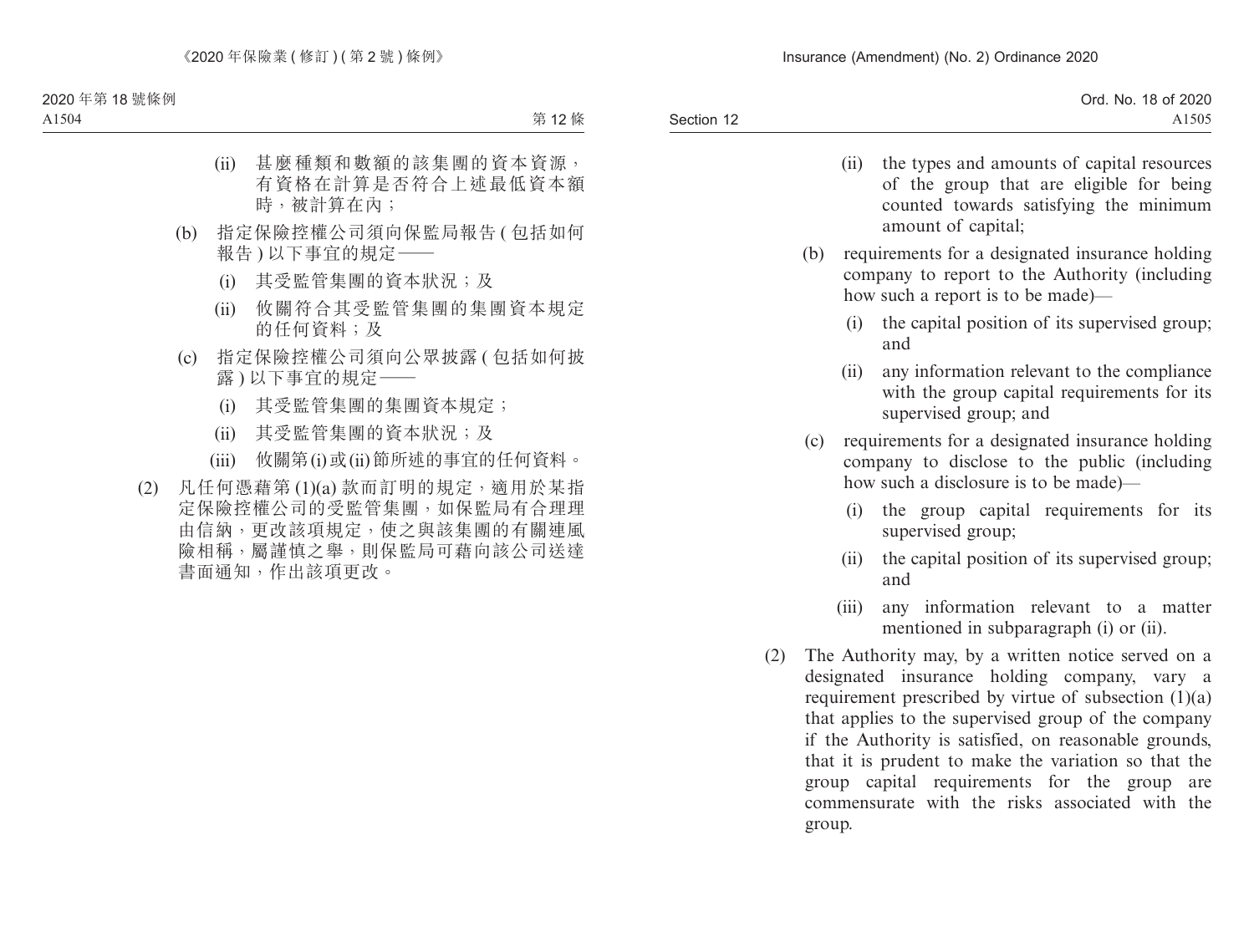(ii) 甚麼種類和數額的該集團的資本資源，有資格在計算是否符合上述最低資本額時，被計算在內；

(b) 指定保險控權公司須向保監局報告(包括如何報告)以下事宜的規定——

(i) 其受監管集團的資本狀況；及

(ii) 攸關符合其受監管集團的集團資本規定的任何資料；及

(c) 指定保險控權公司須向公眾披露(包括如何披露)以下事宜的規定——

(i) 其受監管集團的集團資本規定；

(ii) 其受監管集團的資本狀況；及

(iii) 攸關第(i)或(ii)節所述的事宜的任何資料。

(2) 凡任何憑藉第(1)(a)款而訂明的規定，適用於某指定保險控權公司的受監管集團，如保監局有合理理由信納，更改該項規定，使之與該集團的有關連風險相稱，屬謹慎之舉，則保監局可藉向該公司送達書面通知，作出該項更改。

(ii) the types and amounts of capital resources of the group that are eligible for being counted towards satisfying the minimum amount of capital;

(b) requirements for a designated insurance holding company to report to the Authority (including how such a report is to be made)—

(i) the capital position of its supervised group; and

(ii) any information relevant to the compliance with the group capital requirements for its supervised group; and

(c) requirements for a designated insurance holding company to disclose to the public (including how such a disclosure is to be made)—

(i) the group capital requirements for its supervised group;

(ii) the capital position of its supervised group; and

(iii) any information relevant to a matter mentioned in subparagraph (i) or (ii).

(2) The Authority may, by a written notice served on a designated insurance holding company, vary a requirement prescribed by virtue of subsection (1)(a) that applies to the supervised group of the company if the Authority is satisfied, on reasonable grounds, that it is prudent to make the variation so that the group capital requirements for the group are commensurate with the risks associated with the group.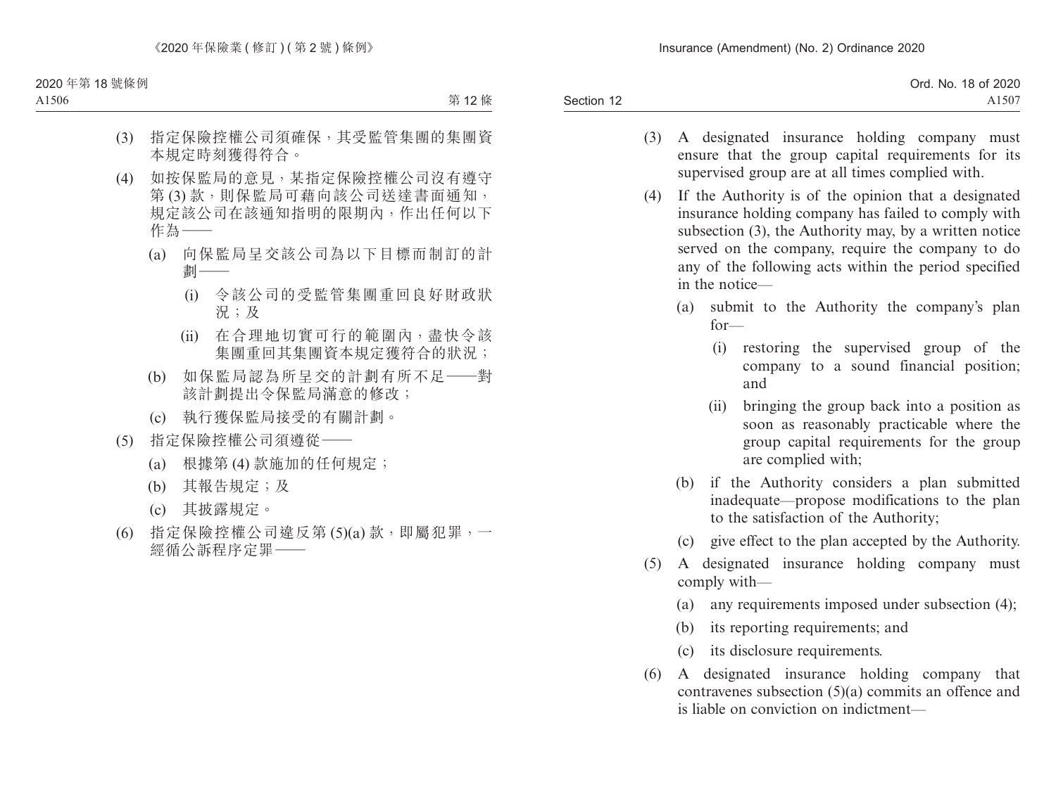(3) 指定保險控權公司須確保，其受監管集團的集團資本規定時刻獲得符合。

(4) 如按保監局的意見，某指定保險控權公司沒有遵守第 (3) 款，則保監局可藉向該公司送達書面通知，規定該公司在該通知指明的限期內，作出任何以下作為——

(a) 向保監局呈交該公司為以下目標而制訂的計劃——

(i) 令該公司的受監管集團重回良好財政狀況；及

(ii) 在合理地切實可行的範圍內，盡快令該集團重回其集團資本規定獲符合的狀況；

(b) 如保監局認為所呈交的計劃有所不足——對該計劃提出令保監局滿意的修改；

(c) 執行獲保監局接受的有關計劃。

(5) 指定保險控權公司須遵從——

(a) 根據第 (4) 款施加的任何規定；

(b) 其報告規定；及

(c) 其披露規定。

(6) 指定保險控權公司違反第 (5)(a) 款，即屬犯罪，一經循公訴程序定罪——

(3) A designated insurance holding company must ensure that the group capital requirements for its supervised group are at all times complied with.

(4) If the Authority is of the opinion that a designated insurance holding company has failed to comply with subsection (3), the Authority may, by a written notice served on the company, require the company to do any of the following acts within the period specified in the notice—

(a) submit to the Authority the company's plan for—

(i) restoring the supervised group of the company to a sound financial position; and

(ii) bringing the group back into a position as soon as reasonably practicable where the group capital requirements for the group are complied with;

(b) if the Authority considers a plan submitted inadequate—propose modifications to the plan to the satisfaction of the Authority;

(c) give effect to the plan accepted by the Authority.

(5) A designated insurance holding company must comply with—

(a) any requirements imposed under subsection (4);

(b) its reporting requirements; and

(c) its disclosure requirements.

(6) A designated insurance holding company that contravenes subsection (5)(a) commits an offence and is liable on conviction on indictment—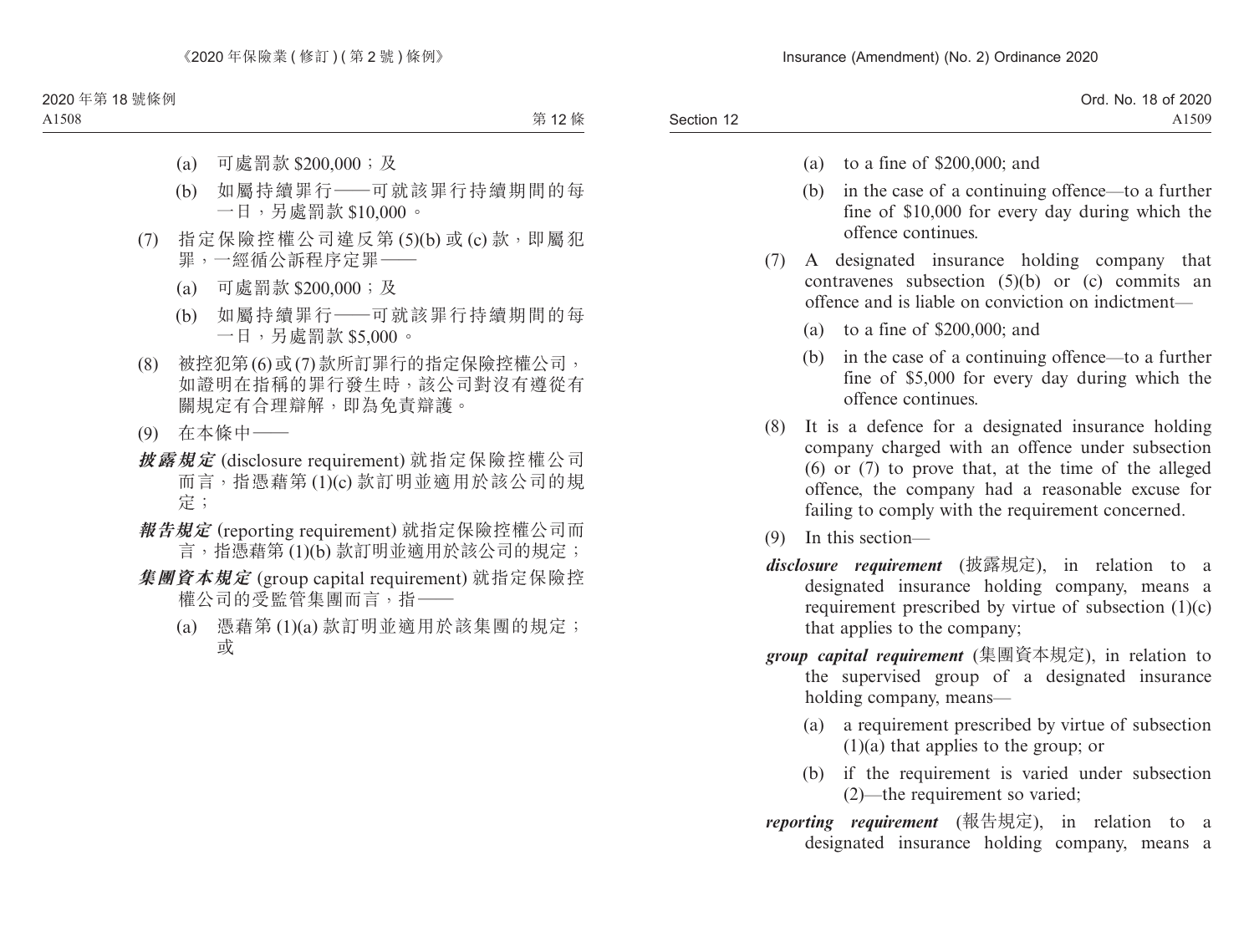(a) 可處罰款 $200,000；及

(b) 如屬持續罪行——可就該罪行持續期間的每一日，另處罰款 $10,000。

(7) 指定保險控權公司違反第 (5)(b) 或 (c) 款，即屬犯罪，一經循公訴程序定罪——

(a) 可處罰款 $200,000；及

(b) 如屬持續罪行——可就該罪行持續期間的每一日，另處罰款 $5,000。

(8) 被控犯第 (6) 或 (7) 款所訂罪行的指定保險控權公司，如證明在指稱的罪行發生時，該公司對沒有遵從有關規定有合理辯解，即為免責辯護。

(9) 在本條中——

***披露規定*** (disclosure requirement) 就指定保險控權公司而言，指憑藉第 (1)(c) 款訂明並適用於該公司的規定；

***報告規定*** (reporting requirement) 就指定保險控權公司而言，指憑藉第 (1)(b) 款訂明並適用於該公司的規定；

***集團資本規定*** (group capital requirement) 就指定保險控權公司的受監管集團而言，指——

(a) 憑藉第 (1)(a) 款訂明並適用於該集團的規定；或

(a) to a fine of $200,000; and

(b) in the case of a continuing offence—to a further fine of $10,000 for every day during which the offence continues.

(7) A designated insurance holding company that contravenes subsection (5)(b) or (c) commits an offence and is liable on conviction on indictment—

(a) to a fine of $200,000; and

(b) in the case of a continuing offence—to a further fine of $5,000 for every day during which the offence continues.

(8) It is a defence for a designated insurance holding company charged with an offence under subsection (6) or (7) to prove that, at the time of the alleged offence, the company had a reasonable excuse for failing to comply with the requirement concerned.

(9) In this section—

***disclosure requirement*** (披露規定), in relation to a designated insurance holding company, means a requirement prescribed by virtue of subsection (1)(c) that applies to the company;

***group capital requirement*** (集團資本規定), in relation to the supervised group of a designated insurance holding company, means—

(a) a requirement prescribed by virtue of subsection (1)(a) that applies to the group; or

(b) if the requirement is varied under subsection (2)—the requirement so varied;

***reporting requirement*** (報告規定), in relation to a designated insurance holding company, means a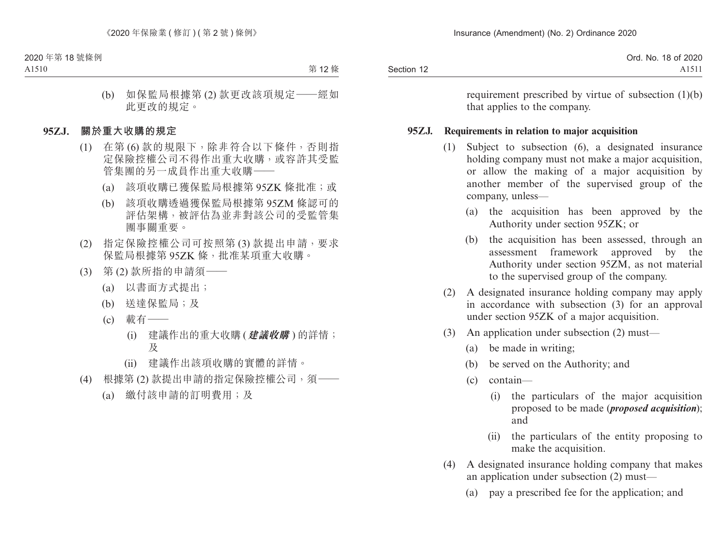(b) 如保監局根據第 (2) 款更改該項規定——經如此更改的規定。

**95ZJ. 關於重大收購的規定**

(1) 在第 (6) 款的規限下，除非符合以下條件，否則指定保險控權公司不得作出重大收購，或容許其受監管集團的另一成員作出重大收購——

(a) 該項收購已獲保監局根據第 95ZK 條批准；或

(b) 該項收購透過獲保監局根據第 95ZM 條認可的評估架構，被評估為並非對該公司的受監管集團事關重要。

(2) 指定保險控權公司可按照第 (3) 款提出申請，要求保監局根據第 95ZK 條，批准某項重大收購。

(3) 第 (2) 款所指的申請須——

(a) 以書面方式提出；

(b) 送達保監局；及

(c) 載有——

(i) 建議作出的重大收購 (***建議收購***) 的詳情；及

(ii) 建議作出該項收購的實體的詳情。

(4) 根據第 (2) 款提出申請的指定保險控權公司，須——

(a) 繳付該申請的訂明費用；及

requirement prescribed by virtue of subsection (1)(b) that applies to the company.

**95ZJ. Requirements in relation to major acquisition**

(1) Subject to subsection (6), a designated insurance holding company must not make a major acquisition, or allow the making of a major acquisition by another member of the supervised group of the company, unless—

(a) the acquisition has been approved by the Authority under section 95ZK; or

(b) the acquisition has been assessed, through an assessment framework approved by the Authority under section 95ZM, as not material to the supervised group of the company.

(2) A designated insurance holding company may apply in accordance with subsection (3) for an approval under section 95ZK of a major acquisition.

(3) An application under subsection (2) must—

(a) be made in writing;

(b) be served on the Authority; and

(c) contain—

(i) the particulars of the major acquisition proposed to be made (***proposed acquisition***); and

(ii) the particulars of the entity proposing to make the acquisition.

(4) A designated insurance holding company that makes an application under subsection (2) must—

(a) pay a prescribed fee for the application; and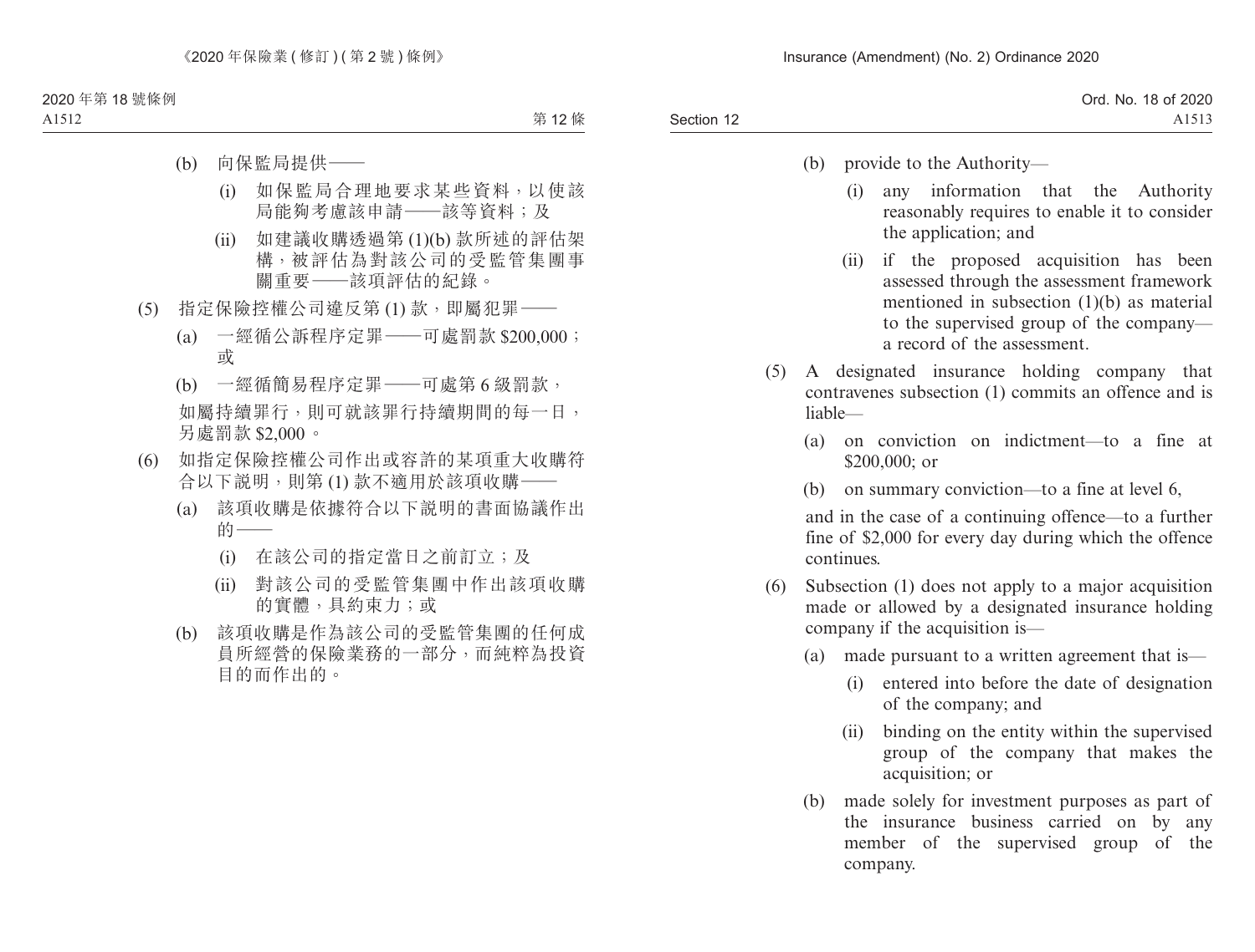(b) 向保監局提供——

(i) 如保監局合理地要求某些資料，以使該局能夠考慮該申請——該等資料；及

(ii) 如建議收購透過第 (1)(b) 款所述的評估架構，被評估為對該公司的受監管集團事關重要——該項評估的紀錄。

(5) 指定保險控權公司違反第 (1) 款，即屬犯罪——

(a) 一經循公訴程序定罪——可處罰款 $200,000；或

(b) 一經循簡易程序定罪——可處第 6 級罰款，

如屬持續罪行，則可就該罪行持續期間的每一日，另處罰款 $2,000。

(6) 如指定保險控權公司作出或容許的某項重大收購符合以下說明，則第 (1) 款不適用於該項收購——

(a) 該項收購是依據符合以下說明的書面協議作出的——

(i) 在該公司的指定當日之前訂立；及

(ii) 對該公司的受監管集團中作出該項收購的實體，具約束力；或

(b) 該項收購是作為該公司的受監管集團的任何成員所經營的保險業務的一部分，而純粹為投資目的而作出的。

(b) provide to the Authority—

(i) any information that the Authority reasonably requires to enable it to consider the application; and

(ii) if the proposed acquisition has been assessed through the assessment framework mentioned in subsection (1)(b) as material to the supervised group of the company—a record of the assessment.

(5) A designated insurance holding company that contravenes subsection (1) commits an offence and is liable—

(a) on conviction on indictment—to a fine at $200,000; or

(b) on summary conviction—to a fine at level 6,

and in the case of a continuing offence—to a further fine of $2,000 for every day during which the offence continues.

(6) Subsection (1) does not apply to a major acquisition made or allowed by a designated insurance holding company if the acquisition is—

(a) made pursuant to a written agreement that is—

(i) entered into before the date of designation of the company; and

(ii) binding on the entity within the supervised group of the company that makes the acquisition; or

(b) made solely for investment purposes as part of the insurance business carried on by any member of the supervised group of the company.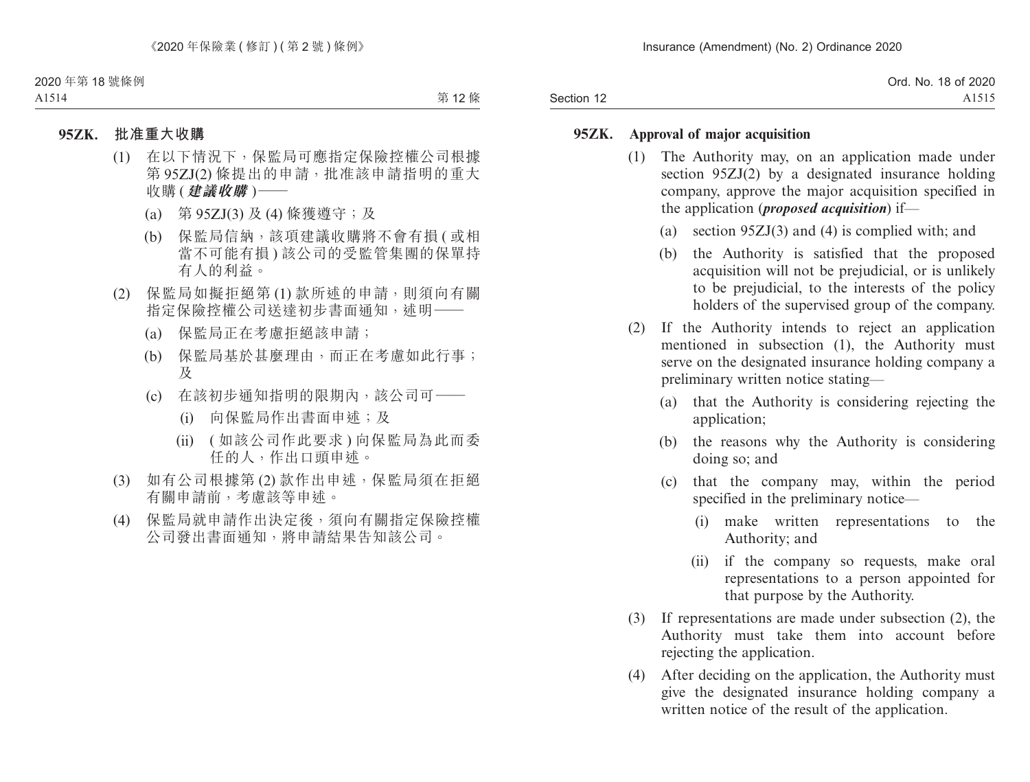**95ZK. 批准重大收購**

(1) 在以下情況下，保監局可應指定保險控權公司根據第 95ZJ(2) 條提出的申請，批准該申請指明的重大收購 (***建議收購***)——

(a) 第 95ZJ(3) 及 (4) 條獲遵守；及

(b) 保監局信納，該項建議收購將不會有損 (或相當不可能有損) 該公司的受監管集團的保單持有人的利益。

(2) 保監局如擬拒絕第 (1) 款所述的申請，則須向有關指定保險控權公司送達初步書面通知，述明——

(a) 保監局正在考慮拒絕該申請；

(b) 保監局基於甚麼理由，而正在考慮如此行事；及

(c) 在該初步通知指明的限期內，該公司可——

(i) 向保監局作出書面申述；及

(ii) (如該公司作此要求) 向保監局為此而委任的人，作出口頭申述。

(3) 如有公司根據第 (2) 款作出申述，保監局須在拒絕有關申請前，考慮該等申述。

(4) 保監局就申請作出決定後，須向有關指定保險控權公司發出書面通知，將申請結果告知該公司。

**95ZK. Approval of major acquisition**

(1) The Authority may, on an application made under section 95ZJ(2) by a designated insurance holding company, approve the major acquisition specified in the application (***proposed acquisition***) if—

(a) section 95ZJ(3) and (4) is complied with; and

(b) the Authority is satisfied that the proposed acquisition will not be prejudicial, or is unlikely to be prejudicial, to the interests of the policy holders of the supervised group of the company.

(2) If the Authority intends to reject an application mentioned in subsection (1), the Authority must serve on the designated insurance holding company a preliminary written notice stating—

(a) that the Authority is considering rejecting the application;

(b) the reasons why the Authority is considering doing so; and

(c) that the company may, within the period specified in the preliminary notice—

(i) make written representations to the Authority; and

(ii) if the company so requests, make oral representations to a person appointed for that purpose by the Authority.

(3) If representations are made under subsection (2), the Authority must take them into account before rejecting the application.

(4) After deciding on the application, the Authority must give the designated insurance holding company a written notice of the result of the application.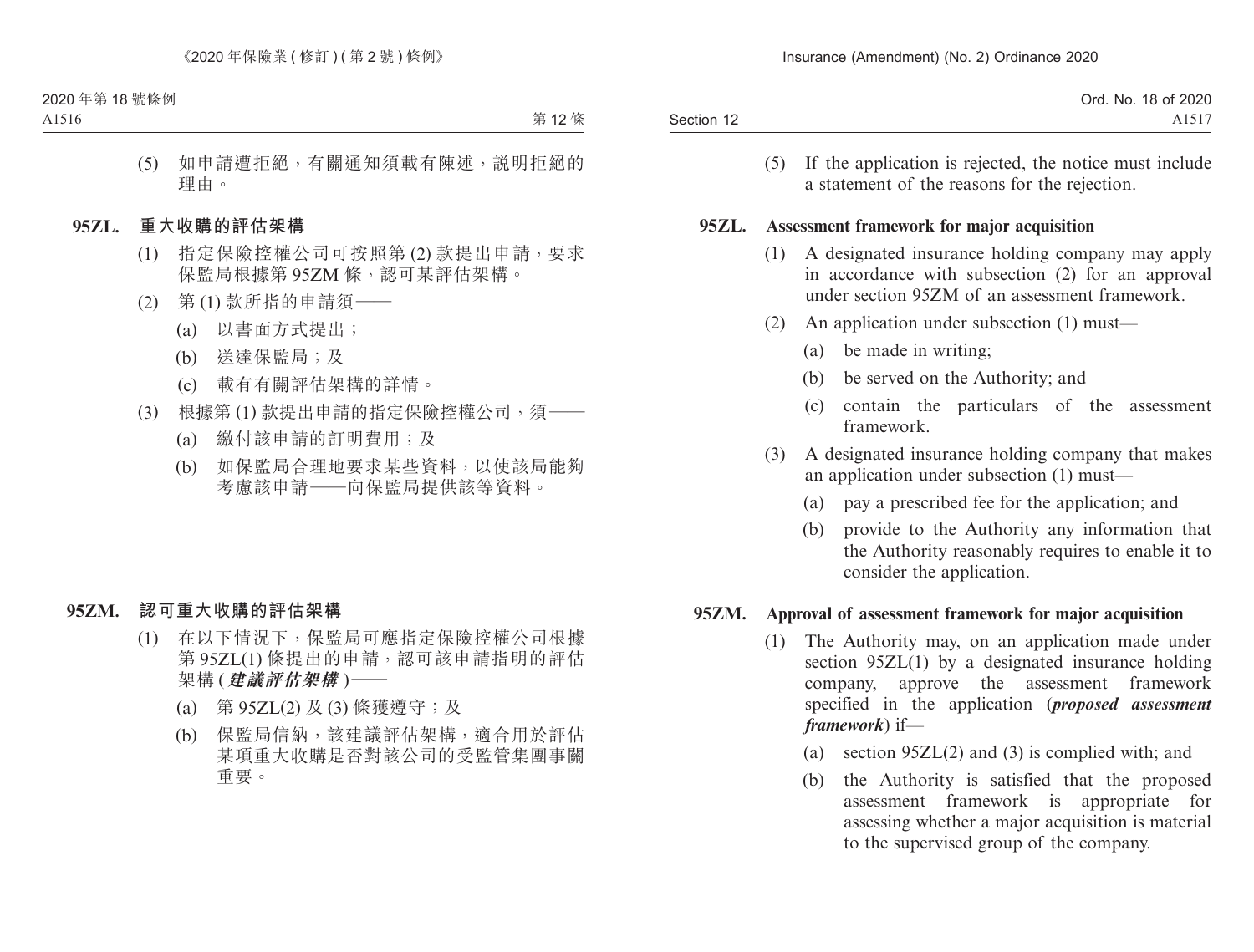(5) 如申請遭拒絕，有關通知須載有陳述，說明拒絕的理由。

**95ZL. 重大收購的評估架構**

(1) 指定保險控權公司可按照第 (2) 款提出申請，要求保監局根據第 95ZM 條，認可某評估架構。

(2) 第 (1) 款所指的申請須——

(a) 以書面方式提出；

(b) 送達保監局；及

(c) 載有有關評估架構的詳情。

(3) 根據第 (1) 款提出申請的指定保險控權公司，須——

(a) 繳付該申請的訂明費用；及

(b) 如保監局合理地要求某些資料，以使該局能夠考慮該申請——向保監局提供該等資料。

**95ZM. 認可重大收購的評估架構**

(1) 在以下情況下，保監局可應指定保險控權公司根據第 95ZL(1) 條提出的申請，認可該申請指明的評估架構 (***建議評估架構***)——

(a) 第 95ZL(2) 及 (3) 條獲遵守；及

(b) 保監局信納，該建議評估架構，適合用於評估某項重大收購是否對該公司的受監管集團事關重要。

(5) If the application is rejected, the notice must include a statement of the reasons for the rejection.

**95ZL. Assessment framework for major acquisition**

(1) A designated insurance holding company may apply in accordance with subsection (2) for an approval under section 95ZM of an assessment framework.

(2) An application under subsection (1) must—

(a) be made in writing;

(b) be served on the Authority; and

(c) contain the particulars of the assessment framework.

(3) A designated insurance holding company that makes an application under subsection (1) must—

(a) pay a prescribed fee for the application; and

(b) provide to the Authority any information that the Authority reasonably requires to enable it to consider the application.

**95ZM. Approval of assessment framework for major acquisition**

(1) The Authority may, on an application made under section 95ZL(1) by a designated insurance holding company, approve the assessment framework specified in the application (***proposed assessment framework***) if—

(a) section 95ZL(2) and (3) is complied with; and

(b) the Authority is satisfied that the proposed assessment framework is appropriate for assessing whether a major acquisition is material to the supervised group of the company.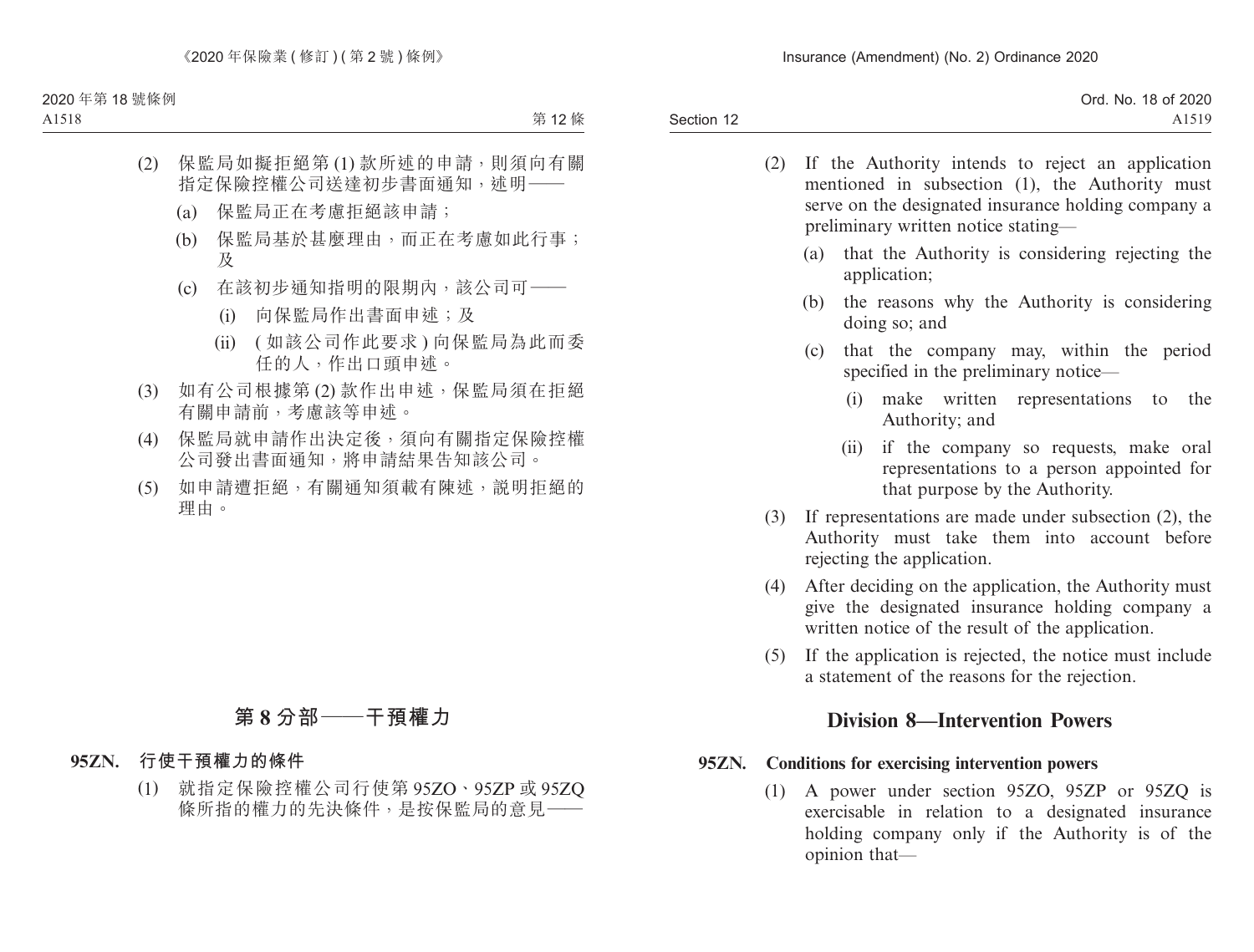(2) 保監局如擬拒絕第 (1) 款所述的申請，則須向有關指定保險控權公司送達初步書面通知，述明——

(a) 保監局正在考慮拒絕該申請；

(b) 保監局基於甚麼理由，而正在考慮如此行事；及

(c) 在該初步通知指明的限期內，該公司可——

(i) 向保監局作出書面申述；及

(ii) (如該公司作此要求) 向保監局為此而委任的人，作出口頭申述。

(3) 如有公司根據第 (2) 款作出申述，保監局須在拒絕有關申請前，考慮該等申述。

(4) 保監局就申請作出決定後，須向有關指定保險控權公司發出書面通知，將申請結果告知該公司。

(5) 如申請遭拒絕，有關通知須載有陳述，說明拒絕的理由。

## 第 8 分部——干預權力

### 95ZN. 行使干預權力的條件

(1) 就指定保險控權公司行使第 95ZO、95ZP 或 95ZQ 條所指的權力的先決條件，是按保監局的意見——

(2) If the Authority intends to reject an application mentioned in subsection (1), the Authority must serve on the designated insurance holding company a preliminary written notice stating—

(a) that the Authority is considering rejecting the application;

(b) the reasons why the Authority is considering doing so; and

(c) that the company may, within the period specified in the preliminary notice—

(i) make written representations to the Authority; and

(ii) if the company so requests, make oral representations to a person appointed for that purpose by the Authority.

(3) If representations are made under subsection (2), the Authority must take them into account before rejecting the application.

(4) After deciding on the application, the Authority must give the designated insurance holding company a written notice of the result of the application.

(5) If the application is rejected, the notice must include a statement of the reasons for the rejection.

## Division 8—Intervention Powers

### 95ZN. Conditions for exercising intervention powers

(1) A power under section 95ZO, 95ZP or 95ZQ is exercisable in relation to a designated insurance holding company only if the Authority is of the opinion that—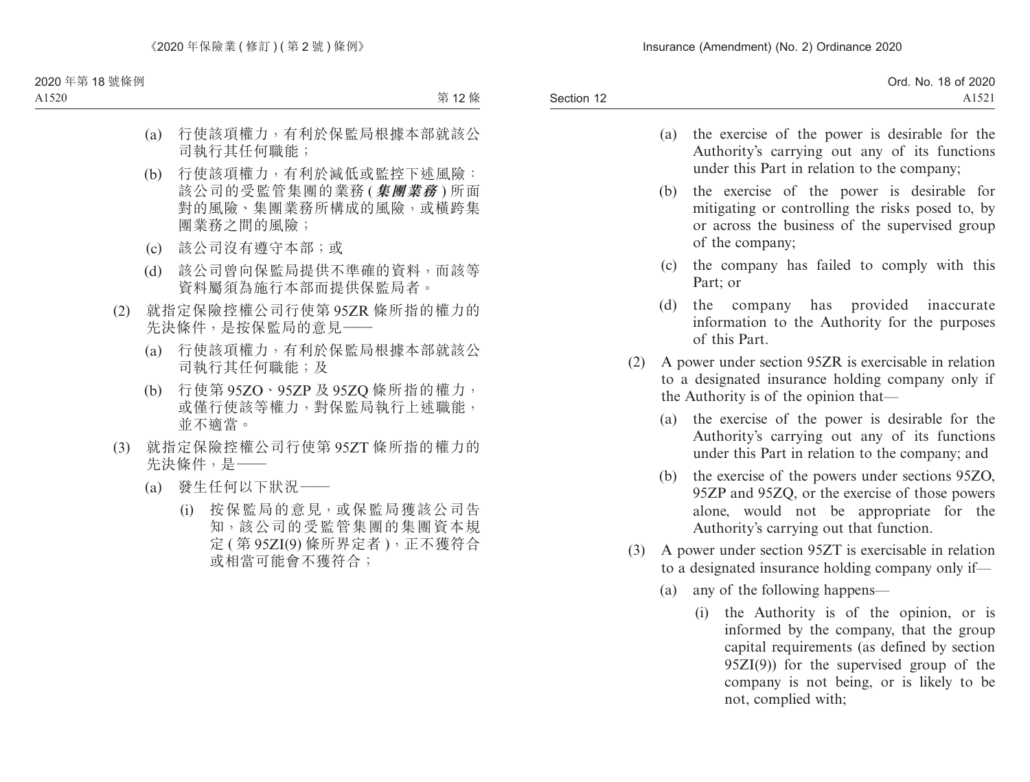(a) 行使該項權力，有利於保監局根據本部就該公司執行其任何職能；

(b) 行使該項權力，有利於減低或監控下述風險：該公司的受監管集團的業務 ( ***集團業務*** ) 所面對的風險、集團業務所構成的風險，或橫跨集團業務之間的風險；

(c) 該公司沒有遵守本部；或

(d) 該公司曾向保監局提供不準確的資料，而該等資料屬須為施行本部而提供保監局者。

(2) 就指定保險控權公司行使第 95ZR 條所指的權力的先決條件，是按保監局的意見——

(a) 行使該項權力，有利於保監局根據本部就該公司執行其任何職能；及

(b) 行使第 95ZO、95ZP 及 95ZQ 條所指的權力，或僅行使該等權力，對保監局執行上述職能，並不適當。

(3) 就指定保險控權公司行使第 95ZT 條所指的權力的先決條件，是——

(a) 發生任何以下狀況——

(i) 按保監局的意見，或保監局獲該公司告知，該公司的受監管集團的集團資本規定 ( 第 95ZI(9) 條所界定者 )，正不獲符合或相當可能會不獲符合；

(a) the exercise of the power is desirable for the Authority's carrying out any of its functions under this Part in relation to the company;

(b) the exercise of the power is desirable for mitigating or controlling the risks posed to, by or across the business of the supervised group of the company;

(c) the company has failed to comply with this Part; or

(d) the company has provided inaccurate information to the Authority for the purposes of this Part.

(2) A power under section 95ZR is exercisable in relation to a designated insurance holding company only if the Authority is of the opinion that—

(a) the exercise of the power is desirable for the Authority's carrying out any of its functions under this Part in relation to the company; and

(b) the exercise of the powers under sections 95ZO, 95ZP and 95ZQ, or the exercise of those powers alone, would not be appropriate for the Authority's carrying out that function.

(3) A power under section 95ZT is exercisable in relation to a designated insurance holding company only if—

(a) any of the following happens—

(i) the Authority is of the opinion, or is informed by the company, that the group capital requirements (as defined by section 95ZI(9)) for the supervised group of the company is not being, or is likely to be not, complied with;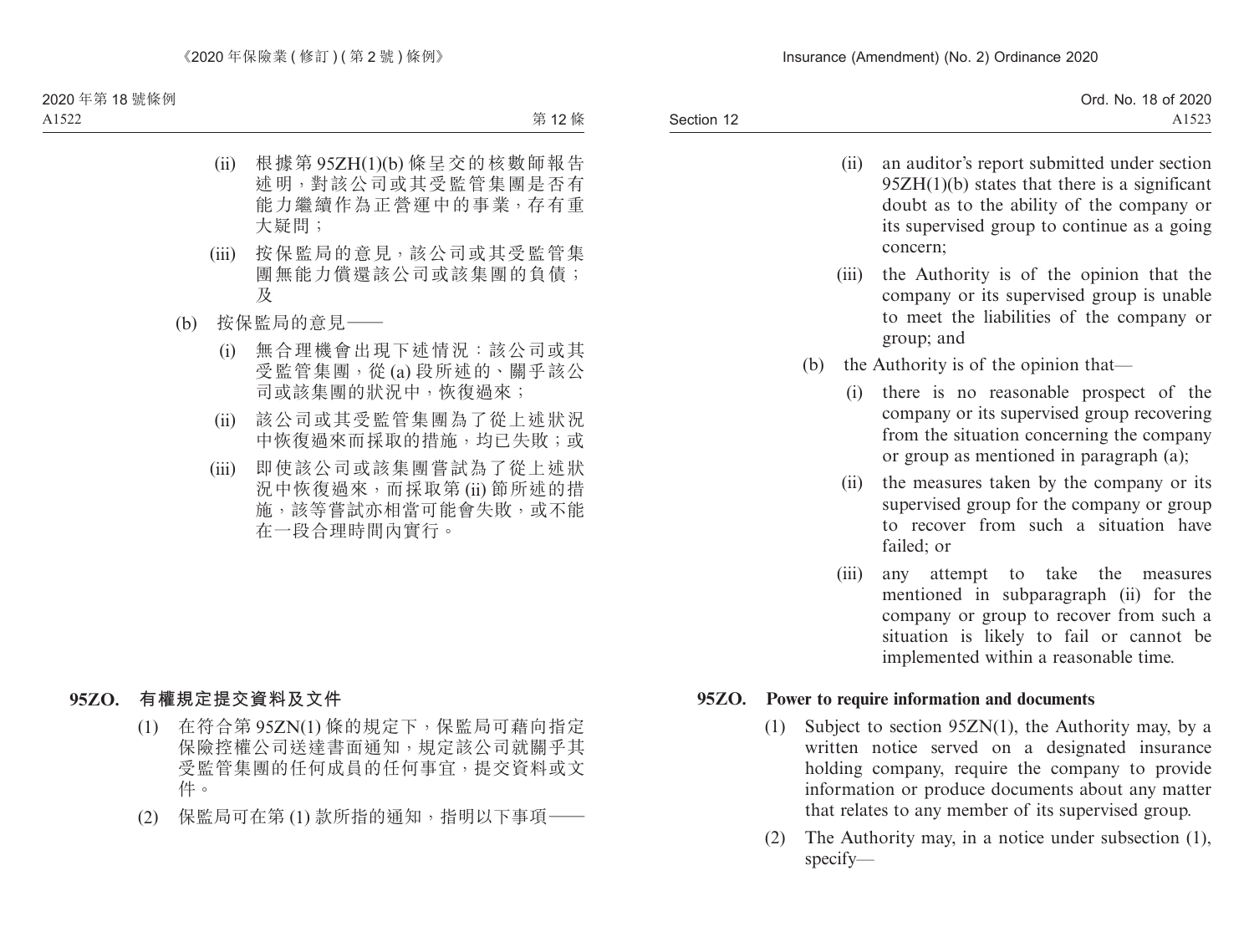(ii) 根據第 95ZH(1)(b) 條呈交的核數師報告述明，對該公司或其受監管集團是否有能力繼續作為正營運中的事業，存有重大疑問；

(iii) 按保監局的意見，該公司或其受監管集團無能力償還該公司或該集團的負債；及

(b) 按保監局的意見——

(i) 無合理機會出現下述情況：該公司或其受監管集團，從 (a) 段所述的、關乎該公司或該集團的狀況中，恢復過來；

(ii) 該公司或其受監管集團為了從上述狀況中恢復過來而採取的措施，均已失敗；或

(iii) 即使該公司或該集團嘗試為了從上述狀況中恢復過來，而採取第 (ii) 節所述的措施，該等嘗試亦相當可能會失敗，或不能在一段合理時間內實行。

### 95ZO. 有權規定提交資料及文件

(1) 在符合第 95ZN(1) 條的規定下，保監局可藉向指定保險控權公司送達書面通知，規定該公司就關乎其受監管集團的任何成員的任何事宜，提交資料或文件。

(2) 保監局可在第 (1) 款所指的通知，指明以下事項——

(ii) an auditor's report submitted under section 95ZH(1)(b) states that there is a significant doubt as to the ability of the company or its supervised group to continue as a going concern;

(iii) the Authority is of the opinion that the company or its supervised group is unable to meet the liabilities of the company or group; and

(b) the Authority is of the opinion that—

(i) there is no reasonable prospect of the company or its supervised group recovering from the situation concerning the company or group as mentioned in paragraph (a);

(ii) the measures taken by the company or its supervised group for the company or group to recover from such a situation have failed; or

(iii) any attempt to take the measures mentioned in subparagraph (ii) for the company or group to recover from such a situation is likely to fail or cannot be implemented within a reasonable time.

### 95ZO. Power to require information and documents

(1) Subject to section 95ZN(1), the Authority may, by a written notice served on a designated insurance holding company, require the company to provide information or produce documents about any matter that relates to any member of its supervised group.

(2) The Authority may, in a notice under subsection (1), specify—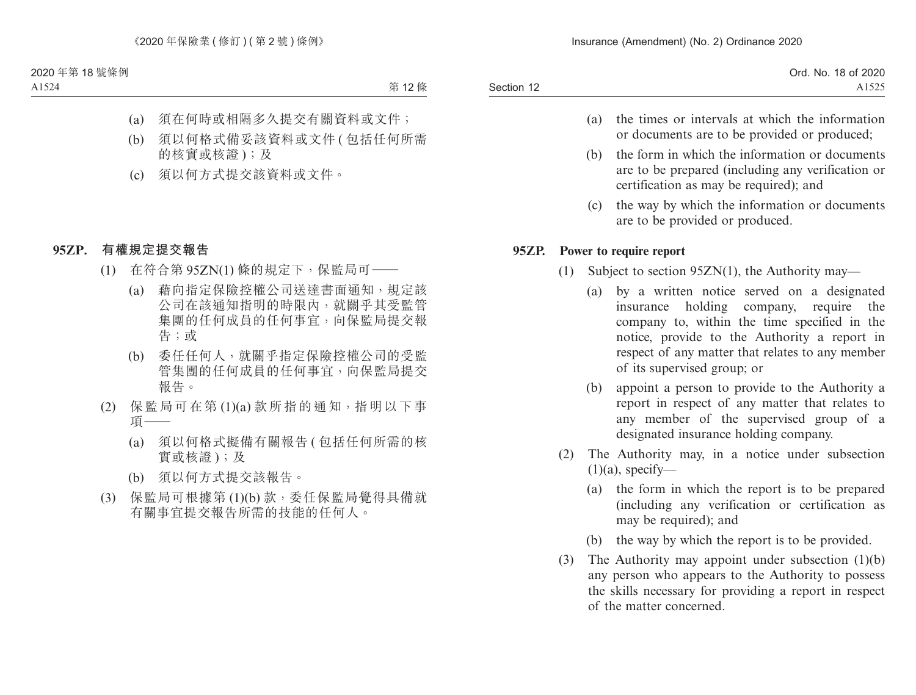(a) 須在何時或相隔多久提交有關資料或文件；

(b) 須以何格式備妥該資料或文件 (包括任何所需的核實或核證)；及

(c) 須以何方式提交該資料或文件。

**95ZP. 有權規定提交報告**

(1) 在符合第 95ZN(1) 條的規定下，保監局可——

(a) 藉向指定保險控權公司送達書面通知，規定該公司在該通知指明的時限內，就關乎其受監管集團的任何成員的任何事宜，向保監局提交報告；或

(b) 委任任何人，就關乎指定保險控權公司的受監管集團的任何成員的任何事宜，向保監局提交報告。

(2) 保監局可在第 (1)(a) 款所指的通知，指明以下事項——

(a) 須以何格式擬備有關報告 (包括任何所需的核實或核證)；及

(b) 須以何方式提交該報告。

(3) 保監局可根據第 (1)(b) 款，委任保監局覺得具備就有關事宜提交報告所需的技能的任何人。

(a) the times or intervals at which the information or documents are to be provided or produced;

(b) the form in which the information or documents are to be prepared (including any verification or certification as may be required); and

(c) the way by which the information or documents are to be provided or produced.

**95ZP. Power to require report**

(1) Subject to section 95ZN(1), the Authority may—

(a) by a written notice served on a designated insurance holding company, require the company to, within the time specified in the notice, provide to the Authority a report in respect of any matter that relates to any member of its supervised group; or

(b) appoint a person to provide to the Authority a report in respect of any matter that relates to any member of the supervised group of a designated insurance holding company.

(2) The Authority may, in a notice under subsection (1)(a), specify—

(a) the form in which the report is to be prepared (including any verification or certification as may be required); and

(b) the way by which the report is to be provided.

(3) The Authority may appoint under subsection (1)(b) any person who appears to the Authority to possess the skills necessary for providing a report in respect of the matter concerned.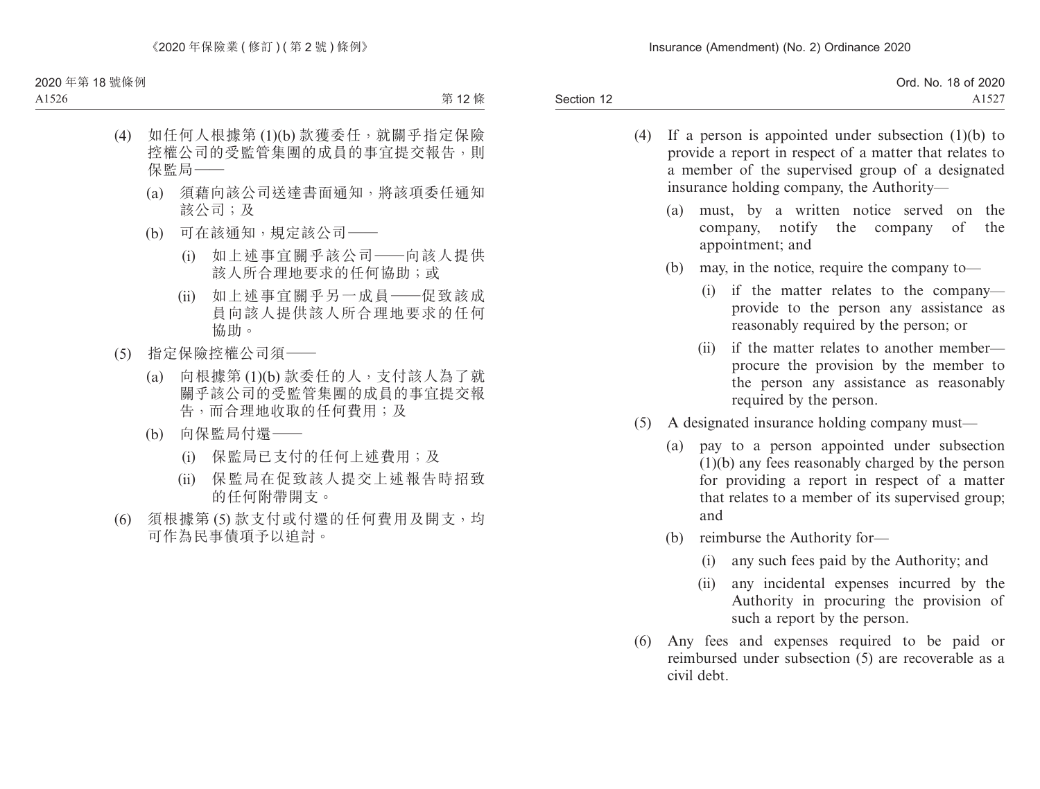(4) 如任何人根據第 (1)(b) 款獲委任，就關乎指定保險控權公司的受監管集團的成員的事宜提交報告，則保監局——

(a) 須藉向該公司送達書面通知，將該項委任通知該公司；及

(b) 可在該通知，規定該公司——

(i) 如上述事宜關乎該公司——向該人提供該人所合理地要求的任何協助；或

(ii) 如上述事宜關乎另一成員——促致該成員向該人提供該人所合理地要求的任何協助。

(5) 指定保險控權公司須——

(a) 向根據第 (1)(b) 款委任的人，支付該人為了就關乎該公司的受監管集團的成員的事宜提交報告，而合理地收取的任何費用；及

(b) 向保監局付還——

(i) 保監局已支付的任何上述費用；及

(ii) 保監局在促致該人提交上述報告時招致的任何附帶開支。

(6) 須根據第 (5) 款支付或付還的任何費用及開支，均可作為民事債項予以追討。

(4) If a person is appointed under subsection (1)(b) to provide a report in respect of a matter that relates to a member of the supervised group of a designated insurance holding company, the Authority—

(a) must, by a written notice served on the company, notify the company of the appointment; and

(b) may, in the notice, require the company to—

(i) if the matter relates to the company—provide to the person any assistance as reasonably required by the person; or

(ii) if the matter relates to another member—procure the provision by the member to the person any assistance as reasonably required by the person.

(5) A designated insurance holding company must—

(a) pay to a person appointed under subsection (1)(b) any fees reasonably charged by the person for providing a report in respect of a matter that relates to a member of its supervised group; and

(b) reimburse the Authority for—

(i) any such fees paid by the Authority; and

(ii) any incidental expenses incurred by the Authority in procuring the provision of such a report by the person.

(6) Any fees and expenses required to be paid or reimbursed under subsection (5) are recoverable as a civil debt.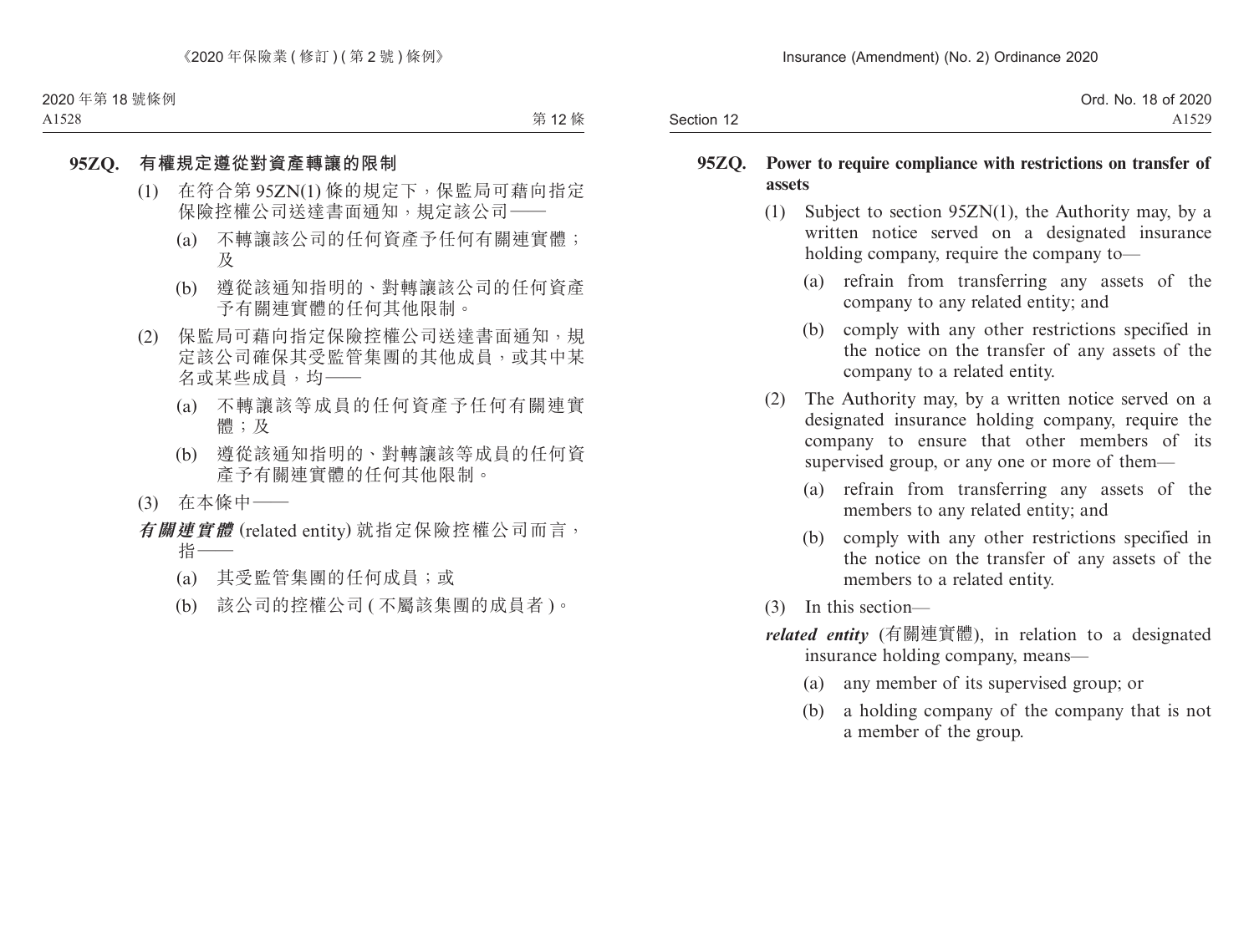**95ZQ. 有權規定遵從對資產轉讓的限制**

(1) 在符合第 95ZN(1) 條的規定下，保監局可藉向指定保險控權公司送達書面通知，規定該公司——

(a) 不轉讓該公司的任何資產予任何有關連實體；及

(b) 遵從該通知指明的、對轉讓該公司的任何資產予有關連實體的任何其他限制。

(2) 保監局可藉向指定保險控權公司送達書面通知，規定該公司確保其受監管集團的其他成員，或其中某名或某些成員，均——

(a) 不轉讓該等成員的任何資產予任何有關連實體；及

(b) 遵從該通知指明的、對轉讓該等成員的任何資產予有關連實體的任何其他限制。

(3) 在本條中——

***有關連實體*** (related entity) 就指定保險控權公司而言，指——

(a) 其受監管集團的任何成員；或

(b) 該公司的控權公司 (不屬該集團的成員者)。

**95ZQ. Power to require compliance with restrictions on transfer of assets**

(1) Subject to section 95ZN(1), the Authority may, by a written notice served on a designated insurance holding company, require the company to—

(a) refrain from transferring any assets of the company to any related entity; and

(b) comply with any other restrictions specified in the notice on the transfer of any assets of the company to a related entity.

(2) The Authority may, by a written notice served on a designated insurance holding company, require the company to ensure that other members of its supervised group, or any one or more of them—

(a) refrain from transferring any assets of the members to any related entity; and

(b) comply with any other restrictions specified in the notice on the transfer of any assets of the members to a related entity.

(3) In this section—

***related entity*** (有關連實體), in relation to a designated insurance holding company, means—

(a) any member of its supervised group; or

(b) a holding company of the company that is not a member of the group.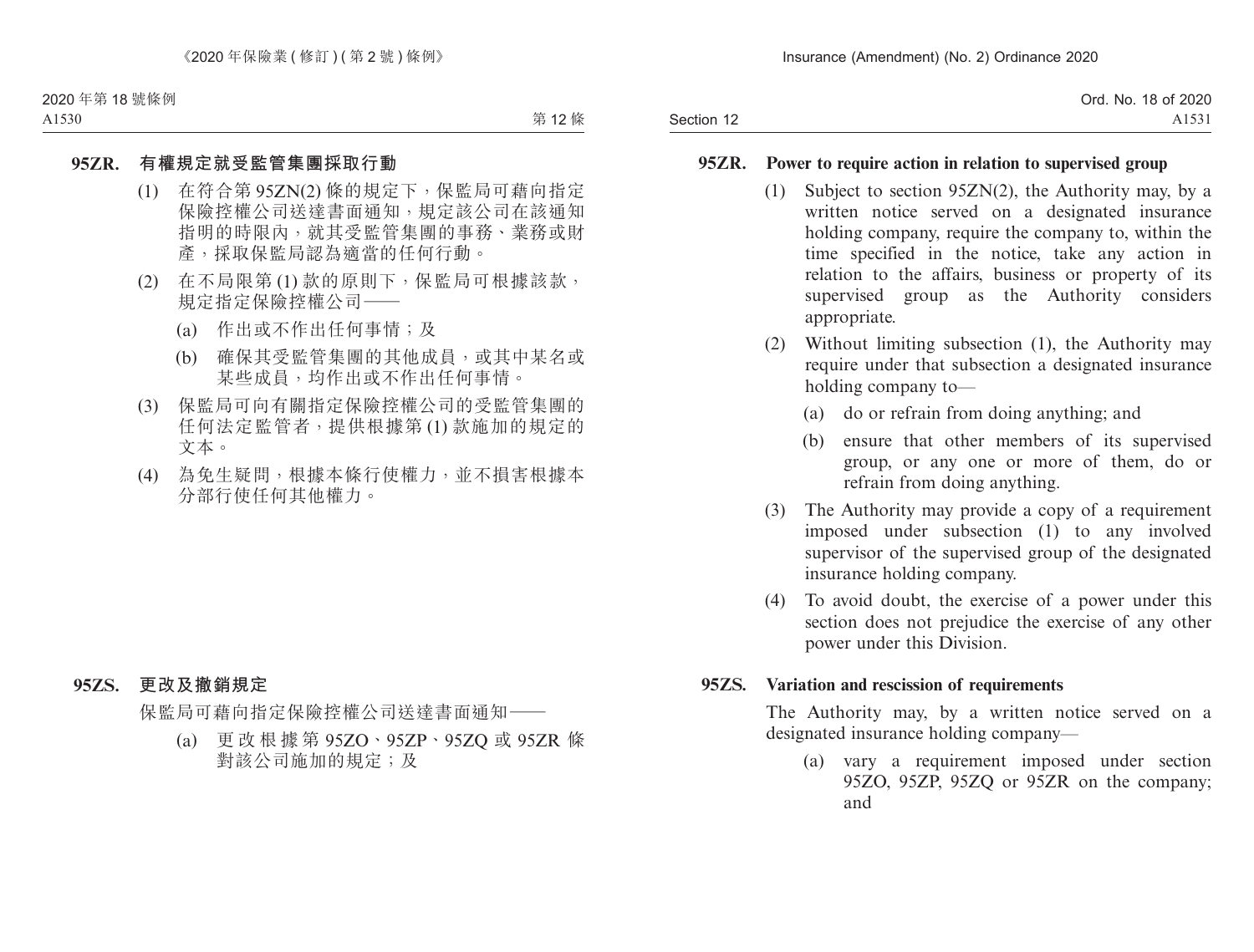**95ZR. 有權規定就受監管集團採取行動**

(1) 在符合第 95ZN(2) 條的規定下，保監局可藉向指定保險控權公司送達書面通知，規定該公司在該通知指明的時限內，就其受監管集團的事務、業務或財產，採取保監局認為適當的任何行動。

(2) 在不局限第 (1) 款的原則下，保監局可根據該款，規定指定保險控權公司——

(a) 作出或不作出任何事情；及

(b) 確保其受監管集團的其他成員，或其中某名或某些成員，均作出或不作出任何事情。

(3) 保監局可向有關指定保險控權公司的受監管集團的任何法定監管者，提供根據第 (1) 款施加的規定的文本。

(4) 為免生疑問，根據本條行使權力，並不損害根據本分部行使任何其他權力。

**95ZS. 更改及撤銷規定**

保監局可藉向指定保險控權公司送達書面通知——

(a) 更改根據第 95ZO、95ZP、95ZQ 或 95ZR 條對該公司施加的規定；及

**95ZR. Power to require action in relation to supervised group**

(1) Subject to section 95ZN(2), the Authority may, by a written notice served on a designated insurance holding company, require the company to, within the time specified in the notice, take any action in relation to the affairs, business or property of its supervised group as the Authority considers appropriate.

(2) Without limiting subsection (1), the Authority may require under that subsection a designated insurance holding company to—

(a) do or refrain from doing anything; and

(b) ensure that other members of its supervised group, or any one or more of them, do or refrain from doing anything.

(3) The Authority may provide a copy of a requirement imposed under subsection (1) to any involved supervisor of the supervised group of the designated insurance holding company.

(4) To avoid doubt, the exercise of a power under this section does not prejudice the exercise of any other power under this Division.

**95ZS. Variation and rescission of requirements**

The Authority may, by a written notice served on a designated insurance holding company—

(a) vary a requirement imposed under section 95ZO, 95ZP, 95ZQ or 95ZR on the company; and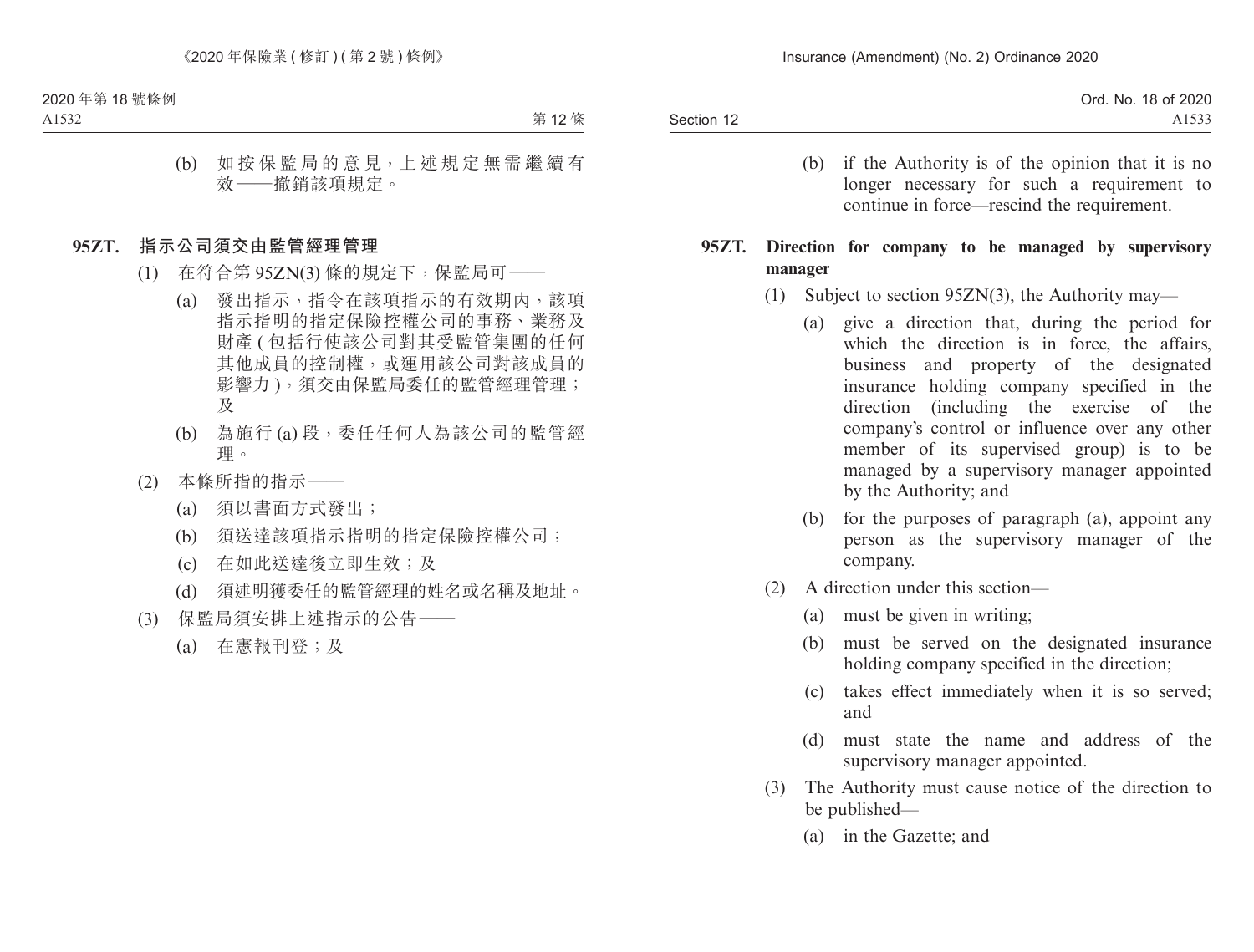(b) 如按保監局的意見，上述規定無需繼續有效——撤銷該項規定。

## 95ZT. 指示公司須交由監管經理管理

(1) 在符合第 95ZN(3) 條的規定下，保監局可——

(a) 發出指示，指令在該項指示的有效期內，該項指示指明的指定保險控權公司的事務、業務及財產 (包括行使該公司對其受監管集團的任何其他成員的控制權，或運用該公司對該成員的影響力)，須交由保監局委任的監管經理管理；及

(b) 為施行 (a) 段，委任任何人為該公司的監管經理。

(2) 本條所指的指示——

(a) 須以書面方式發出；

(b) 須送達該項指示指明的指定保險控權公司；

(c) 在如此送達後立即生效；及

(d) 須述明獲委任的監管經理的姓名或名稱及地址。

(3) 保監局須安排上述指示的公告——

(a) 在憲報刊登；及

(b) if the Authority is of the opinion that it is no longer necessary for such a requirement to continue in force—rescind the requirement.

## 95ZT. Direction for company to be managed by supervisory manager

(1) Subject to section 95ZN(3), the Authority may—

(a) give a direction that, during the period for which the direction is in force, the affairs, business and property of the designated insurance holding company specified in the direction (including the exercise of the company's control or influence over any other member of its supervised group) is to be managed by a supervisory manager appointed by the Authority; and

(b) for the purposes of paragraph (a), appoint any person as the supervisory manager of the company.

(2) A direction under this section—

(a) must be given in writing;

(b) must be served on the designated insurance holding company specified in the direction;

(c) takes effect immediately when it is so served; and

(d) must state the name and address of the supervisory manager appointed.

(3) The Authority must cause notice of the direction to be published—

(a) in the Gazette; and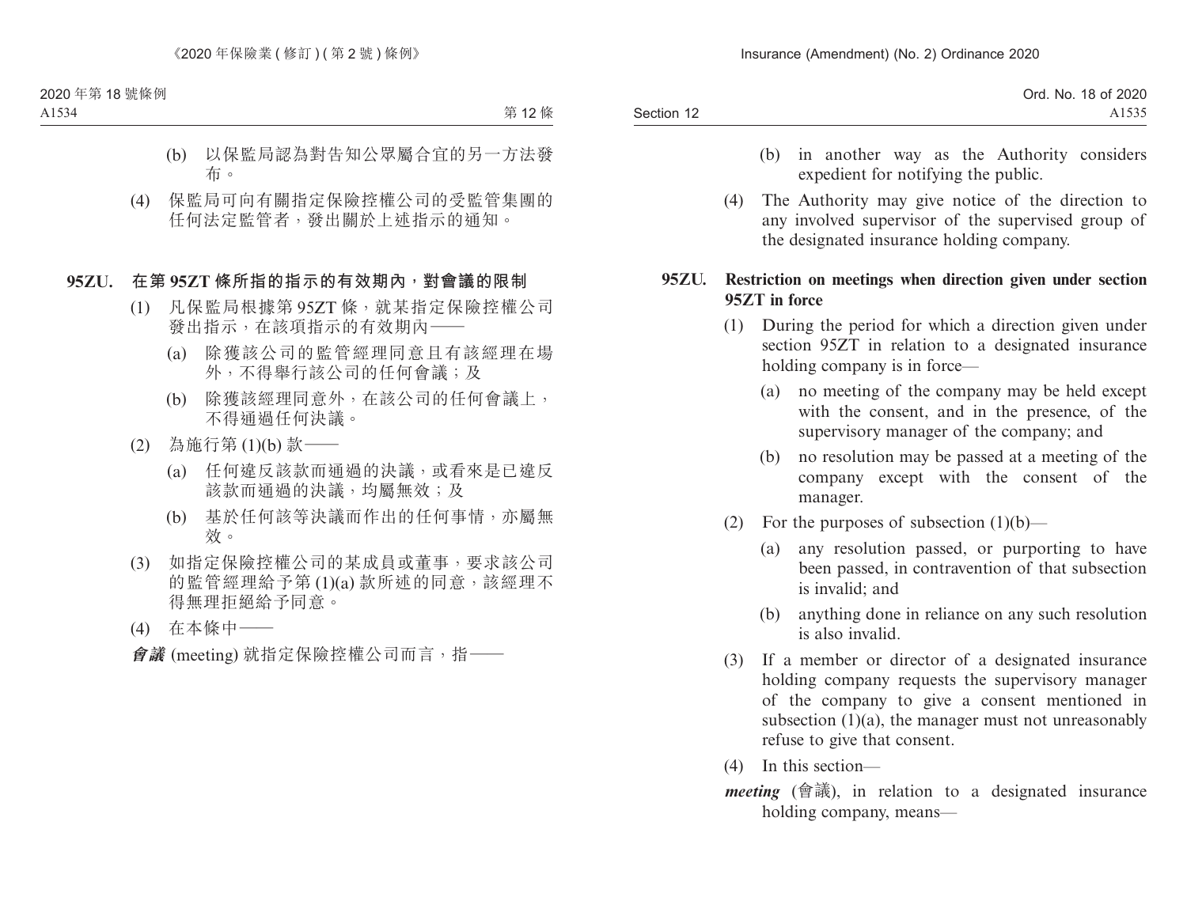(b) 以保監局認為對告知公眾屬合宜的另一方法發布。

(4) 保監局可向有關指定保險控權公司的受監管集團的任何法定監管者，發出關於上述指示的通知。

**95ZU. 在第 95ZT 條所指的指示的有效期內，對會議的限制**

(1) 凡保監局根據第 95ZT 條，就某指定保險控權公司發出指示，在該項指示的有效期內——

(a) 除獲該公司的監管經理同意且有該經理在場外，不得舉行該公司的任何會議；及

(b) 除獲該經理同意外，在該公司的任何會議上，不得通過任何決議。

(2) 為施行第 (1)(b) 款——

(a) 任何違反該款而通過的決議，或看來是已違反該款而通過的決議，均屬無效；及

(b) 基於任何該等決議而作出的任何事情，亦屬無效。

(3) 如指定保險控權公司的某成員或董事，要求該公司的監管經理給予第 (1)(a) 款所述的同意，該經理不得無理拒絕給予同意。

(4) 在本條中——

***會議*** (meeting) 就指定保險控權公司而言，指——

(b) in another way as the Authority considers expedient for notifying the public.

(4) The Authority may give notice of the direction to any involved supervisor of the supervised group of the designated insurance holding company.

**95ZU. Restriction on meetings when direction given under section 95ZT in force**

(1) During the period for which a direction given under section 95ZT in relation to a designated insurance holding company is in force—

(a) no meeting of the company may be held except with the consent, and in the presence, of the supervisory manager of the company; and

(b) no resolution may be passed at a meeting of the company except with the consent of the manager.

(2) For the purposes of subsection (1)(b)—

(a) any resolution passed, or purporting to have been passed, in contravention of that subsection is invalid; and

(b) anything done in reliance on any such resolution is also invalid.

(3) If a member or director of a designated insurance holding company requests the supervisory manager of the company to give a consent mentioned in subsection (1)(a), the manager must not unreasonably refuse to give that consent.

(4) In this section—

***meeting*** (會議), in relation to a designated insurance holding company, means—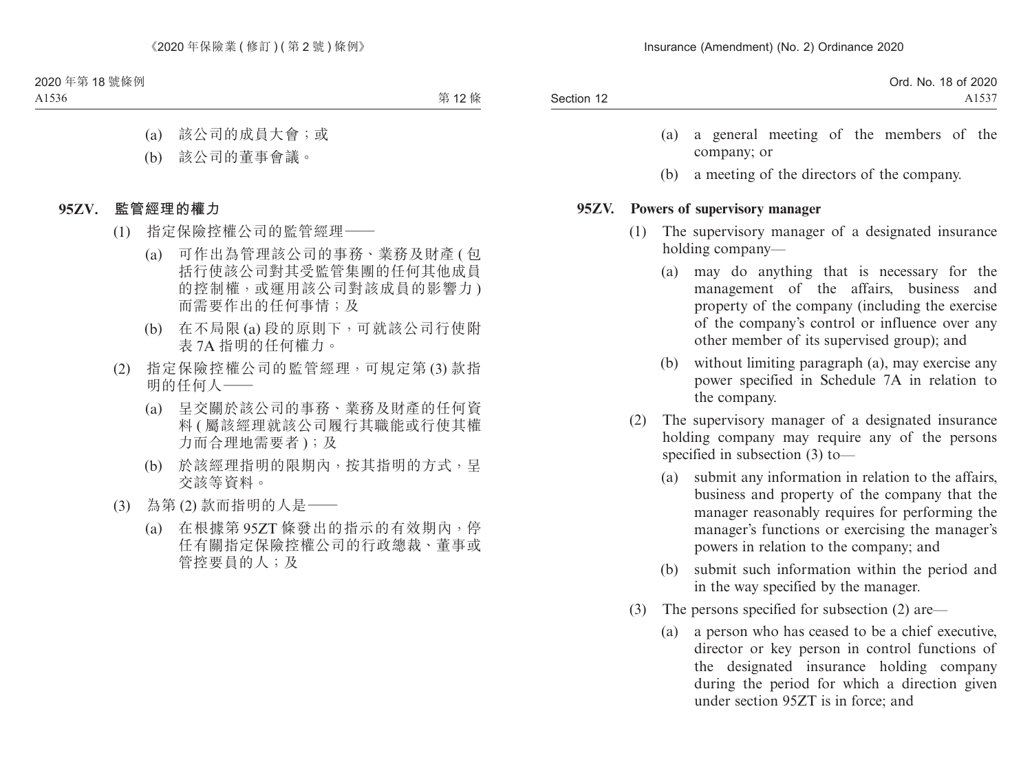(a) 該公司的成員大會；或

(b) 該公司的董事會議。

**95ZV. 監管經理的權力**

(1) 指定保險控權公司的監管經理——

(a) 可作出為管理該公司的事務、業務及財產 ( 包括行使該公司對其受監管集團的任何其他成員的控制權，或運用該公司對該成員的影響力 ) 而需要作出的任何事情；及

(b) 在不局限 (a) 段的原則下，可就該公司行使附表 7A 指明的任何權力。

(2) 指定保險控權公司的監管經理，可規定第 (3) 款指明的任何人——

(a) 呈交關於該公司的事務、業務及財產的任何資料 ( 屬該經理就該公司履行其職能或行使其權力而合理地需要者 )；及

(b) 於該經理指明的限期內，按其指明的方式，呈交該等資料。

(3) 為第 (2) 款而指明的人是——

(a) 在根據第 95ZT 條發出的指示的有效期內，停任有關指定保險控權公司的行政總裁、董事或管控要員的人；及

(a) a general meeting of the members of the company; or

(b) a meeting of the directors of the company.

**95ZV. Powers of supervisory manager**

(1) The supervisory manager of a designated insurance holding company—

(a) may do anything that is necessary for the management of the affairs, business and property of the company (including the exercise of the company's control or influence over any other member of its supervised group); and

(b) without limiting paragraph (a), may exercise any power specified in Schedule 7A in relation to the company.

(2) The supervisory manager of a designated insurance holding company may require any of the persons specified in subsection (3) to—

(a) submit any information in relation to the affairs, business and property of the company that the manager reasonably requires for performing the manager's functions or exercising the manager's powers in relation to the company; and

(b) submit such information within the period and in the way specified by the manager.

(3) The persons specified for subsection (2) are—

(a) a person who has ceased to be a chief executive, director or key person in control functions of the designated insurance holding company during the period for which a direction given under section 95ZT is in force; and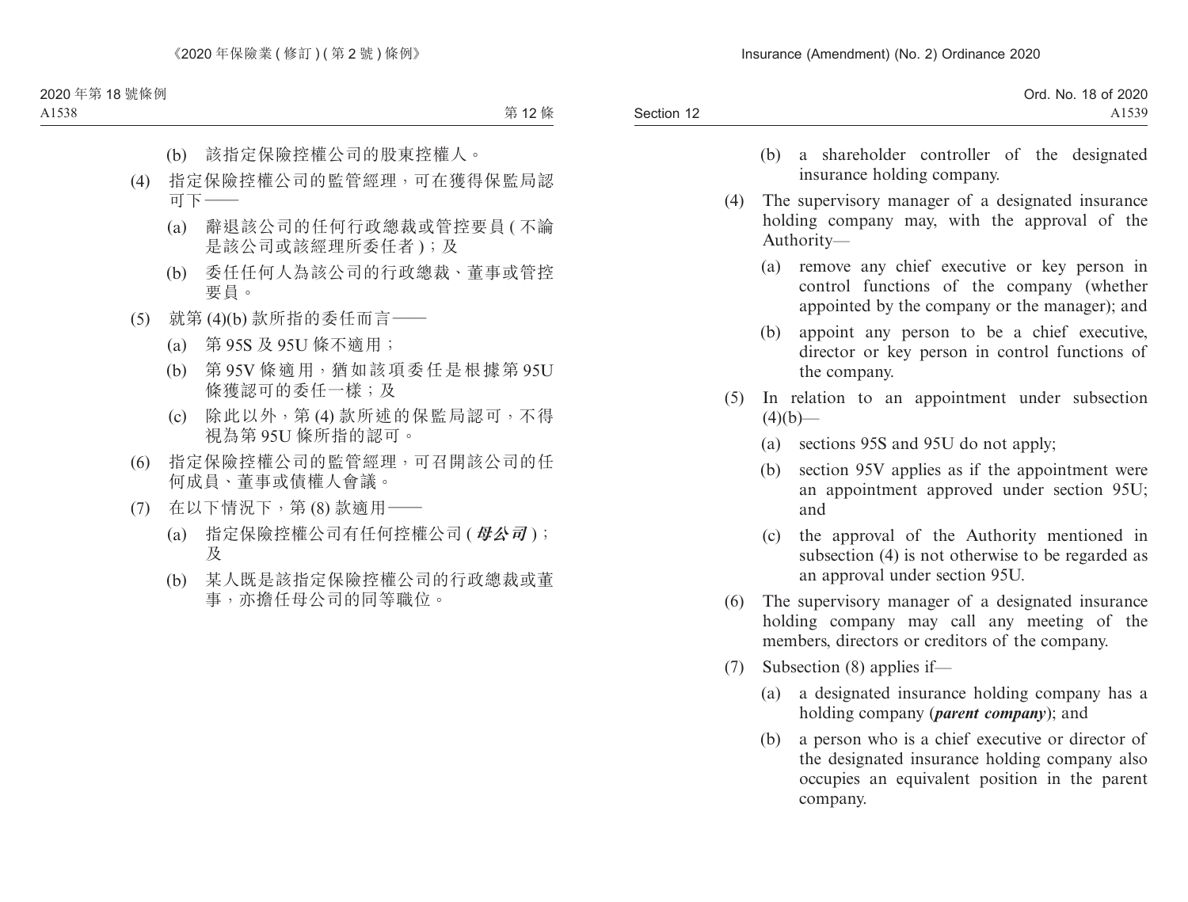(b) 該指定保險控權公司的股東控權人。

(4) 指定保險控權公司的監管經理，可在獲得保監局認可下——

(a) 辭退該公司的任何行政總裁或管控要員 (不論是該公司或該經理所委任者)；及

(b) 委任任何人為該公司的行政總裁、董事或管控要員。

(5) 就第 (4)(b) 款所指的委任而言——

(a) 第 95S 及 95U 條不適用；

(b) 第 95V 條適用，猶如該項委任是根據第 95U 條獲認可的委任一樣；及

(c) 除此以外，第 (4) 款所述的保監局認可，不得視為第 95U 條所指的認可。

(6) 指定保險控權公司的監管經理，可召開該公司的任何成員、董事或債權人會議。

(7) 在以下情況下，第 (8) 款適用——

(a) 指定保險控權公司有任何控權公司 (***母公司***)；及

(b) 某人既是該指定保險控權公司的行政總裁或董事，亦擔任母公司的同等職位。

(b) a shareholder controller of the designated insurance holding company.

(4) The supervisory manager of a designated insurance holding company may, with the approval of the Authority—

(a) remove any chief executive or key person in control functions of the company (whether appointed by the company or the manager); and

(b) appoint any person to be a chief executive, director or key person in control functions of the company.

(5) In relation to an appointment under subsection (4)(b)—

(a) sections 95S and 95U do not apply;

(b) section 95V applies as if the appointment were an appointment approved under section 95U; and

(c) the approval of the Authority mentioned in subsection (4) is not otherwise to be regarded as an approval under section 95U.

(6) The supervisory manager of a designated insurance holding company may call any meeting of the members, directors or creditors of the company.

(7) Subsection (8) applies if—

(a) a designated insurance holding company has a holding company (***parent company***); and

(b) a person who is a chief executive or director of the designated insurance holding company also occupies an equivalent position in the parent company.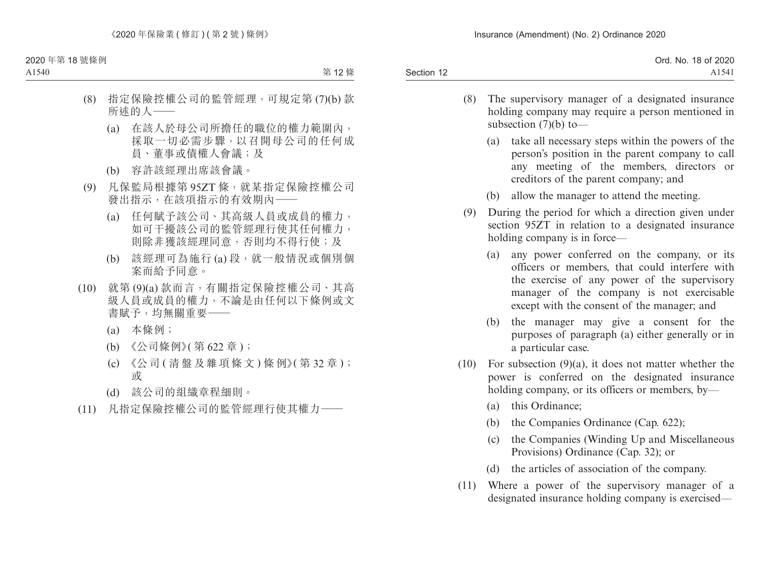(8) 指定保險控權公司的監管經理，可規定第 (7)(b) 款所述的人——

(a) 在該人於母公司所擔任的職位的權力範圍內，採取一切必需步驟，以召開母公司的任何成員、董事或債權人會議；及

(b) 容許該經理出席該會議。

(9) 凡保監局根據第 95ZT 條，就某指定保險控權公司發出指示，在該項指示的有效期內——

(a) 任何賦予該公司、其高級人員或成員的權力，如可干擾該公司的監管經理行使其任何權力，則除非獲該經理同意，否則均不得行使；及

(b) 該經理可為施行 (a) 段，就一般情況或個別個案而給予同意。

(10) 就第 (9)(a) 款而言，有關指定保險控權公司、其高級人員或成員的權力，不論是由任何以下條例或文書賦予，均無關重要——

(a) 本條例；

(b) 《公司條例》( 第 622 章 )；

(c) 《公司 ( 清盤及雜項條文 ) 條例》( 第 32 章 )；或

(d) 該公司的組織章程細則。

(11) 凡指定保險控權公司的監管經理行使其權力——

(8) The supervisory manager of a designated insurance holding company may require a person mentioned in subsection (7)(b) to—

(a) take all necessary steps within the powers of the person's position in the parent company to call any meeting of the members, directors or creditors of the parent company; and

(b) allow the manager to attend the meeting.

(9) During the period for which a direction given under section 95ZT in relation to a designated insurance holding company is in force—

(a) any power conferred on the company, or its officers or members, that could interfere with the exercise of any power of the supervisory manager of the company is not exercisable except with the consent of the manager; and

(b) the manager may give a consent for the purposes of paragraph (a) either generally or in a particular case.

(10) For subsection (9)(a), it does not matter whether the power is conferred on the designated insurance holding company, or its officers or members, by—

(a) this Ordinance;

(b) the Companies Ordinance (Cap. 622);

(c) the Companies (Winding Up and Miscellaneous Provisions) Ordinance (Cap. 32); or

(d) the articles of association of the company.

(11) Where a power of the supervisory manager of a designated insurance holding company is exercised—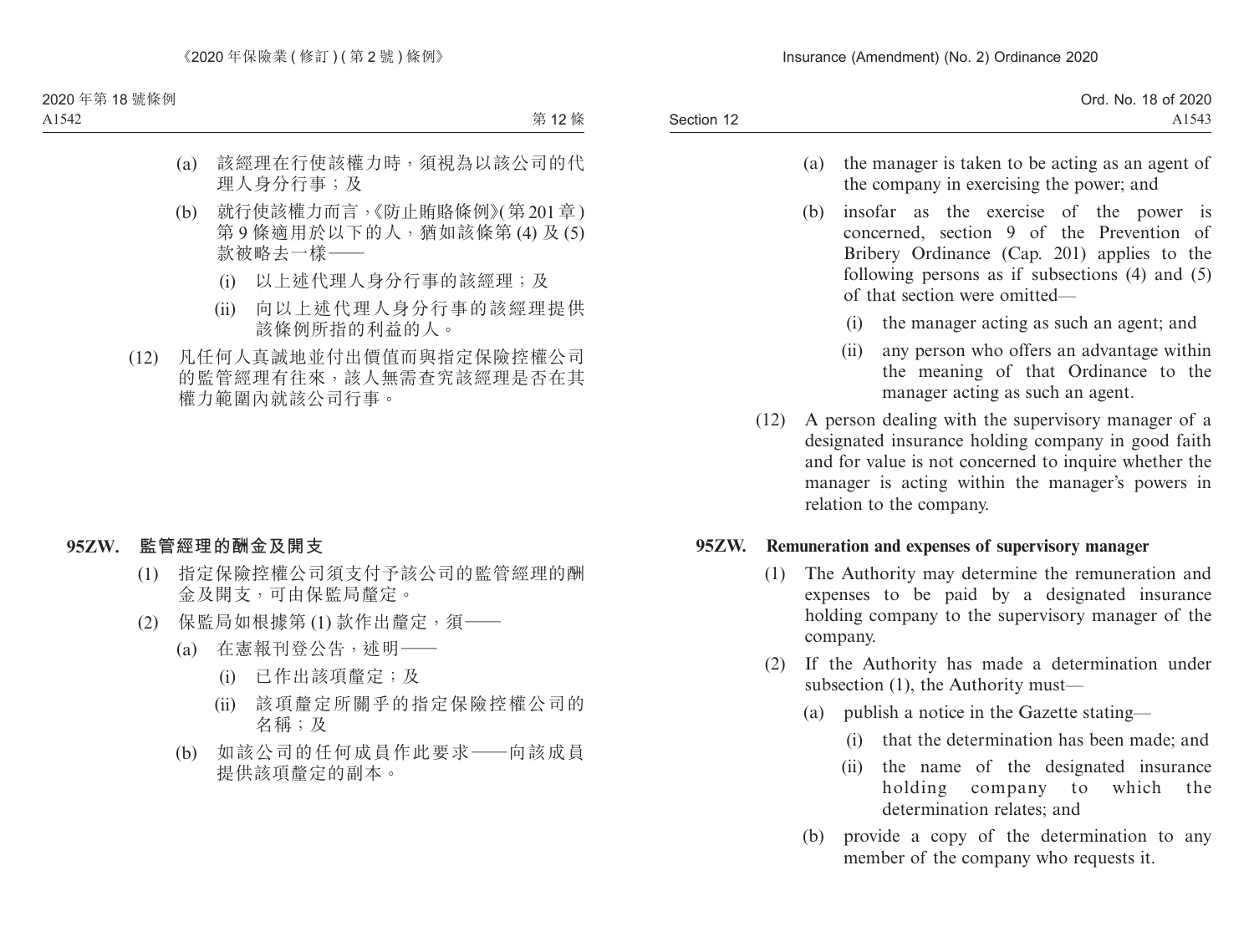(a) 該經理在行使該權力時，須視為以該公司的代理人身分行事；及

(b) 就行使該權力而言，《防止賄賂條例》(第 201 章) 第 9 條適用於以下的人，猶如該條第 (4) 及 (5) 款被略去一樣——

(i) 以上述代理人身分行事的該經理；及

(ii) 向以上述代理人身分行事的該經理提供該條例所指的利益的人。

(12) 凡任何人真誠地並付出價值而與指定保險控權公司的監管經理有往來，該人無需查究該經理是否在其權力範圍內就該公司行事。

**95ZW. 監管經理的酬金及開支**

(1) 指定保險控權公司須支付予該公司的監管經理的酬金及開支，可由保監局釐定。

(2) 保監局如根據第 (1) 款作出釐定，須——

(a) 在憲報刊登公告，述明——

(i) 已作出該項釐定；及

(ii) 該項釐定所關乎的指定保險控權公司的名稱；及

(b) 如該公司的任何成員作此要求——向該成員提供該項釐定的副本。

(a) the manager is taken to be acting as an agent of the company in exercising the power; and

(b) insofar as the exercise of the power is concerned, section 9 of the Prevention of Bribery Ordinance (Cap. 201) applies to the following persons as if subsections (4) and (5) of that section were omitted—

(i) the manager acting as such an agent; and

(ii) any person who offers an advantage within the meaning of that Ordinance to the manager acting as such an agent.

(12) A person dealing with the supervisory manager of a designated insurance holding company in good faith and for value is not concerned to inquire whether the manager is acting within the manager's powers in relation to the company.

**95ZW. Remuneration and expenses of supervisory manager**

(1) The Authority may determine the remuneration and expenses to be paid by a designated insurance holding company to the supervisory manager of the company.

(2) If the Authority has made a determination under subsection (1), the Authority must—

(a) publish a notice in the Gazette stating—

(i) that the determination has been made; and

(ii) the name of the designated insurance holding company to which the determination relates; and

(b) provide a copy of the determination to any member of the company who requests it.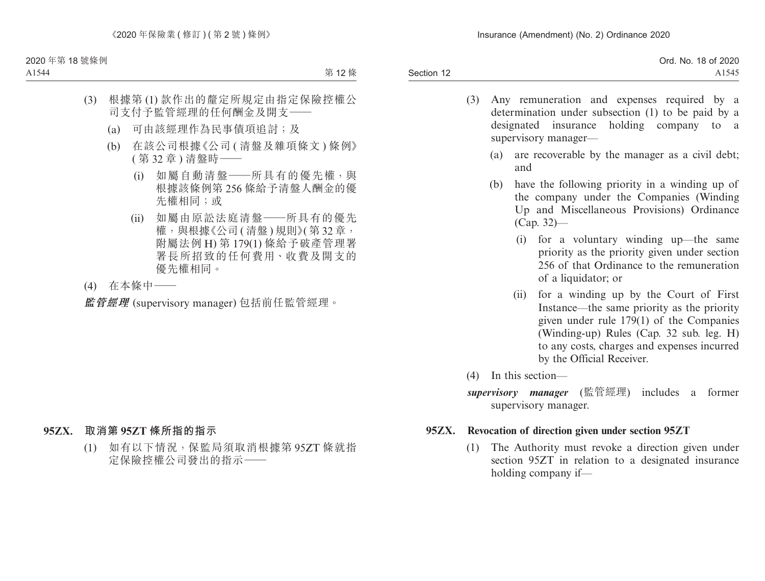(3) 根據第 (1) 款作出的釐定所規定由指定保險控權公司支付予監管經理的任何酬金及開支——

(a) 可由該經理作為民事債項追討；及

(b) 在該公司根據《公司 (清盤及雜項條文) 條例》(第 32 章) 清盤時——

(i) 如屬自動清盤——所具有的優先權，與根據該條例第 256 條給予清盤人酬金的優先權相同；或

(ii) 如屬由原訟法庭清盤——所具有的優先權，與根據《公司 (清盤) 規則》(第 32 章，附屬法例 H) 第 179(1) 條給予破產管理署署長所招致的任何費用、收費及開支的優先權相同。

(4) 在本條中——

***監管經理*** (supervisory manager) 包括前任監管經理。

**95ZX. 取消第 95ZT 條所指的指示**

(1) 如有以下情況，保監局須取消根據第 95ZT 條就指定保險控權公司發出的指示——

(3) Any remuneration and expenses required by a determination under subsection (1) to be paid by a designated insurance holding company to a supervisory manager—

(a) are recoverable by the manager as a civil debt; and

(b) have the following priority in a winding up of the company under the Companies (Winding Up and Miscellaneous Provisions) Ordinance (Cap. 32)—

(i) for a voluntary winding up—the same priority as the priority given under section 256 of that Ordinance to the remuneration of a liquidator; or

(ii) for a winding up by the Court of First Instance—the same priority as the priority given under rule 179(1) of the Companies (Winding-up) Rules (Cap. 32 sub. leg. H) to any costs, charges and expenses incurred by the Official Receiver.

(4) In this section—

***supervisory manager*** (監管經理) includes a former supervisory manager.

**95ZX. Revocation of direction given under section 95ZT**

(1) The Authority must revoke a direction given under section 95ZT in relation to a designated insurance holding company if—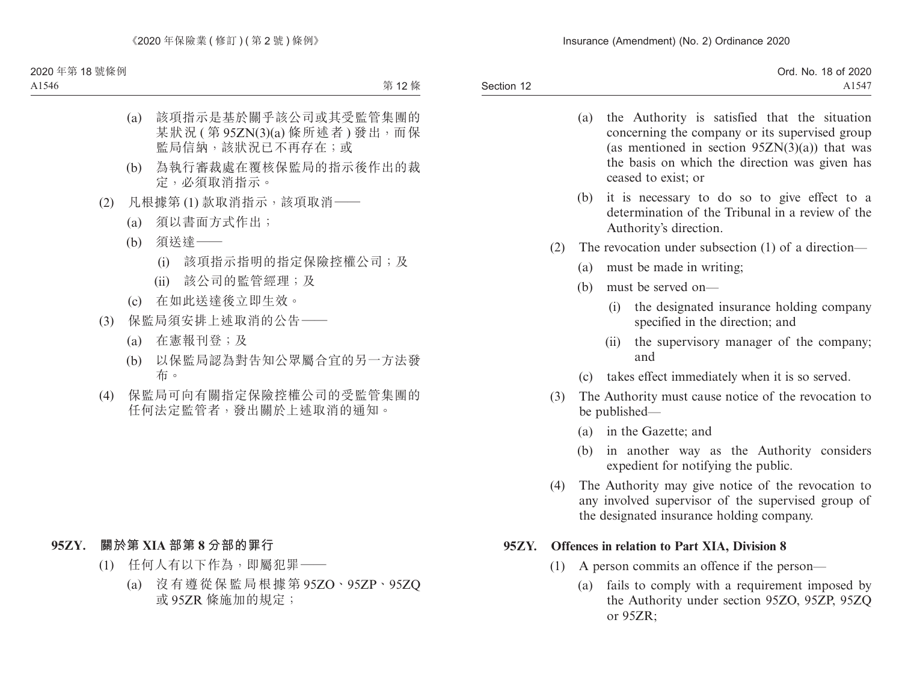(a) 該項指示是基於關乎該公司或其受監管集團的某狀況 ( 第 95ZN(3)(a) 條所述者 ) 發出，而保監局信納，該狀況已不再存在；或

(b) 為執行審裁處在覆核保監局的指示後作出的裁定，必須取消指示。

(2) 凡根據第 (1) 款取消指示，該項取消——

(a) 須以書面方式作出；

(b) 須送達——

(i) 該項指示指明的指定保險控權公司；及

(ii) 該公司的監管經理；及

(c) 在如此送達後立即生效。

(3) 保監局須安排上述取消的公告——

(a) 在憲報刊登；及

(b) 以保監局認為對告知公眾屬合宜的另一方法發布。

(4) 保監局可向有關指定保險控權公司的受監管集團的任何法定監管者，發出關於上述取消的通知。

**95ZY. 關於第 XIA 部第 8 分部的罪行**

(1) 任何人有以下作為，即屬犯罪——

(a) 沒有遵從保監局根據第 95ZO、95ZP、95ZQ 或 95ZR 條施加的規定；

(a) the Authority is satisfied that the situation concerning the company or its supervised group (as mentioned in section 95ZN(3)(a)) that was the basis on which the direction was given has ceased to exist; or

(b) it is necessary to do so to give effect to a determination of the Tribunal in a review of the Authority's direction.

(2) The revocation under subsection (1) of a direction—

(a) must be made in writing;

(b) must be served on—

(i) the designated insurance holding company specified in the direction; and

(ii) the supervisory manager of the company; and

(c) takes effect immediately when it is so served.

(3) The Authority must cause notice of the revocation to be published—

(a) in the Gazette; and

(b) in another way as the Authority considers expedient for notifying the public.

(4) The Authority may give notice of the revocation to any involved supervisor of the supervised group of the designated insurance holding company.

**95ZY. Offences in relation to Part XIA, Division 8**

(1) A person commits an offence if the person—

(a) fails to comply with a requirement imposed by the Authority under section 95ZO, 95ZP, 95ZQ or 95ZR;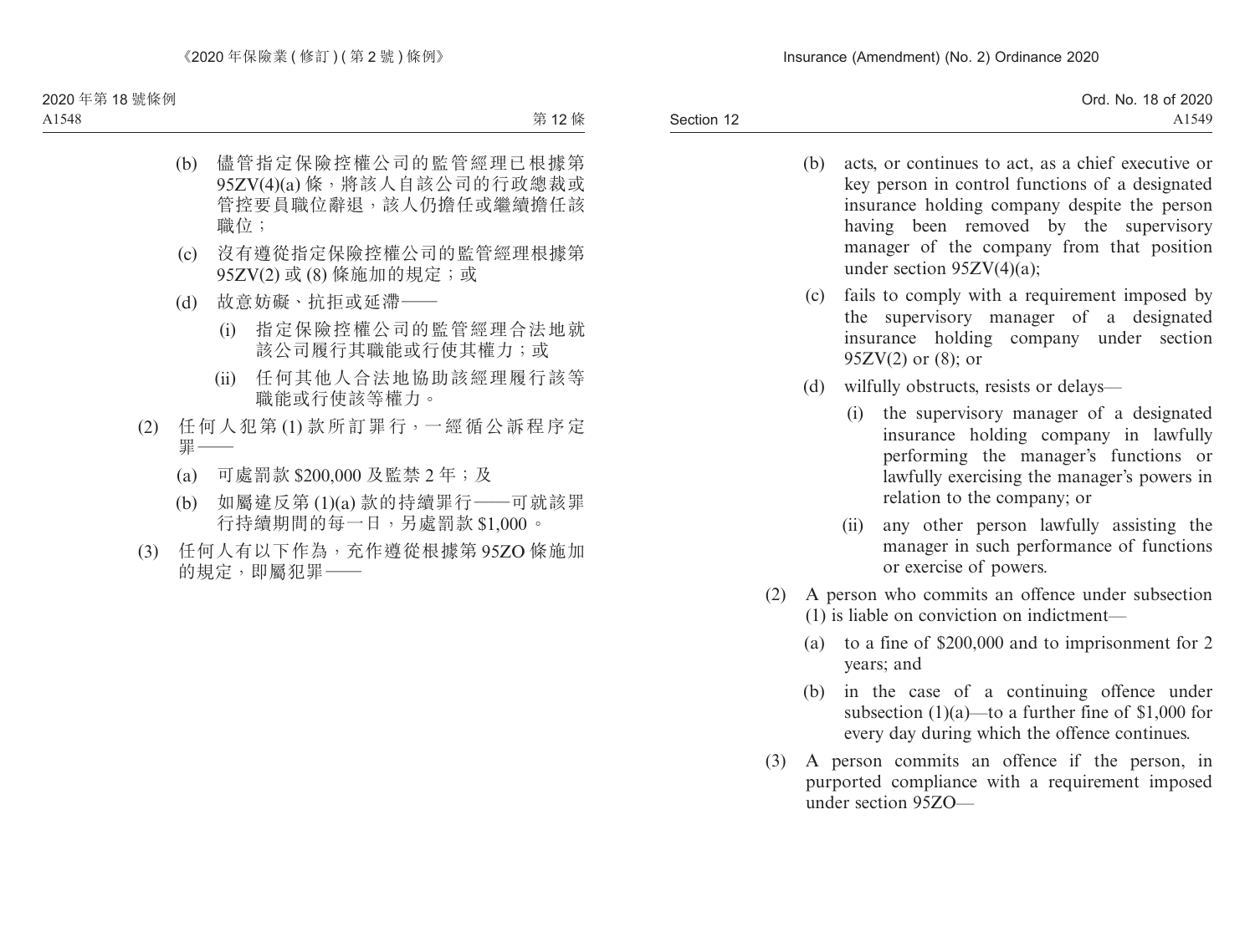(b) 儘管指定保險控權公司的監管經理已根據第95ZV(4)(a) 條，將該人自該公司的行政總裁或管控要員職位辭退，該人仍擔任或繼續擔任該職位；

(c) 沒有遵從指定保險控權公司的監管經理根據第95ZV(2) 或 (8) 條施加的規定；或

(d) 故意妨礙、抗拒或延滯——

(i) 指定保險控權公司的監管經理合法地就該公司履行其職能或行使其權力；或

(ii) 任何其他人合法地協助該經理履行該等職能或行使該等權力。

(2) 任何人犯第 (1) 款所訂罪行，一經循公訴程序定罪——

(a) 可處罰款 $200,000 及監禁 2 年；及

(b) 如屬違反第 (1)(a) 款的持續罪行——可就該罪行持續期間的每一日，另處罰款 $1,000。

(3) 任何人有以下作為，充作遵從根據第 95ZO 條施加的規定，即屬犯罪——

(b) acts, or continues to act, as a chief executive or key person in control functions of a designated insurance holding company despite the person having been removed by the supervisory manager of the company from that position under section 95ZV(4)(a);

(c) fails to comply with a requirement imposed by the supervisory manager of a designated insurance holding company under section 95ZV(2) or (8); or

(d) wilfully obstructs, resists or delays—

(i) the supervisory manager of a designated insurance holding company in lawfully performing the manager's functions or lawfully exercising the manager's powers in relation to the company; or

(ii) any other person lawfully assisting the manager in such performance of functions or exercise of powers.

(2) A person who commits an offence under subsection (1) is liable on conviction on indictment—

(a) to a fine of $200,000 and to imprisonment for 2 years; and

(b) in the case of a continuing offence under subsection (1)(a)—to a further fine of $1,000 for every day during which the offence continues.

(3) A person commits an offence if the person, in purported compliance with a requirement imposed under section 95ZO—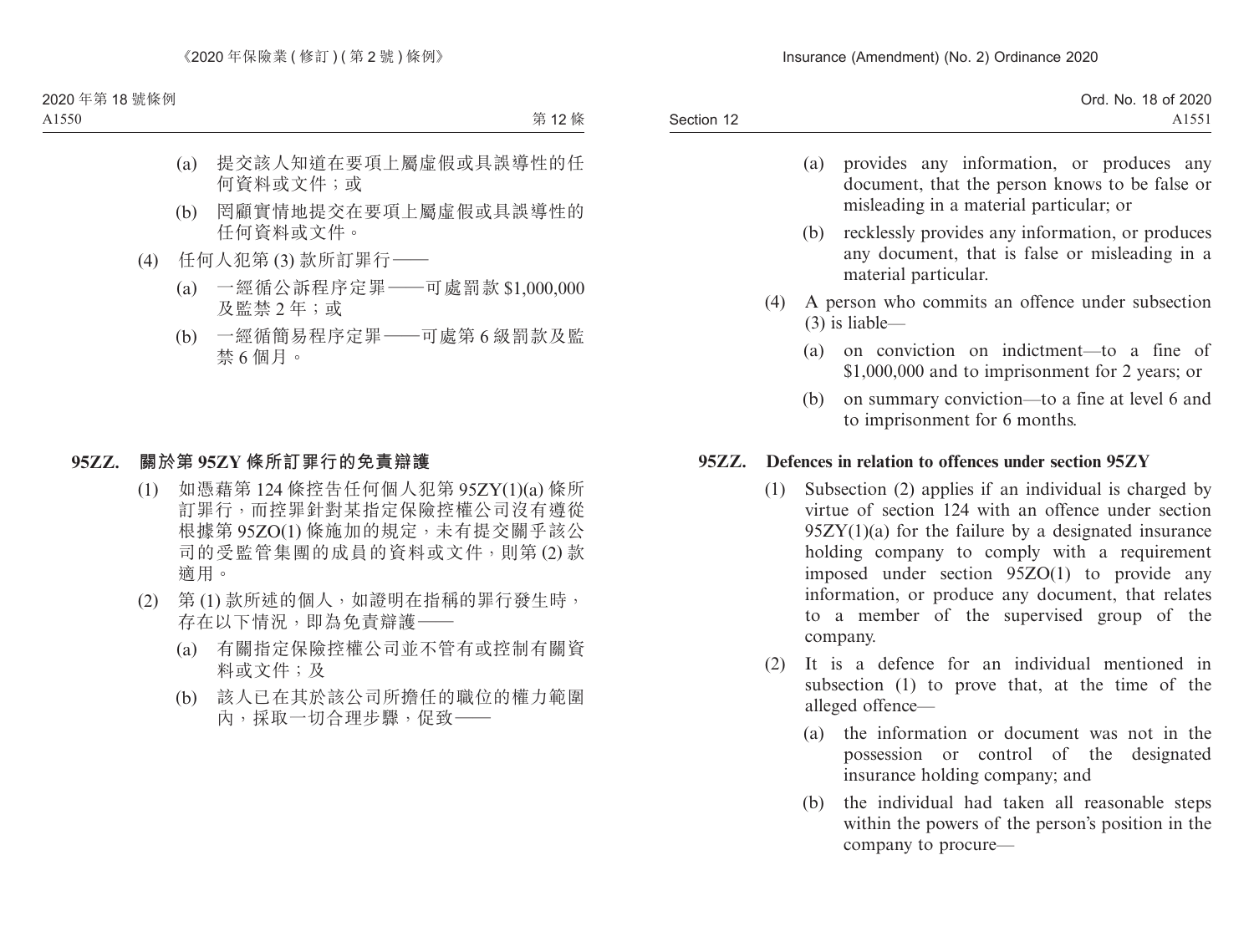(a) 提交該人知道在要項上屬虛假或具誤導性的任何資料或文件；或

(b) 罔顧實情地提交在要項上屬虛假或具誤導性的任何資料或文件。

(4) 任何人犯第 (3) 款所訂罪行——

(a) 一經循公訴程序定罪——可處罰款 $1,000,000 及監禁 2 年；或

(b) 一經循簡易程序定罪——可處第 6 級罰款及監禁 6 個月。

**95ZZ. 關於第 95ZY 條所訂罪行的免責辯護**

(1) 如憑藉第 124 條控告任何個人犯第 95ZY(1)(a) 條所訂罪行，而控罪針對某指定保險控權公司沒有遵從根據第 95ZO(1) 條施加的規定，未有提交關乎該公司的受監管集團的成員的資料或文件，則第 (2) 款適用。

(2) 第 (1) 款所述的個人，如證明在指稱的罪行發生時，存在以下情況，即為免責辯護——

(a) 有關指定保險控權公司並不管有或控制有關資料或文件；及

(b) 該人已在其於該公司所擔任的職位的權力範圍內，採取一切合理步驟，促致——

(a) provides any information, or produces any document, that the person knows to be false or misleading in a material particular; or

(b) recklessly provides any information, or produces any document, that is false or misleading in a material particular.

(4) A person who commits an offence under subsection (3) is liable—

(a) on conviction on indictment—to a fine of $1,000,000 and to imprisonment for 2 years; or

(b) on summary conviction—to a fine at level 6 and to imprisonment for 6 months.

**95ZZ. Defences in relation to offences under section 95ZY**

(1) Subsection (2) applies if an individual is charged by virtue of section 124 with an offence under section 95ZY(1)(a) for the failure by a designated insurance holding company to comply with a requirement imposed under section 95ZO(1) to provide any information, or produce any document, that relates to a member of the supervised group of the company.

(2) It is a defence for an individual mentioned in subsection (1) to prove that, at the time of the alleged offence—

(a) the information or document was not in the possession or control of the designated insurance holding company; and

(b) the individual had taken all reasonable steps within the powers of the person's position in the company to procure—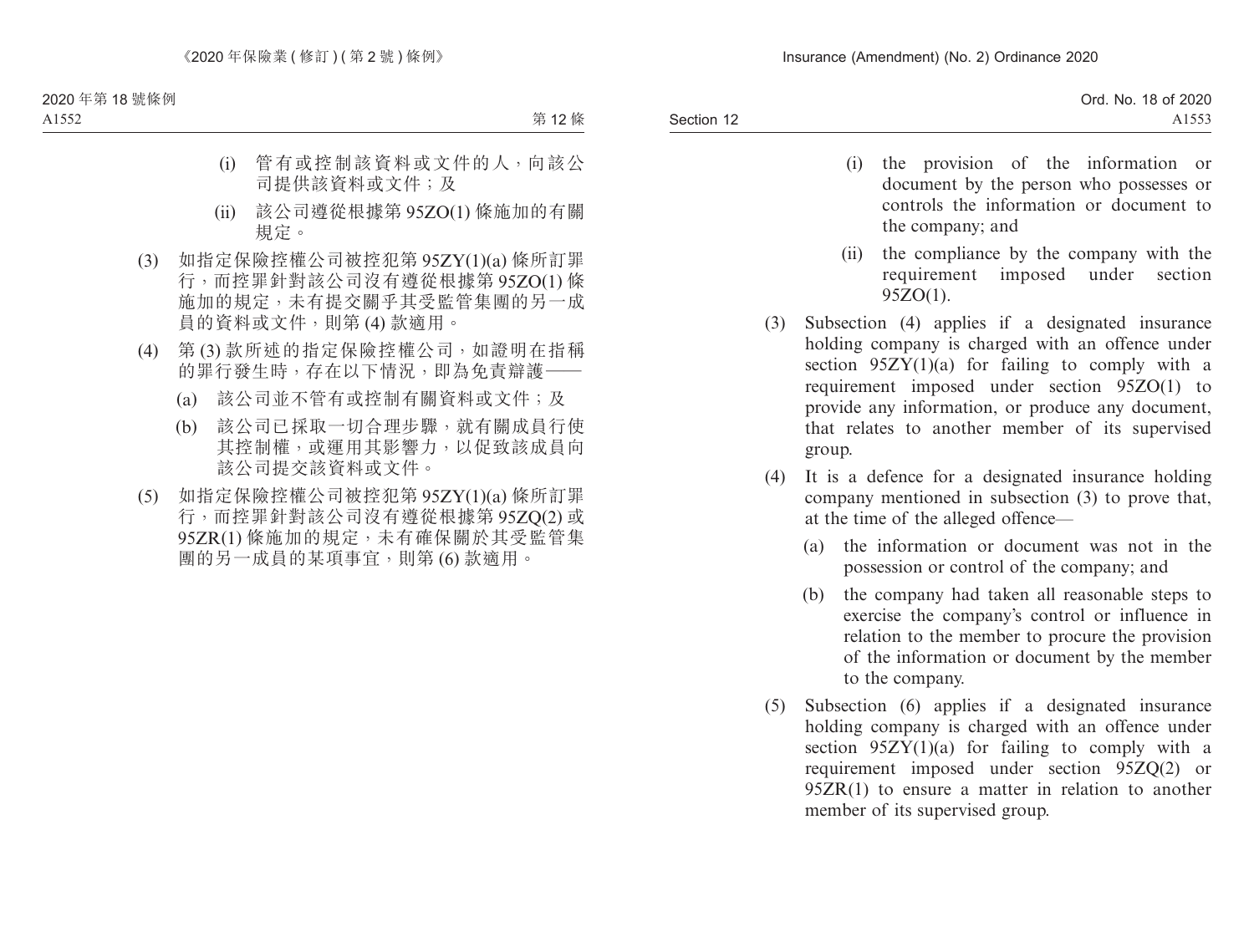(i) 管有或控制該資料或文件的人，向該公司提供該資料或文件；及

(ii) 該公司遵從根據第 95ZO(1) 條施加的有關規定。

(3) 如指定保險控權公司被控犯第 95ZY(1)(a) 條所訂罪行，而控罪針對該公司沒有遵從根據第 95ZO(1) 條施加的規定，未有提交關乎其受監管集團的另一成員的資料或文件，則第 (4) 款適用。

(4) 第 (3) 款所述的指定保險控權公司，如證明在指稱的罪行發生時，存在以下情況，即為免責辯護——

(a) 該公司並不管有或控制有關資料或文件；及

(b) 該公司已採取一切合理步驟，就有關成員行使其控制權，或運用其影響力，以促致該成員向該公司提交該資料或文件。

(5) 如指定保險控權公司被控犯第 95ZY(1)(a) 條所訂罪行，而控罪針對該公司沒有遵從根據第 95ZQ(2) 或 95ZR(1) 條施加的規定，未有確保關於其受監管集團的另一成員的某項事宜，則第 (6) 款適用。

(i) the provision of the information or document by the person who possesses or controls the information or document to the company; and

(ii) the compliance by the company with the requirement imposed under section 95ZO(1).

(3) Subsection (4) applies if a designated insurance holding company is charged with an offence under section 95ZY(1)(a) for failing to comply with a requirement imposed under section 95ZO(1) to provide any information, or produce any document, that relates to another member of its supervised group.

(4) It is a defence for a designated insurance holding company mentioned in subsection (3) to prove that, at the time of the alleged offence—

(a) the information or document was not in the possession or control of the company; and

(b) the company had taken all reasonable steps to exercise the company's control or influence in relation to the member to procure the provision of the information or document by the member to the company.

(5) Subsection (6) applies if a designated insurance holding company is charged with an offence under section 95ZY(1)(a) for failing to comply with a requirement imposed under section 95ZQ(2) or 95ZR(1) to ensure a matter in relation to another member of its supervised group.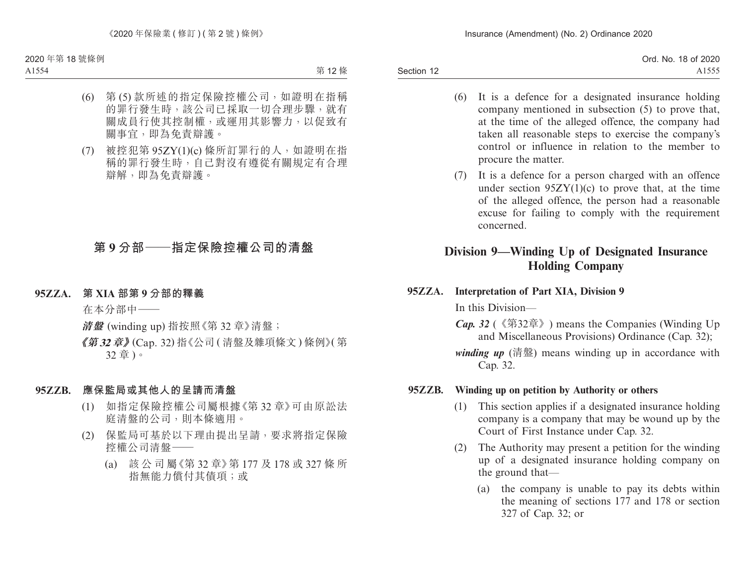(6) 第 (5) 款所述的指定保險控權公司，如證明在指稱的罪行發生時，該公司已採取一切合理步驟，就有關成員行使其控制權，或運用其影響力，以促致有關事宜，即為免責辯護。

(7) 被控犯第 95ZY(1)(c) 條所訂罪行的人，如證明在指稱的罪行發生時，自己對沒有遵從有關規定有合理辯解，即為免責辯護。

## 第 9 分部——指定保險控權公司的清盤

### 95ZZA. 第 XIA 部第 9 分部的釋義

在本分部中——

***清盤*** (winding up) 指按照《第 32 章》清盤；

***《第 32 章》*** (Cap. 32) 指《公司 (清盤及雜項條文) 條例》(第 32 章)。

### 95ZZB. 應保監局或其他人的呈請而清盤

(1) 如指定保險控權公司屬根據《第 32 章》可由原訟法庭清盤的公司，則本條適用。

(2) 保監局可基於以下理由提出呈請，要求將指定保險控權公司清盤——

(a) 該公司屬《第 32 章》第 177 及 178 或 327 條所指無能力償付其債項；或

(6) It is a defence for a designated insurance holding company mentioned in subsection (5) to prove that, at the time of the alleged offence, the company had taken all reasonable steps to exercise the company's control or influence in relation to the member to procure the matter.

(7) It is a defence for a person charged with an offence under section 95ZY(1)(c) to prove that, at the time of the alleged offence, the person had a reasonable excuse for failing to comply with the requirement concerned.

## Division 9—Winding Up of Designated Insurance Holding Company

### 95ZZA. Interpretation of Part XIA, Division 9

In this Division—

***Cap. 32*** (《第32章》) means the Companies (Winding Up and Miscellaneous Provisions) Ordinance (Cap. 32);

***winding up*** (清盤) means winding up in accordance with Cap. 32.

### 95ZZB. Winding up on petition by Authority or others

(1) This section applies if a designated insurance holding company is a company that may be wound up by the Court of First Instance under Cap. 32.

(2) The Authority may present a petition for the winding up of a designated insurance holding company on the ground that—

(a) the company is unable to pay its debts within the meaning of sections 177 and 178 or section 327 of Cap. 32; or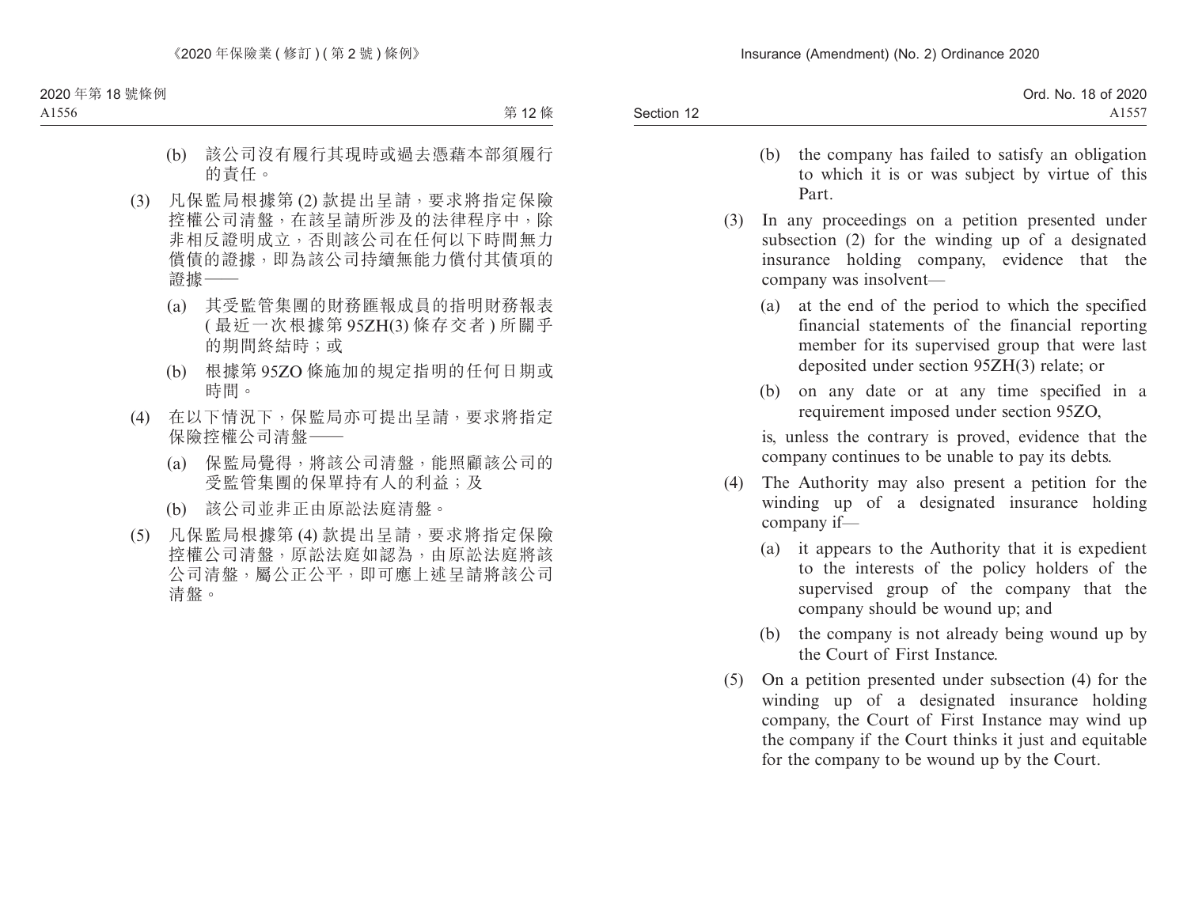(b) 該公司沒有履行其現時或過去憑藉本部須履行的責任。

(3) 凡保監局根據第 (2) 款提出呈請，要求將指定保險控權公司清盤，在該呈請所涉及的法律程序中，除非相反證明成立，否則該公司在任何以下時間無力償債的證據，即為該公司持續無能力償付其債項的證據——

(a) 其受監管集團的財務匯報成員的指明財務報表 (最近一次根據第 95ZH(3) 條存交者) 所關乎的期間終結時；或

(b) 根據第 95ZO 條施加的規定指明的任何日期或時間。

(4) 在以下情況下，保監局亦可提出呈請，要求將指定保險控權公司清盤——

(a) 保監局覺得，將該公司清盤，能照顧該公司的受監管集團的保單持有人的利益；及

(b) 該公司並非正由原訟法庭清盤。

(5) 凡保監局根據第 (4) 款提出呈請，要求將指定保險控權公司清盤，原訟法庭如認為，由原訟法庭將該公司清盤，屬公正公平，即可應上述呈請將該公司清盤。

(b) the company has failed to satisfy an obligation to which it is or was subject by virtue of this Part.

(3) In any proceedings on a petition presented under subsection (2) for the winding up of a designated insurance holding company, evidence that the company was insolvent—

(a) at the end of the period to which the specified financial statements of the financial reporting member for its supervised group that were last deposited under section 95ZH(3) relate; or

(b) on any date or at any time specified in a requirement imposed under section 95ZO,

is, unless the contrary is proved, evidence that the company continues to be unable to pay its debts.

(4) The Authority may also present a petition for the winding up of a designated insurance holding company if—

(a) it appears to the Authority that it is expedient to the interests of the policy holders of the supervised group of the company that the company should be wound up; and

(b) the company is not already being wound up by the Court of First Instance.

(5) On a petition presented under subsection (4) for the winding up of a designated insurance holding company, the Court of First Instance may wind up the company if the Court thinks it just and equitable for the company to be wound up by the Court.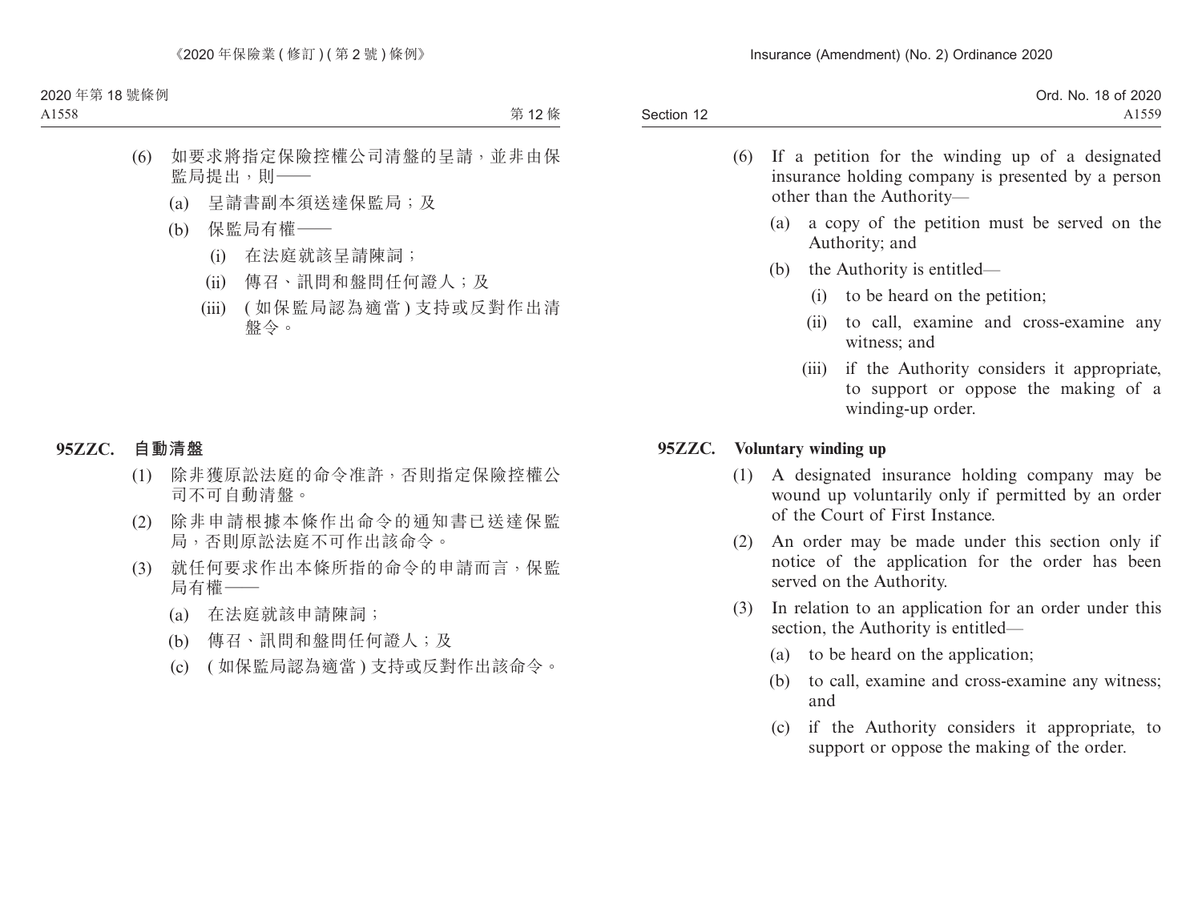(6) 如要求將指定保險控權公司清盤的呈請，並非由保監局提出，則——

(a) 呈請書副本須送達保監局；及

(b) 保監局有權——

(i) 在法庭就該呈請陳詞；

(ii) 傳召、訊問和盤問任何證人；及

(iii) (如保監局認為適當) 支持或反對作出清盤令。

**95ZZC. 自動清盤**

(1) 除非獲原訟法庭的命令准許，否則指定保險控權公司不可自動清盤。

(2) 除非申請根據本條作出命令的通知書已送達保監局，否則原訟法庭不可作出該命令。

(3) 就任何要求作出本條所指的命令的申請而言，保監局有權——

(a) 在法庭就該申請陳詞；

(b) 傳召、訊問和盤問任何證人；及

(c) (如保監局認為適當) 支持或反對作出該命令。

(6) If a petition for the winding up of a designated insurance holding company is presented by a person other than the Authority—

(a) a copy of the petition must be served on the Authority; and

(b) the Authority is entitled—

(i) to be heard on the petition;

(ii) to call, examine and cross-examine any witness; and

(iii) if the Authority considers it appropriate, to support or oppose the making of a winding-up order.

**95ZZC. Voluntary winding up**

(1) A designated insurance holding company may be wound up voluntarily only if permitted by an order of the Court of First Instance.

(2) An order may be made under this section only if notice of the application for the order has been served on the Authority.

(3) In relation to an application for an order under this section, the Authority is entitled—

(a) to be heard on the application;

(b) to call, examine and cross-examine any witness; and

(c) if the Authority considers it appropriate, to support or oppose the making of the order.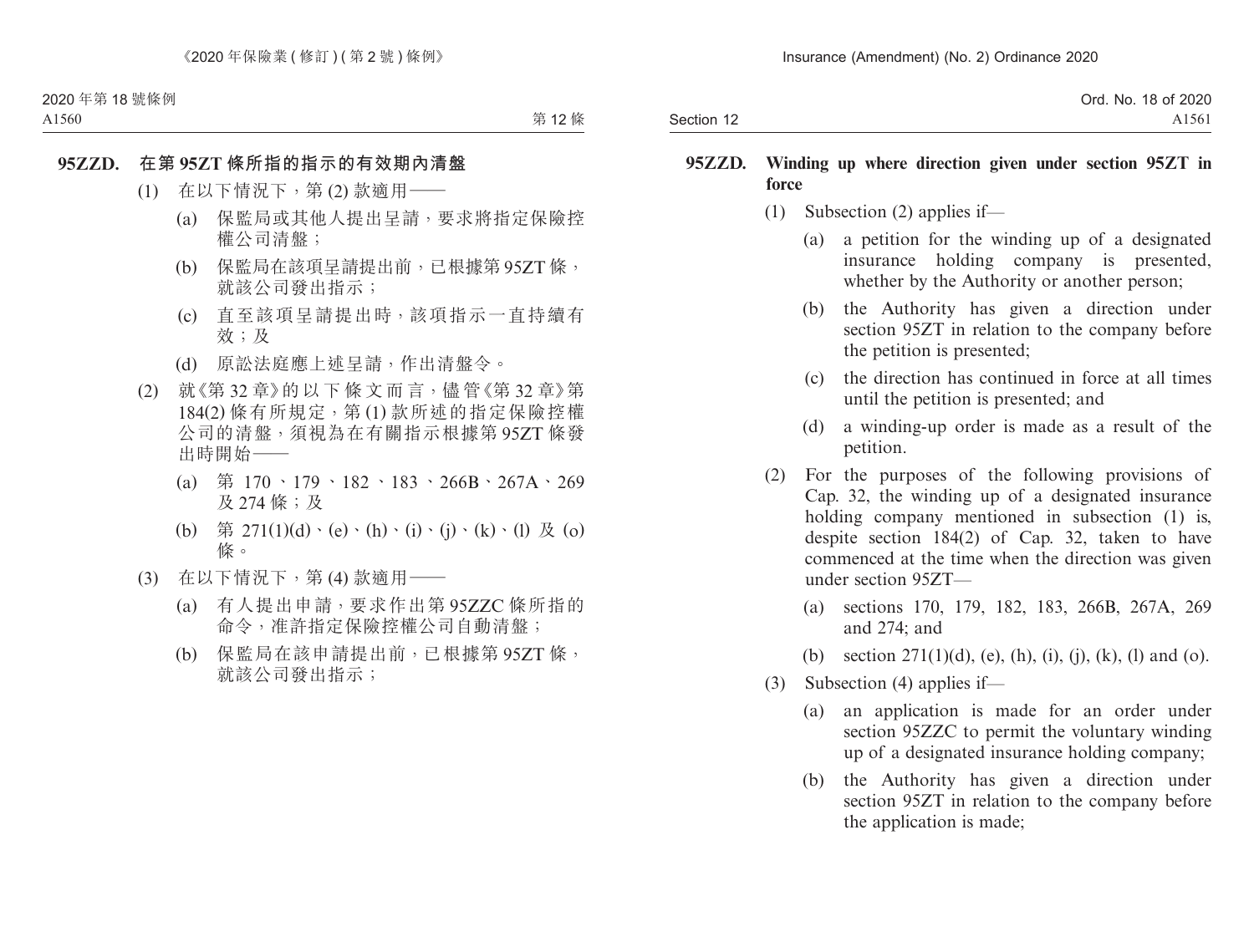**95ZZD. 在第 95ZT 條所指的指示的有效期內清盤**

(1) 在以下情況下，第 (2) 款適用——

(a) 保監局或其他人提出呈請，要求將指定保險控權公司清盤；

(b) 保監局在該項呈請提出前，已根據第 95ZT 條，就該公司發出指示；

(c) 直至該項呈請提出時，該項指示一直持續有效；及

(d) 原訟法庭應上述呈請，作出清盤令。

(2) 就《第 32 章》的以下條文而言，儘管《第 32 章》第 184(2) 條有所規定，第 (1) 款所述的指定保險控權公司的清盤，須視為在有關指示根據第 95ZT 條發出時開始——

(a) 第 170、179、182、183、266B、267A、269 及 274 條；及

(b) 第 271(1)(d)、(e)、(h)、(i)、(j)、(k)、(l) 及 (o) 條。

(3) 在以下情況下，第 (4) 款適用——

(a) 有人提出申請，要求作出第 95ZZC 條所指的命令，准許指定保險控權公司自動清盤；

(b) 保監局在該申請提出前，已根據第 95ZT 條，就該公司發出指示；

**95ZZD. Winding up where direction given under section 95ZT in force**

(1) Subsection (2) applies if—

(a) a petition for the winding up of a designated insurance holding company is presented, whether by the Authority or another person;

(b) the Authority has given a direction under section 95ZT in relation to the company before the petition is presented;

(c) the direction has continued in force at all times until the petition is presented; and

(d) a winding-up order is made as a result of the petition.

(2) For the purposes of the following provisions of Cap. 32, the winding up of a designated insurance holding company mentioned in subsection (1) is, despite section 184(2) of Cap. 32, taken to have commenced at the time when the direction was given under section 95ZT—

(a) sections 170, 179, 182, 183, 266B, 267A, 269 and 274; and

(b) section 271(1)(d), (e), (h), (i), (j), (k), (l) and (o).

(3) Subsection (4) applies if—

(a) an application is made for an order under section 95ZZC to permit the voluntary winding up of a designated insurance holding company;

(b) the Authority has given a direction under section 95ZT in relation to the company before the application is made;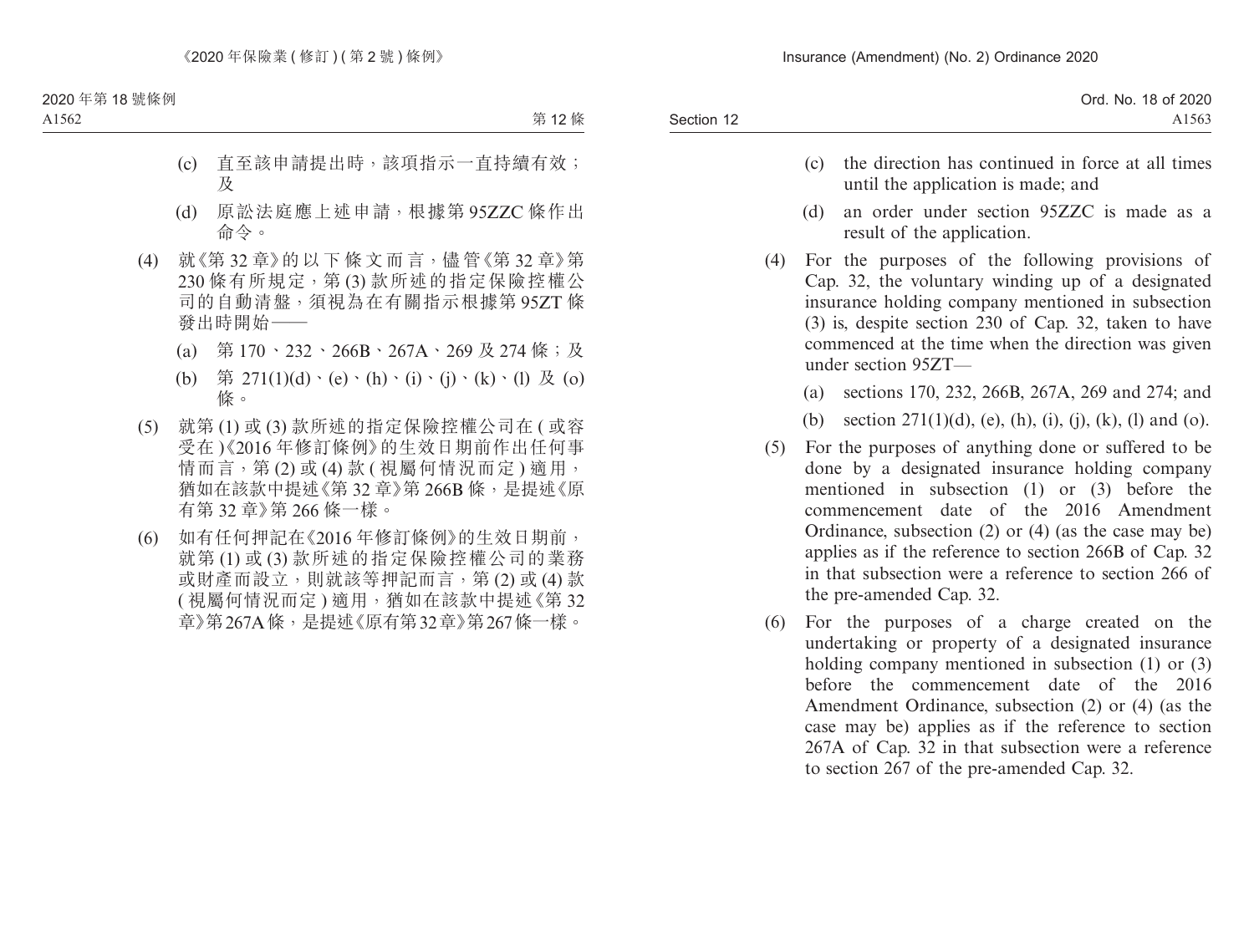(c) 直至該申請提出時，該項指示一直持續有效；及

(d) 原訟法庭應上述申請，根據第 95ZZC 條作出命令。

(4) 就《第 32 章》的以下條文而言，儘管《第 32 章》第 230 條有所規定，第 (3) 款所述的指定保險控權公司的自動清盤，須視為在有關指示根據第 95ZT 條發出時開始——

(a) 第 170、232、266B、267A、269 及 274 條；及

(b) 第 271(1)(d)、(e)、(h)、(i)、(j)、(k)、(l) 及 (o) 條。

(5) 就第 (1) 或 (3) 款所述的指定保險控權公司在 (或容受在)《2016 年修訂條例》的生效日期前作出任何事情而言，第 (2) 或 (4) 款 (視屬何情況而定) 適用，猶如在該款中提述《第 32 章》第 266B 條，是提述《原有第 32 章》第 266 條一樣。

(6) 如有任何押記在《2016 年修訂條例》的生效日期前，就第 (1) 或 (3) 款所述的指定保險控權公司的業務或財產而設立，則就該等押記而言，第 (2) 或 (4) 款 (視屬何情況而定) 適用，猶如在該款中提述《第 32 章》第 267A 條，是提述《原有第 32 章》第 267 條一樣。

(c) the direction has continued in force at all times until the application is made; and

(d) an order under section 95ZZC is made as a result of the application.

(4) For the purposes of the following provisions of Cap. 32, the voluntary winding up of a designated insurance holding company mentioned in subsection (3) is, despite section 230 of Cap. 32, taken to have commenced at the time when the direction was given under section 95ZT—

(a) sections 170, 232, 266B, 267A, 269 and 274; and

(b) section 271(1)(d), (e), (h), (i), (j), (k), (l) and (o).

(5) For the purposes of anything done or suffered to be done by a designated insurance holding company mentioned in subsection (1) or (3) before the commencement date of the 2016 Amendment Ordinance, subsection (2) or (4) (as the case may be) applies as if the reference to section 266B of Cap. 32 in that subsection were a reference to section 266 of the pre-amended Cap. 32.

(6) For the purposes of a charge created on the undertaking or property of a designated insurance holding company mentioned in subsection (1) or (3) before the commencement date of the 2016 Amendment Ordinance, subsection (2) or (4) (as the case may be) applies as if the reference to section 267A of Cap. 32 in that subsection were a reference to section 267 of the pre-amended Cap. 32.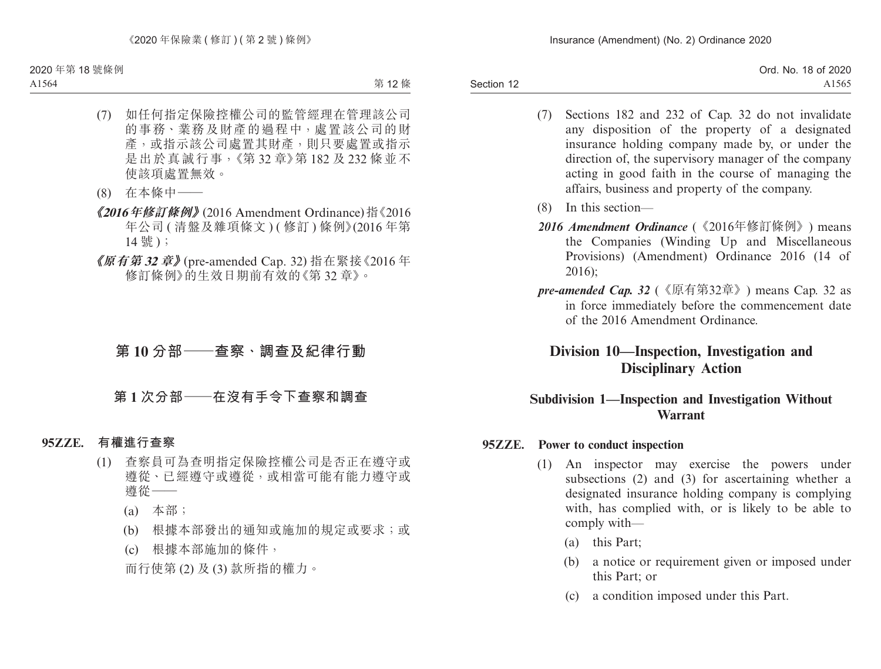(7) 如任何指定保險控權公司的監管經理在管理該公司的事務、業務及財產的過程中，處置該公司的財產，或指示該公司處置其財產，則只要處置或指示是出於真誠行事，《第 32 章》第 182 及 232 條並不使該項處置無效。

(8) 在本條中——

***《2016 年修訂條例》*** (2016 Amendment Ordinance) 指《2016 年公司 ( 清盤及雜項條文 ) ( 修訂 ) 條例》(2016 年第 14 號 )；

***《原有第 32 章》*** (pre-amended Cap. 32) 指在緊接《2016 年修訂條例》的生效日期前有效的《第 32 章》。

## 第 10 分部——查察、調查及紀律行動

### 第 1 次分部——在沒有手令下查察和調查

**95ZZE. 有權進行查察**

(1) 查察員可為查明指定保險控權公司是否正在遵守或遵從、已經遵守或遵從，或相當可能有能力遵守或遵從——

(a) 本部；

(b) 根據本部發出的通知或施加的規定或要求；或

(c) 根據本部施加的條件，

而行使第 (2) 及 (3) 款所指的權力。

(7) Sections 182 and 232 of Cap. 32 do not invalidate any disposition of the property of a designated insurance holding company made by, or under the direction of, the supervisory manager of the company acting in good faith in the course of managing the affairs, business and property of the company.

(8) In this section—

***2016 Amendment Ordinance*** (《2016年修訂條例》) means the Companies (Winding Up and Miscellaneous Provisions) (Amendment) Ordinance 2016 (14 of 2016);

***pre-amended Cap. 32*** (《原有第32章》) means Cap. 32 as in force immediately before the commencement date of the 2016 Amendment Ordinance.

## Division 10—Inspection, Investigation and Disciplinary Action

### Subdivision 1—Inspection and Investigation Without Warrant

**95ZZE. Power to conduct inspection**

(1) An inspector may exercise the powers under subsections (2) and (3) for ascertaining whether a designated insurance holding company is complying with, has complied with, or is likely to be able to comply with—

(a) this Part;

(b) a notice or requirement given or imposed under this Part; or

(c) a condition imposed under this Part.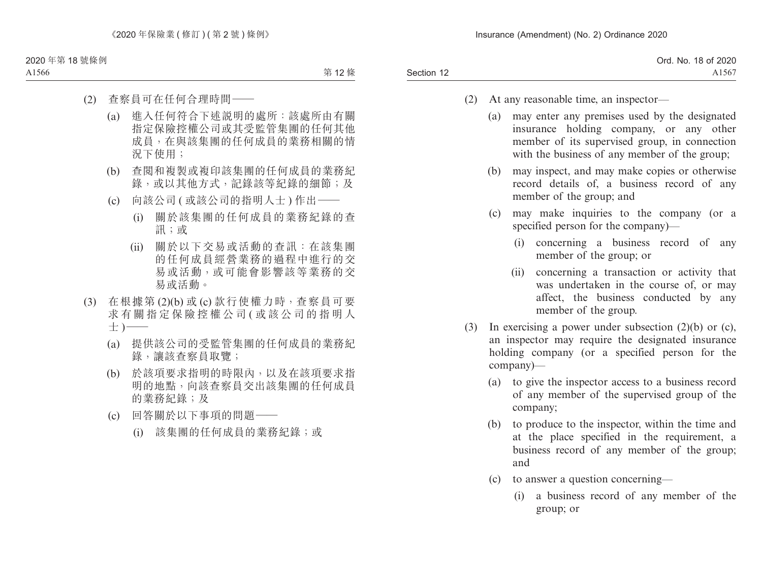(2) 查察員可在任何合理時間——

(a) 進入任何符合下述說明的處所：該處所由有關指定保險控權公司或其受監管集團的任何其他成員，在與該集團的任何成員的業務相關的情況下使用；

(b) 查閱和複製或複印該集團的任何成員的業務紀錄，或以其他方式，記錄該等紀錄的細節；及

(c) 向該公司 (或該公司的指明人士) 作出——

(i) 關於該集團的任何成員的業務紀錄的查訊；或

(ii) 關於以下交易或活動的查訊：在該集團的任何成員經營業務的過程中進行的交易或活動，或可能會影響該等業務的交易或活動。

(3) 在根據第 (2)(b) 或 (c) 款行使權力時，查察員可要求有關指定保險控權公司 (或該公司的指明人士)——

(a) 提供該公司的受監管集團的任何成員的業務紀錄，讓該查察員取覽；

(b) 於該項要求指明的時限內，以及在該項要求指明的地點，向該查察員交出該集團的任何成員的業務紀錄；及

(c) 回答關於以下事項的問題——

(i) 該集團的任何成員的業務紀錄；或

(2) At any reasonable time, an inspector—

(a) may enter any premises used by the designated insurance holding company, or any other member of its supervised group, in connection with the business of any member of the group;

(b) may inspect, and may make copies or otherwise record details of, a business record of any member of the group; and

(c) may make inquiries to the company (or a specified person for the company)—

(i) concerning a business record of any member of the group; or

(ii) concerning a transaction or activity that was undertaken in the course of, or may affect, the business conducted by any member of the group.

(3) In exercising a power under subsection (2)(b) or (c), an inspector may require the designated insurance holding company (or a specified person for the company)—

(a) to give the inspector access to a business record of any member of the supervised group of the company;

(b) to produce to the inspector, within the time and at the place specified in the requirement, a business record of any member of the group; and

(c) to answer a question concerning—

(i) a business record of any member of the group; or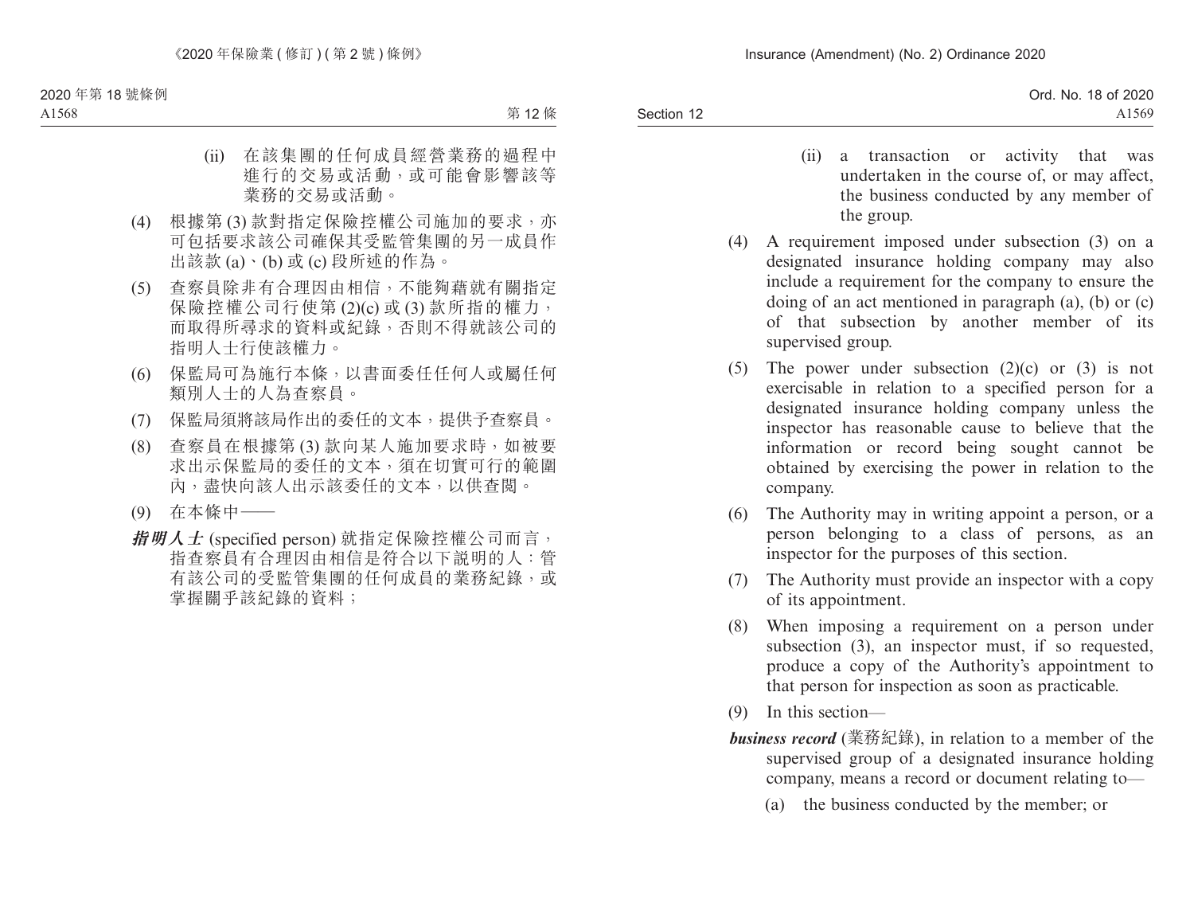(ii) 在該集團的任何成員經營業務的過程中進行的交易或活動，或可能會影響該等業務的交易或活動。

(4) 根據第 (3) 款對指定保險控權公司施加的要求，亦可包括要求該公司確保其受監管集團的另一成員作出該款 (a)、(b) 或 (c) 段所述的作為。

(5) 查察員除非有合理因由相信，不能夠藉就有關指定保險控權公司行使第 (2)(c) 或 (3) 款所指的權力，而取得所尋求的資料或紀錄，否則不得就該公司的指明人士行使該權力。

(6) 保監局可為施行本條，以書面委任任何人或屬任何類別人士的人為查察員。

(7) 保監局須將該局作出的委任的文本，提供予查察員。

(8) 查察員在根據第 (3) 款向某人施加要求時，如被要求出示保監局的委任的文本，須在切實可行的範圍內，盡快向該人出示該委任的文本，以供查閱。

(9) 在本條中——

***指明人士*** (specified person) 就指定保險控權公司而言，指查察員有合理因由相信是符合以下說明的人：管有該公司的受監管集團的任何成員的業務紀錄，或掌握關乎該紀錄的資料；

(ii) a transaction or activity that was undertaken in the course of, or may affect, the business conducted by any member of the group.

(4) A requirement imposed under subsection (3) on a designated insurance holding company may also include a requirement for the company to ensure the doing of an act mentioned in paragraph (a), (b) or (c) of that subsection by another member of its supervised group.

(5) The power under subsection (2)(c) or (3) is not exercisable in relation to a specified person for a designated insurance holding company unless the inspector has reasonable cause to believe that the information or record being sought cannot be obtained by exercising the power in relation to the company.

(6) The Authority may in writing appoint a person, or a person belonging to a class of persons, as an inspector for the purposes of this section.

(7) The Authority must provide an inspector with a copy of its appointment.

(8) When imposing a requirement on a person under subsection (3), an inspector must, if so requested, produce a copy of the Authority's appointment to that person for inspection as soon as practicable.

(9) In this section—

***business record*** (業務紀錄), in relation to a member of the supervised group of a designated insurance holding company, means a record or document relating to—

(a) the business conducted by the member; or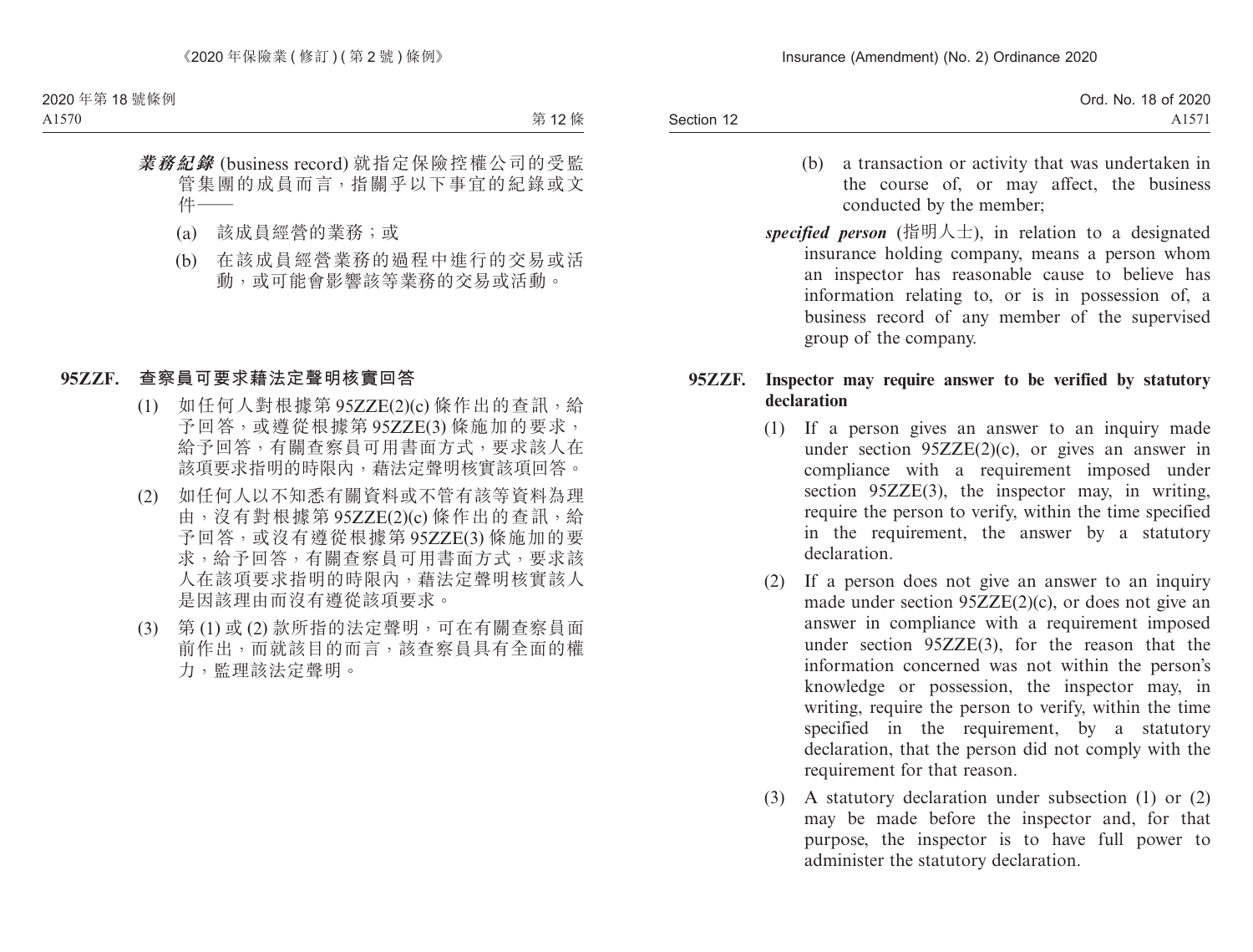***業務紀錄*** (business record) 就指定保險控權公司的受監管集團的成員而言，指關乎以下事宜的紀錄或文件——

(a) 該成員經營的業務；或

(b) 在該成員經營業務的過程中進行的交易或活動，或可能會影響該等業務的交易或活動。

**95ZZF. 查察員可要求藉法定聲明核實回答**

(1) 如任何人對根據第 95ZZE(2)(c) 條作出的查訊，給予回答，或遵從根據第 95ZZE(3) 條施加的要求，給予回答，有關查察員可用書面方式，要求該人在該項要求指明的時限內，藉法定聲明核實該項回答。

(2) 如任何人以不知悉有關資料或不管有該等資料為理由，沒有對根據第 95ZZE(2)(c) 條作出的查訊，給予回答，或沒有遵從根據第 95ZZE(3) 條施加的要求，給予回答，有關查察員可用書面方式，要求該人在該項要求指明的時限內，藉法定聲明核實該人是因該理由而沒有遵從該項要求。

(3) 第 (1) 或 (2) 款所指的法定聲明，可在有關查察員面前作出，而就該目的而言，該查察員具有全面的權力，監理該法定聲明。

(b) a transaction or activity that was undertaken in the course of, or may affect, the business conducted by the member;

***specified person*** (指明人士), in relation to a designated insurance holding company, means a person whom an inspector has reasonable cause to believe has information relating to, or is in possession of, a business record of any member of the supervised group of the company.

**95ZZF. Inspector may require answer to be verified by statutory declaration**

(1) If a person gives an answer to an inquiry made under section 95ZZE(2)(c), or gives an answer in compliance with a requirement imposed under section 95ZZE(3), the inspector may, in writing, require the person to verify, within the time specified in the requirement, the answer by a statutory declaration.

(2) If a person does not give an answer to an inquiry made under section 95ZZE(2)(c), or does not give an answer in compliance with a requirement imposed under section 95ZZE(3), for the reason that the information concerned was not within the person's knowledge or possession, the inspector may, in writing, require the person to verify, within the time specified in the requirement, by a statutory declaration, that the person did not comply with the requirement for that reason.

(3) A statutory declaration under subsection (1) or (2) may be made before the inspector and, for that purpose, the inspector is to have full power to administer the statutory declaration.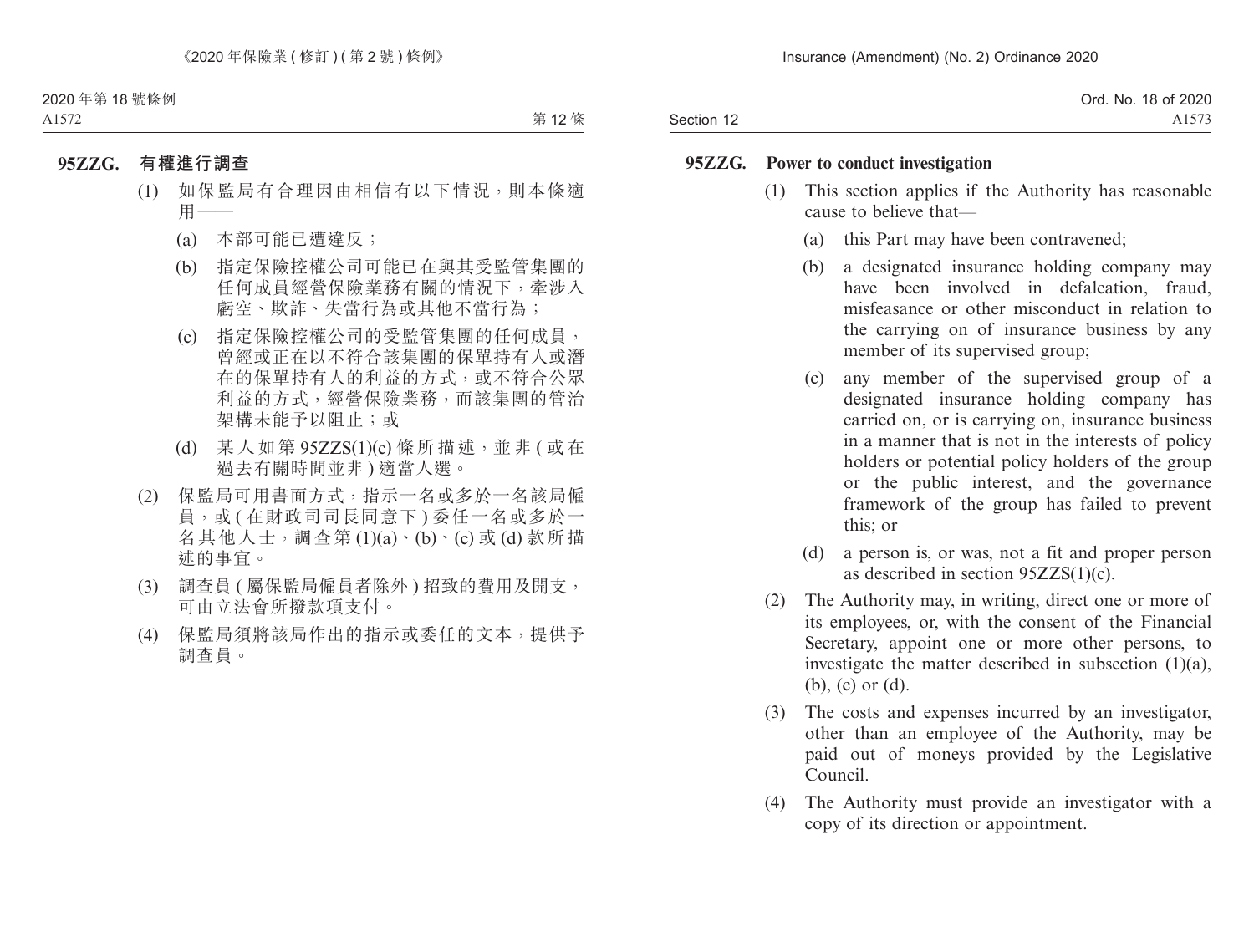**95ZZG. 有權進行調查**

(1) 如保監局有合理因由相信有以下情況，則本條適用——

(a) 本部可能已遭違反；

(b) 指定保險控權公司可能已在與其受監管集團的任何成員經營保險業務有關的情況下，牽涉入虧空、欺詐、失當行為或其他不當行為；

(c) 指定保險控權公司的受監管集團的任何成員，曾經或正在以不符合該集團的保單持有人或潛在的保單持有人的利益的方式，或不符合公眾利益的方式，經營保險業務，而該集團的管治架構未能予以阻止；或

(d) 某人如第 95ZZS(1)(c) 條所描述，並非 (或在過去有關時間並非) 適當人選。

(2) 保監局可用書面方式，指示一名或多於一名該局僱員，或 (在財政司司長同意下) 委任一名或多於一名其他人士，調查第 (1)(a)、(b)、(c) 或 (d) 款所描述的事宜。

(3) 調查員 (屬保監局僱員者除外) 招致的費用及開支，可由立法會所撥款項支付。

(4) 保監局須將該局作出的指示或委任的文本，提供予調查員。

**95ZZG. Power to conduct investigation**

(1) This section applies if the Authority has reasonable cause to believe that—

(a) this Part may have been contravened;

(b) a designated insurance holding company may have been involved in defalcation, fraud, misfeasance or other misconduct in relation to the carrying on of insurance business by any member of its supervised group;

(c) any member of the supervised group of a designated insurance holding company has carried on, or is carrying on, insurance business in a manner that is not in the interests of policy holders or potential policy holders of the group or the public interest, and the governance framework of the group has failed to prevent this; or

(d) a person is, or was, not a fit and proper person as described in section 95ZZS(1)(c).

(2) The Authority may, in writing, direct one or more of its employees, or, with the consent of the Financial Secretary, appoint one or more other persons, to investigate the matter described in subsection (1)(a), (b), (c) or (d).

(3) The costs and expenses incurred by an investigator, other than an employee of the Authority, may be paid out of moneys provided by the Legislative Council.

(4) The Authority must provide an investigator with a copy of its direction or appointment.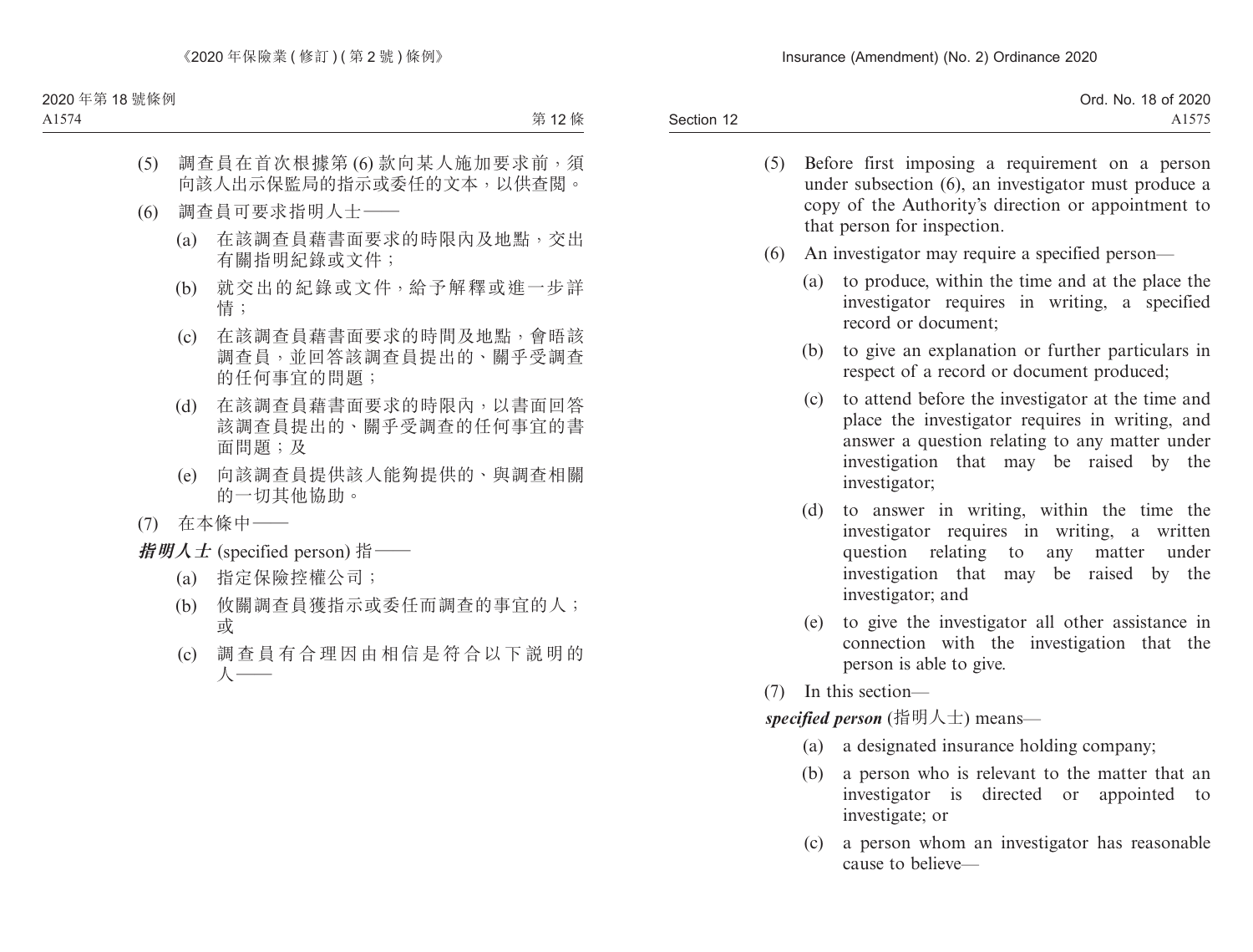(5) 調查員在首次根據第 (6) 款向某人施加要求前，須向該人出示保監局的指示或委任的文本，以供查閱。

(6) 調查員可要求指明人士——

(a) 在該調查員藉書面要求的時限內及地點，交出有關指明紀錄或文件；

(b) 就交出的紀錄或文件，給予解釋或進一步詳情；

(c) 在該調查員藉書面要求的時間及地點，會晤該調查員，並回答該調查員提出的、關乎受調查的任何事宜的問題；

(d) 在該調查員藉書面要求的時限內，以書面回答該調查員提出的、關乎受調查的任何事宜的書面問題；及

(e) 向該調查員提供該人能夠提供的、與調查相關的一切其他協助。

(7) 在本條中——

***指明人士*** (specified person) 指——

(a) 指定保險控權公司；

(b) 攸關調查員獲指示或委任而調查的事宜的人；或

(c) 調查員有合理因由相信是符合以下說明的人——

(5) Before first imposing a requirement on a person under subsection (6), an investigator must produce a copy of the Authority's direction or appointment to that person for inspection.

(6) An investigator may require a specified person—

(a) to produce, within the time and at the place the investigator requires in writing, a specified record or document;

(b) to give an explanation or further particulars in respect of a record or document produced;

(c) to attend before the investigator at the time and place the investigator requires in writing, and answer a question relating to any matter under investigation that may be raised by the investigator;

(d) to answer in writing, within the time the investigator requires in writing, a written question relating to any matter under investigation that may be raised by the investigator; and

(e) to give the investigator all other assistance in connection with the investigation that the person is able to give.

(7) In this section—

***specified person*** (指明人士) means—

(a) a designated insurance holding company;

(b) a person who is relevant to the matter that an investigator is directed or appointed to investigate; or

(c) a person whom an investigator has reasonable cause to believe—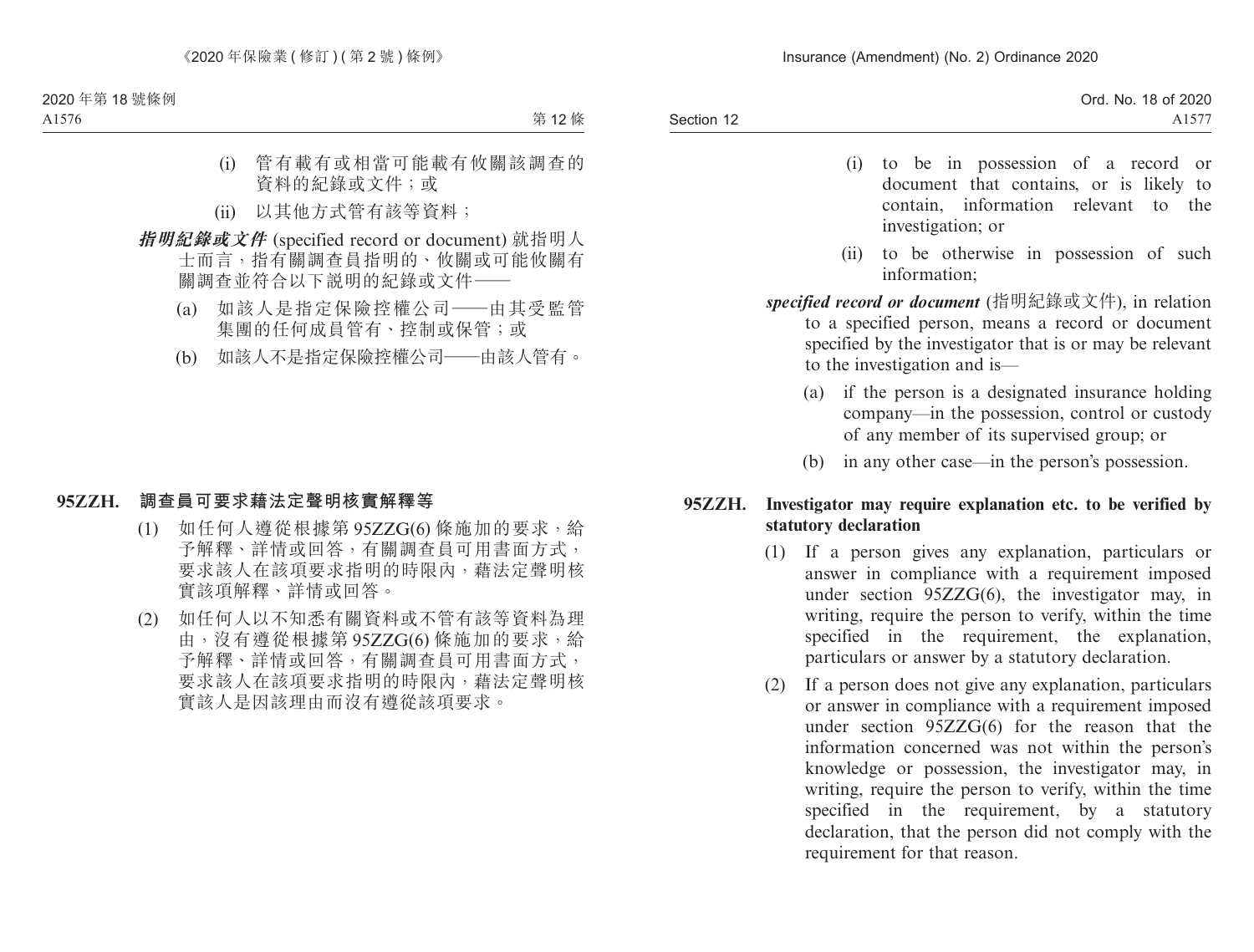(i) 管有載有或相當可能載有攸關該調查的資料的紀錄或文件；或

(ii) 以其他方式管有該等資料；

***指明紀錄或文件*** (specified record or document) 就指明人士而言，指有關調查員指明的、攸關或可能攸關有關調查並符合以下說明的紀錄或文件——

(a) 如該人是指定保險控權公司——由其受監管集團的任何成員管有、控制或保管；或

(b) 如該人不是指定保險控權公司——由該人管有。

**95ZZH. 調查員可要求藉法定聲明核實解釋等**

(1) 如任何人遵從根據第 95ZZG(6) 條施加的要求，給予解釋、詳情或回答，有關調查員可用書面方式，要求該人在該項要求指明的時限內，藉法定聲明核實該項解釋、詳情或回答。

(2) 如任何人以不知悉有關資料或不管有該等資料為理由，沒有遵從根據第 95ZZG(6) 條施加的要求，給予解釋、詳情或回答，有關調查員可用書面方式，要求該人在該項要求指明的時限內，藉法定聲明核實該人是因該理由而沒有遵從該項要求。

(i) to be in possession of a record or document that contains, or is likely to contain, information relevant to the investigation; or

(ii) to be otherwise in possession of such information;

***specified record or document*** (指明紀錄或文件), in relation to a specified person, means a record or document specified by the investigator that is or may be relevant to the investigation and is—

(a) if the person is a designated insurance holding company—in the possession, control or custody of any member of its supervised group; or

(b) in any other case—in the person's possession.

**95ZZH. Investigator may require explanation etc. to be verified by statutory declaration**

(1) If a person gives any explanation, particulars or answer in compliance with a requirement imposed under section 95ZZG(6), the investigator may, in writing, require the person to verify, within the time specified in the requirement, the explanation, particulars or answer by a statutory declaration.

(2) If a person does not give any explanation, particulars or answer in compliance with a requirement imposed under section 95ZZG(6) for the reason that the information concerned was not within the person's knowledge or possession, the investigator may, in writing, require the person to verify, within the time specified in the requirement, by a statutory declaration, that the person did not comply with the requirement for that reason.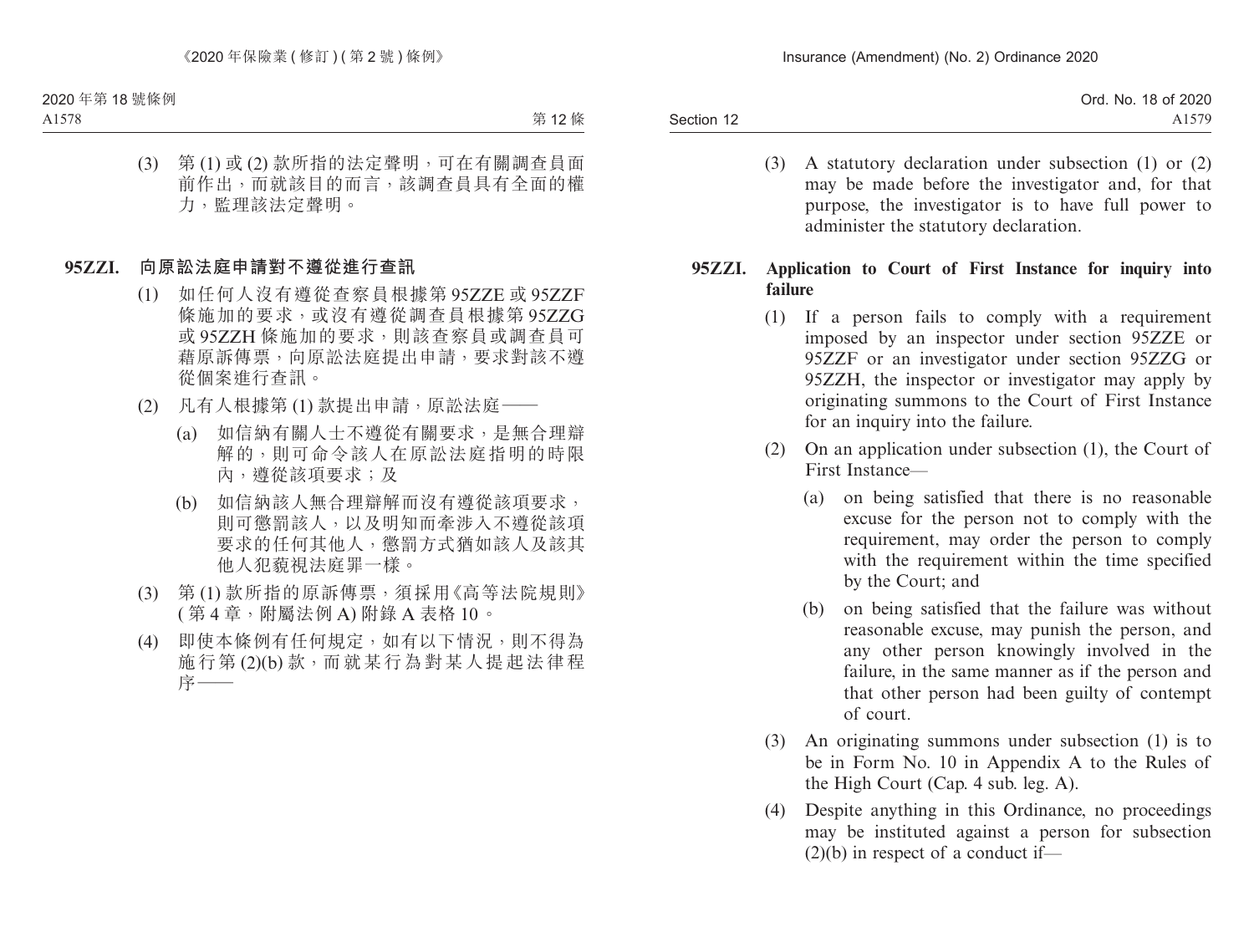(3) 第 (1) 或 (2) 款所指的法定聲明，可在有關調查員面前作出，而就該目的而言，該調查員具有全面的權力，監理該法定聲明。

**95ZZI. 向原訟法庭申請對不遵從進行查訊**

(1) 如任何人沒有遵從查察員根據第 95ZZE 或 95ZZF 條施加的要求，或沒有遵從調查員根據第 95ZZG 或 95ZZH 條施加的要求，則該查察員或調查員可藉原訴傳票，向原訟法庭提出申請，要求對該不遵從個案進行查訊。

(2) 凡有人根據第 (1) 款提出申請，原訟法庭——

(a) 如信納有關人士不遵從有關要求，是無合理辯解的，則可命令該人在原訟法庭指明的時限內，遵從該項要求；及

(b) 如信納該人無合理辯解而沒有遵從該項要求，則可懲罰該人，以及明知而牽涉入不遵從該項要求的任何其他人，懲罰方式猶如該人及該其他人犯藐視法庭罪一樣。

(3) 第 (1) 款所指的原訴傳票，須採用《高等法院規則》(第 4 章，附屬法例 A) 附錄 A 表格 10。

(4) 即使本條例有任何規定，如有以下情況，則不得為施行第 (2)(b) 款，而就某行為對某人提起法律程序——

(3) A statutory declaration under subsection (1) or (2) may be made before the investigator and, for that purpose, the investigator is to have full power to administer the statutory declaration.

**95ZZI. Application to Court of First Instance for inquiry into failure**

(1) If a person fails to comply with a requirement imposed by an inspector under section 95ZZE or 95ZZF or an investigator under section 95ZZG or 95ZZH, the inspector or investigator may apply by originating summons to the Court of First Instance for an inquiry into the failure.

(2) On an application under subsection (1), the Court of First Instance—

(a) on being satisfied that there is no reasonable excuse for the person not to comply with the requirement, may order the person to comply with the requirement within the time specified by the Court; and

(b) on being satisfied that the failure was without reasonable excuse, may punish the person, and any other person knowingly involved in the failure, in the same manner as if the person and that other person had been guilty of contempt of court.

(3) An originating summons under subsection (1) is to be in Form No. 10 in Appendix A to the Rules of the High Court (Cap. 4 sub. leg. A).

(4) Despite anything in this Ordinance, no proceedings may be instituted against a person for subsection (2)(b) in respect of a conduct if—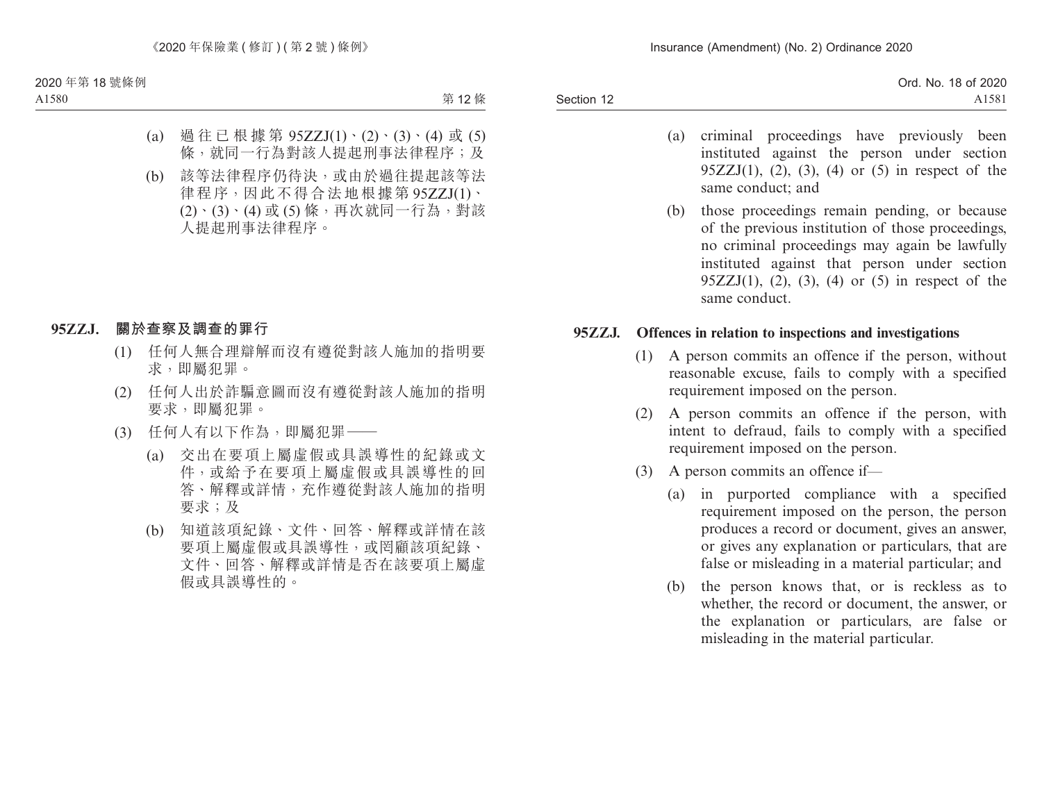(a) 過往已根據第 95ZZJ(1)、(2)、(3)、(4) 或 (5) 條，就同一行為對該人提起刑事法律程序；及

(b) 該等法律程序仍待決，或由於過往提起該等法律程序，因此不得合法地根據第 95ZZJ(1)、(2)、(3)、(4) 或 (5) 條，再次就同一行為，對該人提起刑事法律程序。

### 95ZZJ. 關於查察及調查的罪行

(1) 任何人無合理辯解而沒有遵從對該人施加的指明要求，即屬犯罪。

(2) 任何人出於詐騙意圖而沒有遵從對該人施加的指明要求，即屬犯罪。

(3) 任何人有以下作為，即屬犯罪——

(a) 交出在要項上屬虛假或具誤導性的紀錄或文件，或給予在要項上屬虛假或具誤導性的回答、解釋或詳情，充作遵從對該人施加的指明要求；及

(b) 知道該項紀錄、文件、回答、解釋或詳情在該要項上屬虛假或具誤導性，或罔顧該項紀錄、文件、回答、解釋或詳情是否在該要項上屬虛假或具誤導性的。

(a) criminal proceedings have previously been instituted against the person under section 95ZZJ(1), (2), (3), (4) or (5) in respect of the same conduct; and

(b) those proceedings remain pending, or because of the previous institution of those proceedings, no criminal proceedings may again be lawfully instituted against that person under section 95ZZJ(1), (2), (3), (4) or (5) in respect of the same conduct.

### 95ZZJ. Offences in relation to inspections and investigations

(1) A person commits an offence if the person, without reasonable excuse, fails to comply with a specified requirement imposed on the person.

(2) A person commits an offence if the person, with intent to defraud, fails to comply with a specified requirement imposed on the person.

(3) A person commits an offence if—

(a) in purported compliance with a specified requirement imposed on the person, the person produces a record or document, gives an answer, or gives any explanation or particulars, that are false or misleading in a material particular; and

(b) the person knows that, or is reckless as to whether, the record or document, the answer, or the explanation or particulars, are false or misleading in the material particular.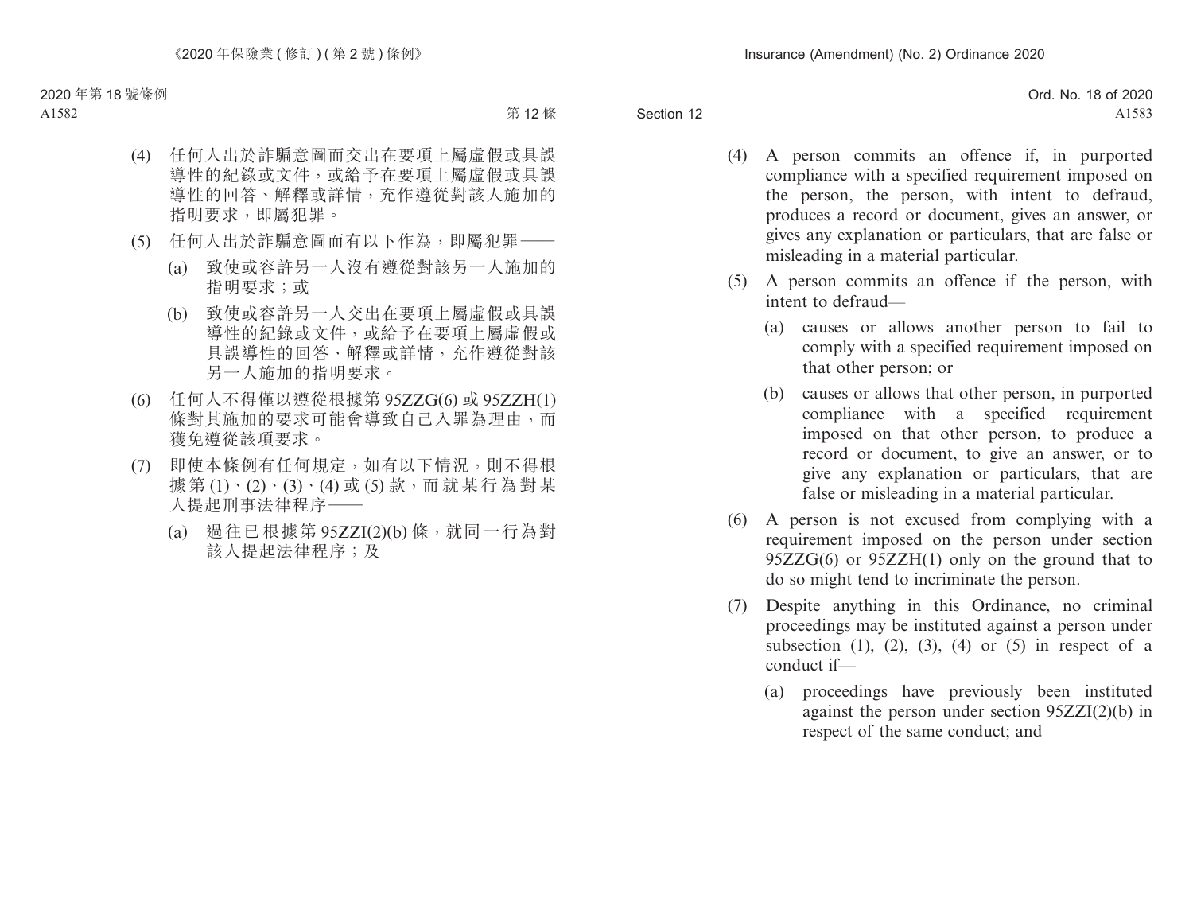(4) 任何人出於詐騙意圖而交出在要項上屬虛假或具誤導性的紀錄或文件，或給予在要項上屬虛假或具誤導性的回答、解釋或詳情，充作遵從對該人施加的指明要求，即屬犯罪。

(5) 任何人出於詐騙意圖而有以下作為，即屬犯罪——

(a) 致使或容許另一人沒有遵從對該另一人施加的指明要求；或

(b) 致使或容許另一人交出在要項上屬虛假或具誤導性的紀錄或文件，或給予在要項上屬虛假或具誤導性的回答、解釋或詳情，充作遵從對該另一人施加的指明要求。

(6) 任何人不得僅以遵從根據第 95ZZG(6) 或 95ZZH(1) 條對其施加的要求可能會導致自己入罪為理由，而獲免遵從該項要求。

(7) 即使本條例有任何規定，如有以下情況，則不得根據第 (1)、(2)、(3)、(4) 或 (5) 款，而就某行為對某人提起刑事法律程序——

(a) 過往已根據第 95ZZI(2)(b) 條，就同一行為對該人提起法律程序；及

(4) A person commits an offence if, in purported compliance with a specified requirement imposed on the person, the person, with intent to defraud, produces a record or document, gives an answer, or gives any explanation or particulars, that are false or misleading in a material particular.

(5) A person commits an offence if the person, with intent to defraud—

(a) causes or allows another person to fail to comply with a specified requirement imposed on that other person; or

(b) causes or allows that other person, in purported compliance with a specified requirement imposed on that other person, to produce a record or document, to give an answer, or to give any explanation or particulars, that are false or misleading in a material particular.

(6) A person is not excused from complying with a requirement imposed on the person under section 95ZZG(6) or 95ZZH(1) only on the ground that to do so might tend to incriminate the person.

(7) Despite anything in this Ordinance, no criminal proceedings may be instituted against a person under subsection (1), (2), (3), (4) or (5) in respect of a conduct if—

(a) proceedings have previously been instituted against the person under section 95ZZI(2)(b) in respect of the same conduct; and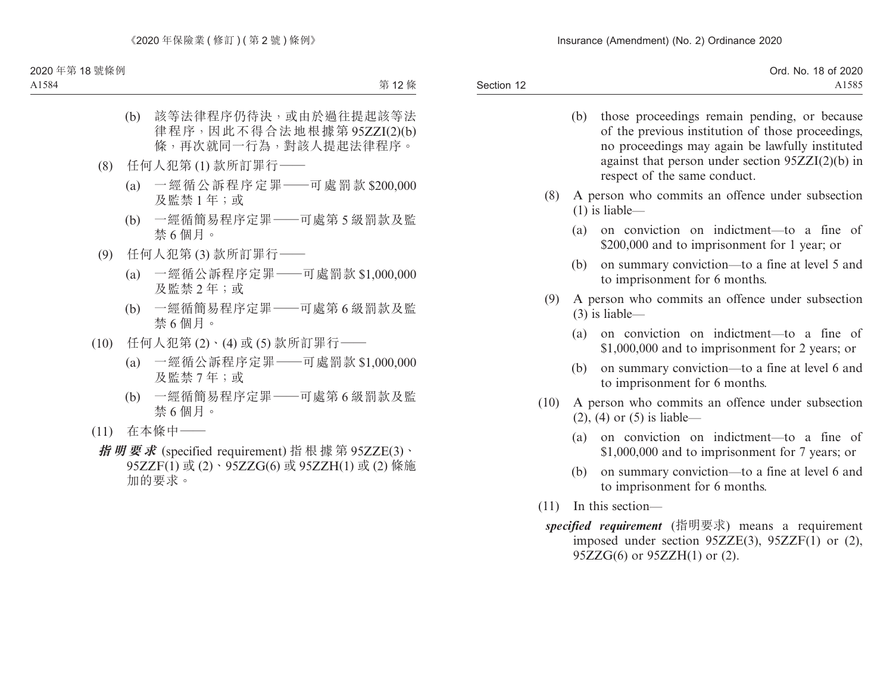(b) 該等法律程序仍待決，或由於過往提起該等法律程序，因此不得合法地根據第 95ZZI(2)(b) 條，再次就同一行為，對該人提起法律程序。

(8) 任何人犯第 (1) 款所訂罪行——

(a) 一經循公訴程序定罪——可處罰款 $200,000 及監禁 1 年；或

(b) 一經循簡易程序定罪——可處第 5 級罰款及監禁 6 個月。

(9) 任何人犯第 (3) 款所訂罪行——

(a) 一經循公訴程序定罪——可處罰款 $1,000,000 及監禁 2 年；或

(b) 一經循簡易程序定罪——可處第 6 級罰款及監禁 6 個月。

(10) 任何人犯第 (2)、(4) 或 (5) 款所訂罪行——

(a) 一經循公訴程序定罪——可處罰款 $1,000,000 及監禁 7 年；或

(b) 一經循簡易程序定罪——可處第 6 級罰款及監禁 6 個月。

(11) 在本條中——

***指明要求*** (specified requirement) 指根據第 95ZZE(3)、95ZZF(1) 或 (2)、95ZZG(6) 或 95ZZH(1) 或 (2) 條施加的要求。

(b) those proceedings remain pending, or because of the previous institution of those proceedings, no proceedings may again be lawfully instituted against that person under section 95ZZI(2)(b) in respect of the same conduct.

(8) A person who commits an offence under subsection (1) is liable—

(a) on conviction on indictment—to a fine of $200,000 and to imprisonment for 1 year; or

(b) on summary conviction—to a fine at level 5 and to imprisonment for 6 months.

(9) A person who commits an offence under subsection (3) is liable—

(a) on conviction on indictment—to a fine of $1,000,000 and to imprisonment for 2 years; or

(b) on summary conviction—to a fine at level 6 and to imprisonment for 6 months.

(10) A person who commits an offence under subsection (2), (4) or (5) is liable—

(a) on conviction on indictment—to a fine of $1,000,000 and to imprisonment for 7 years; or

(b) on summary conviction—to a fine at level 6 and to imprisonment for 6 months.

(11) In this section—

***specified requirement*** (指明要求) means a requirement imposed under section 95ZZE(3), 95ZZF(1) or (2), 95ZZG(6) or 95ZZH(1) or (2).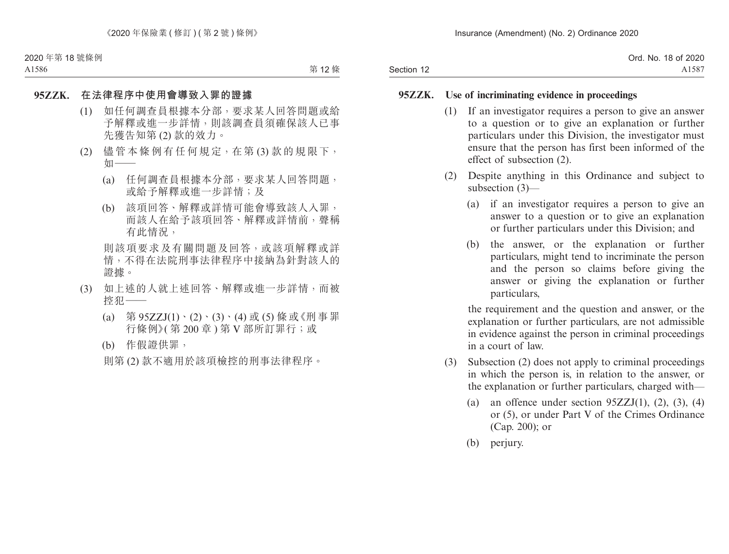**95ZZK. 在法律程序中使用會導致入罪的證據**

(1) 如任何調查員根據本分部，要求某人回答問題或給予解釋或進一步詳情，則該調查員須確保該人已事先獲告知第 (2) 款的效力。

(2) 儘管本條例有任何規定，在第 (3) 款的規限下，如——

(a) 任何調查員根據本分部，要求某人回答問題，或給予解釋或進一步詳情；及

(b) 該項回答、解釋或詳情可能會導致該人入罪，而該人在給予該項回答、解釋或詳情前，聲稱有此情況，

則該項要求及有關問題及回答，或該項解釋或詳情，不得在法院刑事法律程序中接納為針對該人的證據。

(3) 如上述的人就上述回答、解釋或進一步詳情，而被控犯——

(a) 第 95ZZJ(1)、(2)、(3)、(4) 或 (5) 條或《刑事罪行條例》(第 200 章) 第 V 部所訂罪行；或

(b) 作假證供罪，

則第 (2) 款不適用於該項檢控的刑事法律程序。

**95ZZK. Use of incriminating evidence in proceedings**

(1) If an investigator requires a person to give an answer to a question or to give an explanation or further particulars under this Division, the investigator must ensure that the person has first been informed of the effect of subsection (2).

(2) Despite anything in this Ordinance and subject to subsection (3)—

(a) if an investigator requires a person to give an answer to a question or to give an explanation or further particulars under this Division; and

(b) the answer, or the explanation or further particulars, might tend to incriminate the person and the person so claims before giving the answer or giving the explanation or further particulars,

the requirement and the question and answer, or the explanation or further particulars, are not admissible in evidence against the person in criminal proceedings in a court of law.

(3) Subsection (2) does not apply to criminal proceedings in which the person is, in relation to the answer, or the explanation or further particulars, charged with—

(a) an offence under section 95ZZJ(1), (2), (3), (4) or (5), or under Part V of the Crimes Ordinance (Cap. 200); or

(b) perjury.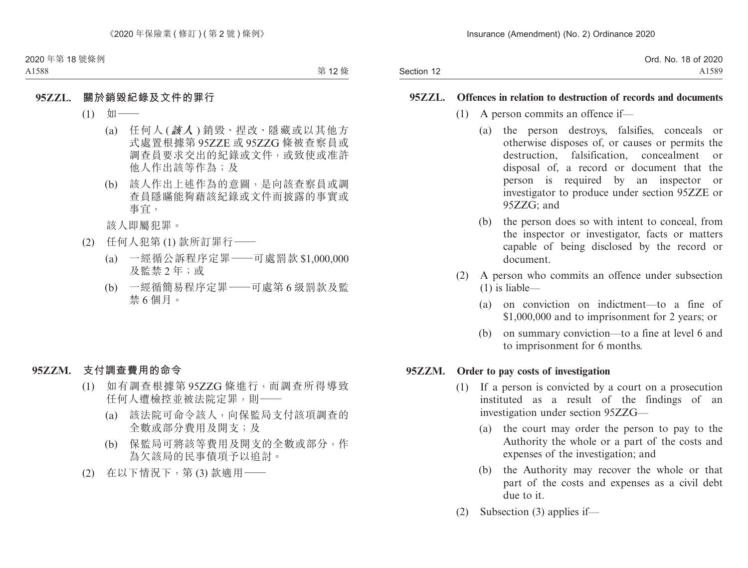**95ZZL. 關於銷毀紀錄及文件的罪行**

(1) 如——

(a) 任何人 (***該人***) 銷毀、捏改、隱藏或以其他方式處置根據第 95ZZE 或 95ZZG 條被查察員或調查員要求交出的紀錄或文件，或致使或准許他人作出該等作為；及

(b) 該人作出上述作為的意圖，是向該查察員或調查員隱瞞能夠藉該紀錄或文件而披露的事實或事宜，

該人即屬犯罪。

(2) 任何人犯第 (1) 款所訂罪行——

(a) 一經循公訴程序定罪——可處罰款 $1,000,000 及監禁 2 年；或

(b) 一經循簡易程序定罪——可處第 6 級罰款及監禁 6 個月。

**95ZZM. 支付調查費用的命令**

(1) 如有調查根據第 95ZZG 條進行，而調查所得導致任何人遭檢控並被法院定罪，則——

(a) 該法院可命令該人，向保監局支付該項調查的全數或部分費用及開支；及

(b) 保監局可將該等費用及開支的全數或部分，作為欠該局的民事債項予以追討。

(2) 在以下情況下，第 (3) 款適用——

**95ZZL. Offences in relation to destruction of records and documents**

(1) A person commits an offence if—

(a) the person destroys, falsifies, conceals or otherwise disposes of, or causes or permits the destruction, falsification, concealment or disposal of, a record or document that the person is required by an inspector or investigator to produce under section 95ZZE or 95ZZG; and

(b) the person does so with intent to conceal, from the inspector or investigator, facts or matters capable of being disclosed by the record or document.

(2) A person who commits an offence under subsection (1) is liable—

(a) on conviction on indictment—to a fine of $1,000,000 and to imprisonment for 2 years; or

(b) on summary conviction—to a fine at level 6 and to imprisonment for 6 months.

**95ZZM. Order to pay costs of investigation**

(1) If a person is convicted by a court on a prosecution instituted as a result of the findings of an investigation under section 95ZZG—

(a) the court may order the person to pay to the Authority the whole or a part of the costs and expenses of the investigation; and

(b) the Authority may recover the whole or that part of the costs and expenses as a civil debt due to it.

(2) Subsection (3) applies if—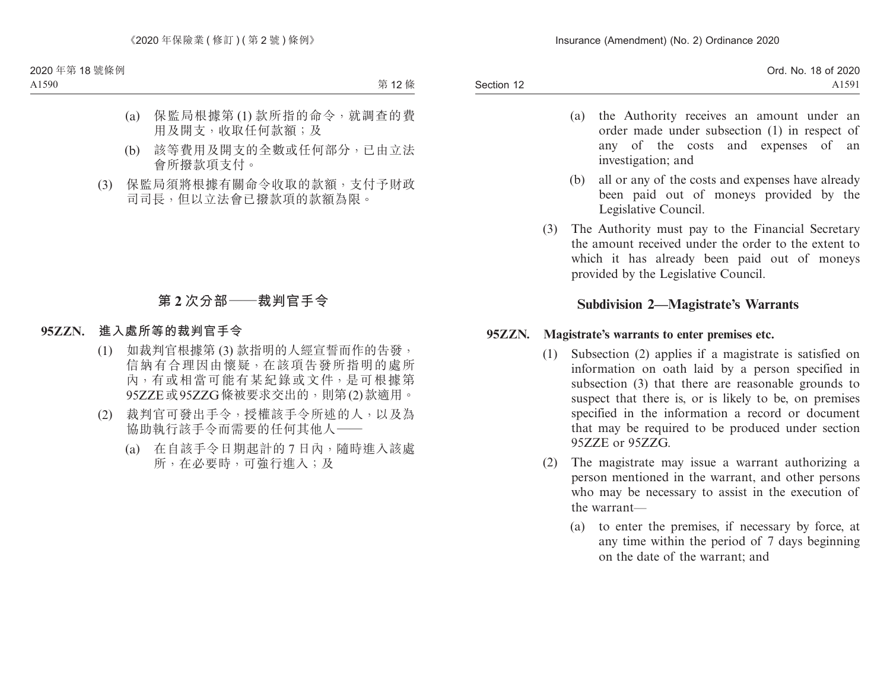(a) 保監局根據第 (1) 款所指的命令，就調查的費用及開支，收取任何款額；及

(b) 該等費用及開支的全數或任何部分，已由立法會所撥款項支付。

(3) 保監局須將根據有關命令收取的款額，支付予財政司司長，但以立法會已撥款項的款額為限。

## 第 2 次分部——裁判官手令

### 95ZZN. 進入處所等的裁判官手令

(1) 如裁判官根據第 (3) 款指明的人經宣誓而作的告發，信納有合理因由懷疑，在該項告發所指明的處所內，有或相當可能有某紀錄或文件，是可根據第 95ZZE 或 95ZZG 條被要求交出的，則第 (2) 款適用。

(2) 裁判官可發出手令，授權該手令所述的人，以及為協助執行該手令而需要的任何其他人——

(a) 在自該手令日期起計的 7 日內，隨時進入該處所，在必要時，可強行進入；及

(a) the Authority receives an amount under an order made under subsection (1) in respect of any of the costs and expenses of an investigation; and

(b) all or any of the costs and expenses have already been paid out of moneys provided by the Legislative Council.

(3) The Authority must pay to the Financial Secretary the amount received under the order to the extent to which it has already been paid out of moneys provided by the Legislative Council.

## Subdivision 2—Magistrate's Warrants

### 95ZZN. Magistrate's warrants to enter premises etc.

(1) Subsection (2) applies if a magistrate is satisfied on information on oath laid by a person specified in subsection (3) that there are reasonable grounds to suspect that there is, or is likely to be, on premises specified in the information a record or document that may be required to be produced under section 95ZZE or 95ZZG.

(2) The magistrate may issue a warrant authorizing a person mentioned in the warrant, and other persons who may be necessary to assist in the execution of the warrant—

(a) to enter the premises, if necessary by force, at any time within the period of 7 days beginning on the date of the warrant; and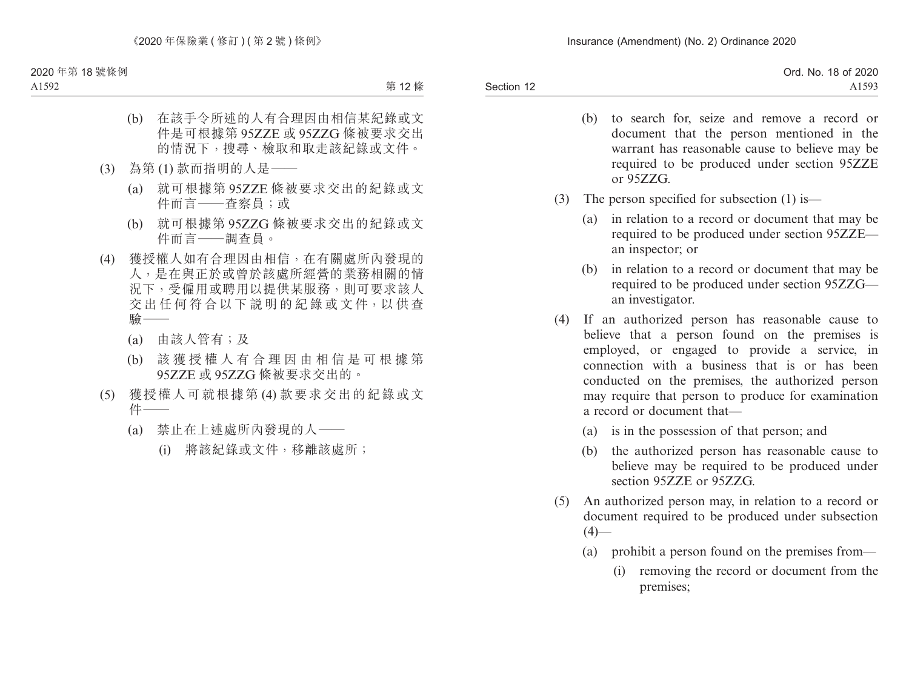(b) 在該手令所述的人有合理因由相信某紀錄或文件是可根據第 95ZZE 或 95ZZG 條被要求交出的情況下，搜尋、檢取和取走該紀錄或文件。

(3) 為第 (1) 款而指明的人是——

(a) 就可根據第 95ZZE 條被要求交出的紀錄或文件而言——查察員；或

(b) 就可根據第 95ZZG 條被要求交出的紀錄或文件而言——調查員。

(4) 獲授權人如有合理因由相信，在有關處所內發現的人，是在與正於或曾於該處所經營的業務相關的情況下，受僱用或聘用以提供某服務，則可要求該人交出任何符合以下說明的紀錄或文件，以供查驗——

(a) 由該人管有；及

(b) 該獲授權人有合理因由相信是可根據第 95ZZE 或 95ZZG 條被要求交出的。

(5) 獲授權人可就根據第 (4) 款要求交出的紀錄或文件——

(a) 禁止在上述處所內發現的人——

(i) 將該紀錄或文件，移離該處所；

(b) to search for, seize and remove a record or document that the person mentioned in the warrant has reasonable cause to believe may be required to be produced under section 95ZZE or 95ZZG.

(3) The person specified for subsection (1) is—

(a) in relation to a record or document that may be required to be produced under section 95ZZE—an inspector; or

(b) in relation to a record or document that may be required to be produced under section 95ZZG—an investigator.

(4) If an authorized person has reasonable cause to believe that a person found on the premises is employed, or engaged to provide a service, in connection with a business that is or has been conducted on the premises, the authorized person may require that person to produce for examination a record or document that—

(a) is in the possession of that person; and

(b) the authorized person has reasonable cause to believe may be required to be produced under section 95ZZE or 95ZZG.

(5) An authorized person may, in relation to a record or document required to be produced under subsection (4)—

(a) prohibit a person found on the premises from—

(i) removing the record or document from the premises;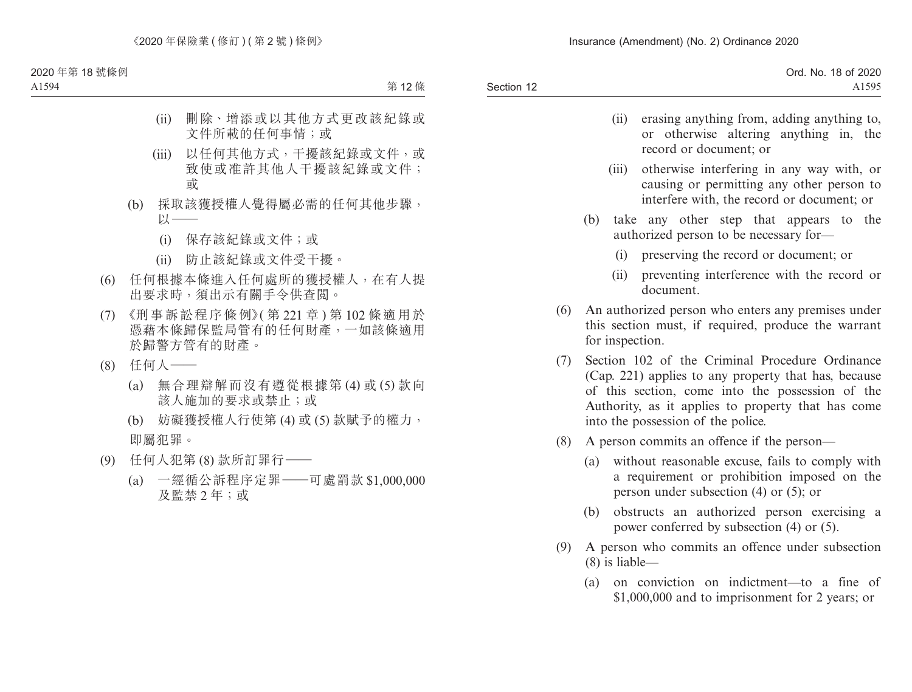(ii) 刪除、增添或以其他方式更改該紀錄或文件所載的任何事情；或

(iii) 以任何其他方式，干擾該紀錄或文件，或致使或准許其他人干擾該紀錄或文件；或

(b) 採取該獲授權人覺得屬必需的任何其他步驟，以——

(i) 保存該紀錄或文件；或

(ii) 防止該紀錄或文件受干擾。

(6) 任何根據本條進入任何處所的獲授權人，在有人提出要求時，須出示有關手令供查閱。

(7) 《刑事訴訟程序條例》(第 221 章) 第 102 條適用於憑藉本條歸保監局管有的任何財產，一如該條適用於歸警方管有的財產。

(8) 任何人——

(a) 無合理辯解而沒有遵從根據第 (4) 或 (5) 款向該人施加的要求或禁止；或

(b) 妨礙獲授權人行使第 (4) 或 (5) 款賦予的權力，

即屬犯罪。

(9) 任何人犯第 (8) 款所訂罪行——

(a) 一經循公訴程序定罪——可處罰款 $1,000,000 及監禁 2 年；或

(ii) erasing anything from, adding anything to, or otherwise altering anything in, the record or document; or

(iii) otherwise interfering in any way with, or causing or permitting any other person to interfere with, the record or document; or

(b) take any other step that appears to the authorized person to be necessary for—

(i) preserving the record or document; or

(ii) preventing interference with the record or document.

(6) An authorized person who enters any premises under this section must, if required, produce the warrant for inspection.

(7) Section 102 of the Criminal Procedure Ordinance (Cap. 221) applies to any property that has, because of this section, come into the possession of the Authority, as it applies to property that has come into the possession of the police.

(8) A person commits an offence if the person—

(a) without reasonable excuse, fails to comply with a requirement or prohibition imposed on the person under subsection (4) or (5); or

(b) obstructs an authorized person exercising a power conferred by subsection (4) or (5).

(9) A person who commits an offence under subsection (8) is liable—

(a) on conviction on indictment—to a fine of $1,000,000 and to imprisonment for 2 years; or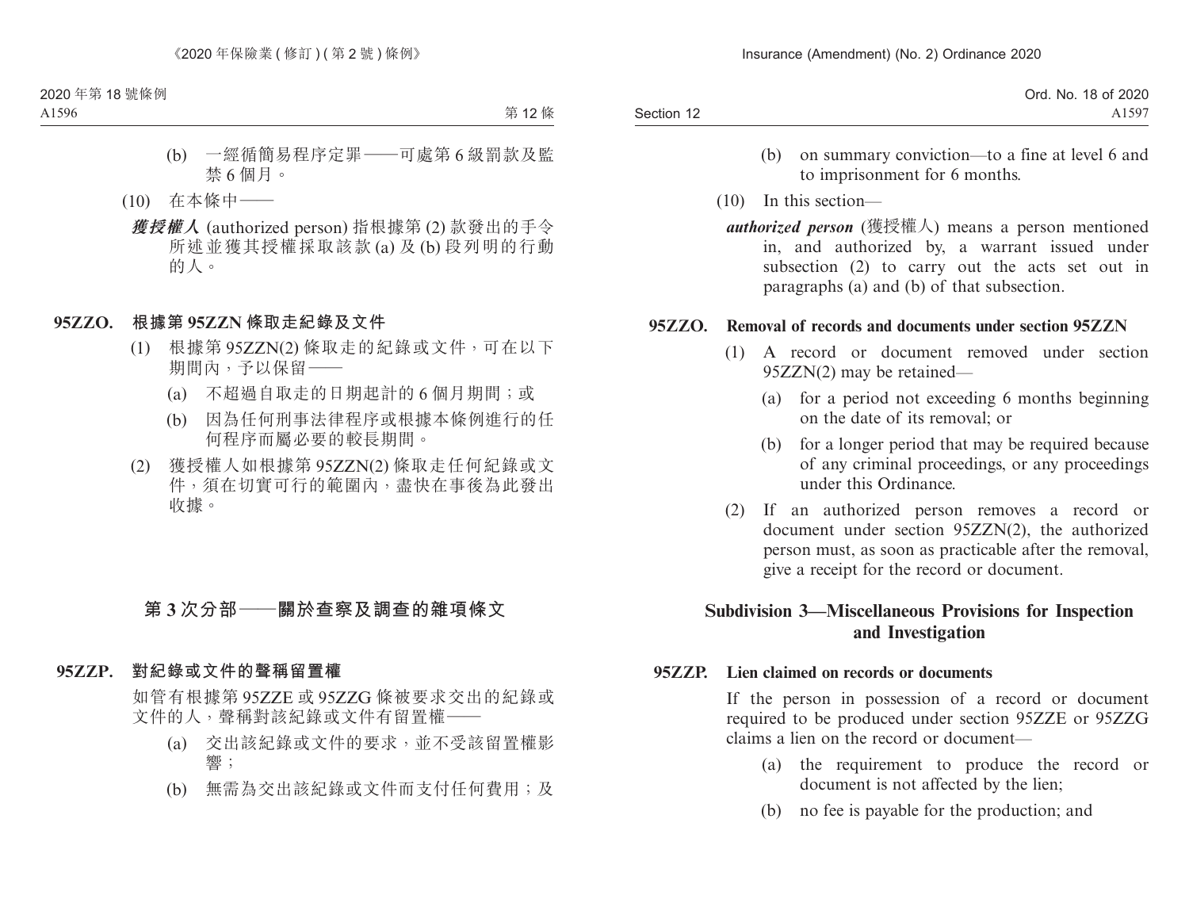(b) 一經循簡易程序定罪——可處第 6 級罰款及監禁 6 個月。

(10) 在本條中——

***獲授權人*** (authorized person) 指根據第 (2) 款發出的手令所述並獲其授權採取該款 (a) 及 (b) 段列明的行動的人。

**95ZZO. 根據第 95ZZN 條取走紀錄及文件**

(1) 根據第 95ZZN(2) 條取走的紀錄或文件，可在以下期間內，予以保留——

(a) 不超過自取走的日期起計的 6 個月期間；或

(b) 因為任何刑事法律程序或根據本條例進行的任何程序而屬必要的較長期間。

(2) 獲授權人如根據第 95ZZN(2) 條取走任何紀錄或文件，須在切實可行的範圍內，盡快在事後為此發出收據。

## 第 3 次分部——關於查察及調查的雜項條文

**95ZZP. 對紀錄或文件的聲稱留置權**

如管有根據第 95ZZE 或 95ZZG 條被要求交出的紀錄或文件的人，聲稱對該紀錄或文件有留置權——

(a) 交出該紀錄或文件的要求，並不受該留置權影響；

(b) 無需為交出該紀錄或文件而支付任何費用；及

(b) on summary conviction—to a fine at level 6 and to imprisonment for 6 months.

(10) In this section—

***authorized person*** (獲授權人) means a person mentioned in, and authorized by, a warrant issued under subsection (2) to carry out the acts set out in paragraphs (a) and (b) of that subsection.

**95ZZO. Removal of records and documents under section 95ZZN**

(1) A record or document removed under section 95ZZN(2) may be retained—

(a) for a period not exceeding 6 months beginning on the date of its removal; or

(b) for a longer period that may be required because of any criminal proceedings, or any proceedings under this Ordinance.

(2) If an authorized person removes a record or document under section 95ZZN(2), the authorized person must, as soon as practicable after the removal, give a receipt for the record or document.

## Subdivision 3—Miscellaneous Provisions for Inspection and Investigation

**95ZZP. Lien claimed on records or documents**

If the person in possession of a record or document required to be produced under section 95ZZE or 95ZZG claims a lien on the record or document—

(a) the requirement to produce the record or document is not affected by the lien;

(b) no fee is payable for the production; and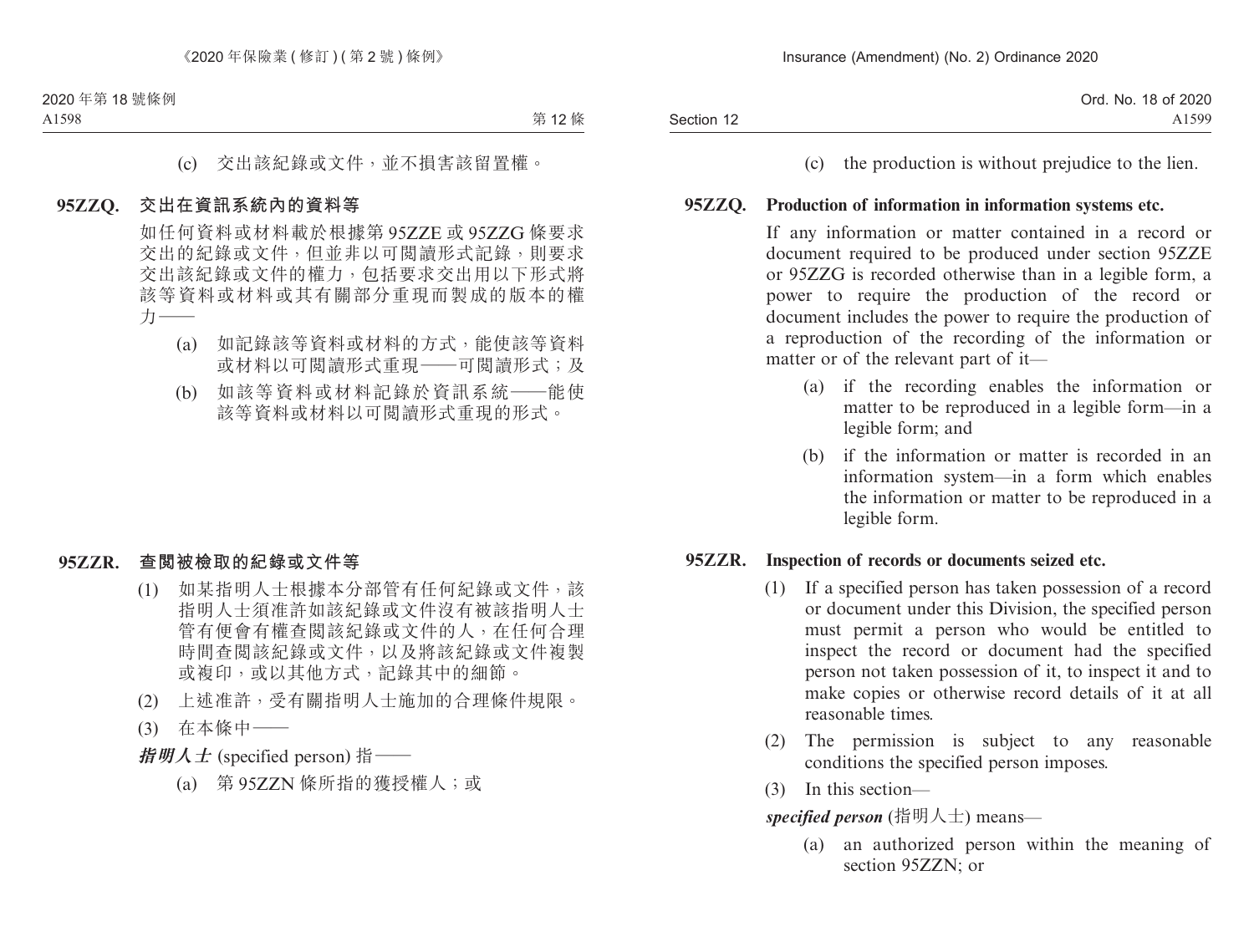(c) 交出該紀錄或文件，並不損害該留置權。

**95ZZQ. 交出在資訊系統內的資料等**

如任何資料或材料載於根據第 95ZZE 或 95ZZG 條要求交出的紀錄或文件，但並非以可閱讀形式記錄，則要求交出該紀錄或文件的權力，包括要求交出用以下形式將該等資料或材料或其有關部分重現而製成的版本的權力——

(a) 如記錄該等資料或材料的方式，能使該等資料或材料以可閱讀形式重現——可閱讀形式；及

(b) 如該等資料或材料記錄於資訊系統——能使該等資料或材料以可閱讀形式重現的形式。

**95ZZR. 查閱被檢取的紀錄或文件等**

(1) 如某指明人士根據本分部管有任何紀錄或文件，該指明人士須准許如該紀錄或文件沒有被該指明人士管有便會有權查閱該紀錄或文件的人，在任何合理時間查閱該紀錄或文件，以及將該紀錄或文件複製或複印，或以其他方式，記錄其中的細節。

(2) 上述准許，受有關指明人士施加的合理條件規限。

(3) 在本條中——

***指明人士*** (specified person) 指——

(a) 第 95ZZN 條所指的獲授權人；或

(c) the production is without prejudice to the lien.

**95ZZQ. Production of information in information systems etc.**

If any information or matter contained in a record or document required to be produced under section 95ZZE or 95ZZG is recorded otherwise than in a legible form, a power to require the production of the record or document includes the power to require the production of a reproduction of the recording of the information or matter or of the relevant part of it—

(a) if the recording enables the information or matter to be reproduced in a legible form—in a legible form; and

(b) if the information or matter is recorded in an information system—in a form which enables the information or matter to be reproduced in a legible form.

**95ZZR. Inspection of records or documents seized etc.**

(1) If a specified person has taken possession of a record or document under this Division, the specified person must permit a person who would be entitled to inspect the record or document had the specified person not taken possession of it, to inspect it and to make copies or otherwise record details of it at all reasonable times.

(2) The permission is subject to any reasonable conditions the specified person imposes.

(3) In this section—

***specified person*** (指明人士) means—

(a) an authorized person within the meaning of section 95ZZN; or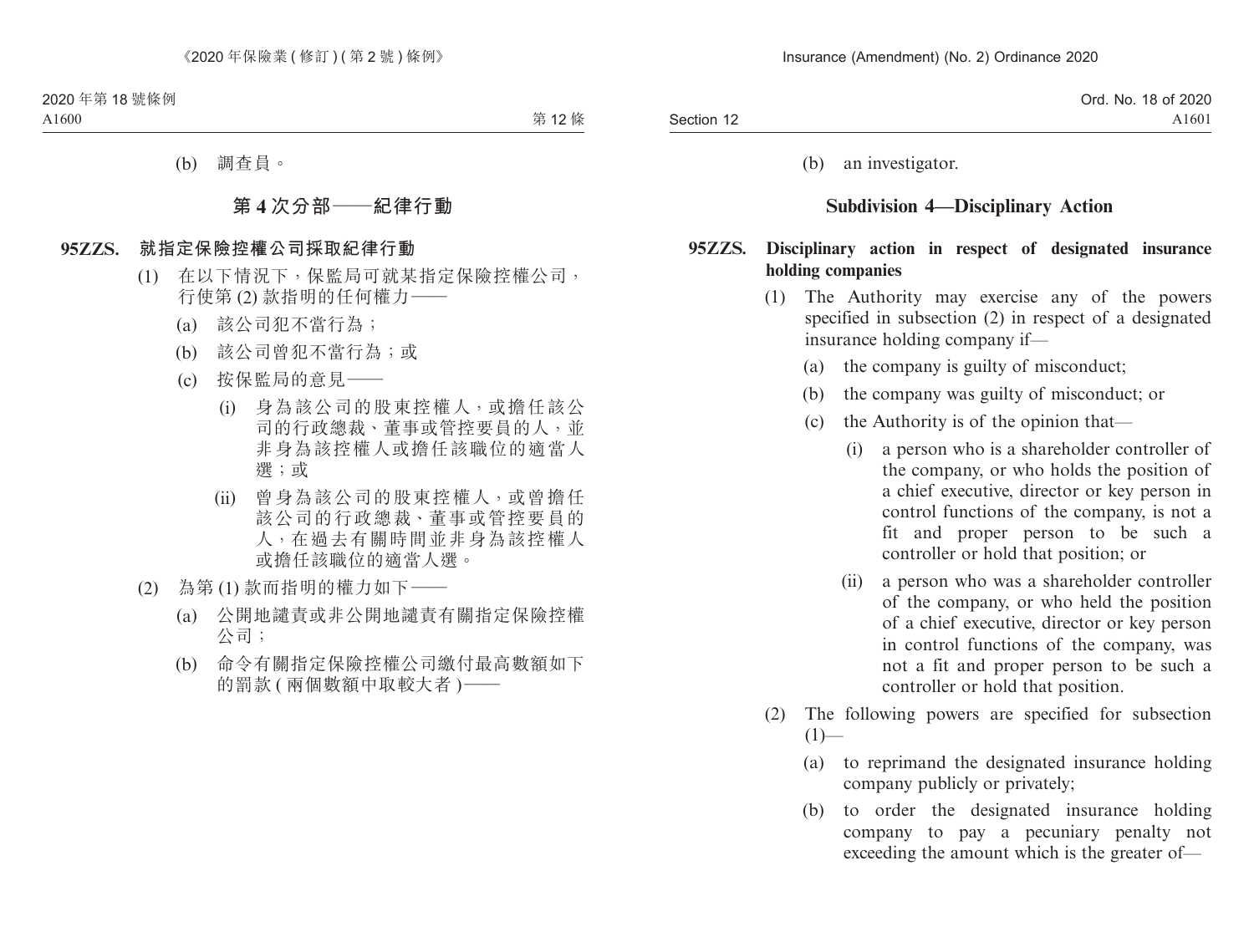(b) 調查員。

## 第 4 次分部——紀律行動

**95ZZS. 就指定保險控權公司採取紀律行動**

(1) 在以下情況下，保監局可就某指定保險控權公司，行使第 (2) 款指明的任何權力——

(a) 該公司犯不當行為；

(b) 該公司曾犯不當行為；或

(c) 按保監局的意見——

(i) 身為該公司的股東控權人，或擔任該公司的行政總裁、董事或管控要員的人，並非身為該控權人或擔任該職位的適當人選；或

(ii) 曾身為該公司的股東控權人，或曾擔任該公司的行政總裁、董事或管控要員的人，在過去有關時間並非身為該控權人或擔任該職位的適當人選。

(2) 為第 (1) 款而指明的權力如下——

(a) 公開地譴責或非公開地譴責有關指定保險控權公司；

(b) 命令有關指定保險控權公司繳付最高數額如下的罰款 (兩個數額中取較大者)——

(b) an investigator.

## Subdivision 4—Disciplinary Action

**95ZZS. Disciplinary action in respect of designated insurance holding companies**

(1) The Authority may exercise any of the powers specified in subsection (2) in respect of a designated insurance holding company if—

(a) the company is guilty of misconduct;

(b) the company was guilty of misconduct; or

(c) the Authority is of the opinion that—

(i) a person who is a shareholder controller of the company, or who holds the position of a chief executive, director or key person in control functions of the company, is not a fit and proper person to be such a controller or hold that position; or

(ii) a person who was a shareholder controller of the company, or who held the position of a chief executive, director or key person in control functions of the company, was not a fit and proper person to be such a controller or hold that position.

(2) The following powers are specified for subsection (1)—

(a) to reprimand the designated insurance holding company publicly or privately;

(b) to order the designated insurance holding company to pay a pecuniary penalty not exceeding the amount which is the greater of—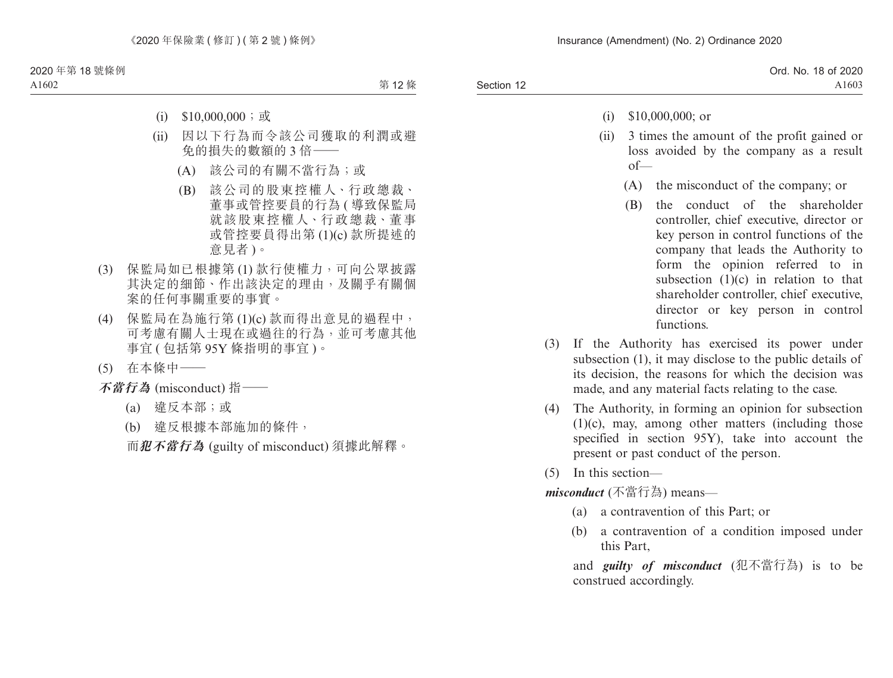(i) $10,000,000；或

(ii) 因以下行為而令該公司獲取的利潤或避免的損失的數額的 3 倍——

(A) 該公司的有關不當行為；或

(B) 該公司的股東控權人、行政總裁、董事或管控要員的行為 (導致保監局就該股東控權人、行政總裁、董事或管控要員得出第 (1)(c) 款所提述的意見者)。

(3) 保監局如已根據第 (1) 款行使權力，可向公眾披露其決定的細節、作出該決定的理由，及關乎有關個案的任何事關重要的事實。

(4) 保監局在為施行第 (1)(c) 款而得出意見的過程中，可考慮有關人士現在或過往的行為，並可考慮其他事宜 (包括第 95Y 條指明的事宜)。

(5) 在本條中——

***不當行為*** (misconduct) 指——

(a) 違反本部；或

(b) 違反根據本部施加的條件，

而***犯不當行為*** (guilty of misconduct) 須據此解釋。

(i) $10,000,000; or

(ii) 3 times the amount of the profit gained or loss avoided by the company as a result of—

(A) the misconduct of the company; or

(B) the conduct of the shareholder controller, chief executive, director or key person in control functions of the company that leads the Authority to form the opinion referred to in subsection (1)(c) in relation to that shareholder controller, chief executive, director or key person in control functions.

(3) If the Authority has exercised its power under subsection (1), it may disclose to the public details of its decision, the reasons for which the decision was made, and any material facts relating to the case.

(4) The Authority, in forming an opinion for subsection (1)(c), may, among other matters (including those specified in section 95Y), take into account the present or past conduct of the person.

(5) In this section—

***misconduct*** (不當行為) means—

(a) a contravention of this Part; or

(b) a contravention of a condition imposed under this Part,

and ***guilty of misconduct*** (犯不當行為) is to be construed accordingly.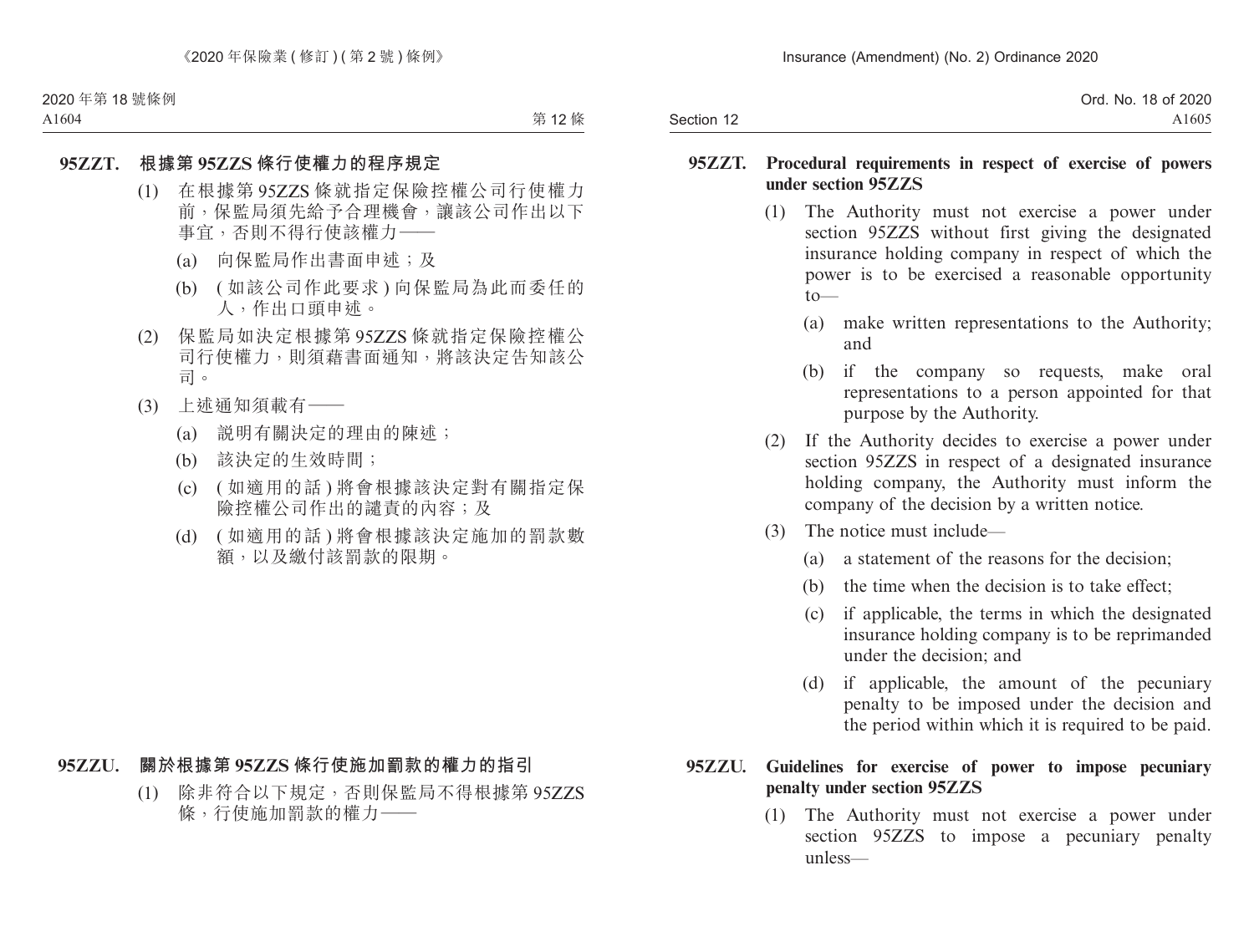### 95ZZT. 根據第 95ZZS 條行使權力的程序規定

(1) 在根據第 95ZZS 條就指定保險控權公司行使權力前，保監局須先給予合理機會，讓該公司作出以下事宜，否則不得行使該權力——

(a) 向保監局作出書面申述；及

(b) (如該公司作此要求) 向保監局為此而委任的人，作出口頭申述。

(2) 保監局如決定根據第 95ZZS 條就指定保險控權公司行使權力，則須藉書面通知，將該決定告知該公司。

(3) 上述通知須載有——

(a) 說明有關決定的理由的陳述；

(b) 該決定的生效時間；

(c) (如適用的話) 將會根據該決定對有關指定保險控權公司作出的譴責的內容；及

(d) (如適用的話) 將會根據該決定施加的罰款數額，以及繳付該罰款的限期。

### 95ZZU. 關於根據第 95ZZS 條行使施加罰款的權力的指引

(1) 除非符合以下規定，否則保監局不得根據第 95ZZS 條，行使施加罰款的權力——

### 95ZZT. Procedural requirements in respect of exercise of powers under section 95ZZS

(1) The Authority must not exercise a power under section 95ZZS without first giving the designated insurance holding company in respect of which the power is to be exercised a reasonable opportunity to—

(a) make written representations to the Authority; and

(b) if the company so requests, make oral representations to a person appointed for that purpose by the Authority.

(2) If the Authority decides to exercise a power under section 95ZZS in respect of a designated insurance holding company, the Authority must inform the company of the decision by a written notice.

(3) The notice must include—

(a) a statement of the reasons for the decision;

(b) the time when the decision is to take effect;

(c) if applicable, the terms in which the designated insurance holding company is to be reprimanded under the decision; and

(d) if applicable, the amount of the pecuniary penalty to be imposed under the decision and the period within which it is required to be paid.

### 95ZZU. Guidelines for exercise of power to impose pecuniary penalty under section 95ZZS

(1) The Authority must not exercise a power under section 95ZZS to impose a pecuniary penalty unless—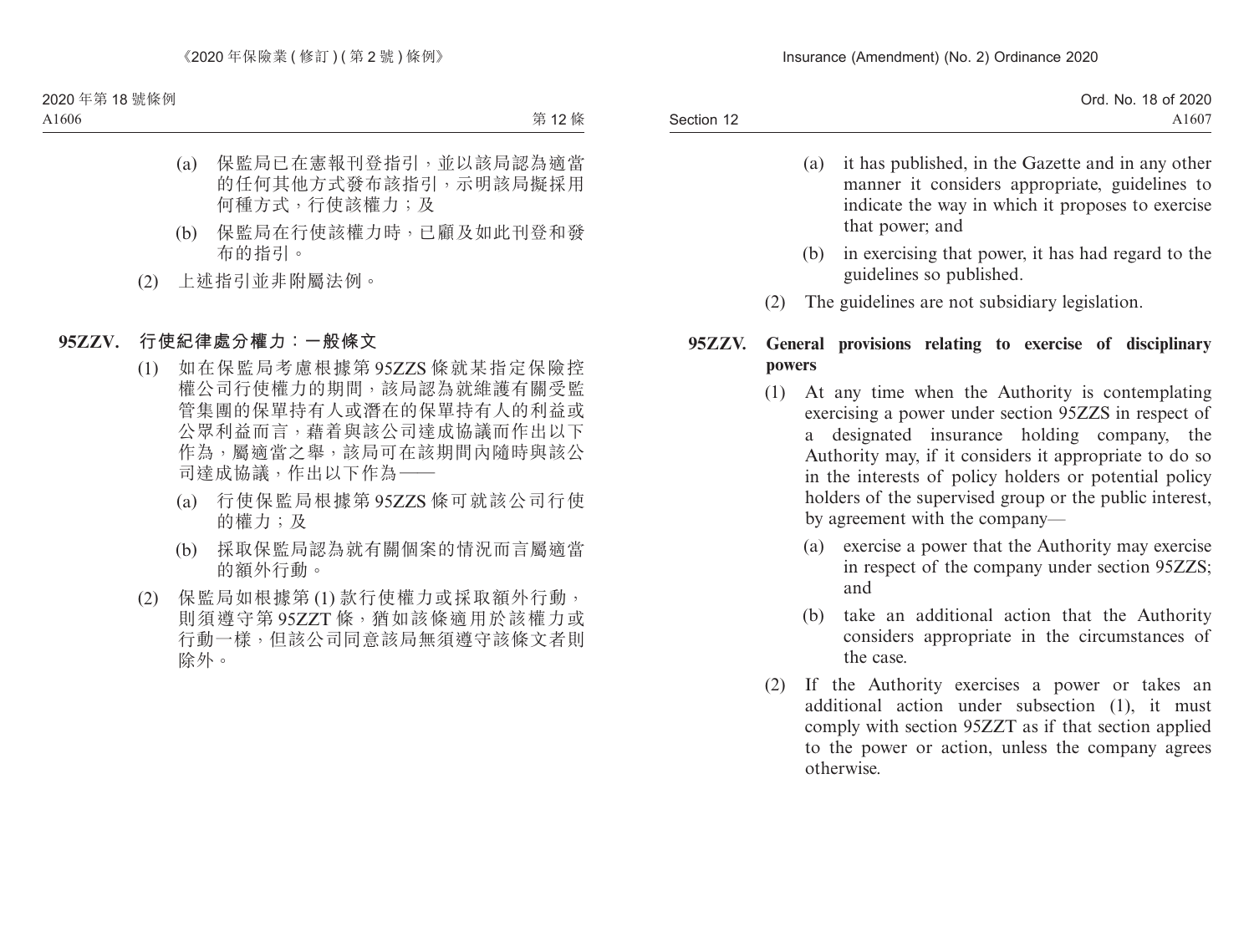(a) 保監局已在憲報刊登指引，並以該局認為適當的任何其他方式發布該指引，示明該局擬採用何種方式，行使該權力；及

(b) 保監局在行使該權力時，已顧及如此刊登和發布的指引。

(2) 上述指引並非附屬法例。

**95ZZV. 行使紀律處分權力：一般條文**

(1) 如在保監局考慮根據第 95ZZS 條就某指定保險控權公司行使權力的期間，該局認為就維護有關受監管集團的保單持有人或潛在的保單持有人的利益或公眾利益而言，藉着與該公司達成協議而作出以下作為，屬適當之舉，該局可在該期間內隨時與該公司達成協議，作出以下作為——

(a) 行使保監局根據第 95ZZS 條可就該公司行使的權力；及

(b) 採取保監局認為就有關個案的情況而言屬適當的額外行動。

(2) 保監局如根據第 (1) 款行使權力或採取額外行動，則須遵守第 95ZZT 條，猶如該條適用於該權力或行動一樣，但該公司同意該局無須遵守該條文者則除外。

(a) it has published, in the Gazette and in any other manner it considers appropriate, guidelines to indicate the way in which it proposes to exercise that power; and

(b) in exercising that power, it has had regard to the guidelines so published.

(2) The guidelines are not subsidiary legislation.

**95ZZV. General provisions relating to exercise of disciplinary powers**

(1) At any time when the Authority is contemplating exercising a power under section 95ZZS in respect of a designated insurance holding company, the Authority may, if it considers it appropriate to do so in the interests of policy holders or potential policy holders of the supervised group or the public interest, by agreement with the company—

(a) exercise a power that the Authority may exercise in respect of the company under section 95ZZS; and

(b) take an additional action that the Authority considers appropriate in the circumstances of the case.

(2) If the Authority exercises a power or takes an additional action under subsection (1), it must comply with section 95ZZT as if that section applied to the power or action, unless the company agrees otherwise.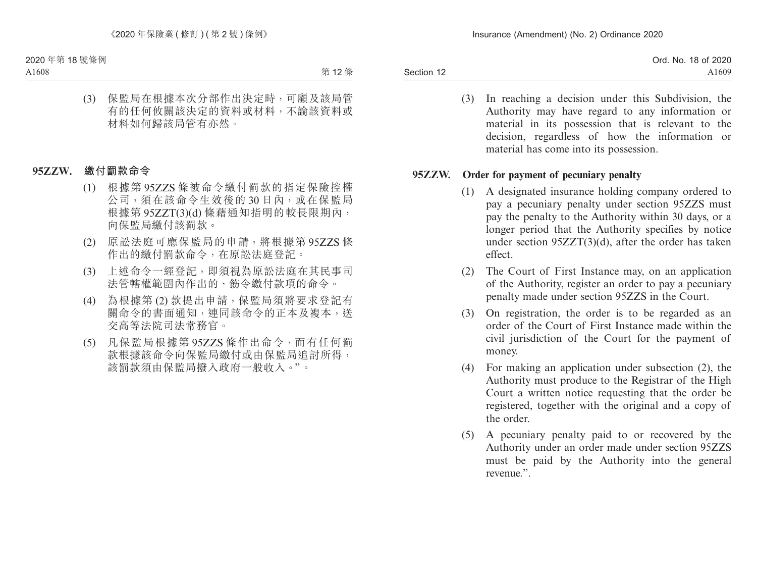(3) 保監局在根據本次分部作出決定時，可顧及該局管有的任何攸關該決定的資料或材料，不論該資料或材料如何歸該局管有亦然。

**95ZZW. 繳付罰款命令**

(1) 根據第 95ZZS 條被命令繳付罰款的指定保險控權公司，須在該命令生效後的 30 日內，或在保監局根據第 95ZZT(3)(d) 條藉通知指明的較長限期內，向保監局繳付該罰款。

(2) 原訟法庭可應保監局的申請，將根據第 95ZZS 條作出的繳付罰款命令，在原訟法庭登記。

(3) 上述命令一經登記，即須視為原訟法庭在其民事司法管轄權範圍內作出的、飭令繳付款項的命令。

(4) 為根據第 (2) 款提出申請，保監局須將要求登記有關命令的書面通知，連同該命令的正本及複本，送交高等法院司法常務官。

(5) 凡保監局根據第 95ZZS 條作出命令，而有任何罰款根據該命令向保監局繳付或由保監局追討所得，該罰款須由保監局撥入政府一般收入。”。

(3) In reaching a decision under this Subdivision, the Authority may have regard to any information or material in its possession that is relevant to the decision, regardless of how the information or material has come into its possession.

**95ZZW. Order for payment of pecuniary penalty**

(1) A designated insurance holding company ordered to pay a pecuniary penalty under section 95ZZS must pay the penalty to the Authority within 30 days, or a longer period that the Authority specifies by notice under section 95ZZT(3)(d), after the order has taken effect.

(2) The Court of First Instance may, on an application of the Authority, register an order to pay a pecuniary penalty made under section 95ZZS in the Court.

(3) On registration, the order is to be regarded as an order of the Court of First Instance made within the civil jurisdiction of the Court for the payment of money.

(4) For making an application under subsection (2), the Authority must produce to the Registrar of the High Court a written notice requesting that the order be registered, together with the original and a copy of the order.

(5) A pecuniary penalty paid to or recovered by the Authority under an order made under section 95ZZS must be paid by the Authority into the general revenue.”.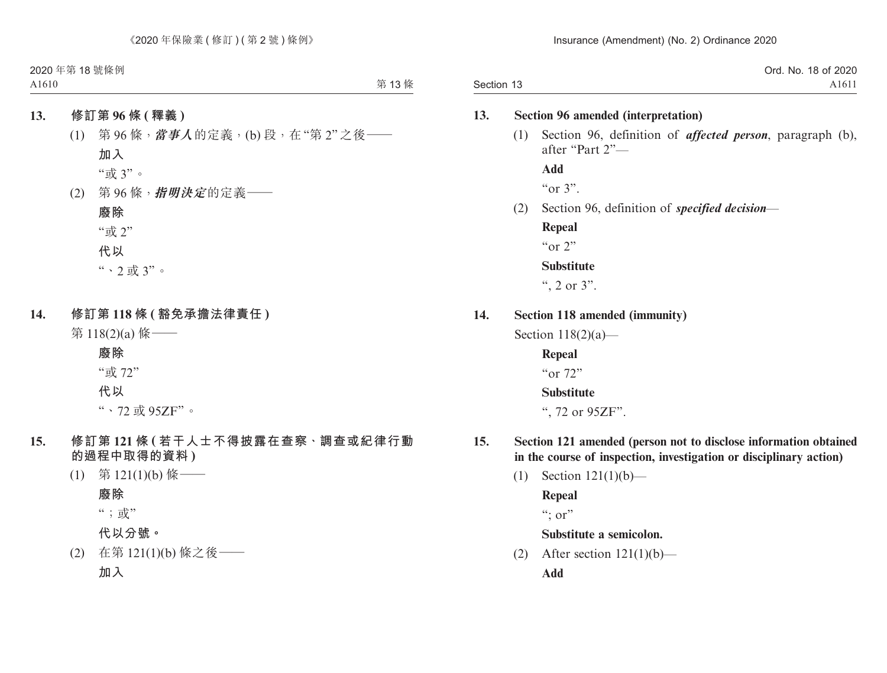**13. 修訂第 96 條 (釋義)**

(1) 第 96 條，***當事人***的定義，(b) 段，在“第 2”之後——

**加入**

“或 3”。

(2) 第 96 條，***指明決定***的定義——

**廢除**

“或 2”

**代以**

“、2 或 3”。

**14. 修訂第 118 條 (豁免承擔法律責任)**

第 118(2)(a) 條——

**廢除**

“或 72”

**代以**

“、72 或 95ZF”。

**15. 修訂第 121 條 (若干人士不得披露在查察、調查或紀律行動的過程中取得的資料)**

(1) 第 121(1)(b) 條——

**廢除**

“；或”

**代以分號。**

(2) 在第 121(1)(b) 條之後——

**加入**

**13. Section 96 amended (interpretation)**

(1) Section 96, definition of ***affected person***, paragraph (b), after “Part 2”—

**Add**

“or 3”.

(2) Section 96, definition of ***specified decision***—

**Repeal**

“or 2”

**Substitute**

“, 2 or 3”.

**14. Section 118 amended (immunity)**

Section 118(2)(a)—

**Repeal**

“or 72”

**Substitute**

“, 72 or 95ZF”.

**15. Section 121 amended (person not to disclose information obtained in the course of inspection, investigation or disciplinary action)**

(1) Section 121(1)(b)—

**Repeal**

“; or”

**Substitute a semicolon.**

(2) After section 121(1)(b)—

**Add**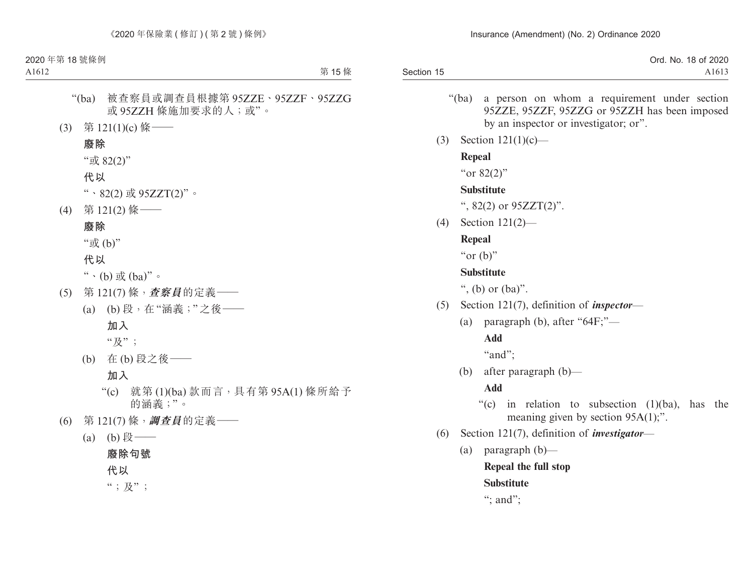“(ba) 被查察員或調查員根據第 95ZZE、95ZZF、95ZZG 或 95ZZH 條施加要求的人；或”。

(3) 第 121(1)(c) 條——

**廢除**

“或 82(2)”

**代以**

“、82(2) 或 95ZZT(2)”。

(4) 第 121(2) 條——

**廢除**

“或 (b)”

**代以**

“、(b) 或 (ba)”。

(5) 第 121(7) 條，***查察員***的定義——

(a) (b) 段，在“涵義；”之後——

**加入**

“及”；

(b) 在 (b) 段之後——

**加入**

“(c) 就第 (1)(ba) 款而言，具有第 95A(1) 條所給予的涵義；”。

(6) 第 121(7) 條，***調查員***的定義——

(a) (b) 段——

**廢除句號**

**代以**

“；及”；

“(ba) a person on whom a requirement under section 95ZZE, 95ZZF, 95ZZG or 95ZZH has been imposed by an inspector or investigator; or”.

(3) Section 121(1)(c)—

**Repeal**

“or 82(2)”

**Substitute**

“, 82(2) or 95ZZT(2)”.

(4) Section 121(2)—

**Repeal**

“or (b)”

**Substitute**

“, (b) or (ba)”.

(5) Section 121(7), definition of ***inspector***—

(a) paragraph (b), after “64F;”—

**Add**

“and”;

(b) after paragraph (b)—

**Add**

“(c) in relation to subsection (1)(ba), has the meaning given by section 95A(1);”.

(6) Section 121(7), definition of ***investigator***—

(a) paragraph (b)—

**Repeal the full stop**

**Substitute**

“; and”;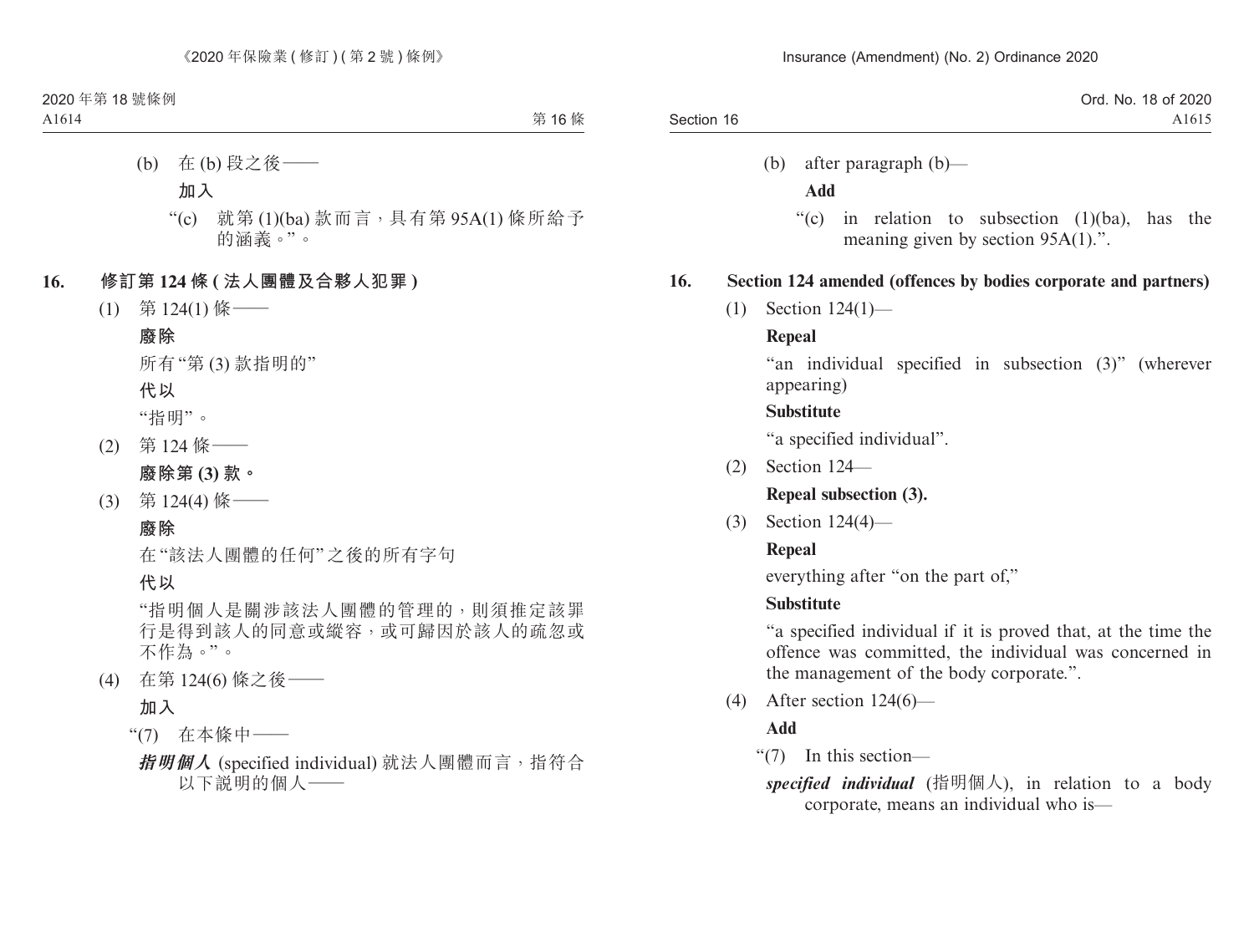(b) 在 (b) 段之後——

**加入**

“(c) 就第 (1)(ba) 款而言，具有第 95A(1) 條所給予的涵義。”。

## 16. 修訂第 124 條 (法人團體及合夥人犯罪)

(1) 第 124(1) 條——

**廢除**

所有“第 (3) 款指明的”

**代以**

“指明”。

(2) 第 124 條——

**廢除第 (3) 款。**

(3) 第 124(4) 條——

**廢除**

在“該法人團體的任何”之後的所有字句

**代以**

“指明個人是關涉該法人團體的管理的，則須推定該罪行是得到該人的同意或縱容，或可歸因於該人的疏忽或不作為。”。

(4) 在第 124(6) 條之後——

**加入**

“(7) 在本條中——

***指明個人*** (specified individual) 就法人團體而言，指符合以下說明的個人——

(b) after paragraph (b)—

**Add**

“(c) in relation to subsection (1)(ba), has the meaning given by section 95A(1).”.

## 16. Section 124 amended (offences by bodies corporate and partners)

(1) Section 124(1)—

**Repeal**

“an individual specified in subsection (3)” (wherever appearing)

**Substitute**

“a specified individual”.

(2) Section 124—

**Repeal subsection (3).**

(3) Section 124(4)—

**Repeal**

everything after “on the part of,”

**Substitute**

“a specified individual if it is proved that, at the time the offence was committed, the individual was concerned in the management of the body corporate.”.

(4) After section 124(6)—

**Add**

“(7) In this section—

***specified individual*** (指明個人), in relation to a body corporate, means an individual who is—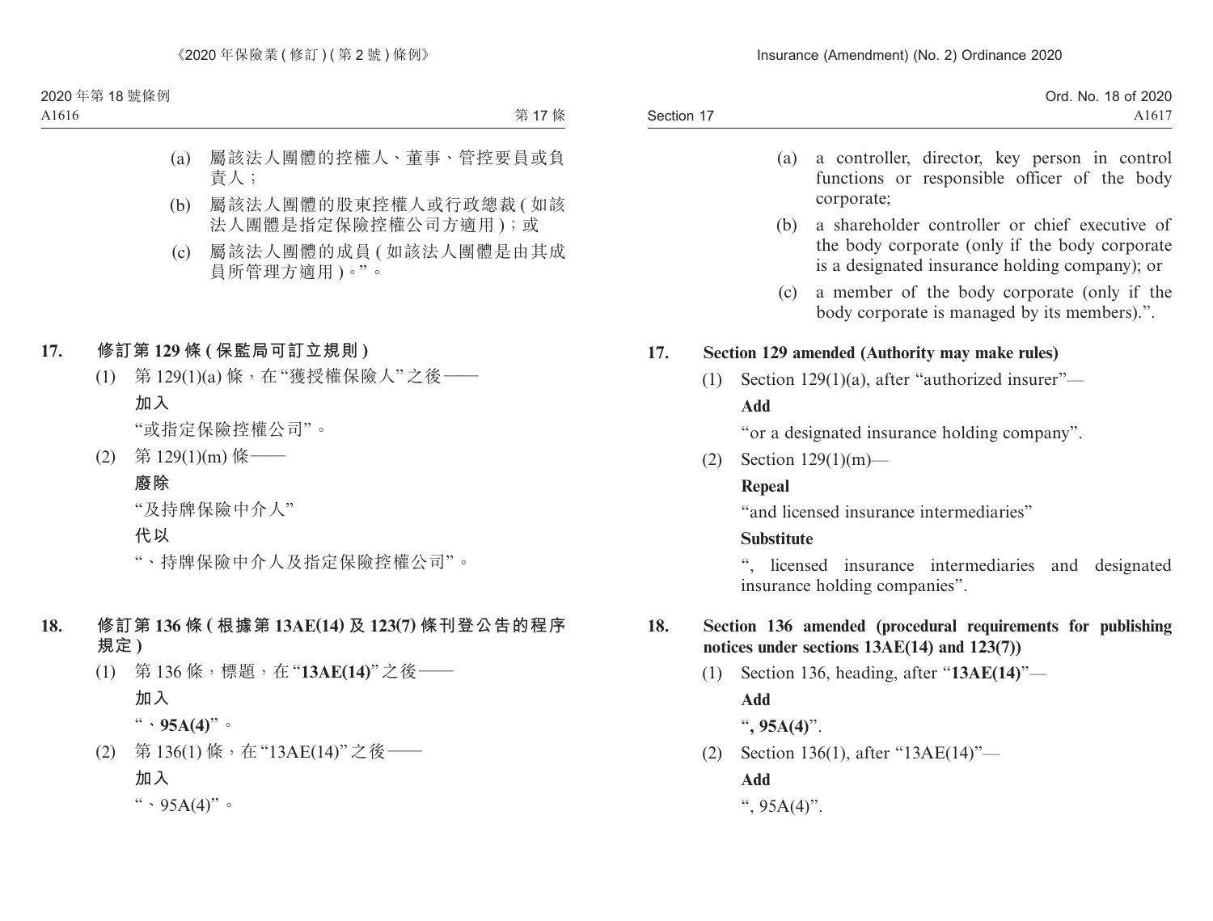(a) 屬該法人團體的控權人、董事、管控要員或負責人；

(b) 屬該法人團體的股東控權人或行政總裁 (如該法人團體是指定保險控權公司方適用)；或

(c) 屬該法人團體的成員 (如該法人團體是由其成員所管理方適用)。”。

**17. 修訂第 129 條 (保監局可訂立規則)**

(1) 第 129(1)(a) 條，在“獲授權保險人”之後——

**加入**

“或指定保險控權公司”。

(2) 第 129(1)(m) 條——

**廢除**

“及持牌保險中介人”

**代以**

“、持牌保險中介人及指定保險控權公司”。

**18. 修訂第 136 條 (根據第 13AE(14) 及 123(7) 條刊登公告的程序規定)**

(1) 第 136 條，標題，在“**13AE(14)**”之後——

**加入**

“**、95A(4)**”。

(2) 第 136(1) 條，在“13AE(14)”之後——

**加入**

“、95A(4)”。

(a) a controller, director, key person in control functions or responsible officer of the body corporate;

(b) a shareholder controller or chief executive of the body corporate (only if the body corporate is a designated insurance holding company); or

(c) a member of the body corporate (only if the body corporate is managed by its members).”.

**17. Section 129 amended (Authority may make rules)**

(1) Section 129(1)(a), after “authorized insurer”—

**Add**

“or a designated insurance holding company”.

(2) Section 129(1)(m)—

**Repeal**

“and licensed insurance intermediaries”

**Substitute**

“, licensed insurance intermediaries and designated insurance holding companies”.

**18. Section 136 amended (procedural requirements for publishing notices under sections 13AE(14) and 123(7))**

(1) Section 136, heading, after “**13AE(14)**”—

**Add**

“**, 95A(4)**”.

(2) Section 136(1), after “13AE(14)”—

**Add**

“, 95A(4)”.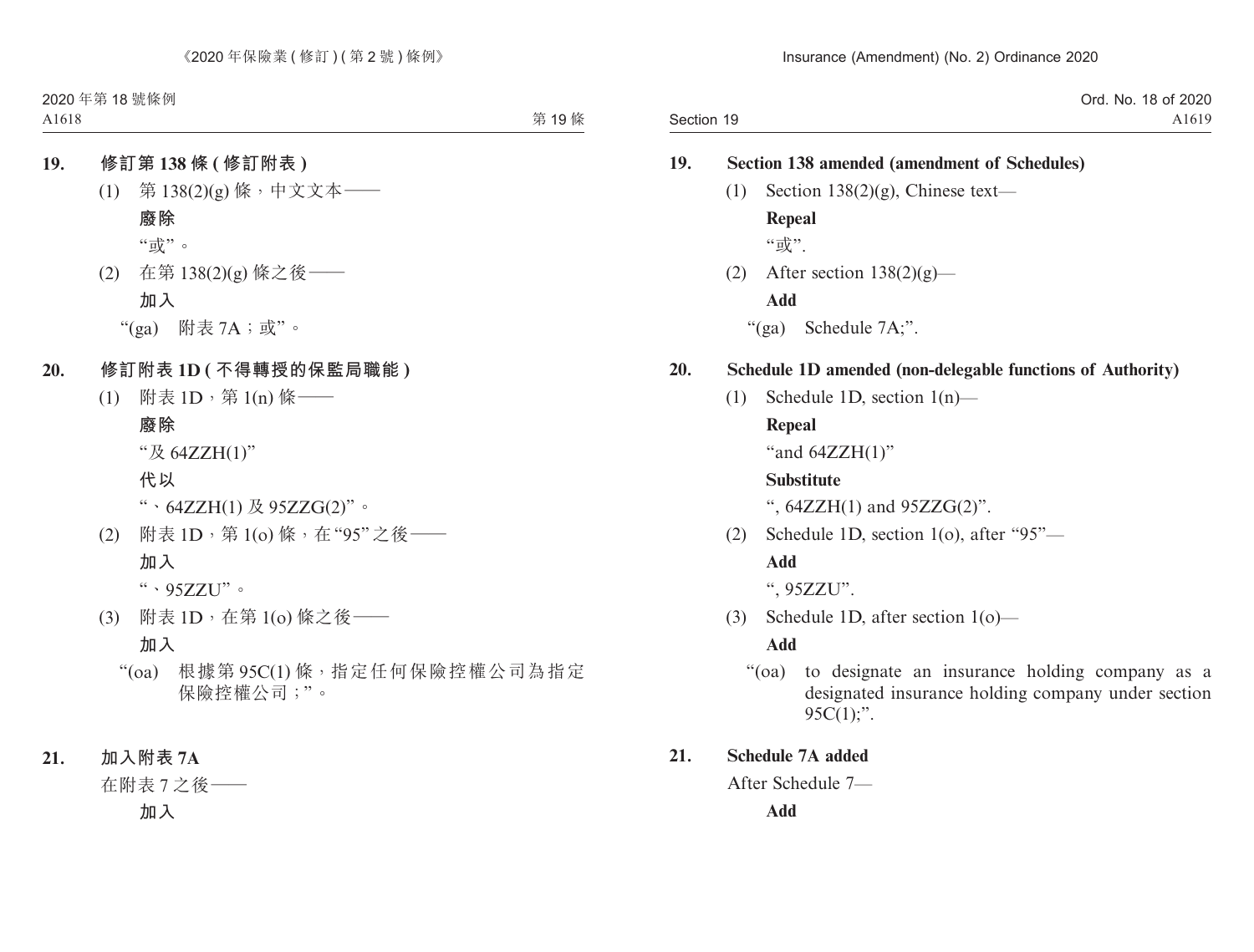**19. 修訂第 138 條 (修訂附表)**

(1) 第 138(2)(g) 條，中文文本——

**廢除**

“或”。

(2) 在第 138(2)(g) 條之後——

**加入**

“(ga) 附表 7A；或”。

**20. 修訂附表 1D (不得轉授的保監局職能)**

(1) 附表 1D，第 1(n) 條——

**廢除**

“及 64ZZH(1)”

**代以**

“、64ZZH(1) 及 95ZZG(2)”。

(2) 附表 1D，第 1(o) 條，在“95”之後——

**加入**

“、95ZZU”。

(3) 附表 1D，在第 1(o) 條之後——

**加入**

“(oa) 根據第 95C(1) 條，指定任何保險控權公司為指定保險控權公司；”。

**21. 加入附表 7A**

在附表 7 之後——

**加入**

**19. Section 138 amended (amendment of Schedules)**

(1) Section 138(2)(g), Chinese text—

**Repeal**

“或”.

(2) After section 138(2)(g)—

**Add**

“(ga) Schedule 7A;”.

**20. Schedule 1D amended (non-delegable functions of Authority)**

(1) Schedule 1D, section 1(n)—

**Repeal**

“and 64ZZH(1)”

**Substitute**

“, 64ZZH(1) and 95ZZG(2)”.

(2) Schedule 1D, section 1(o), after “95”—

**Add**

“, 95ZZU”.

(3) Schedule 1D, after section 1(o)—

**Add**

“(oa) to designate an insurance holding company as a designated insurance holding company under section 95C(1);”.

**21. Schedule 7A added**

After Schedule 7—

**Add**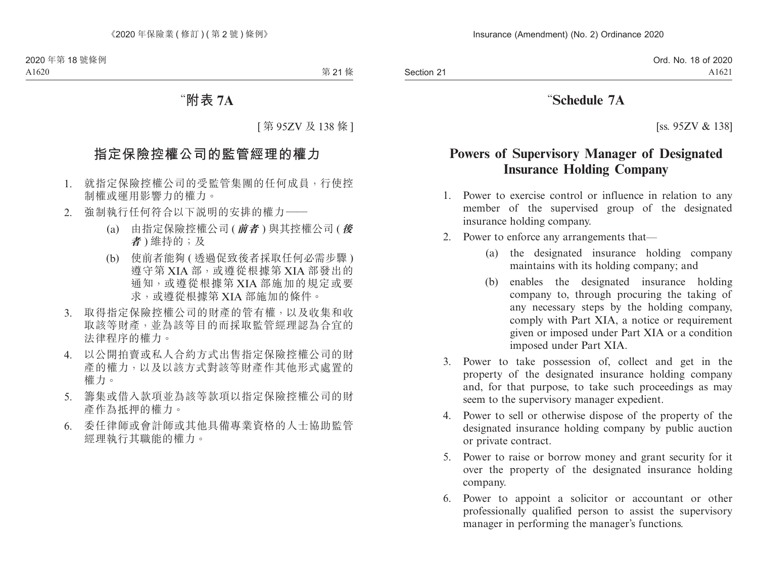# “附表 7A

[ 第 95ZV 及 138 條 ]

## 指定保險控權公司的監管經理的權力

1. 就指定保險控權公司的受監管集團的任何成員，行使控制權或運用影響力的權力。
2. 強制執行任何符合以下說明的安排的權力——
   - (a) 由指定保險控權公司 ( ***前者*** ) 與其控權公司 ( ***後者*** ) 維持的；及
   - (b) 使前者能夠 ( 透過促致後者採取任何必需步驟 ) 遵守第 XIA 部，或遵從根據第 XIA 部發出的通知，或遵從根據第 XIA 部施加的規定或要求，或遵從根據第 XIA 部施加的條件。
3. 取得指定保險控權公司的財產的管有權，以及收集和收取該等財產，並為該等目的而採取監管經理認為合宜的法律程序的權力。
4. 以公開拍賣或私人合約方式出售指定保險控權公司的財產的權力，以及以該方式對該等財產作其他形式處置的權力。
5. 籌集或借入款項並為該等款項以指定保險控權公司的財產作為抵押的權力。
6. 委任律師或會計師或其他具備專業資格的人士協助監管經理執行其職能的權力。

# “Schedule 7A

[ss. 95ZV & 138]

## Powers of Supervisory Manager of Designated Insurance Holding Company

1. Power to exercise control or influence in relation to any member of the supervised group of the designated insurance holding company.
2. Power to enforce any arrangements that—
   - (a) the designated insurance holding company maintains with its holding company; and
   - (b) enables the designated insurance holding company to, through procuring the taking of any necessary steps by the holding company, comply with Part XIA, a notice or requirement given or imposed under Part XIA or a condition imposed under Part XIA.
3. Power to take possession of, collect and get in the property of the designated insurance holding company and, for that purpose, to take such proceedings as may seem to the supervisory manager expedient.
4. Power to sell or otherwise dispose of the property of the designated insurance holding company by public auction or private contract.
5. Power to raise or borrow money and grant security for it over the property of the designated insurance holding company.
6. Power to appoint a solicitor or accountant or other professionally qualified person to assist the supervisory manager in performing the manager’s functions.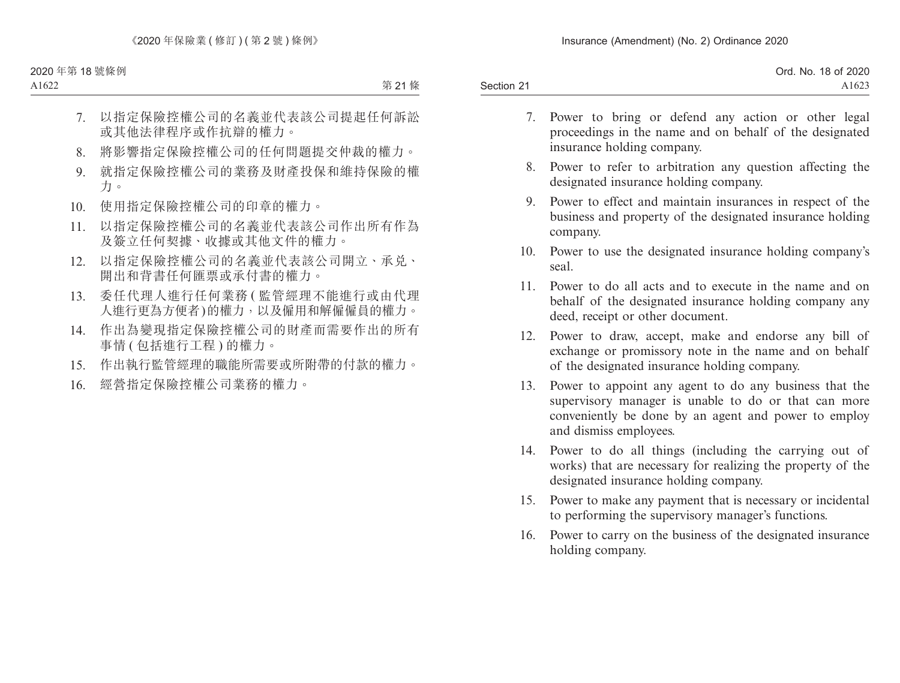7. 以指定保險控權公司的名義並代表該公司提起任何訴訟或其他法律程序或作抗辯的權力。
8. 將影響指定保險控權公司的任何問題提交仲裁的權力。
9. 就指定保險控權公司的業務及財產投保和維持保險的權力。
10. 使用指定保險控權公司的印章的權力。
11. 以指定保險控權公司的名義並代表該公司作出所有作為及簽立任何契據、收據或其他文件的權力。
12. 以指定保險控權公司的名義並代表該公司開立、承兑、開出和背書任何匯票或承付書的權力。
13. 委任代理人進行任何業務 (監管經理不能進行或由代理人進行更為方便者) 的權力，以及僱用和解僱僱員的權力。
14. 作出為變現指定保險控權公司的財產而需要作出的所有事情 (包括進行工程) 的權力。
15. 作出執行監管經理的職能所需要或所附帶的付款的權力。
16. 經營指定保險控權公司業務的權力。

7. Power to bring or defend any action or other legal proceedings in the name and on behalf of the designated insurance holding company.
8. Power to refer to arbitration any question affecting the designated insurance holding company.
9. Power to effect and maintain insurances in respect of the business and property of the designated insurance holding company.
10. Power to use the designated insurance holding company's seal.
11. Power to do all acts and to execute in the name and on behalf of the designated insurance holding company any deed, receipt or other document.
12. Power to draw, accept, make and endorse any bill of exchange or promissory note in the name and on behalf of the designated insurance holding company.
13. Power to appoint any agent to do any business that the supervisory manager is unable to do or that can more conveniently be done by an agent and power to employ and dismiss employees.
14. Power to do all things (including the carrying out of works) that are necessary for realizing the property of the designated insurance holding company.
15. Power to make any payment that is necessary or incidental to performing the supervisory manager's functions.
16. Power to carry on the business of the designated insurance holding company.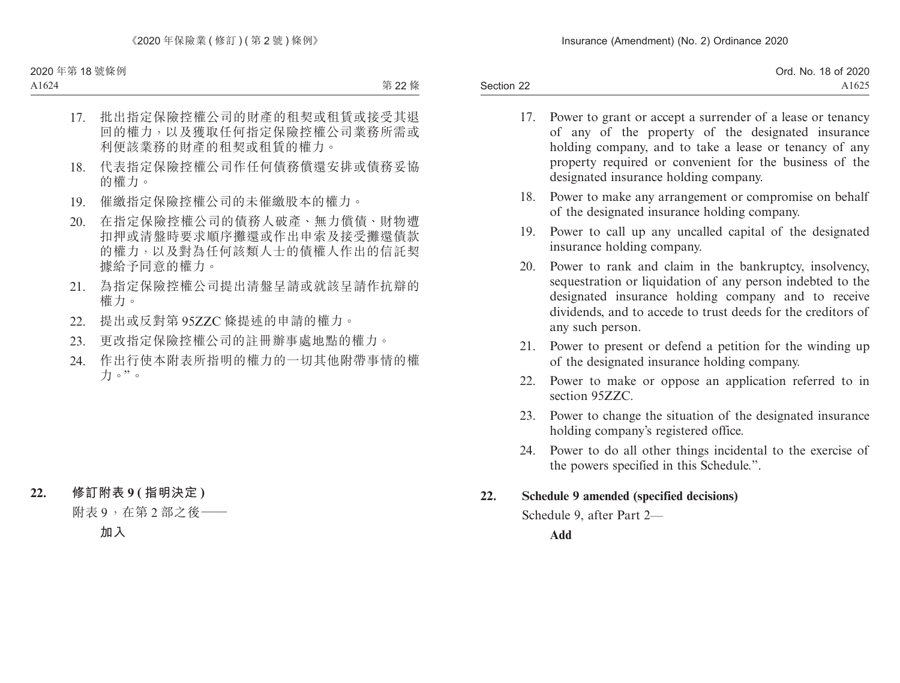17. 批出指定保險控權公司的財產的租契或租賃或接受其退回的權力，以及獲取任何指定保險控權公司業務所需或利便該業務的財產的租契或租賃的權力。
18. 代表指定保險控權公司作任何債務償還安排或債務妥協的權力。
19. 催繳指定保險控權公司的未催繳股本的權力。
20. 在指定保險控權公司的債務人破產、無力償債、財物遭扣押或清盤時要求順序攤還或作出申索及接受攤還債款的權力，以及對為任何該類人士的債權人作出的信託契據給予同意的權力。
21. 為指定保險控權公司提出清盤呈請或就該呈請作抗辯的權力。
22. 提出或反對第 95ZZC 條提述的申請的權力。
23. 更改指定保險控權公司的註冊辦事處地點的權力。
24. 作出行使本附表所指明的權力的一切其他附帶事情的權力。”。

**22. 修訂附表 9 (指明決定)**

附表 9，在第 2 部之後——

**加入**

17. Power to grant or accept a surrender of a lease or tenancy of any of the property of the designated insurance holding company, and to take a lease or tenancy of any property required or convenient for the business of the designated insurance holding company.
18. Power to make any arrangement or compromise on behalf of the designated insurance holding company.
19. Power to call up any uncalled capital of the designated insurance holding company.
20. Power to rank and claim in the bankruptcy, insolvency, sequestration or liquidation of any person indebted to the designated insurance holding company and to receive dividends, and to accede to trust deeds for the creditors of any such person.
21. Power to present or defend a petition for the winding up of the designated insurance holding company.
22. Power to make or oppose an application referred to in section 95ZZC.
23. Power to change the situation of the designated insurance holding company's registered office.
24. Power to do all other things incidental to the exercise of the powers specified in this Schedule.”.

**22. Schedule 9 amended (specified decisions)**

Schedule 9, after Part 2—

**Add**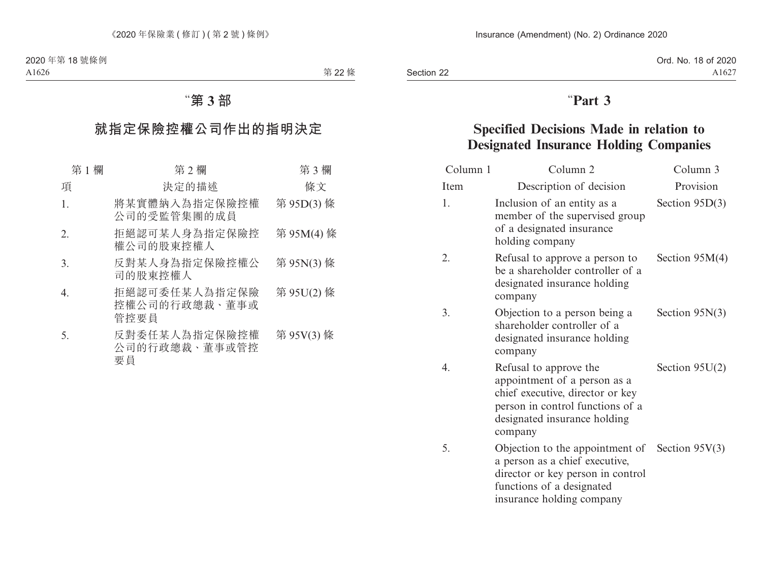# “第 3 部

## 就指定保險控權公司作出的指明決定

| 第 1 欄 | 第 2 欄 | 第 3 欄 |
|---|---|---|
| 項 | 決定的描述 | 條文 |
| 1. | 將某實體納入為指定保險控權公司的受監管集團的成員 | 第 95D(3) 條 |
| 2. | 拒絕認可某人身為指定保險控權公司的股東控權人 | 第 95M(4) 條 |
| 3. | 反對某人身為指定保險控權公司的股東控權人 | 第 95N(3) 條 |
| 4. | 拒絕認可委任某人為指定保險控權公司的行政總裁、董事或管控要員 | 第 95U(2) 條 |
| 5. | 反對委任某人為指定保險控權公司的行政總裁、董事或管控要員 | 第 95V(3) 條 |

# “Part 3

## Specified Decisions Made in relation to Designated Insurance Holding Companies

| Column 1 | Column 2 | Column 3 |
|---|---|---|
| Item | Description of decision | Provision |
| 1. | Inclusion of an entity as a member of the supervised group of a designated insurance holding company | Section 95D(3) |
| 2. | Refusal to approve a person to be a shareholder controller of a designated insurance holding company | Section 95M(4) |
| 3. | Objection to a person being a shareholder controller of a designated insurance holding company | Section 95N(3) |
| 4. | Refusal to approve the appointment of a person as a chief executive, director or key person in control functions of a designated insurance holding company | Section 95U(2) |
| 5. | Objection to the appointment of a person as a chief executive, director or key person in control functions of a designated insurance holding company | Section 95V(3) |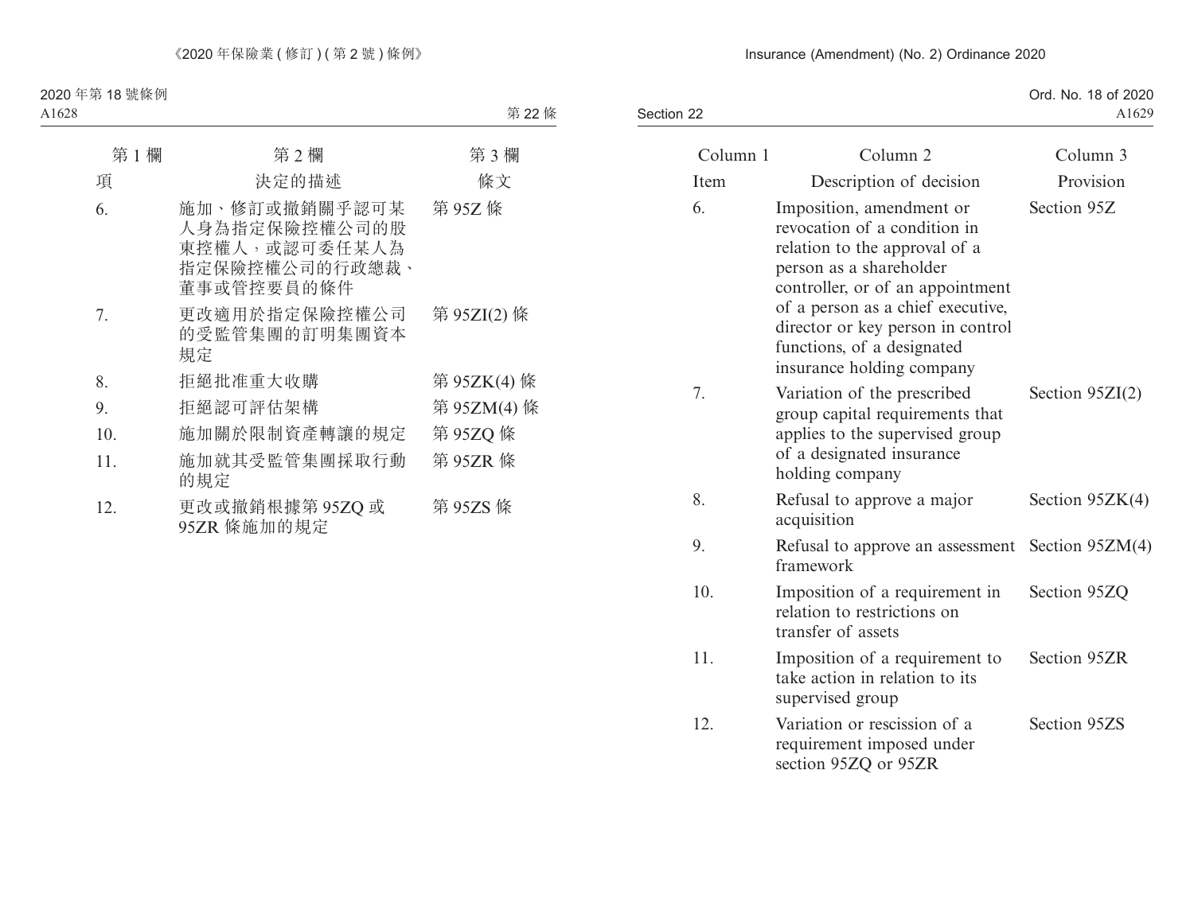| 第 1 欄 | 第 2 欄 | 第 3 欄 |
|---|---|---|
| 項 | 決定的描述 | 條文 |
| 6. | 施加、修訂或撤銷關乎認可某人身為指定保險控權公司的股東控權人，或認可委任某人為指定保險控權公司的行政總裁、董事或管控要員的條件 | 第 95Z 條 |
| 7. | 更改適用於指定保險控權公司的受監管集團的訂明集團資本規定 | 第 95ZI(2) 條 |
| 8. | 拒絕批准重大收購 | 第 95ZK(4) 條 |
| 9. | 拒絕認可評估架構 | 第 95ZM(4) 條 |
| 10. | 施加關於限制資產轉讓的規定 | 第 95ZQ 條 |
| 11. | 施加就其受監管集團採取行動的規定 | 第 95ZR 條 |
| 12. | 更改或撤銷根據第 95ZQ 或 95ZR 條施加的規定 | 第 95ZS 條 |

| Column 1 | Column 2 | Column 3 |
|---|---|---|
| Item | Description of decision | Provision |
| 6. | Imposition, amendment or revocation of a condition in relation to the approval of a person as a shareholder controller, or of an appointment of a person as a chief executive, director or key person in control functions, of a designated insurance holding company | Section 95Z |
| 7. | Variation of the prescribed group capital requirements that applies to the supervised group of a designated insurance holding company | Section 95ZI(2) |
| 8. | Refusal to approve a major acquisition | Section 95ZK(4) |
| 9. | Refusal to approve an assessment framework | Section 95ZM(4) |
| 10. | Imposition of a requirement in relation to restrictions on transfer of assets | Section 95ZQ |
| 11. | Imposition of a requirement to take action in relation to its supervised group | Section 95ZR |
| 12. | Variation or rescission of a requirement imposed under section 95ZQ or 95ZR | Section 95ZS |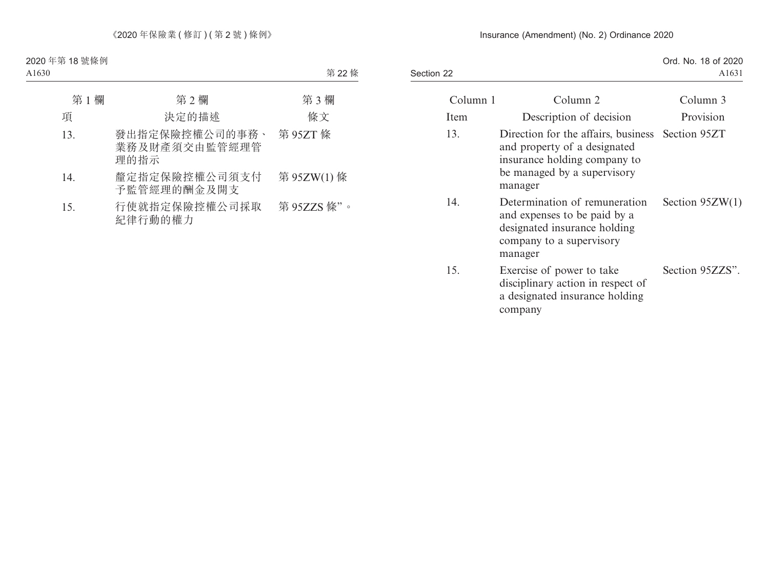| 第 1 欄 | 第 2 欄 | 第 3 欄 |
|---|---|---|
| 項 | 決定的描述 | 條文 |
| 13. | 發出指定保險控權公司的事務、業務及財產須交由監管經理管理的指示 | 第 95ZT 條 |
| 14. | 釐定指定保險控權公司須支付予監管經理的酬金及開支 | 第 95ZW(1) 條 |
| 15. | 行使就指定保險控權公司採取紀律行動的權力 | 第 95ZZS 條”。 |

| Column 1 | Column 2 | Column 3 |
|---|---|---|
| Item | Description of decision | Provision |
| 13. | Direction for the affairs, business and property of a designated insurance holding company to be managed by a supervisory manager | Section 95ZT |
| 14. | Determination of remuneration and expenses to be paid by a designated insurance holding company to a supervisory manager | Section 95ZW(1) |
| 15. | Exercise of power to take disciplinary action in respect of a designated insurance holding company | Section 95ZZS”. |